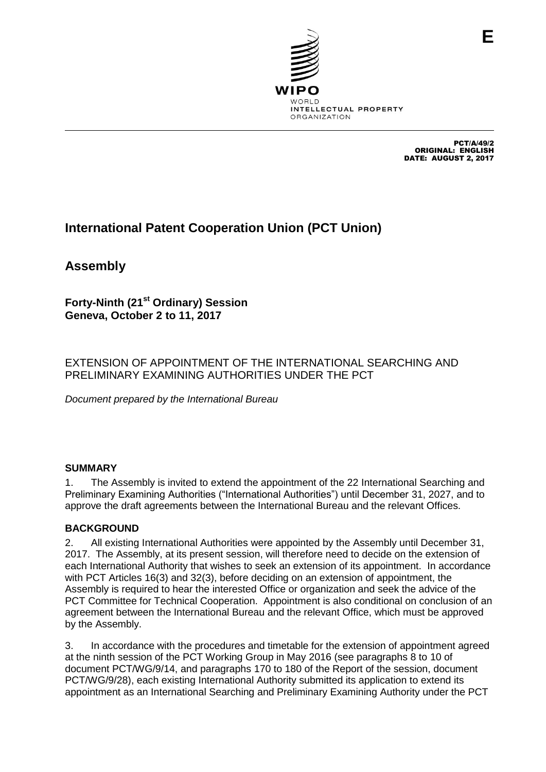E

WIPO
WORLD
INTELLECTUAL PROPERTY
ORGANIZATION

PCT/A/49/2
ORIGINAL: ENGLISH
DATE: AUGUST 2, 2017

# International Patent Cooperation Union (PCT Union)

# Assembly

### Forty-Ninth (21st Ordinary) Session
### Geneva, October 2 to 11, 2017

## EXTENSION OF APPOINTMENT OF THE INTERNATIONAL SEARCHING AND PRELIMINARY EXAMINING AUTHORITIES UNDER THE PCT

*Document prepared by the International Bureau*

### SUMMARY

1. The Assembly is invited to extend the appointment of the 22 International Searching and Preliminary Examining Authorities ("International Authorities") until December 31, 2027, and to approve the draft agreements between the International Bureau and the relevant Offices.

### BACKGROUND

2. All existing International Authorities were appointed by the Assembly until December 31, 2017. The Assembly, at its present session, will therefore need to decide on the extension of each International Authority that wishes to seek an extension of its appointment. In accordance with PCT Articles 16(3) and 32(3), before deciding on an extension of appointment, the Assembly is required to hear the interested Office or organization and seek the advice of the PCT Committee for Technical Cooperation. Appointment is also conditional on conclusion of an agreement between the International Bureau and the relevant Office, which must be approved by the Assembly.

3. In accordance with the procedures and timetable for the extension of appointment agreed at the ninth session of the PCT Working Group in May 2016 (see paragraphs 8 to 10 of document PCT/WG/9/14, and paragraphs 170 to 180 of the Report of the session, document PCT/WG/9/28), each existing International Authority submitted its application to extend its appointment as an International Searching and Preliminary Examining Authority under the PCT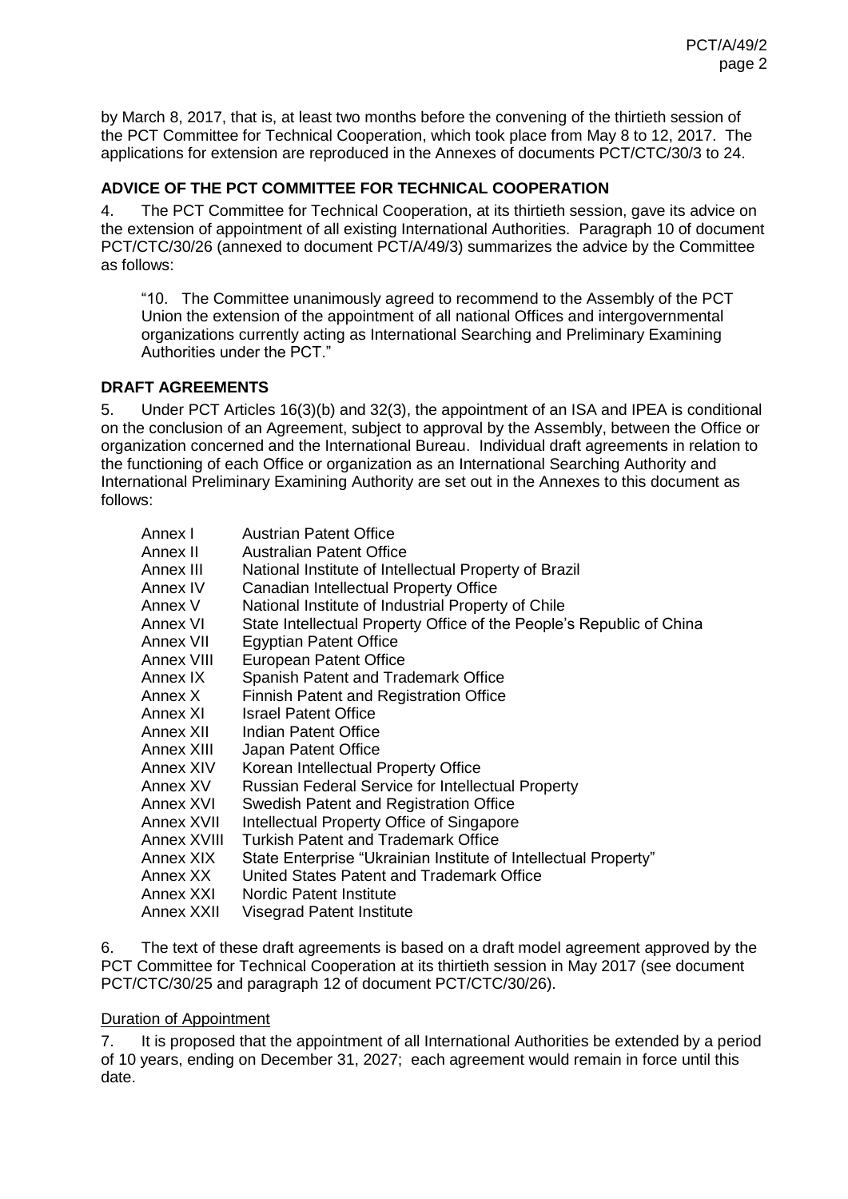by March 8, 2017, that is, at least two months before the convening of the thirtieth session of the PCT Committee for Technical Cooperation, which took place from May 8 to 12, 2017. The applications for extension are reproduced in the Annexes of documents PCT/CTC/30/3 to 24.

## ADVICE OF THE PCT COMMITTEE FOR TECHNICAL COOPERATION

4. The PCT Committee for Technical Cooperation, at its thirtieth session, gave its advice on the extension of appointment of all existing International Authorities. Paragraph 10 of document PCT/CTC/30/26 (annexed to document PCT/A/49/3) summarizes the advice by the Committee as follows:

> "10. The Committee unanimously agreed to recommend to the Assembly of the PCT Union the extension of the appointment of all national Offices and intergovernmental organizations currently acting as International Searching and Preliminary Examining Authorities under the PCT."

## DRAFT AGREEMENTS

5. Under PCT Articles 16(3)(b) and 32(3), the appointment of an ISA and IPEA is conditional on the conclusion of an Agreement, subject to approval by the Assembly, between the Office or organization concerned and the International Bureau. Individual draft agreements in relation to the functioning of each Office or organization as an International Searching Authority and International Preliminary Examining Authority are set out in the Annexes to this document as follows:

| | |
|---|---|
| Annex I | Austrian Patent Office |
| Annex II | Australian Patent Office |
| Annex III | National Institute of Intellectual Property of Brazil |
| Annex IV | Canadian Intellectual Property Office |
| Annex V | National Institute of Industrial Property of Chile |
| Annex VI | State Intellectual Property Office of the People's Republic of China |
| Annex VII | Egyptian Patent Office |
| Annex VIII | European Patent Office |
| Annex IX | Spanish Patent and Trademark Office |
| Annex X | Finnish Patent and Registration Office |
| Annex XI | Israel Patent Office |
| Annex XII | Indian Patent Office |
| Annex XIII | Japan Patent Office |
| Annex XIV | Korean Intellectual Property Office |
| Annex XV | Russian Federal Service for Intellectual Property |
| Annex XVI | Swedish Patent and Registration Office |
| Annex XVII | Intellectual Property Office of Singapore |
| Annex XVIII | Turkish Patent and Trademark Office |
| Annex XIX | State Enterprise "Ukrainian Institute of Intellectual Property" |
| Annex XX | United States Patent and Trademark Office |
| Annex XXI | Nordic Patent Institute |
| Annex XXII | Visegrad Patent Institute |

6. The text of these draft agreements is based on a draft model agreement approved by the PCT Committee for Technical Cooperation at its thirtieth session in May 2017 (see document PCT/CTC/30/25 and paragraph 12 of document PCT/CTC/30/26).

### Duration of Appointment

7. It is proposed that the appointment of all International Authorities be extended by a period of 10 years, ending on December 31, 2027; each agreement would remain in force until this date.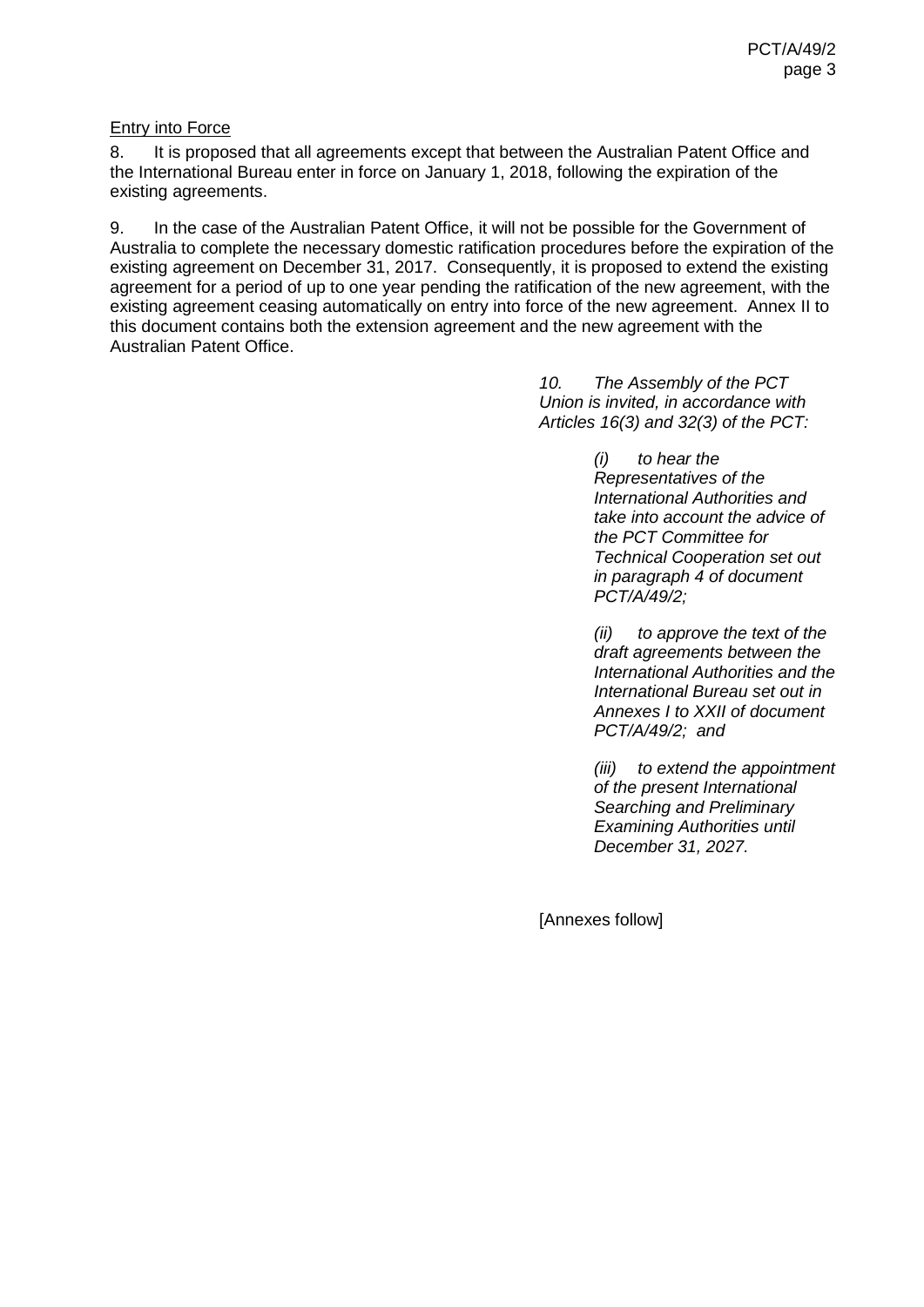Entry into Force

8. It is proposed that all agreements except that between the Australian Patent Office and the International Bureau enter in force on January 1, 2018, following the expiration of the existing agreements.

9. In the case of the Australian Patent Office, it will not be possible for the Government of Australia to complete the necessary domestic ratification procedures before the expiration of the existing agreement on December 31, 2017. Consequently, it is proposed to extend the existing agreement for a period of up to one year pending the ratification of the new agreement, with the existing agreement ceasing automatically on entry into force of the new agreement. Annex II to this document contains both the extension agreement and the new agreement with the Australian Patent Office.

*10. The Assembly of the PCT Union is invited, in accordance with Articles 16(3) and 32(3) of the PCT:*

*(i) to hear the Representatives of the International Authorities and take into account the advice of the PCT Committee for Technical Cooperation set out in paragraph 4 of document PCT/A/49/2;*

*(ii) to approve the text of the draft agreements between the International Authorities and the International Bureau set out in Annexes I to XXII of document PCT/A/49/2; and*

*(iii) to extend the appointment of the present International Searching and Preliminary Examining Authorities until December 31, 2027.*

[Annexes follow]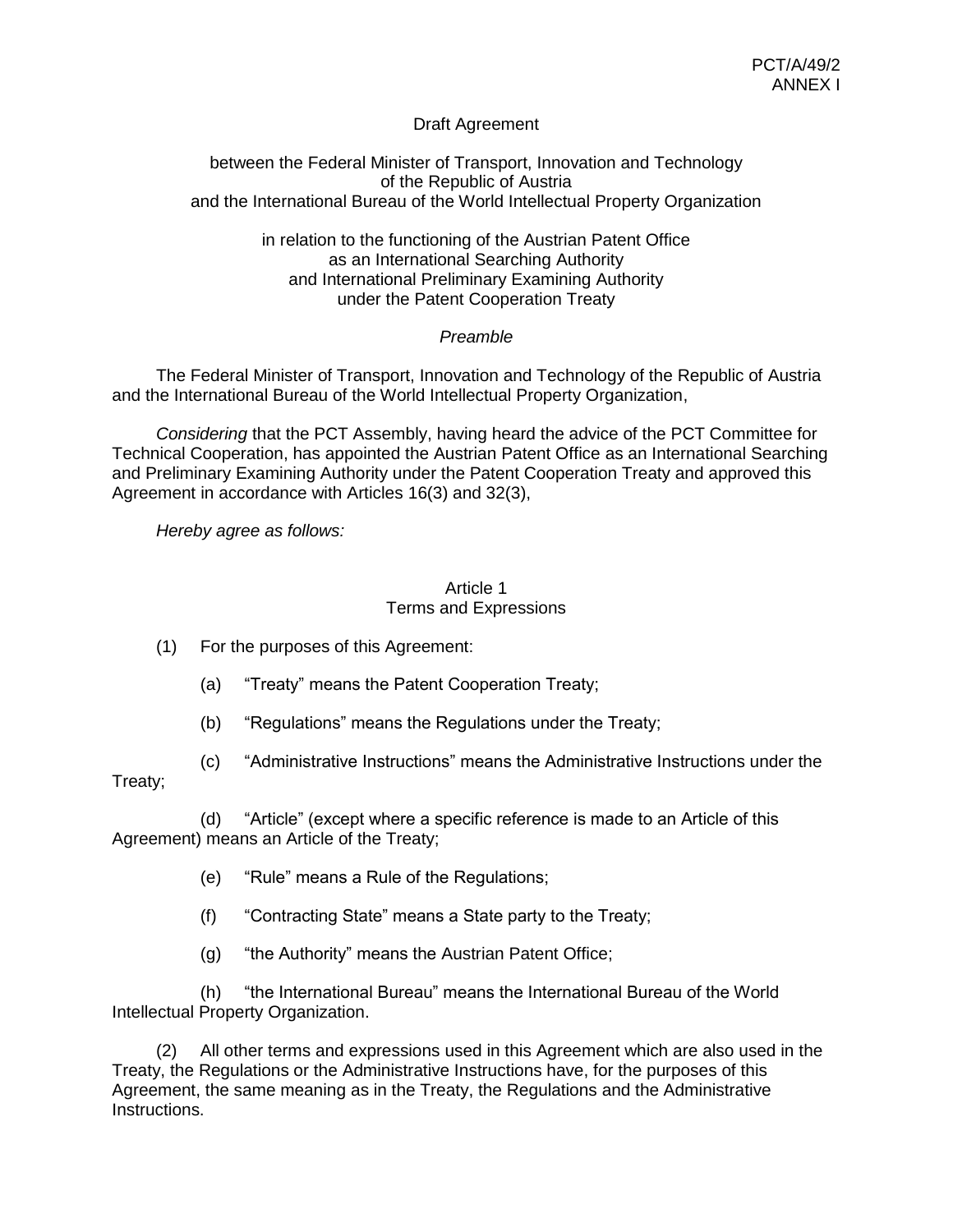Draft Agreement

between the Federal Minister of Transport, Innovation and Technology of the Republic of Austria and the International Bureau of the World Intellectual Property Organization

in relation to the functioning of the Austrian Patent Office as an International Searching Authority and International Preliminary Examining Authority under the Patent Cooperation Treaty

*Preamble*

The Federal Minister of Transport, Innovation and Technology of the Republic of Austria and the International Bureau of the World Intellectual Property Organization,

*Considering* that the PCT Assembly, having heard the advice of the PCT Committee for Technical Cooperation, has appointed the Austrian Patent Office as an International Searching and Preliminary Examining Authority under the Patent Cooperation Treaty and approved this Agreement in accordance with Articles 16(3) and 32(3),

*Hereby agree as follows:*

Article 1
Terms and Expressions

(1) For the purposes of this Agreement:

(a) "Treaty" means the Patent Cooperation Treaty;

(b) "Regulations" means the Regulations under the Treaty;

(c) "Administrative Instructions" means the Administrative Instructions under the Treaty;

(d) "Article" (except where a specific reference is made to an Article of this Agreement) means an Article of the Treaty;

(e) "Rule" means a Rule of the Regulations;

(f) "Contracting State" means a State party to the Treaty;

(g) "the Authority" means the Austrian Patent Office;

(h) "the International Bureau" means the International Bureau of the World Intellectual Property Organization.

(2) All other terms and expressions used in this Agreement which are also used in the Treaty, the Regulations or the Administrative Instructions have, for the purposes of this Agreement, the same meaning as in the Treaty, the Regulations and the Administrative Instructions.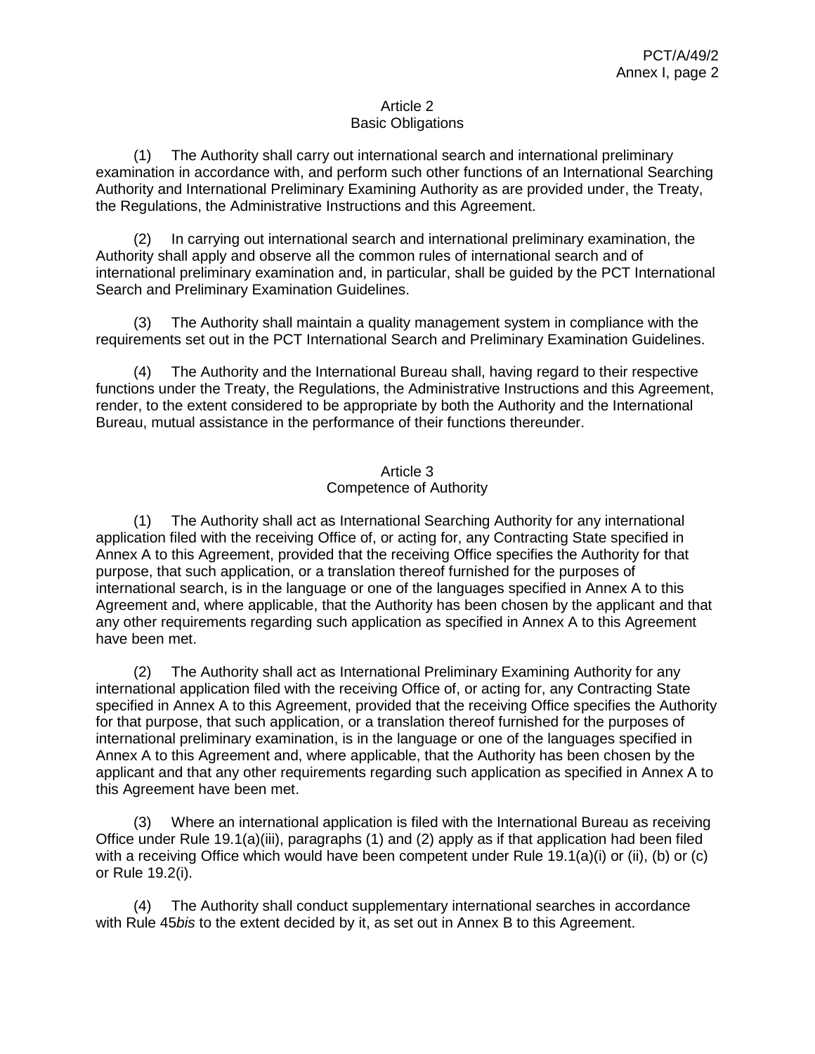### Article 2
### Basic Obligations

(1) The Authority shall carry out international search and international preliminary examination in accordance with, and perform such other functions of an International Searching Authority and International Preliminary Examining Authority as are provided under, the Treaty, the Regulations, the Administrative Instructions and this Agreement.

(2) In carrying out international search and international preliminary examination, the Authority shall apply and observe all the common rules of international search and of international preliminary examination and, in particular, shall be guided by the PCT International Search and Preliminary Examination Guidelines.

(3) The Authority shall maintain a quality management system in compliance with the requirements set out in the PCT International Search and Preliminary Examination Guidelines.

(4) The Authority and the International Bureau shall, having regard to their respective functions under the Treaty, the Regulations, the Administrative Instructions and this Agreement, render, to the extent considered to be appropriate by both the Authority and the International Bureau, mutual assistance in the performance of their functions thereunder.

### Article 3
### Competence of Authority

(1) The Authority shall act as International Searching Authority for any international application filed with the receiving Office of, or acting for, any Contracting State specified in Annex A to this Agreement, provided that the receiving Office specifies the Authority for that purpose, that such application, or a translation thereof furnished for the purposes of international search, is in the language or one of the languages specified in Annex A to this Agreement and, where applicable, that the Authority has been chosen by the applicant and that any other requirements regarding such application as specified in Annex A to this Agreement have been met.

(2) The Authority shall act as International Preliminary Examining Authority for any international application filed with the receiving Office of, or acting for, any Contracting State specified in Annex A to this Agreement, provided that the receiving Office specifies the Authority for that purpose, that such application, or a translation thereof furnished for the purposes of international preliminary examination, is in the language or one of the languages specified in Annex A to this Agreement and, where applicable, that the Authority has been chosen by the applicant and that any other requirements regarding such application as specified in Annex A to this Agreement have been met.

(3) Where an international application is filed with the International Bureau as receiving Office under Rule 19.1(a)(iii), paragraphs (1) and (2) apply as if that application had been filed with a receiving Office which would have been competent under Rule 19.1(a)(i) or (ii), (b) or (c) or Rule 19.2(i).

(4) The Authority shall conduct supplementary international searches in accordance with Rule 45*bis* to the extent decided by it, as set out in Annex B to this Agreement.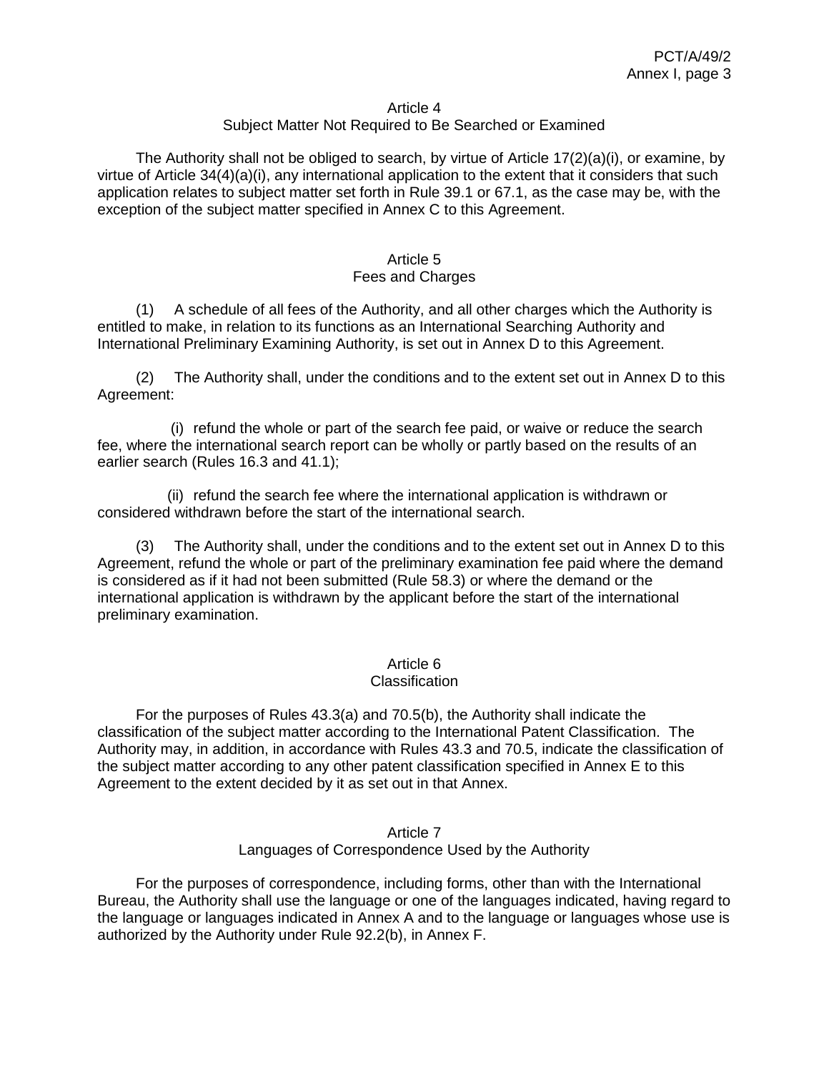### Article 4
### Subject Matter Not Required to Be Searched or Examined

The Authority shall not be obliged to search, by virtue of Article 17(2)(a)(i), or examine, by virtue of Article 34(4)(a)(i), any international application to the extent that it considers that such application relates to subject matter set forth in Rule 39.1 or 67.1, as the case may be, with the exception of the subject matter specified in Annex C to this Agreement.

### Article 5
### Fees and Charges

(1) A schedule of all fees of the Authority, and all other charges which the Authority is entitled to make, in relation to its functions as an International Searching Authority and International Preliminary Examining Authority, is set out in Annex D to this Agreement.

(2) The Authority shall, under the conditions and to the extent set out in Annex D to this Agreement:

(i) refund the whole or part of the search fee paid, or waive or reduce the search fee, where the international search report can be wholly or partly based on the results of an earlier search (Rules 16.3 and 41.1);

(ii) refund the search fee where the international application is withdrawn or considered withdrawn before the start of the international search.

(3) The Authority shall, under the conditions and to the extent set out in Annex D to this Agreement, refund the whole or part of the preliminary examination fee paid where the demand is considered as if it had not been submitted (Rule 58.3) or where the demand or the international application is withdrawn by the applicant before the start of the international preliminary examination.

### Article 6
### Classification

For the purposes of Rules 43.3(a) and 70.5(b), the Authority shall indicate the classification of the subject matter according to the International Patent Classification. The Authority may, in addition, in accordance with Rules 43.3 and 70.5, indicate the classification of the subject matter according to any other patent classification specified in Annex E to this Agreement to the extent decided by it as set out in that Annex.

### Article 7
### Languages of Correspondence Used by the Authority

For the purposes of correspondence, including forms, other than with the International Bureau, the Authority shall use the language or one of the languages indicated, having regard to the language or languages indicated in Annex A and to the language or languages whose use is authorized by the Authority under Rule 92.2(b), in Annex F.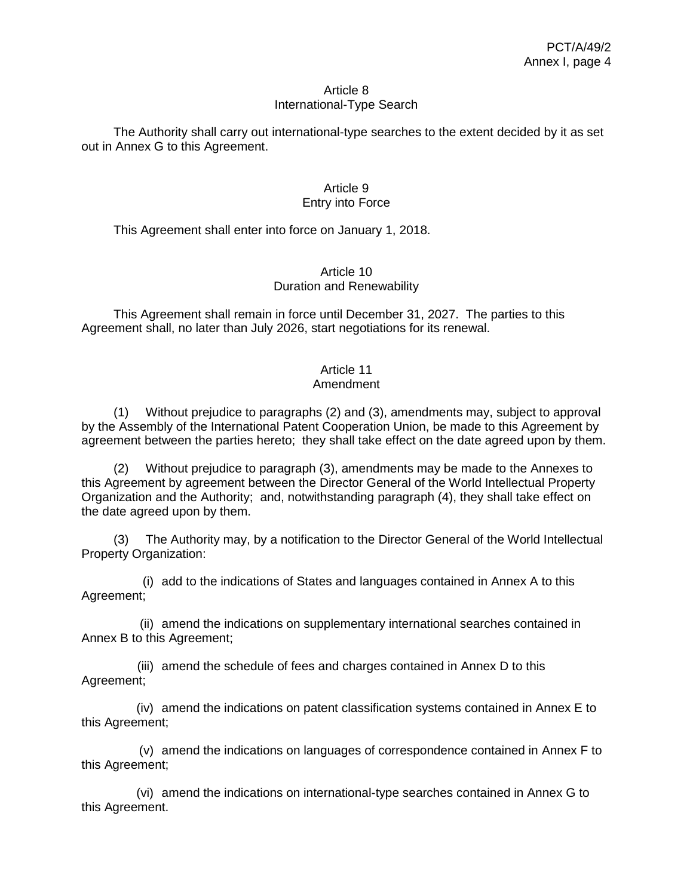### Article 8
### International-Type Search

The Authority shall carry out international-type searches to the extent decided by it as set out in Annex G to this Agreement.

### Article 9
### Entry into Force

This Agreement shall enter into force on January 1, 2018.

### Article 10
### Duration and Renewability

This Agreement shall remain in force until December 31, 2027. The parties to this Agreement shall, no later than July 2026, start negotiations for its renewal.

### Article 11
### Amendment

(1) Without prejudice to paragraphs (2) and (3), amendments may, subject to approval by the Assembly of the International Patent Cooperation Union, be made to this Agreement by agreement between the parties hereto; they shall take effect on the date agreed upon by them.

(2) Without prejudice to paragraph (3), amendments may be made to the Annexes to this Agreement by agreement between the Director General of the World Intellectual Property Organization and the Authority; and, notwithstanding paragraph (4), they shall take effect on the date agreed upon by them.

(3) The Authority may, by a notification to the Director General of the World Intellectual Property Organization:

(i) add to the indications of States and languages contained in Annex A to this Agreement;

(ii) amend the indications on supplementary international searches contained in Annex B to this Agreement;

(iii) amend the schedule of fees and charges contained in Annex D to this Agreement;

(iv) amend the indications on patent classification systems contained in Annex E to this Agreement;

(v) amend the indications on languages of correspondence contained in Annex F to this Agreement;

(vi) amend the indications on international-type searches contained in Annex G to this Agreement.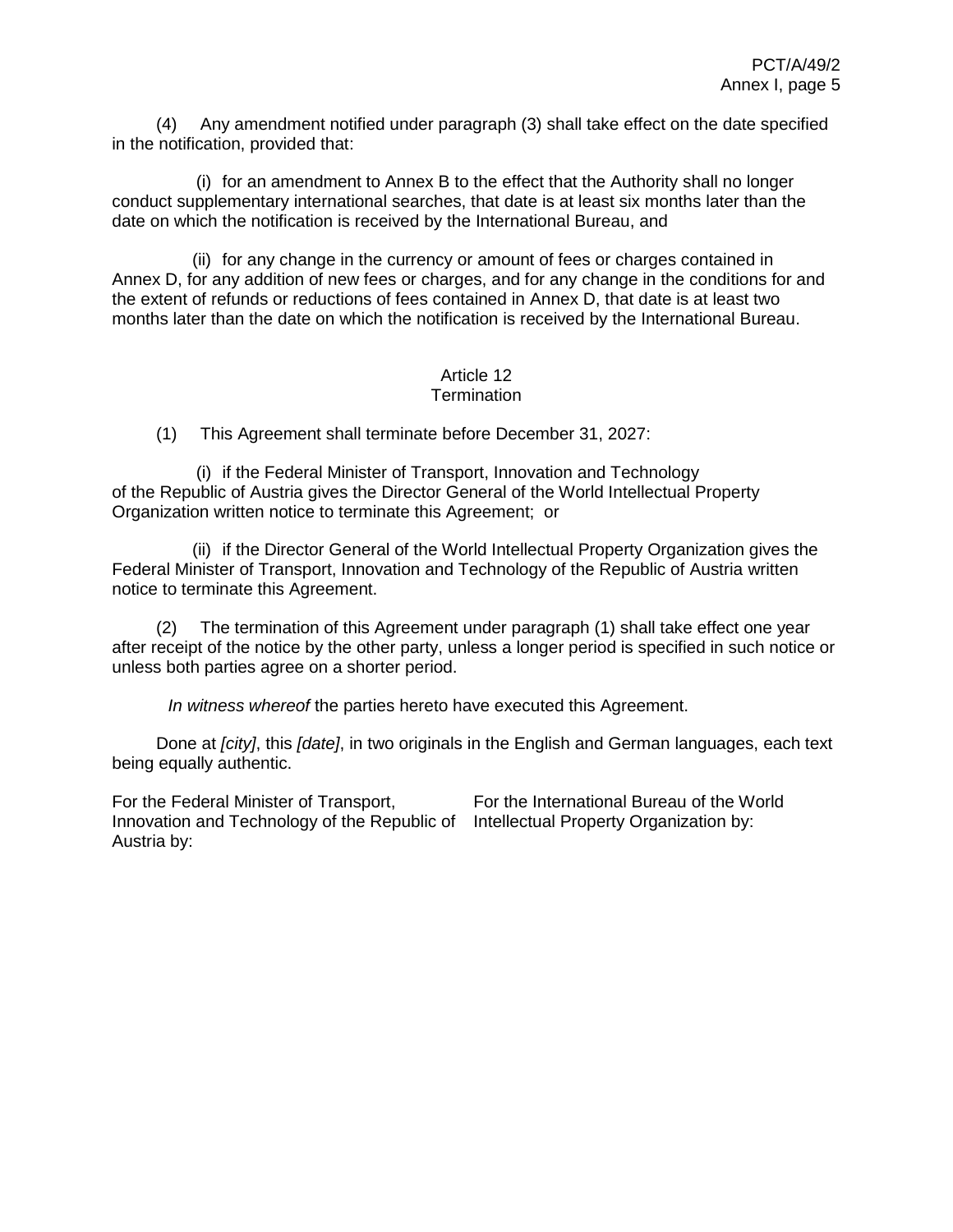(4) Any amendment notified under paragraph (3) shall take effect on the date specified in the notification, provided that:

(i) for an amendment to Annex B to the effect that the Authority shall no longer conduct supplementary international searches, that date is at least six months later than the date on which the notification is received by the International Bureau, and

(ii) for any change in the currency or amount of fees or charges contained in Annex D, for any addition of new fees or charges, and for any change in the conditions for and the extent of refunds or reductions of fees contained in Annex D, that date is at least two months later than the date on which the notification is received by the International Bureau.

## Article 12
## Termination

(1) This Agreement shall terminate before December 31, 2027:

(i) if the Federal Minister of Transport, Innovation and Technology of the Republic of Austria gives the Director General of the World Intellectual Property Organization written notice to terminate this Agreement; or

(ii) if the Director General of the World Intellectual Property Organization gives the Federal Minister of Transport, Innovation and Technology of the Republic of Austria written notice to terminate this Agreement.

(2) The termination of this Agreement under paragraph (1) shall take effect one year after receipt of the notice by the other party, unless a longer period is specified in such notice or unless both parties agree on a shorter period.

*In witness whereof* the parties hereto have executed this Agreement.

Done at *[city]*, this *[date]*, in two originals in the English and German languages, each text being equally authentic.

For the Federal Minister of Transport, Innovation and Technology of the Republic of Austria by:

For the International Bureau of the World Intellectual Property Organization by: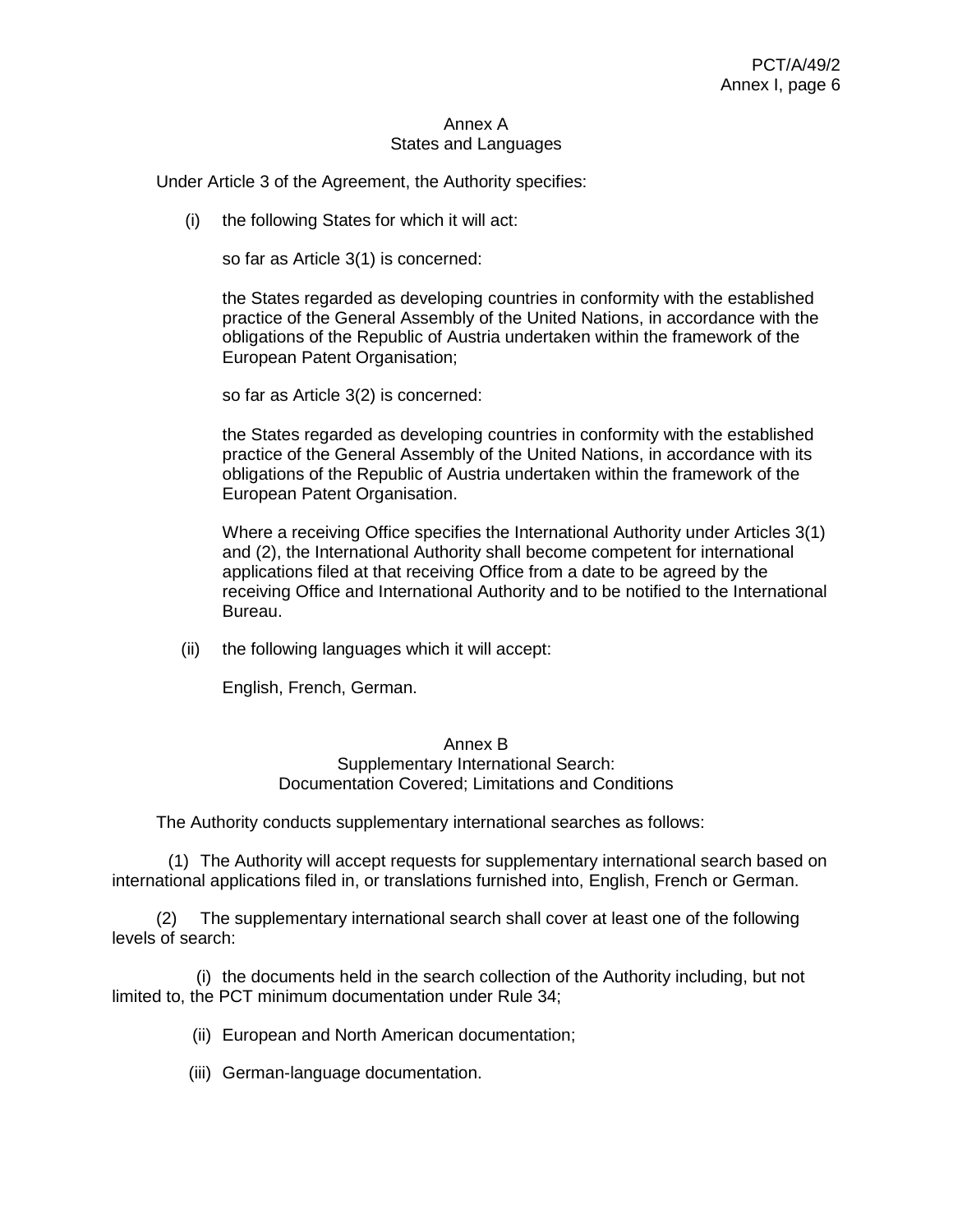## Annex A
## States and Languages

Under Article 3 of the Agreement, the Authority specifies:

(i) the following States for which it will act:

so far as Article 3(1) is concerned:

the States regarded as developing countries in conformity with the established practice of the General Assembly of the United Nations, in accordance with the obligations of the Republic of Austria undertaken within the framework of the European Patent Organisation;

so far as Article 3(2) is concerned:

the States regarded as developing countries in conformity with the established practice of the General Assembly of the United Nations, in accordance with its obligations of the Republic of Austria undertaken within the framework of the European Patent Organisation.

Where a receiving Office specifies the International Authority under Articles 3(1) and (2), the International Authority shall become competent for international applications filed at that receiving Office from a date to be agreed by the receiving Office and International Authority and to be notified to the International Bureau.

(ii) the following languages which it will accept:

English, French, German.

## Annex B
## Supplementary International Search: Documentation Covered; Limitations and Conditions

The Authority conducts supplementary international searches as follows:

(1) The Authority will accept requests for supplementary international search based on international applications filed in, or translations furnished into, English, French or German.

(2) The supplementary international search shall cover at least one of the following levels of search:

(i) the documents held in the search collection of the Authority including, but not limited to, the PCT minimum documentation under Rule 34;

(ii) European and North American documentation;

(iii) German-language documentation.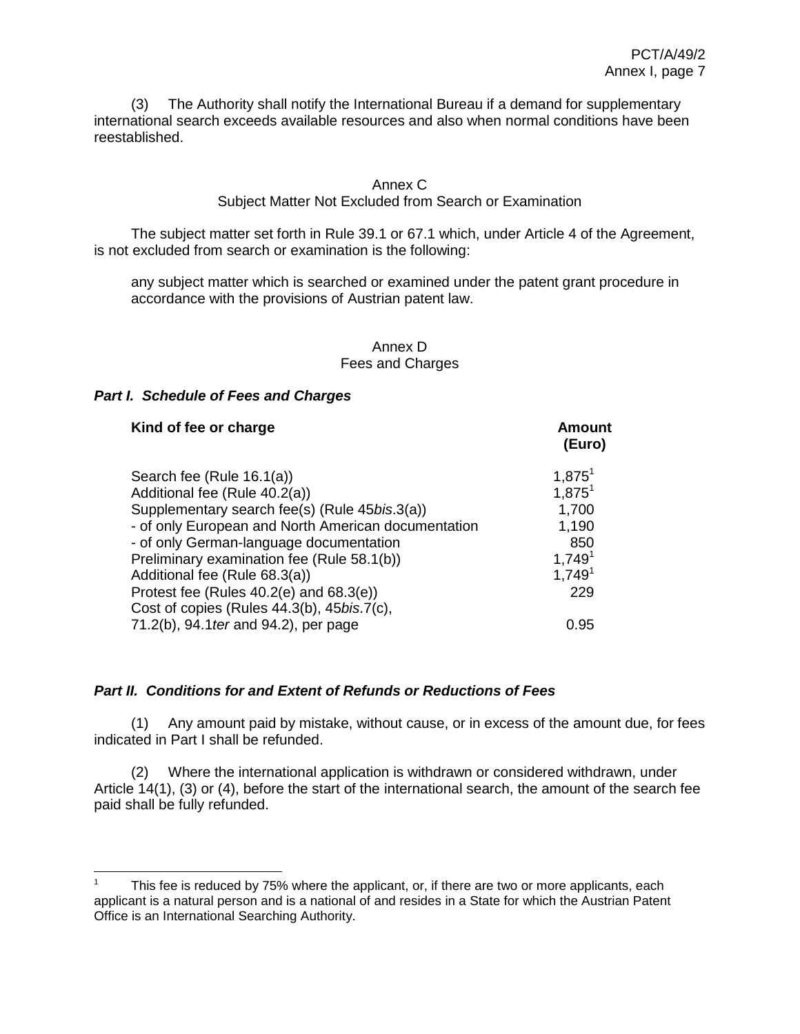(3) The Authority shall notify the International Bureau if a demand for supplementary international search exceeds available resources and also when normal conditions have been reestablished.

## Annex C
## Subject Matter Not Excluded from Search or Examination

The subject matter set forth in Rule 39.1 or 67.1 which, under Article 4 of the Agreement, is not excluded from search or examination is the following:

> any subject matter which is searched or examined under the patent grant procedure in accordance with the provisions of Austrian patent law.

## Annex D
## Fees and Charges

### *Part I. Schedule of Fees and Charges*

| **Kind of fee or charge** | **Amount (Euro)** |
|---|---|
| Search fee (Rule 16.1(a)) | 1,875[1] |
| Additional fee (Rule 40.2(a)) | 1,875[1] |
| Supplementary search fee(s) (Rule 45*bis*.3(a)) | 1,700 |
| - of only European and North American documentation | 1,190 |
| - of only German-language documentation | 850 |
| Preliminary examination fee (Rule 58.1(b)) | 1,749[1] |
| Additional fee (Rule 68.3(a)) | 1,749[1] |
| Protest fee (Rules 40.2(e) and 68.3(e)) | 229 |
| Cost of copies (Rules 44.3(b), 45*bis*.7(c), 71.2(b), 94.1*ter* and 94.2), per page | 0.95 |

### *Part II. Conditions for and Extent of Refunds or Reductions of Fees*

(1) Any amount paid by mistake, without cause, or in excess of the amount due, for fees indicated in Part I shall be refunded.

(2) Where the international application is withdrawn or considered withdrawn, under Article 14(1), (3) or (4), before the start of the international search, the amount of the search fee paid shall be fully refunded.

---

[1] This fee is reduced by 75% where the applicant, or, if there are two or more applicants, each applicant is a natural person and is a national of and resides in a State for which the Austrian Patent Office is an International Searching Authority.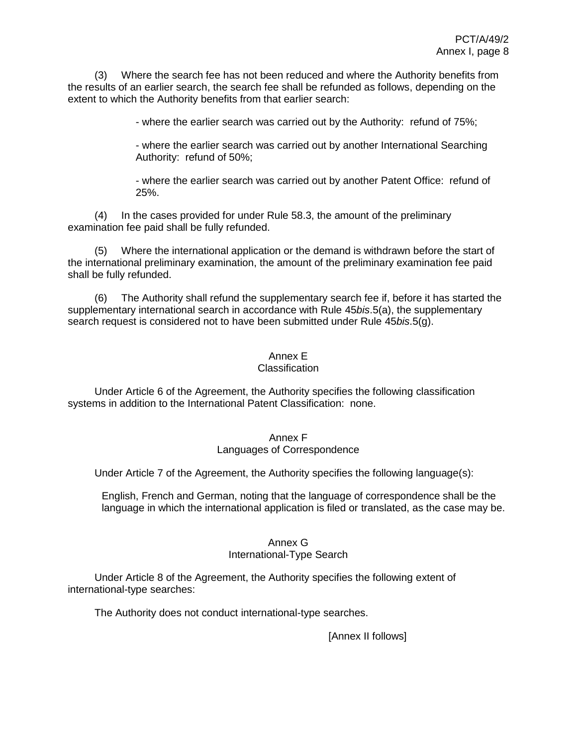(3) Where the search fee has not been reduced and where the Authority benefits from the results of an earlier search, the search fee shall be refunded as follows, depending on the extent to which the Authority benefits from that earlier search:

- where the earlier search was carried out by the Authority: refund of 75%;

- where the earlier search was carried out by another International Searching Authority: refund of 50%;

- where the earlier search was carried out by another Patent Office: refund of 25%.

(4) In the cases provided for under Rule 58.3, the amount of the preliminary examination fee paid shall be fully refunded.

(5) Where the international application or the demand is withdrawn before the start of the international preliminary examination, the amount of the preliminary examination fee paid shall be fully refunded.

(6) The Authority shall refund the supplementary search fee if, before it has started the supplementary international search in accordance with Rule 45*bis*.5(a), the supplementary search request is considered not to have been submitted under Rule 45*bis*.5(g).

## Annex E
## Classification

Under Article 6 of the Agreement, the Authority specifies the following classification systems in addition to the International Patent Classification: none.

## Annex F
## Languages of Correspondence

Under Article 7 of the Agreement, the Authority specifies the following language(s):

English, French and German, noting that the language of correspondence shall be the language in which the international application is filed or translated, as the case may be.

## Annex G
## International-Type Search

Under Article 8 of the Agreement, the Authority specifies the following extent of international-type searches:

The Authority does not conduct international-type searches.

[Annex II follows]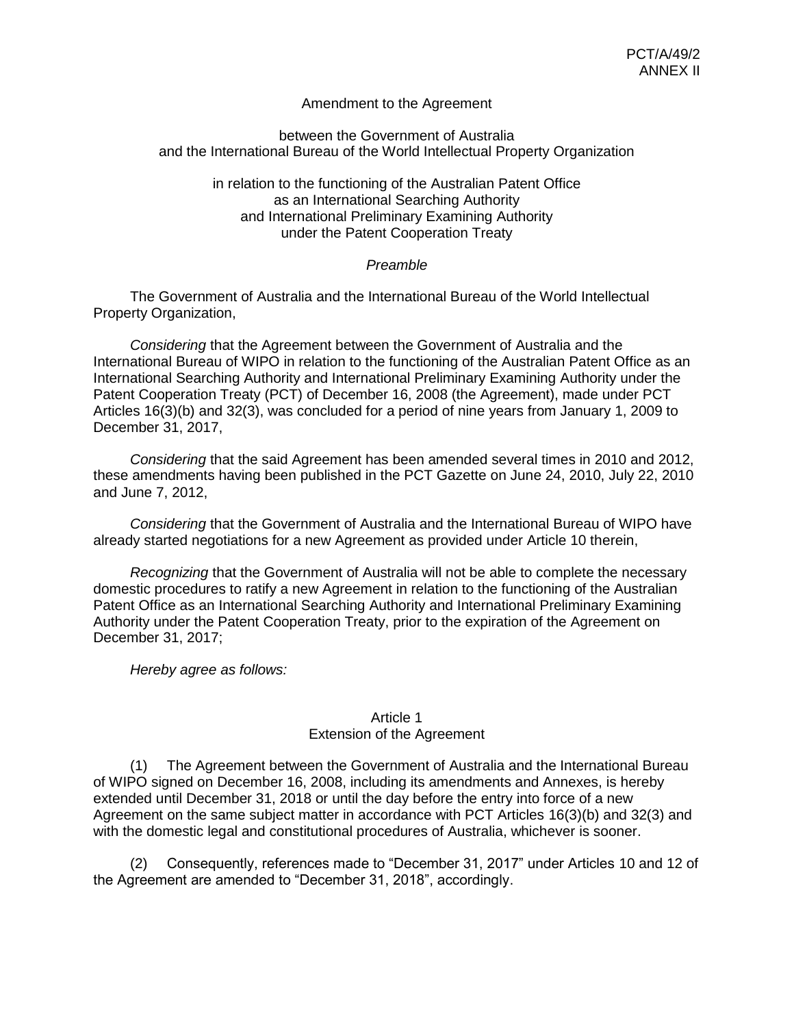Amendment to the Agreement

between the Government of Australia
and the International Bureau of the World Intellectual Property Organization

in relation to the functioning of the Australian Patent Office
as an International Searching Authority
and International Preliminary Examining Authority
under the Patent Cooperation Treaty

*Preamble*

The Government of Australia and the International Bureau of the World Intellectual Property Organization,

*Considering* that the Agreement between the Government of Australia and the International Bureau of WIPO in relation to the functioning of the Australian Patent Office as an International Searching Authority and International Preliminary Examining Authority under the Patent Cooperation Treaty (PCT) of December 16, 2008 (the Agreement), made under PCT Articles 16(3)(b) and 32(3), was concluded for a period of nine years from January 1, 2009 to December 31, 2017,

*Considering* that the said Agreement has been amended several times in 2010 and 2012, these amendments having been published in the PCT Gazette on June 24, 2010, July 22, 2010 and June 7, 2012,

*Considering* that the Government of Australia and the International Bureau of WIPO have already started negotiations for a new Agreement as provided under Article 10 therein,

*Recognizing* that the Government of Australia will not be able to complete the necessary domestic procedures to ratify a new Agreement in relation to the functioning of the Australian Patent Office as an International Searching Authority and International Preliminary Examining Authority under the Patent Cooperation Treaty, prior to the expiration of the Agreement on December 31, 2017;

*Hereby agree as follows:*

Article 1
Extension of the Agreement

(1) The Agreement between the Government of Australia and the International Bureau of WIPO signed on December 16, 2008, including its amendments and Annexes, is hereby extended until December 31, 2018 or until the day before the entry into force of a new Agreement on the same subject matter in accordance with PCT Articles 16(3)(b) and 32(3) and with the domestic legal and constitutional procedures of Australia, whichever is sooner.

(2) Consequently, references made to "December 31, 2017" under Articles 10 and 12 of the Agreement are amended to "December 31, 2018", accordingly.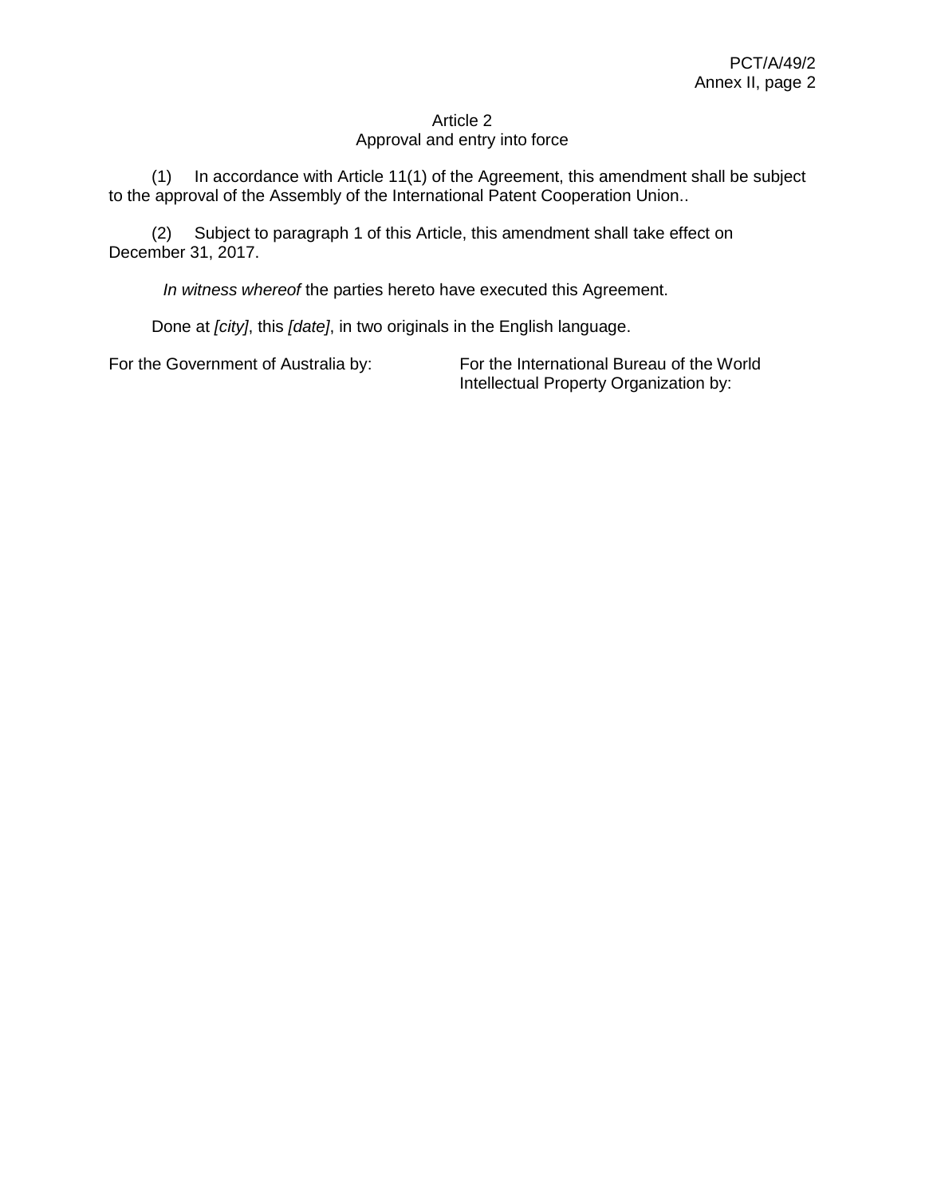### Article 2
### Approval and entry into force

(1) In accordance with Article 11(1) of the Agreement, this amendment shall be subject to the approval of the Assembly of the International Patent Cooperation Union..

(2) Subject to paragraph 1 of this Article, this amendment shall take effect on December 31, 2017.

*In witness whereof* the parties hereto have executed this Agreement.

Done at *[city]*, this *[date]*, in two originals in the English language.

For the Government of Australia by:

For the International Bureau of the World Intellectual Property Organization by: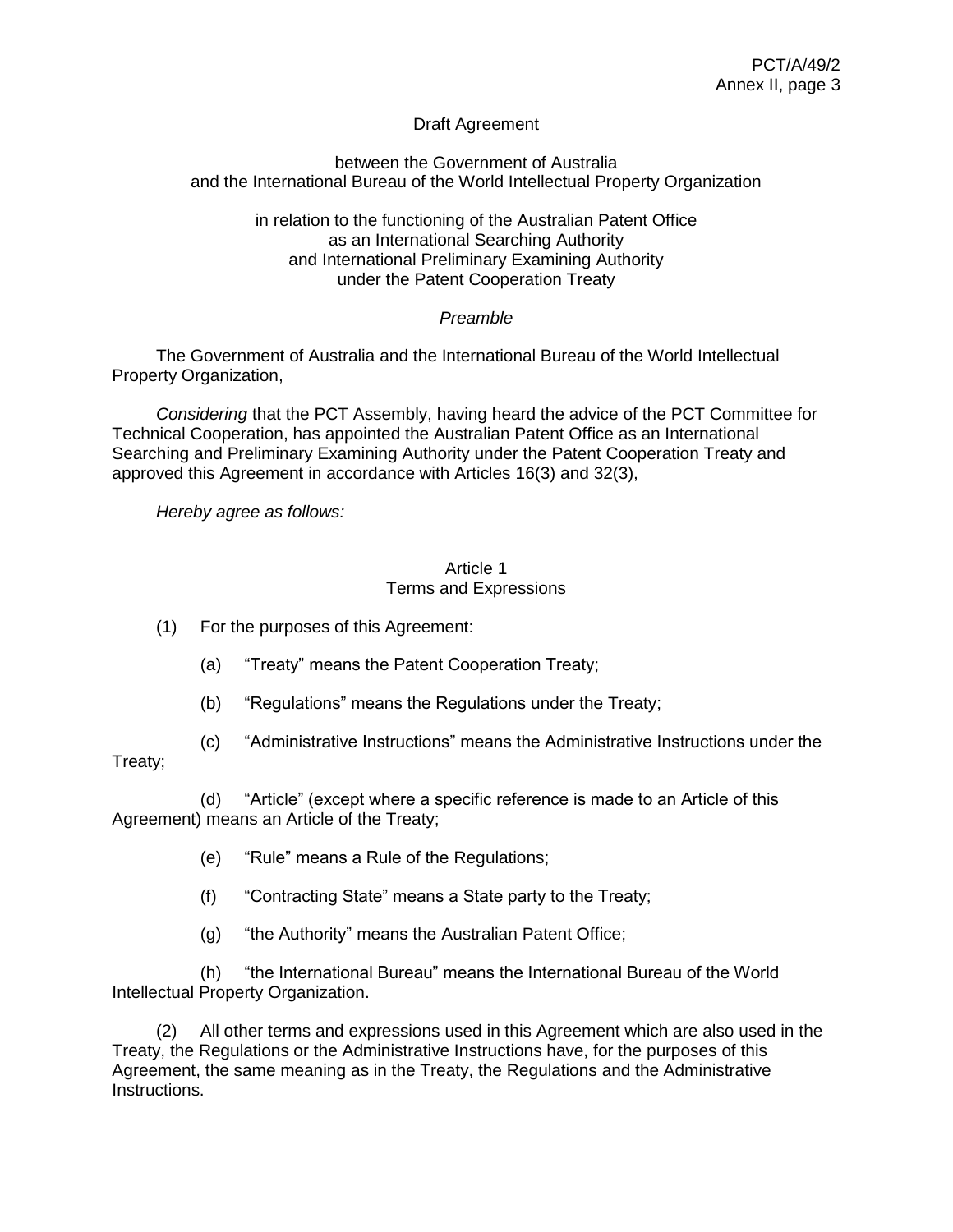Draft Agreement

between the Government of Australia
and the International Bureau of the World Intellectual Property Organization

in relation to the functioning of the Australian Patent Office
as an International Searching Authority
and International Preliminary Examining Authority
under the Patent Cooperation Treaty

*Preamble*

The Government of Australia and the International Bureau of the World Intellectual Property Organization,

*Considering* that the PCT Assembly, having heard the advice of the PCT Committee for Technical Cooperation, has appointed the Australian Patent Office as an International Searching and Preliminary Examining Authority under the Patent Cooperation Treaty and approved this Agreement in accordance with Articles 16(3) and 32(3),

*Hereby agree as follows:*

## Article 1
## Terms and Expressions

(1) For the purposes of this Agreement:

(a) "Treaty" means the Patent Cooperation Treaty;

(b) "Regulations" means the Regulations under the Treaty;

(c) "Administrative Instructions" means the Administrative Instructions under the Treaty;

(d) "Article" (except where a specific reference is made to an Article of this Agreement) means an Article of the Treaty;

(e) "Rule" means a Rule of the Regulations;

(f) "Contracting State" means a State party to the Treaty;

(g) "the Authority" means the Australian Patent Office;

(h) "the International Bureau" means the International Bureau of the World Intellectual Property Organization.

(2) All other terms and expressions used in this Agreement which are also used in the Treaty, the Regulations or the Administrative Instructions have, for the purposes of this Agreement, the same meaning as in the Treaty, the Regulations and the Administrative Instructions.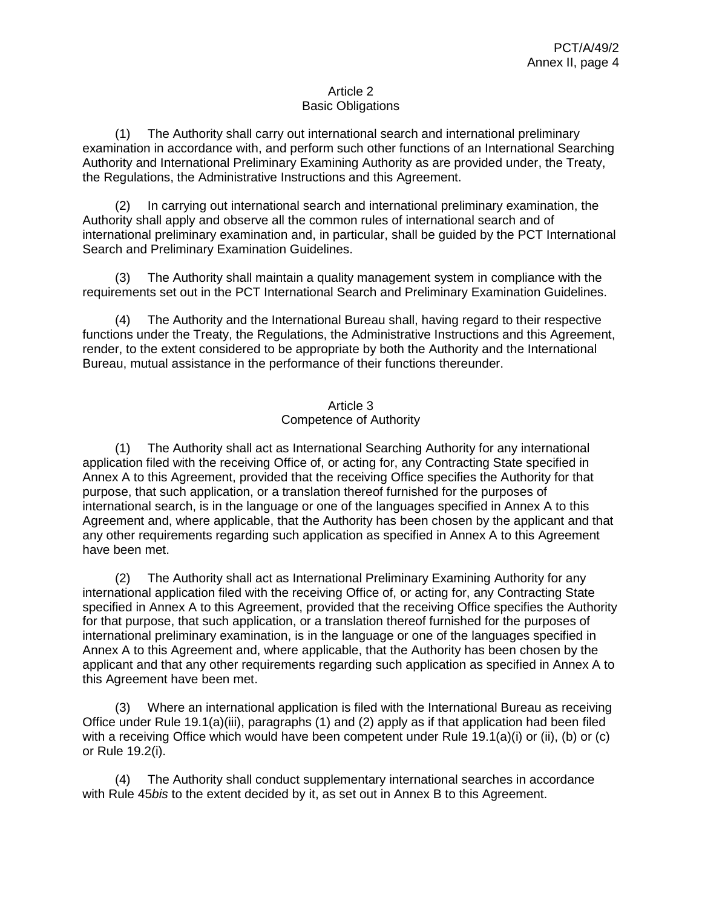### Article 2
### Basic Obligations

(1) The Authority shall carry out international search and international preliminary examination in accordance with, and perform such other functions of an International Searching Authority and International Preliminary Examining Authority as are provided under, the Treaty, the Regulations, the Administrative Instructions and this Agreement.

(2) In carrying out international search and international preliminary examination, the Authority shall apply and observe all the common rules of international search and of international preliminary examination and, in particular, shall be guided by the PCT International Search and Preliminary Examination Guidelines.

(3) The Authority shall maintain a quality management system in compliance with the requirements set out in the PCT International Search and Preliminary Examination Guidelines.

(4) The Authority and the International Bureau shall, having regard to their respective functions under the Treaty, the Regulations, the Administrative Instructions and this Agreement, render, to the extent considered to be appropriate by both the Authority and the International Bureau, mutual assistance in the performance of their functions thereunder.

### Article 3
### Competence of Authority

(1) The Authority shall act as International Searching Authority for any international application filed with the receiving Office of, or acting for, any Contracting State specified in Annex A to this Agreement, provided that the receiving Office specifies the Authority for that purpose, that such application, or a translation thereof furnished for the purposes of international search, is in the language or one of the languages specified in Annex A to this Agreement and, where applicable, that the Authority has been chosen by the applicant and that any other requirements regarding such application as specified in Annex A to this Agreement have been met.

(2) The Authority shall act as International Preliminary Examining Authority for any international application filed with the receiving Office of, or acting for, any Contracting State specified in Annex A to this Agreement, provided that the receiving Office specifies the Authority for that purpose, that such application, or a translation thereof furnished for the purposes of international preliminary examination, is in the language or one of the languages specified in Annex A to this Agreement and, where applicable, that the Authority has been chosen by the applicant and that any other requirements regarding such application as specified in Annex A to this Agreement have been met.

(3) Where an international application is filed with the International Bureau as receiving Office under Rule 19.1(a)(iii), paragraphs (1) and (2) apply as if that application had been filed with a receiving Office which would have been competent under Rule 19.1(a)(i) or (ii), (b) or (c) or Rule 19.2(i).

(4) The Authority shall conduct supplementary international searches in accordance with Rule 45*bis* to the extent decided by it, as set out in Annex B to this Agreement.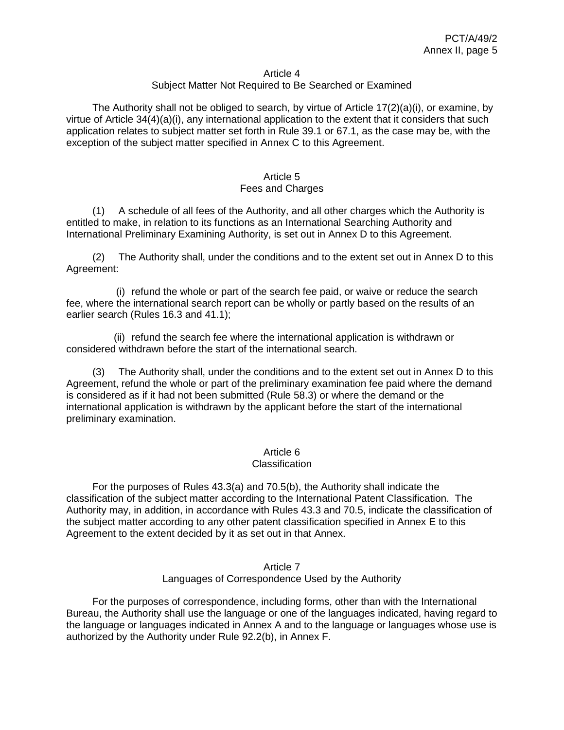### Article 4
### Subject Matter Not Required to Be Searched or Examined

The Authority shall not be obliged to search, by virtue of Article 17(2)(a)(i), or examine, by virtue of Article 34(4)(a)(i), any international application to the extent that it considers that such application relates to subject matter set forth in Rule 39.1 or 67.1, as the case may be, with the exception of the subject matter specified in Annex C to this Agreement.

### Article 5
### Fees and Charges

(1) A schedule of all fees of the Authority, and all other charges which the Authority is entitled to make, in relation to its functions as an International Searching Authority and International Preliminary Examining Authority, is set out in Annex D to this Agreement.

(2) The Authority shall, under the conditions and to the extent set out in Annex D to this Agreement:

(i) refund the whole or part of the search fee paid, or waive or reduce the search fee, where the international search report can be wholly or partly based on the results of an earlier search (Rules 16.3 and 41.1);

(ii) refund the search fee where the international application is withdrawn or considered withdrawn before the start of the international search.

(3) The Authority shall, under the conditions and to the extent set out in Annex D to this Agreement, refund the whole or part of the preliminary examination fee paid where the demand is considered as if it had not been submitted (Rule 58.3) or where the demand or the international application is withdrawn by the applicant before the start of the international preliminary examination.

### Article 6
### Classification

For the purposes of Rules 43.3(a) and 70.5(b), the Authority shall indicate the classification of the subject matter according to the International Patent Classification. The Authority may, in addition, in accordance with Rules 43.3 and 70.5, indicate the classification of the subject matter according to any other patent classification specified in Annex E to this Agreement to the extent decided by it as set out in that Annex.

### Article 7
### Languages of Correspondence Used by the Authority

For the purposes of correspondence, including forms, other than with the International Bureau, the Authority shall use the language or one of the languages indicated, having regard to the language or languages indicated in Annex A and to the language or languages whose use is authorized by the Authority under Rule 92.2(b), in Annex F.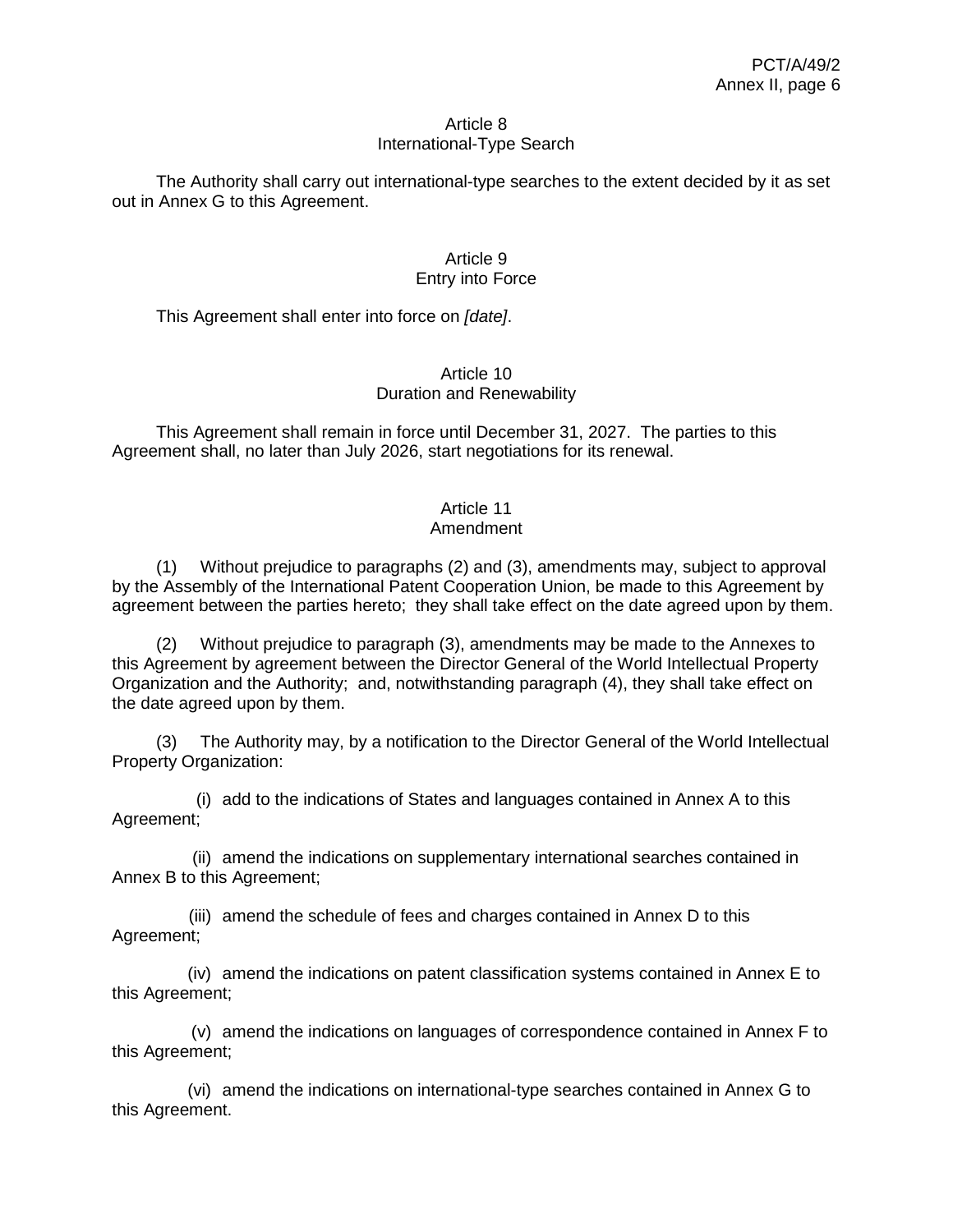### Article 8
### International-Type Search

The Authority shall carry out international-type searches to the extent decided by it as set out in Annex G to this Agreement.

### Article 9
### Entry into Force

This Agreement shall enter into force on *[date]*.

### Article 10
### Duration and Renewability

This Agreement shall remain in force until December 31, 2027. The parties to this Agreement shall, no later than July 2026, start negotiations for its renewal.

### Article 11
### Amendment

(1) Without prejudice to paragraphs (2) and (3), amendments may, subject to approval by the Assembly of the International Patent Cooperation Union, be made to this Agreement by agreement between the parties hereto; they shall take effect on the date agreed upon by them.

(2) Without prejudice to paragraph (3), amendments may be made to the Annexes to this Agreement by agreement between the Director General of the World Intellectual Property Organization and the Authority; and, notwithstanding paragraph (4), they shall take effect on the date agreed upon by them.

(3) The Authority may, by a notification to the Director General of the World Intellectual Property Organization:

(i) add to the indications of States and languages contained in Annex A to this Agreement;

(ii) amend the indications on supplementary international searches contained in Annex B to this Agreement;

(iii) amend the schedule of fees and charges contained in Annex D to this Agreement;

(iv) amend the indications on patent classification systems contained in Annex E to this Agreement;

(v) amend the indications on languages of correspondence contained in Annex F to this Agreement;

(vi) amend the indications on international-type searches contained in Annex G to this Agreement.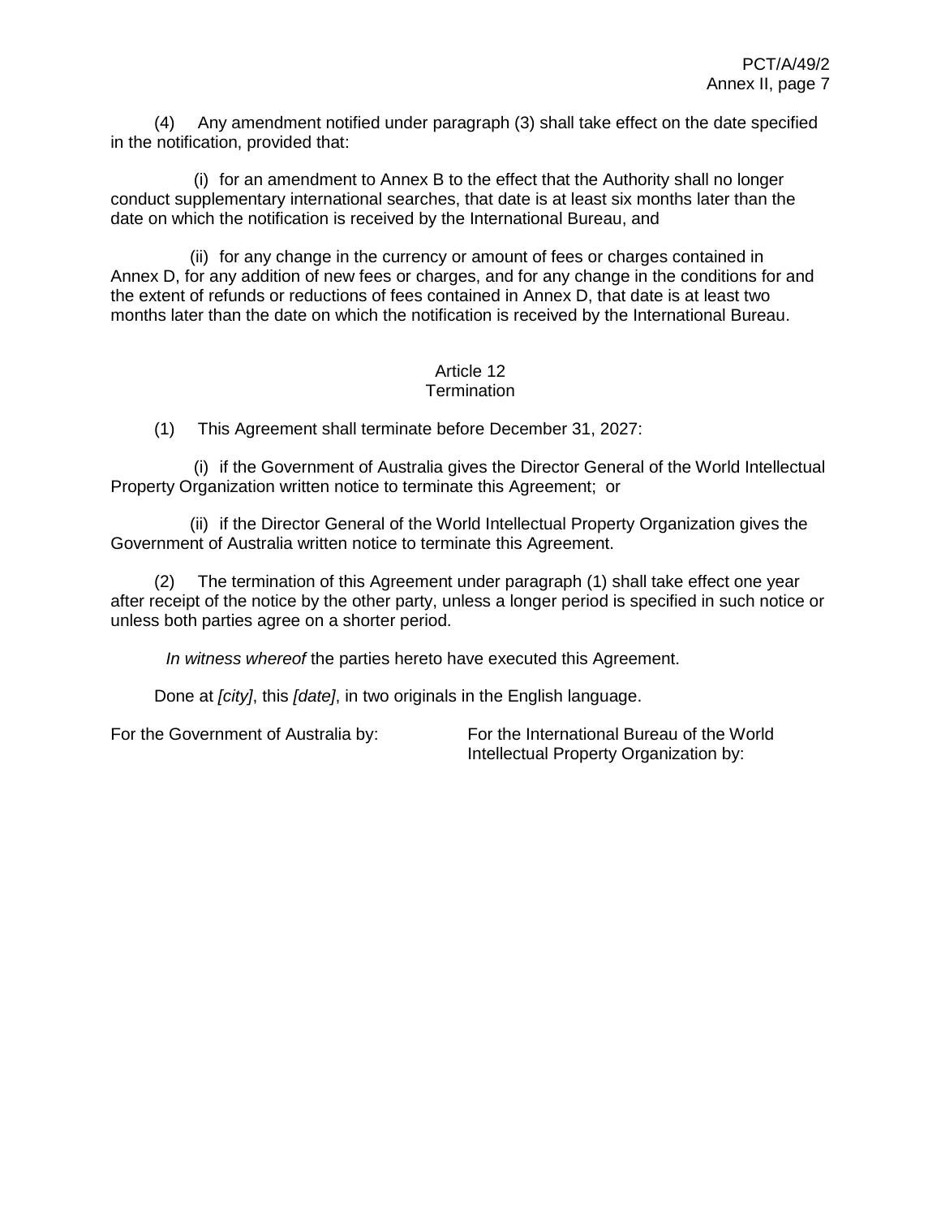(4) Any amendment notified under paragraph (3) shall take effect on the date specified in the notification, provided that:

(i) for an amendment to Annex B to the effect that the Authority shall no longer conduct supplementary international searches, that date is at least six months later than the date on which the notification is received by the International Bureau, and

(ii) for any change in the currency or amount of fees or charges contained in Annex D, for any addition of new fees or charges, and for any change in the conditions for and the extent of refunds or reductions of fees contained in Annex D, that date is at least two months later than the date on which the notification is received by the International Bureau.

## Article 12
## Termination

(1) This Agreement shall terminate before December 31, 2027:

(i) if the Government of Australia gives the Director General of the World Intellectual Property Organization written notice to terminate this Agreement; or

(ii) if the Director General of the World Intellectual Property Organization gives the Government of Australia written notice to terminate this Agreement.

(2) The termination of this Agreement under paragraph (1) shall take effect one year after receipt of the notice by the other party, unless a longer period is specified in such notice or unless both parties agree on a shorter period.

*In witness whereof* the parties hereto have executed this Agreement.

Done at *[city]*, this *[date]*, in two originals in the English language.

For the Government of Australia by:

For the International Bureau of the World Intellectual Property Organization by: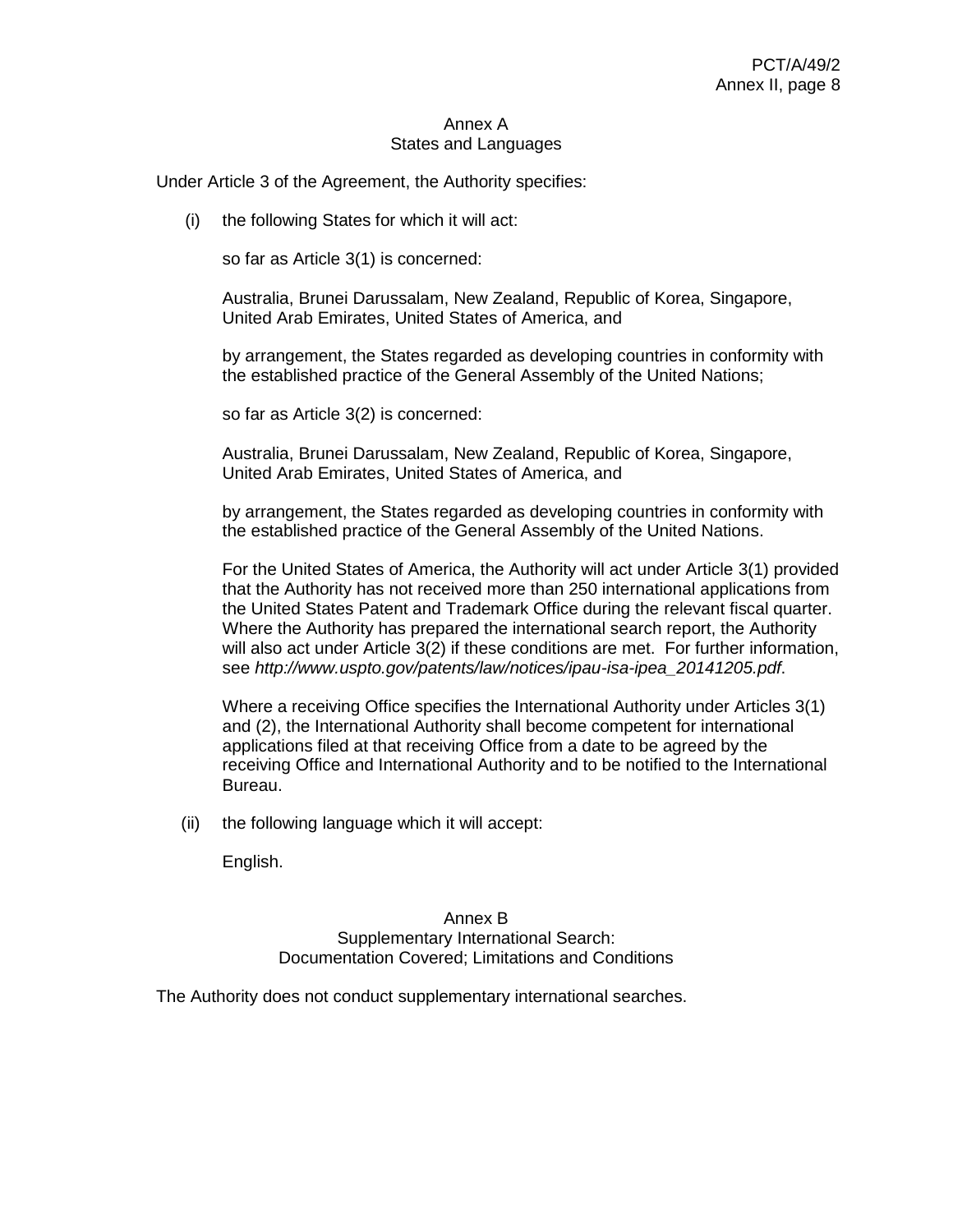## Annex A
### States and Languages

Under Article 3 of the Agreement, the Authority specifies:

(i) the following States for which it will act:

so far as Article 3(1) is concerned:

Australia, Brunei Darussalam, New Zealand, Republic of Korea, Singapore, United Arab Emirates, United States of America, and

by arrangement, the States regarded as developing countries in conformity with the established practice of the General Assembly of the United Nations;

so far as Article 3(2) is concerned:

Australia, Brunei Darussalam, New Zealand, Republic of Korea, Singapore, United Arab Emirates, United States of America, and

by arrangement, the States regarded as developing countries in conformity with the established practice of the General Assembly of the United Nations.

For the United States of America, the Authority will act under Article 3(1) provided that the Authority has not received more than 250 international applications from the United States Patent and Trademark Office during the relevant fiscal quarter. Where the Authority has prepared the international search report, the Authority will also act under Article 3(2) if these conditions are met. For further information, see *http://www.uspto.gov/patents/law/notices/ipau-isa-ipea_20141205.pdf*.

Where a receiving Office specifies the International Authority under Articles 3(1) and (2), the International Authority shall become competent for international applications filed at that receiving Office from a date to be agreed by the receiving Office and International Authority and to be notified to the International Bureau.

(ii) the following language which it will accept:

English.

## Annex B
### Supplementary International Search: Documentation Covered; Limitations and Conditions

The Authority does not conduct supplementary international searches.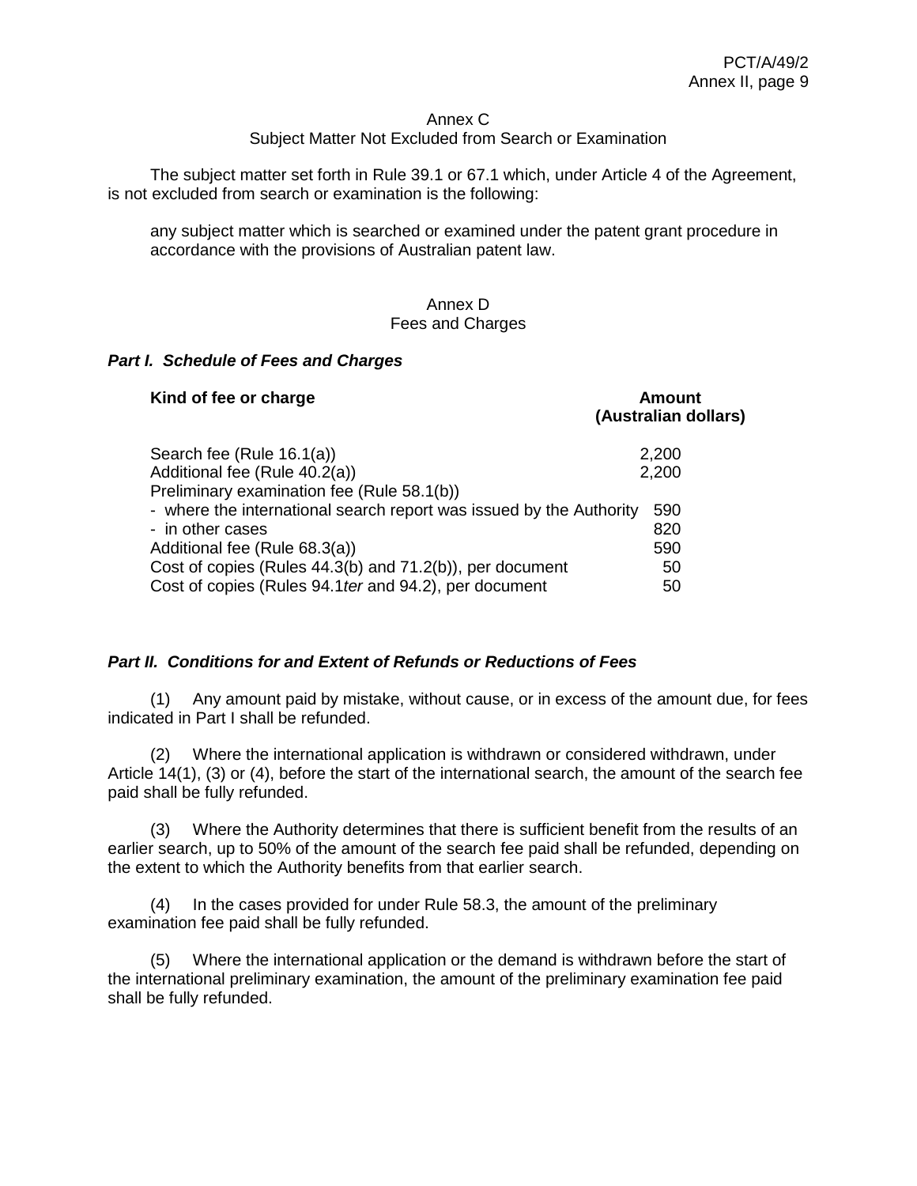## Annex C
### Subject Matter Not Excluded from Search or Examination

The subject matter set forth in Rule 39.1 or 67.1 which, under Article 4 of the Agreement, is not excluded from search or examination is the following:

any subject matter which is searched or examined under the patent grant procedure in accordance with the provisions of Australian patent law.

## Annex D
### Fees and Charges

***Part I. Schedule of Fees and Charges***

| Kind of fee or charge | Amount (Australian dollars) |
|---|---|
| Search fee (Rule 16.1(a)) | 2,200 |
| Additional fee (Rule 40.2(a)) | 2,200 |
| Preliminary examination fee (Rule 58.1(b)) | |
| - where the international search report was issued by the Authority | 590 |
| - in other cases | 820 |
| Additional fee (Rule 68.3(a)) | 590 |
| Cost of copies (Rules 44.3(b) and 71.2(b)), per document | 50 |
| Cost of copies (Rules 94.1*ter* and 94.2), per document | 50 |

***Part II. Conditions for and Extent of Refunds or Reductions of Fees***

(1) Any amount paid by mistake, without cause, or in excess of the amount due, for fees indicated in Part I shall be refunded.

(2) Where the international application is withdrawn or considered withdrawn, under Article 14(1), (3) or (4), before the start of the international search, the amount of the search fee paid shall be fully refunded.

(3) Where the Authority determines that there is sufficient benefit from the results of an earlier search, up to 50% of the amount of the search fee paid shall be refunded, depending on the extent to which the Authority benefits from that earlier search.

(4) In the cases provided for under Rule 58.3, the amount of the preliminary examination fee paid shall be fully refunded.

(5) Where the international application or the demand is withdrawn before the start of the international preliminary examination, the amount of the preliminary examination fee paid shall be fully refunded.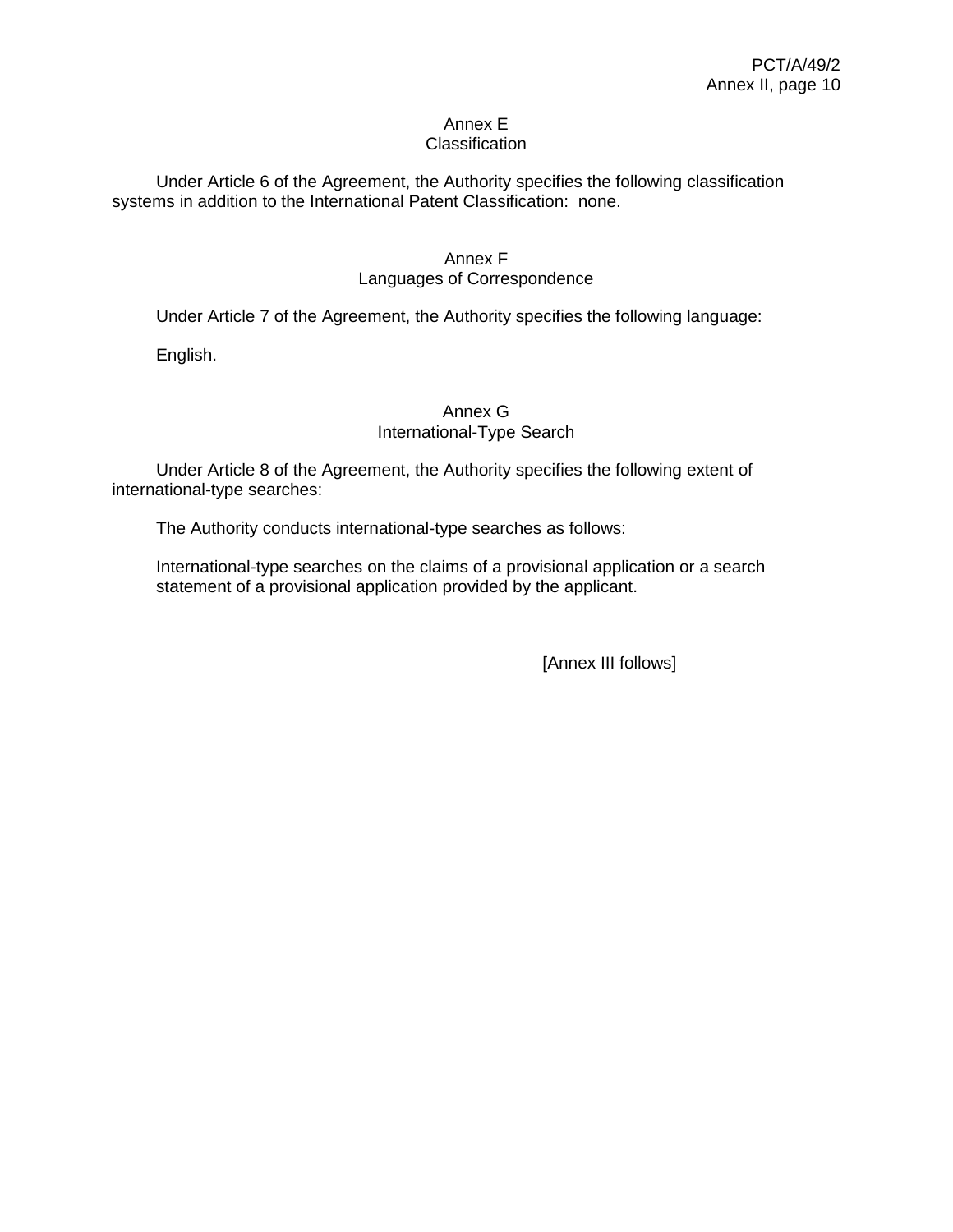## Annex E
## Classification

Under Article 6 of the Agreement, the Authority specifies the following classification systems in addition to the International Patent Classification:  none.

## Annex F
## Languages of Correspondence

Under Article 7 of the Agreement, the Authority specifies the following language:

English.

## Annex G
## International-Type Search

Under Article 8 of the Agreement, the Authority specifies the following extent of international-type searches:

The Authority conducts international-type searches as follows:

International-type searches on the claims of a provisional application or a search statement of a provisional application provided by the applicant.

[Annex III follows]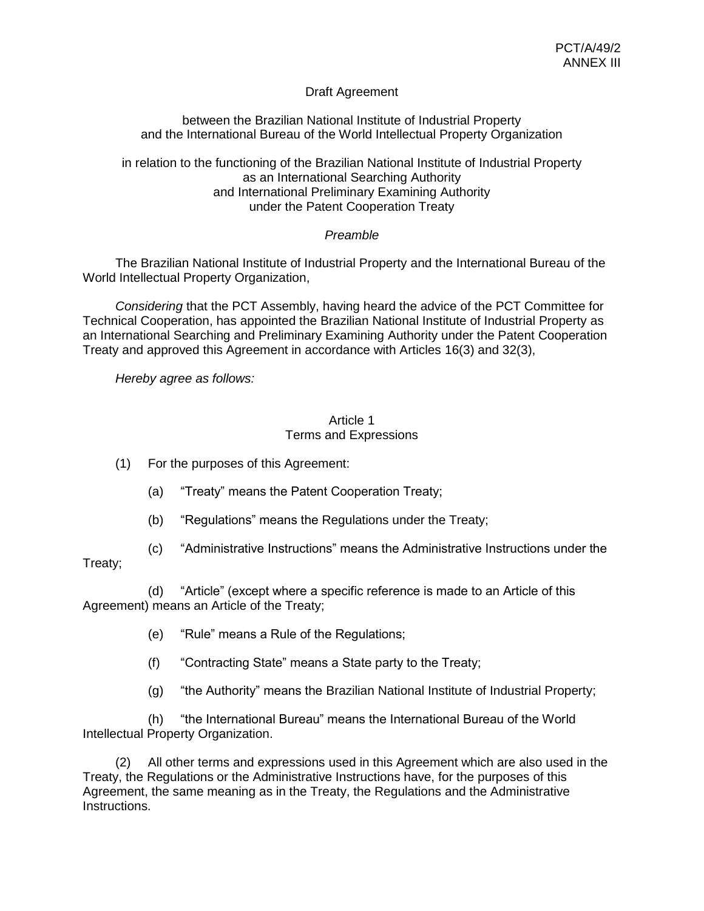Draft Agreement

between the Brazilian National Institute of Industrial Property
and the International Bureau of the World Intellectual Property Organization

in relation to the functioning of the Brazilian National Institute of Industrial Property
as an International Searching Authority
and International Preliminary Examining Authority
under the Patent Cooperation Treaty

*Preamble*

The Brazilian National Institute of Industrial Property and the International Bureau of the World Intellectual Property Organization,

*Considering* that the PCT Assembly, having heard the advice of the PCT Committee for Technical Cooperation, has appointed the Brazilian National Institute of Industrial Property as an International Searching and Preliminary Examining Authority under the Patent Cooperation Treaty and approved this Agreement in accordance with Articles 16(3) and 32(3),

*Hereby agree as follows:*

Article 1
Terms and Expressions

(1) For the purposes of this Agreement:

(a) "Treaty" means the Patent Cooperation Treaty;

(b) "Regulations" means the Regulations under the Treaty;

(c) "Administrative Instructions" means the Administrative Instructions under the Treaty;

(d) "Article" (except where a specific reference is made to an Article of this Agreement) means an Article of the Treaty;

(e) "Rule" means a Rule of the Regulations;

(f) "Contracting State" means a State party to the Treaty;

(g) "the Authority" means the Brazilian National Institute of Industrial Property;

(h) "the International Bureau" means the International Bureau of the World Intellectual Property Organization.

(2) All other terms and expressions used in this Agreement which are also used in the Treaty, the Regulations or the Administrative Instructions have, for the purposes of this Agreement, the same meaning as in the Treaty, the Regulations and the Administrative Instructions.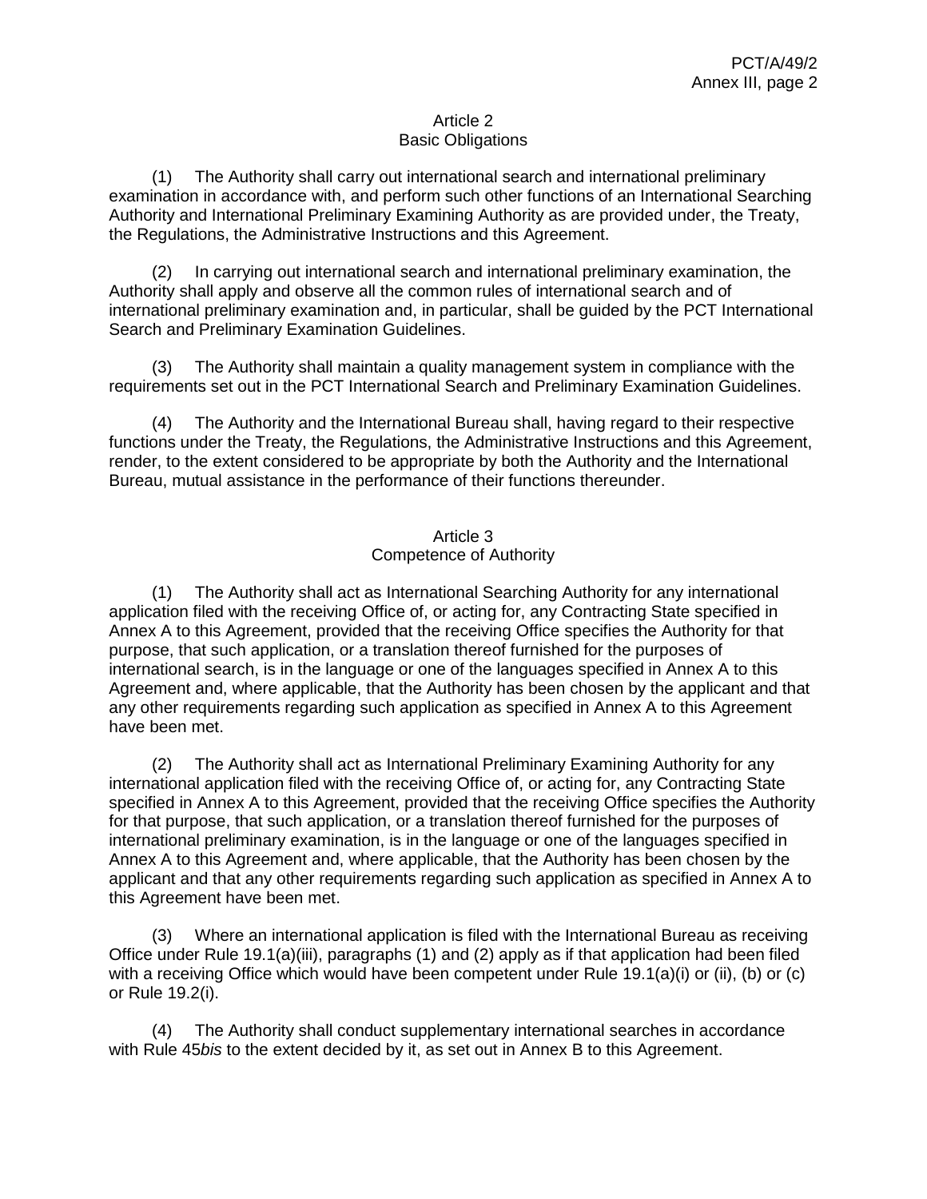### Article 2
### Basic Obligations

(1) The Authority shall carry out international search and international preliminary examination in accordance with, and perform such other functions of an International Searching Authority and International Preliminary Examining Authority as are provided under, the Treaty, the Regulations, the Administrative Instructions and this Agreement.

(2) In carrying out international search and international preliminary examination, the Authority shall apply and observe all the common rules of international search and of international preliminary examination and, in particular, shall be guided by the PCT International Search and Preliminary Examination Guidelines.

(3) The Authority shall maintain a quality management system in compliance with the requirements set out in the PCT International Search and Preliminary Examination Guidelines.

(4) The Authority and the International Bureau shall, having regard to their respective functions under the Treaty, the Regulations, the Administrative Instructions and this Agreement, render, to the extent considered to be appropriate by both the Authority and the International Bureau, mutual assistance in the performance of their functions thereunder.

### Article 3
### Competence of Authority

(1) The Authority shall act as International Searching Authority for any international application filed with the receiving Office of, or acting for, any Contracting State specified in Annex A to this Agreement, provided that the receiving Office specifies the Authority for that purpose, that such application, or a translation thereof furnished for the purposes of international search, is in the language or one of the languages specified in Annex A to this Agreement and, where applicable, that the Authority has been chosen by the applicant and that any other requirements regarding such application as specified in Annex A to this Agreement have been met.

(2) The Authority shall act as International Preliminary Examining Authority for any international application filed with the receiving Office of, or acting for, any Contracting State specified in Annex A to this Agreement, provided that the receiving Office specifies the Authority for that purpose, that such application, or a translation thereof furnished for the purposes of international preliminary examination, is in the language or one of the languages specified in Annex A to this Agreement and, where applicable, that the Authority has been chosen by the applicant and that any other requirements regarding such application as specified in Annex A to this Agreement have been met.

(3) Where an international application is filed with the International Bureau as receiving Office under Rule 19.1(a)(iii), paragraphs (1) and (2) apply as if that application had been filed with a receiving Office which would have been competent under Rule 19.1(a)(i) or (ii), (b) or (c) or Rule 19.2(i).

(4) The Authority shall conduct supplementary international searches in accordance with Rule 45*bis* to the extent decided by it, as set out in Annex B to this Agreement.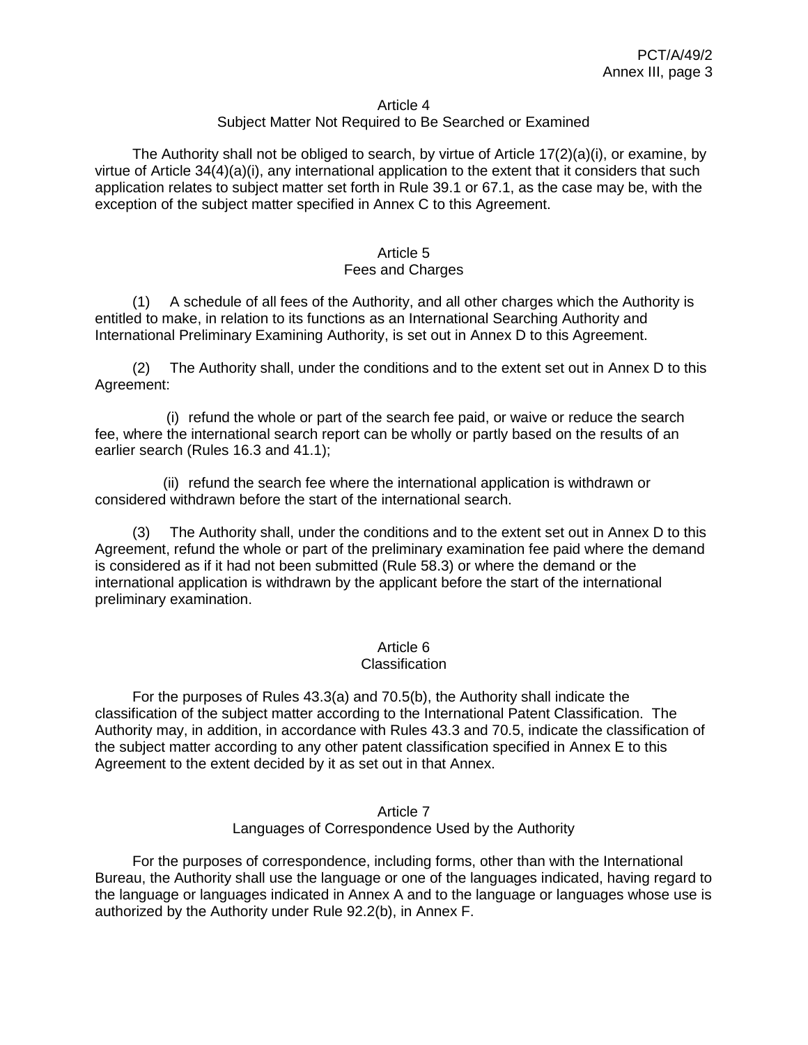## Article 4
## Subject Matter Not Required to Be Searched or Examined

The Authority shall not be obliged to search, by virtue of Article 17(2)(a)(i), or examine, by virtue of Article 34(4)(a)(i), any international application to the extent that it considers that such application relates to subject matter set forth in Rule 39.1 or 67.1, as the case may be, with the exception of the subject matter specified in Annex C to this Agreement.

## Article 5
## Fees and Charges

(1) A schedule of all fees of the Authority, and all other charges which the Authority is entitled to make, in relation to its functions as an International Searching Authority and International Preliminary Examining Authority, is set out in Annex D to this Agreement.

(2) The Authority shall, under the conditions and to the extent set out in Annex D to this Agreement:

(i) refund the whole or part of the search fee paid, or waive or reduce the search fee, where the international search report can be wholly or partly based on the results of an earlier search (Rules 16.3 and 41.1);

(ii) refund the search fee where the international application is withdrawn or considered withdrawn before the start of the international search.

(3) The Authority shall, under the conditions and to the extent set out in Annex D to this Agreement, refund the whole or part of the preliminary examination fee paid where the demand is considered as if it had not been submitted (Rule 58.3) or where the demand or the international application is withdrawn by the applicant before the start of the international preliminary examination.

## Article 6
## Classification

For the purposes of Rules 43.3(a) and 70.5(b), the Authority shall indicate the classification of the subject matter according to the International Patent Classification. The Authority may, in addition, in accordance with Rules 43.3 and 70.5, indicate the classification of the subject matter according to any other patent classification specified in Annex E to this Agreement to the extent decided by it as set out in that Annex.

## Article 7
## Languages of Correspondence Used by the Authority

For the purposes of correspondence, including forms, other than with the International Bureau, the Authority shall use the language or one of the languages indicated, having regard to the language or languages indicated in Annex A and to the language or languages whose use is authorized by the Authority under Rule 92.2(b), in Annex F.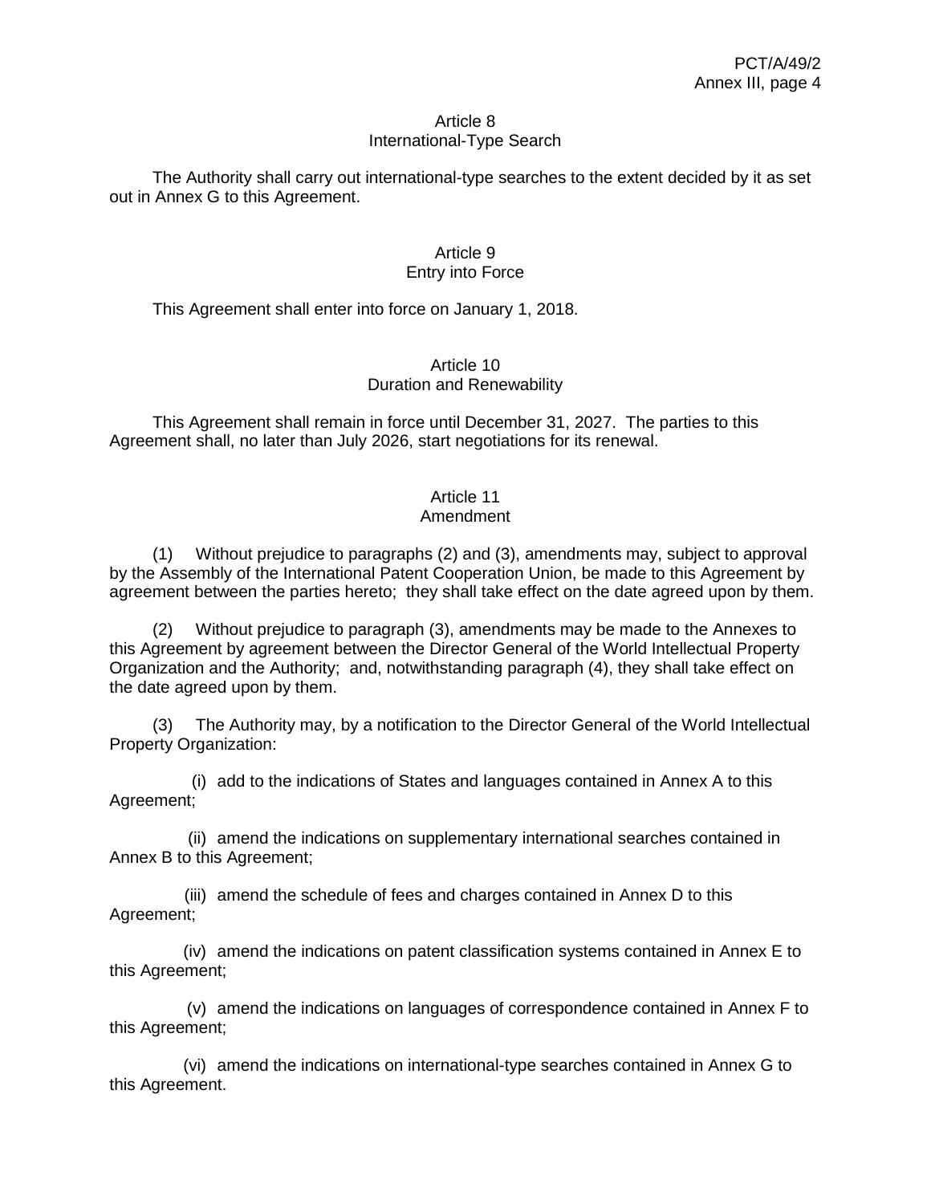### Article 8
### International-Type Search

The Authority shall carry out international-type searches to the extent decided by it as set out in Annex G to this Agreement.

### Article 9
### Entry into Force

This Agreement shall enter into force on January 1, 2018.

### Article 10
### Duration and Renewability

This Agreement shall remain in force until December 31, 2027. The parties to this Agreement shall, no later than July 2026, start negotiations for its renewal.

### Article 11
### Amendment

(1) Without prejudice to paragraphs (2) and (3), amendments may, subject to approval by the Assembly of the International Patent Cooperation Union, be made to this Agreement by agreement between the parties hereto; they shall take effect on the date agreed upon by them.

(2) Without prejudice to paragraph (3), amendments may be made to the Annexes to this Agreement by agreement between the Director General of the World Intellectual Property Organization and the Authority; and, notwithstanding paragraph (4), they shall take effect on the date agreed upon by them.

(3) The Authority may, by a notification to the Director General of the World Intellectual Property Organization:

(i) add to the indications of States and languages contained in Annex A to this Agreement;

(ii) amend the indications on supplementary international searches contained in Annex B to this Agreement;

(iii) amend the schedule of fees and charges contained in Annex D to this Agreement;

(iv) amend the indications on patent classification systems contained in Annex E to this Agreement;

(v) amend the indications on languages of correspondence contained in Annex F to this Agreement;

(vi) amend the indications on international-type searches contained in Annex G to this Agreement.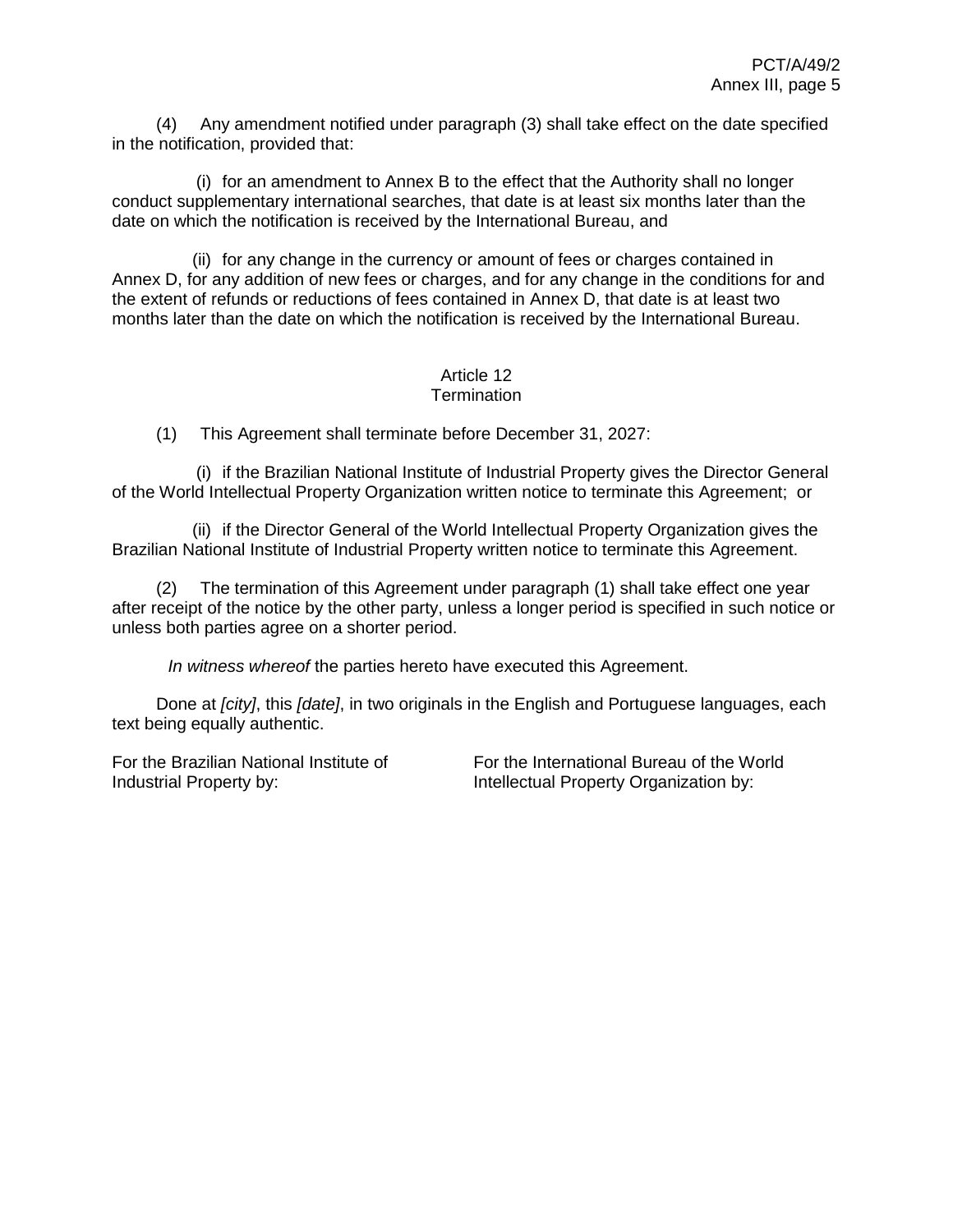(4) Any amendment notified under paragraph (3) shall take effect on the date specified in the notification, provided that:

(i) for an amendment to Annex B to the effect that the Authority shall no longer conduct supplementary international searches, that date is at least six months later than the date on which the notification is received by the International Bureau, and

(ii) for any change in the currency or amount of fees or charges contained in Annex D, for any addition of new fees or charges, and for any change in the conditions for and the extent of refunds or reductions of fees contained in Annex D, that date is at least two months later than the date on which the notification is received by the International Bureau.

## Article 12
## Termination

(1) This Agreement shall terminate before December 31, 2027:

(i) if the Brazilian National Institute of Industrial Property gives the Director General of the World Intellectual Property Organization written notice to terminate this Agreement; or

(ii) if the Director General of the World Intellectual Property Organization gives the Brazilian National Institute of Industrial Property written notice to terminate this Agreement.

(2) The termination of this Agreement under paragraph (1) shall take effect one year after receipt of the notice by the other party, unless a longer period is specified in such notice or unless both parties agree on a shorter period.

*In witness whereof* the parties hereto have executed this Agreement.

Done at *[city]*, this *[date]*, in two originals in the English and Portuguese languages, each text being equally authentic.

For the Brazilian National Institute of Industrial Property by:

For the International Bureau of the World Intellectual Property Organization by: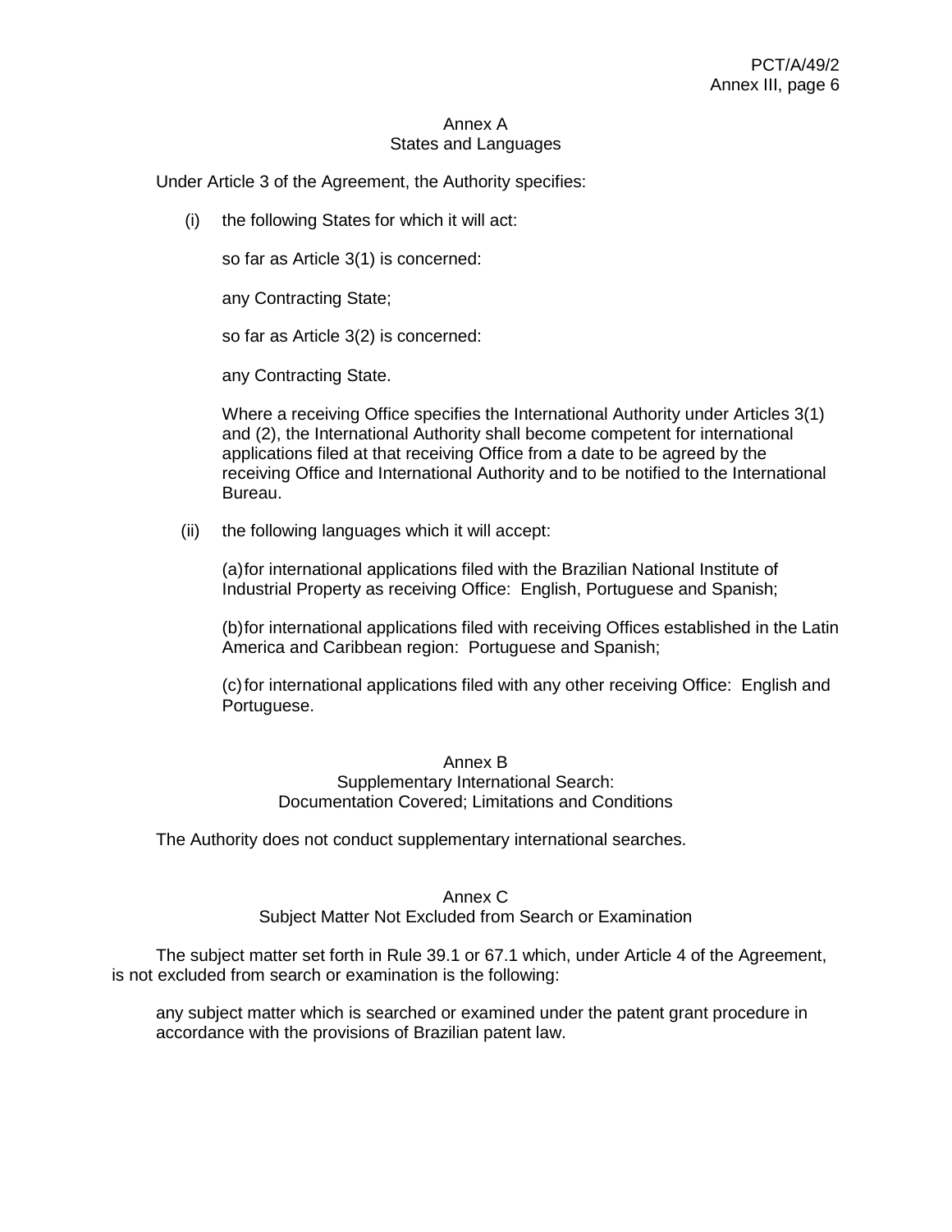## Annex A
## States and Languages

Under Article 3 of the Agreement, the Authority specifies:

(i) the following States for which it will act:

so far as Article 3(1) is concerned:

any Contracting State;

so far as Article 3(2) is concerned:

any Contracting State.

Where a receiving Office specifies the International Authority under Articles 3(1) and (2), the International Authority shall become competent for international applications filed at that receiving Office from a date to be agreed by the receiving Office and International Authority and to be notified to the International Bureau.

(ii) the following languages which it will accept:

(a) for international applications filed with the Brazilian National Institute of Industrial Property as receiving Office: English, Portuguese and Spanish;

(b) for international applications filed with receiving Offices established in the Latin America and Caribbean region: Portuguese and Spanish;

(c) for international applications filed with any other receiving Office: English and Portuguese.

## Annex B
## Supplementary International Search:
## Documentation Covered; Limitations and Conditions

The Authority does not conduct supplementary international searches.

## Annex C
## Subject Matter Not Excluded from Search or Examination

The subject matter set forth in Rule 39.1 or 67.1 which, under Article 4 of the Agreement, is not excluded from search or examination is the following:

any subject matter which is searched or examined under the patent grant procedure in accordance with the provisions of Brazilian patent law.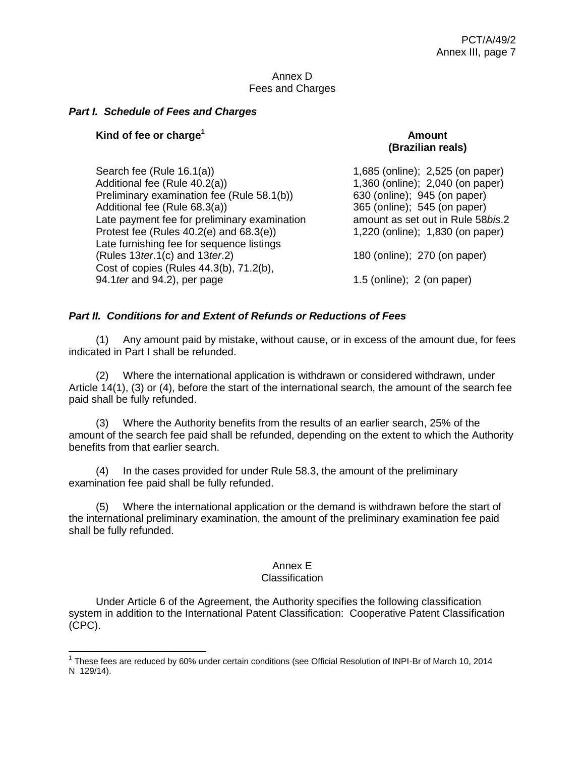Annex D
Fees and Charges

***Part I. Schedule of Fees and Charges***

| Kind of fee or charge[1] | Amount (Brazilian reals) |
| --- | --- |
| Search fee (Rule 16.1(a)) | 1,685 (online); 2,525 (on paper) |
| Additional fee (Rule 40.2(a)) | 1,360 (online); 2,040 (on paper) |
| Preliminary examination fee (Rule 58.1(b)) | 630 (online); 945 (on paper) |
| Additional fee (Rule 68.3(a)) | 365 (online); 545 (on paper) |
| Late payment fee for preliminary examination | amount as set out in Rule 58*bis*.2 |
| Protest fee (Rules 40.2(e) and 68.3(e)) | 1,220 (online); 1,830 (on paper) |
| Late furnishing fee for sequence listings (Rules 13*ter*.1(c) and 13*ter*.2) | 180 (online); 270 (on paper) |
| Cost of copies (Rules 44.3(b), 71.2(b), 94.1*ter* and 94.2), per page | 1.5 (online); 2 (on paper) |

***Part II. Conditions for and Extent of Refunds or Reductions of Fees***

(1) Any amount paid by mistake, without cause, or in excess of the amount due, for fees indicated in Part I shall be refunded.

(2) Where the international application is withdrawn or considered withdrawn, under Article 14(1), (3) or (4), before the start of the international search, the amount of the search fee paid shall be fully refunded.

(3) Where the Authority benefits from the results of an earlier search, 25% of the amount of the search fee paid shall be refunded, depending on the extent to which the Authority benefits from that earlier search.

(4) In the cases provided for under Rule 58.3, the amount of the preliminary examination fee paid shall be fully refunded.

(5) Where the international application or the demand is withdrawn before the start of the international preliminary examination, the amount of the preliminary examination fee paid shall be fully refunded.

Annex E
Classification

Under Article 6 of the Agreement, the Authority specifies the following classification system in addition to the International Patent Classification: Cooperative Patent Classification (CPC).

[1] These fees are reduced by 60% under certain conditions (see Official Resolution of INPI-Br of March 10, 2014 N 129/14).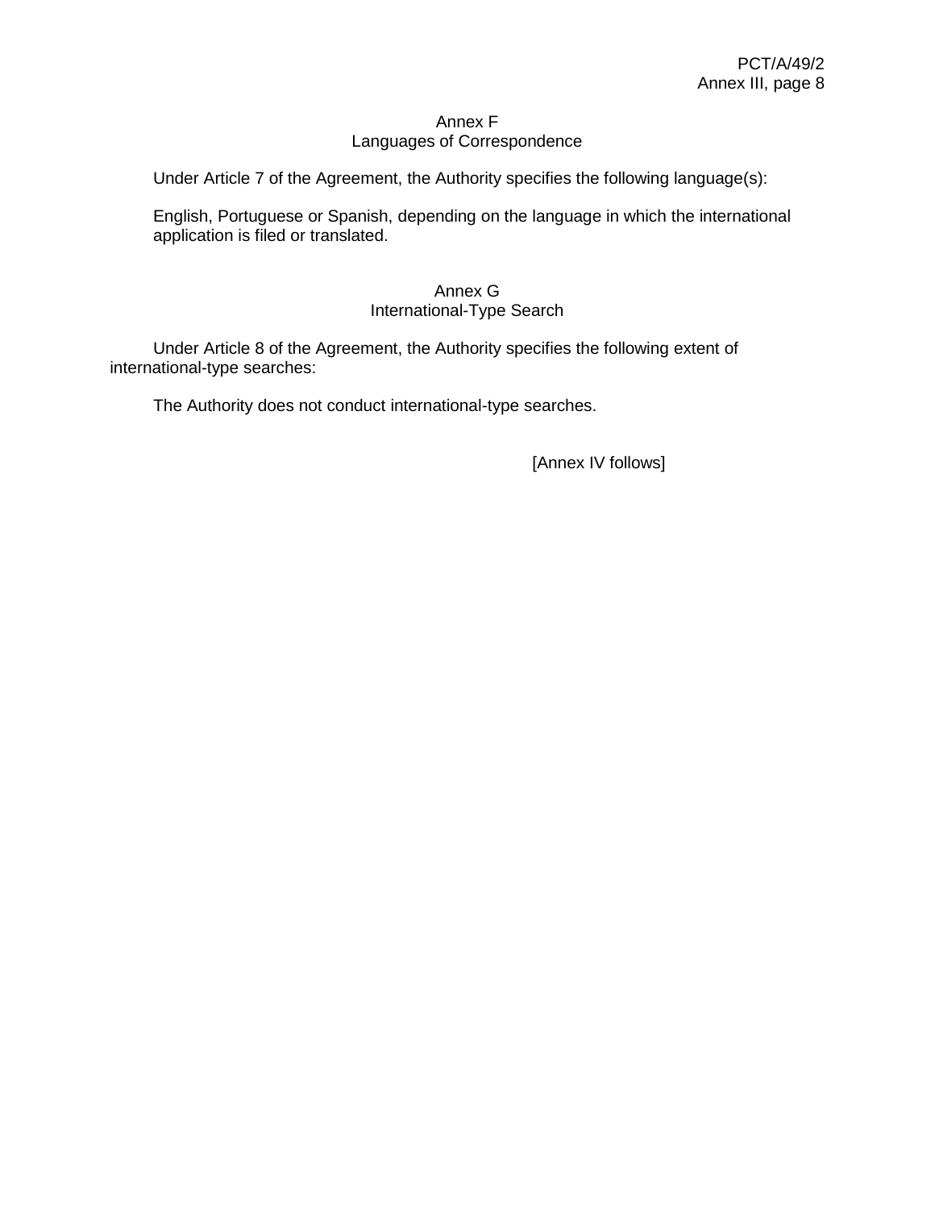## Annex F
## Languages of Correspondence

Under Article 7 of the Agreement, the Authority specifies the following language(s):

English, Portuguese or Spanish, depending on the language in which the international application is filed or translated.

## Annex G
## International-Type Search

Under Article 8 of the Agreement, the Authority specifies the following extent of international-type searches:

The Authority does not conduct international-type searches.

[Annex IV follows]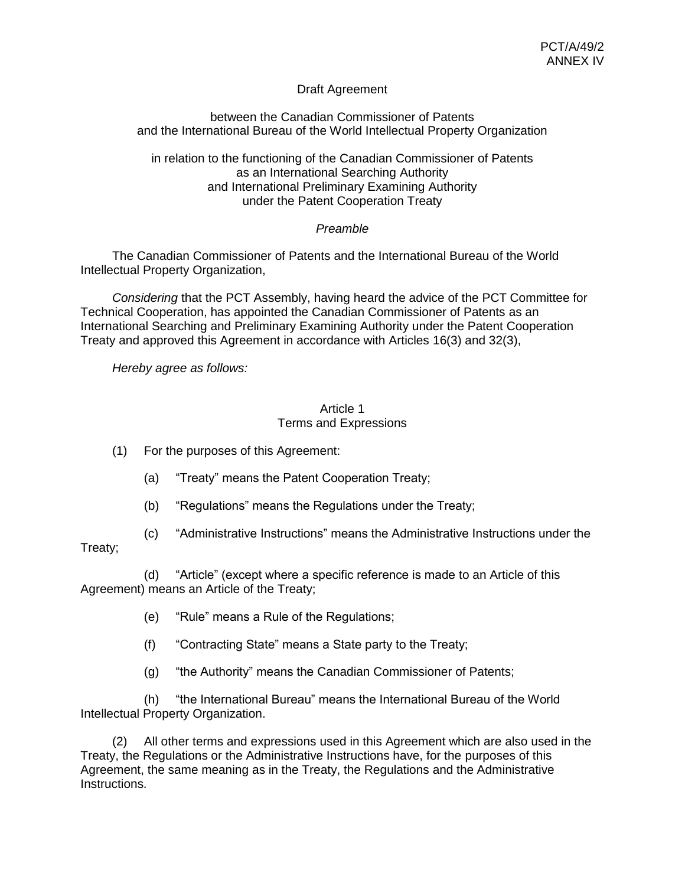Draft Agreement

between the Canadian Commissioner of Patents
and the International Bureau of the World Intellectual Property Organization

in relation to the functioning of the Canadian Commissioner of Patents
as an International Searching Authority
and International Preliminary Examining Authority
under the Patent Cooperation Treaty

*Preamble*

The Canadian Commissioner of Patents and the International Bureau of the World Intellectual Property Organization,

*Considering* that the PCT Assembly, having heard the advice of the PCT Committee for Technical Cooperation, has appointed the Canadian Commissioner of Patents as an International Searching and Preliminary Examining Authority under the Patent Cooperation Treaty and approved this Agreement in accordance with Articles 16(3) and 32(3),

*Hereby agree as follows:*

Article 1
Terms and Expressions

(1) For the purposes of this Agreement:

(a) "Treaty" means the Patent Cooperation Treaty;

(b) "Regulations" means the Regulations under the Treaty;

(c) "Administrative Instructions" means the Administrative Instructions under the Treaty;

(d) "Article" (except where a specific reference is made to an Article of this Agreement) means an Article of the Treaty;

(e) "Rule" means a Rule of the Regulations;

(f) "Contracting State" means a State party to the Treaty;

(g) "the Authority" means the Canadian Commissioner of Patents;

(h) "the International Bureau" means the International Bureau of the World Intellectual Property Organization.

(2) All other terms and expressions used in this Agreement which are also used in the Treaty, the Regulations or the Administrative Instructions have, for the purposes of this Agreement, the same meaning as in the Treaty, the Regulations and the Administrative Instructions.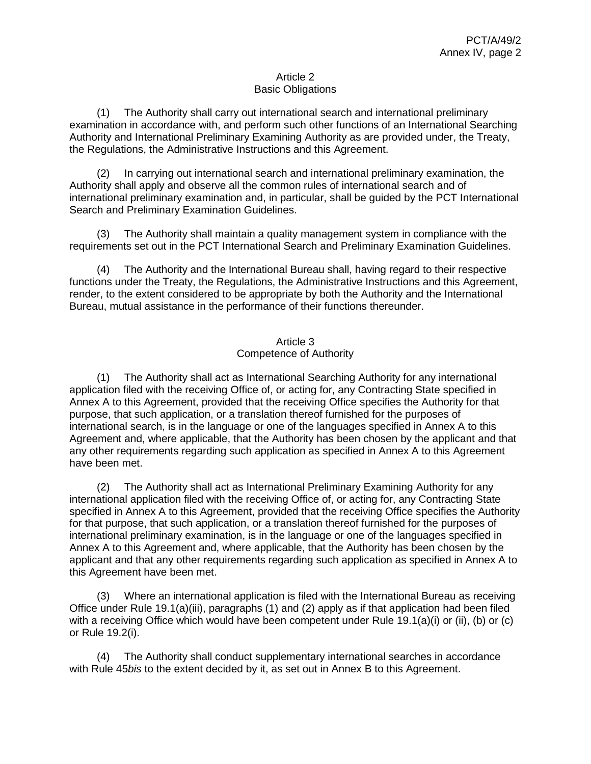## Article 2
### Basic Obligations

(1) The Authority shall carry out international search and international preliminary examination in accordance with, and perform such other functions of an International Searching Authority and International Preliminary Examining Authority as are provided under, the Treaty, the Regulations, the Administrative Instructions and this Agreement.

(2) In carrying out international search and international preliminary examination, the Authority shall apply and observe all the common rules of international search and of international preliminary examination and, in particular, shall be guided by the PCT International Search and Preliminary Examination Guidelines.

(3) The Authority shall maintain a quality management system in compliance with the requirements set out in the PCT International Search and Preliminary Examination Guidelines.

(4) The Authority and the International Bureau shall, having regard to their respective functions under the Treaty, the Regulations, the Administrative Instructions and this Agreement, render, to the extent considered to be appropriate by both the Authority and the International Bureau, mutual assistance in the performance of their functions thereunder.

## Article 3
### Competence of Authority

(1) The Authority shall act as International Searching Authority for any international application filed with the receiving Office of, or acting for, any Contracting State specified in Annex A to this Agreement, provided that the receiving Office specifies the Authority for that purpose, that such application, or a translation thereof furnished for the purposes of international search, is in the language or one of the languages specified in Annex A to this Agreement and, where applicable, that the Authority has been chosen by the applicant and that any other requirements regarding such application as specified in Annex A to this Agreement have been met.

(2) The Authority shall act as International Preliminary Examining Authority for any international application filed with the receiving Office of, or acting for, any Contracting State specified in Annex A to this Agreement, provided that the receiving Office specifies the Authority for that purpose, that such application, or a translation thereof furnished for the purposes of international preliminary examination, is in the language or one of the languages specified in Annex A to this Agreement and, where applicable, that the Authority has been chosen by the applicant and that any other requirements regarding such application as specified in Annex A to this Agreement have been met.

(3) Where an international application is filed with the International Bureau as receiving Office under Rule 19.1(a)(iii), paragraphs (1) and (2) apply as if that application had been filed with a receiving Office which would have been competent under Rule 19.1(a)(i) or (ii), (b) or (c) or Rule 19.2(i).

(4) The Authority shall conduct supplementary international searches in accordance with Rule 45*bis* to the extent decided by it, as set out in Annex B to this Agreement.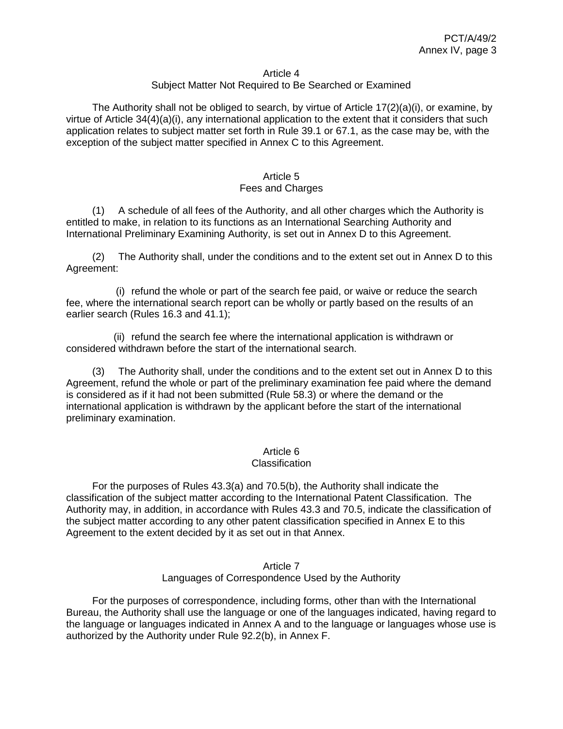### Article 4
### Subject Matter Not Required to Be Searched or Examined

The Authority shall not be obliged to search, by virtue of Article 17(2)(a)(i), or examine, by virtue of Article 34(4)(a)(i), any international application to the extent that it considers that such application relates to subject matter set forth in Rule 39.1 or 67.1, as the case may be, with the exception of the subject matter specified in Annex C to this Agreement.

### Article 5
### Fees and Charges

(1) A schedule of all fees of the Authority, and all other charges which the Authority is entitled to make, in relation to its functions as an International Searching Authority and International Preliminary Examining Authority, is set out in Annex D to this Agreement.

(2) The Authority shall, under the conditions and to the extent set out in Annex D to this Agreement:

(i) refund the whole or part of the search fee paid, or waive or reduce the search fee, where the international search report can be wholly or partly based on the results of an earlier search (Rules 16.3 and 41.1);

(ii) refund the search fee where the international application is withdrawn or considered withdrawn before the start of the international search.

(3) The Authority shall, under the conditions and to the extent set out in Annex D to this Agreement, refund the whole or part of the preliminary examination fee paid where the demand is considered as if it had not been submitted (Rule 58.3) or where the demand or the international application is withdrawn by the applicant before the start of the international preliminary examination.

### Article 6
### Classification

For the purposes of Rules 43.3(a) and 70.5(b), the Authority shall indicate the classification of the subject matter according to the International Patent Classification. The Authority may, in addition, in accordance with Rules 43.3 and 70.5, indicate the classification of the subject matter according to any other patent classification specified in Annex E to this Agreement to the extent decided by it as set out in that Annex.

### Article 7
### Languages of Correspondence Used by the Authority

For the purposes of correspondence, including forms, other than with the International Bureau, the Authority shall use the language or one of the languages indicated, having regard to the language or languages indicated in Annex A and to the language or languages whose use is authorized by the Authority under Rule 92.2(b), in Annex F.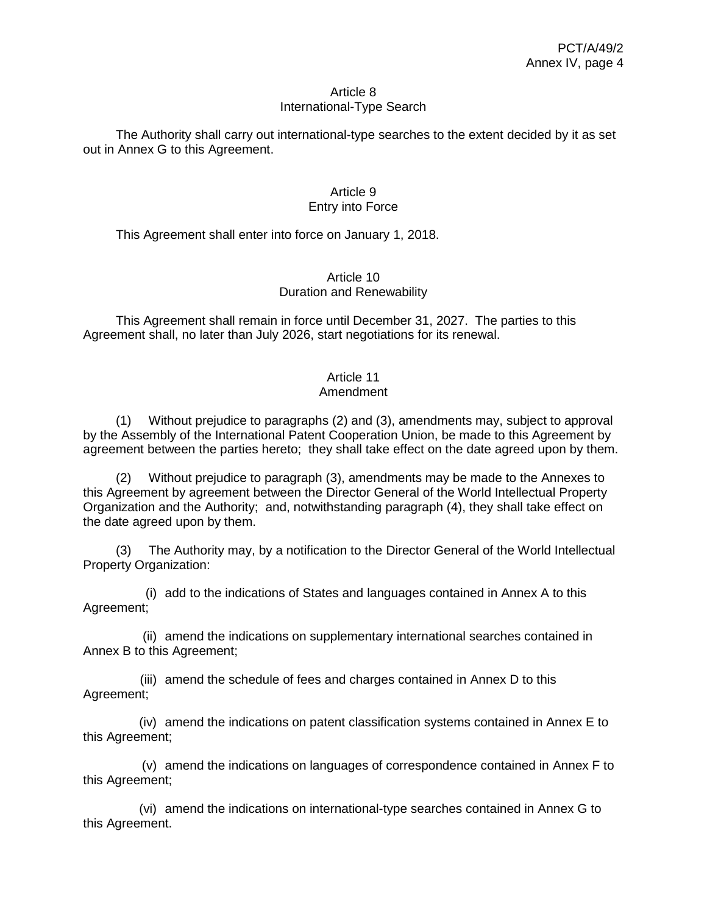### Article 8
### International-Type Search

The Authority shall carry out international-type searches to the extent decided by it as set out in Annex G to this Agreement.

### Article 9
### Entry into Force

This Agreement shall enter into force on January 1, 2018.

### Article 10
### Duration and Renewability

This Agreement shall remain in force until December 31, 2027. The parties to this Agreement shall, no later than July 2026, start negotiations for its renewal.

### Article 11
### Amendment

(1) Without prejudice to paragraphs (2) and (3), amendments may, subject to approval by the Assembly of the International Patent Cooperation Union, be made to this Agreement by agreement between the parties hereto; they shall take effect on the date agreed upon by them.

(2) Without prejudice to paragraph (3), amendments may be made to the Annexes to this Agreement by agreement between the Director General of the World Intellectual Property Organization and the Authority; and, notwithstanding paragraph (4), they shall take effect on the date agreed upon by them.

(3) The Authority may, by a notification to the Director General of the World Intellectual Property Organization:

(i) add to the indications of States and languages contained in Annex A to this Agreement;

(ii) amend the indications on supplementary international searches contained in Annex B to this Agreement;

(iii) amend the schedule of fees and charges contained in Annex D to this Agreement;

(iv) amend the indications on patent classification systems contained in Annex E to this Agreement;

(v) amend the indications on languages of correspondence contained in Annex F to this Agreement;

(vi) amend the indications on international-type searches contained in Annex G to this Agreement.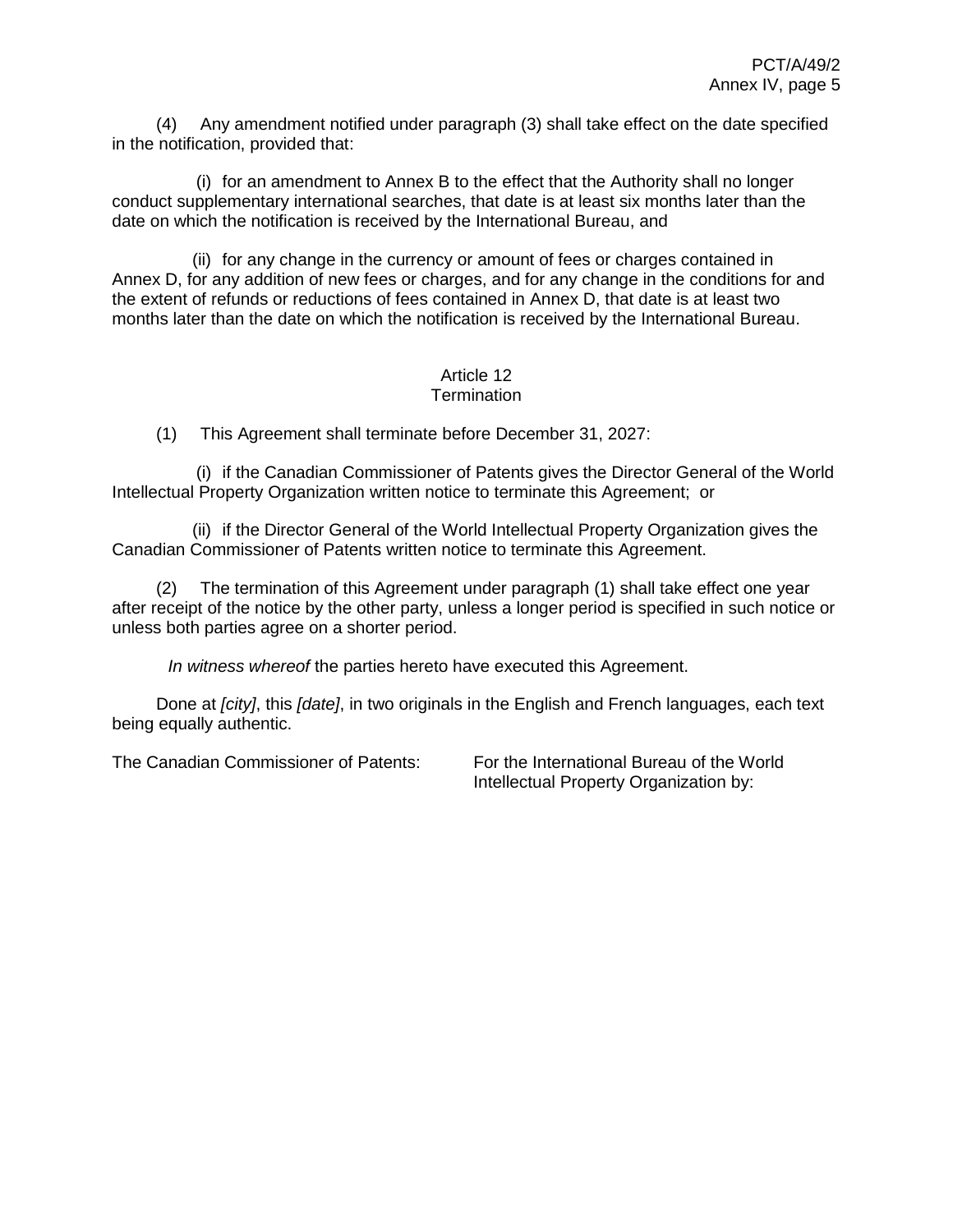(4) Any amendment notified under paragraph (3) shall take effect on the date specified in the notification, provided that:

(i) for an amendment to Annex B to the effect that the Authority shall no longer conduct supplementary international searches, that date is at least six months later than the date on which the notification is received by the International Bureau, and

(ii) for any change in the currency or amount of fees or charges contained in Annex D, for any addition of new fees or charges, and for any change in the conditions for and the extent of refunds or reductions of fees contained in Annex D, that date is at least two months later than the date on which the notification is received by the International Bureau.

Article 12
Termination

(1) This Agreement shall terminate before December 31, 2027:

(i) if the Canadian Commissioner of Patents gives the Director General of the World Intellectual Property Organization written notice to terminate this Agreement; or

(ii) if the Director General of the World Intellectual Property Organization gives the Canadian Commissioner of Patents written notice to terminate this Agreement.

(2) The termination of this Agreement under paragraph (1) shall take effect one year after receipt of the notice by the other party, unless a longer period is specified in such notice or unless both parties agree on a shorter period.

*In witness whereof* the parties hereto have executed this Agreement.

Done at *[city]*, this *[date]*, in two originals in the English and French languages, each text being equally authentic.

The Canadian Commissioner of Patents:

For the International Bureau of the World Intellectual Property Organization by: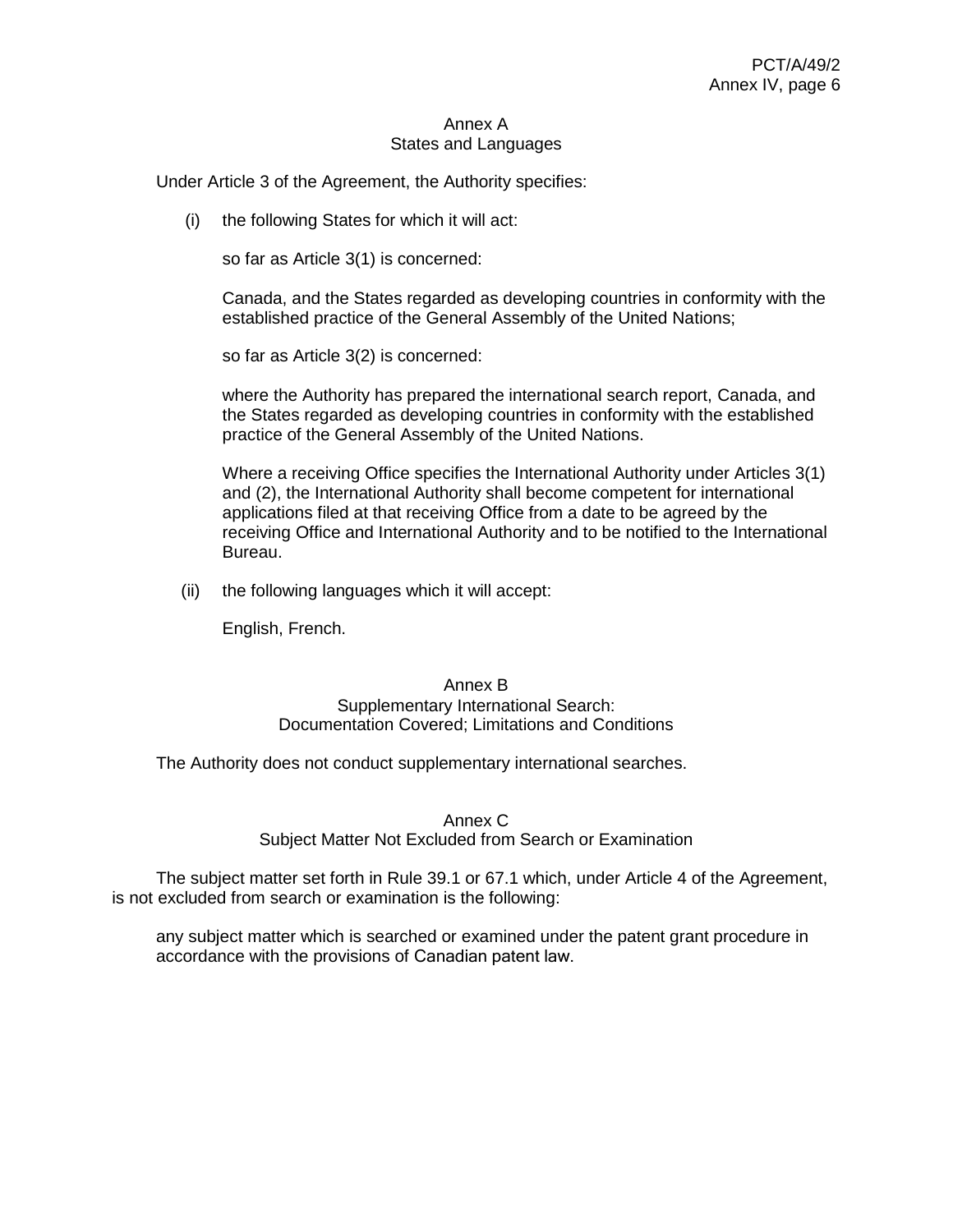## Annex A
## States and Languages

Under Article 3 of the Agreement, the Authority specifies:

(i) the following States for which it will act:

so far as Article 3(1) is concerned:

Canada, and the States regarded as developing countries in conformity with the established practice of the General Assembly of the United Nations;

so far as Article 3(2) is concerned:

where the Authority has prepared the international search report, Canada, and the States regarded as developing countries in conformity with the established practice of the General Assembly of the United Nations.

Where a receiving Office specifies the International Authority under Articles 3(1) and (2), the International Authority shall become competent for international applications filed at that receiving Office from a date to be agreed by the receiving Office and International Authority and to be notified to the International Bureau.

(ii) the following languages which it will accept:

English, French.

## Annex B
## Supplementary International Search: Documentation Covered; Limitations and Conditions

The Authority does not conduct supplementary international searches.

## Annex C
## Subject Matter Not Excluded from Search or Examination

The subject matter set forth in Rule 39.1 or 67.1 which, under Article 4 of the Agreement, is not excluded from search or examination is the following:

any subject matter which is searched or examined under the patent grant procedure in accordance with the provisions of Canadian patent law.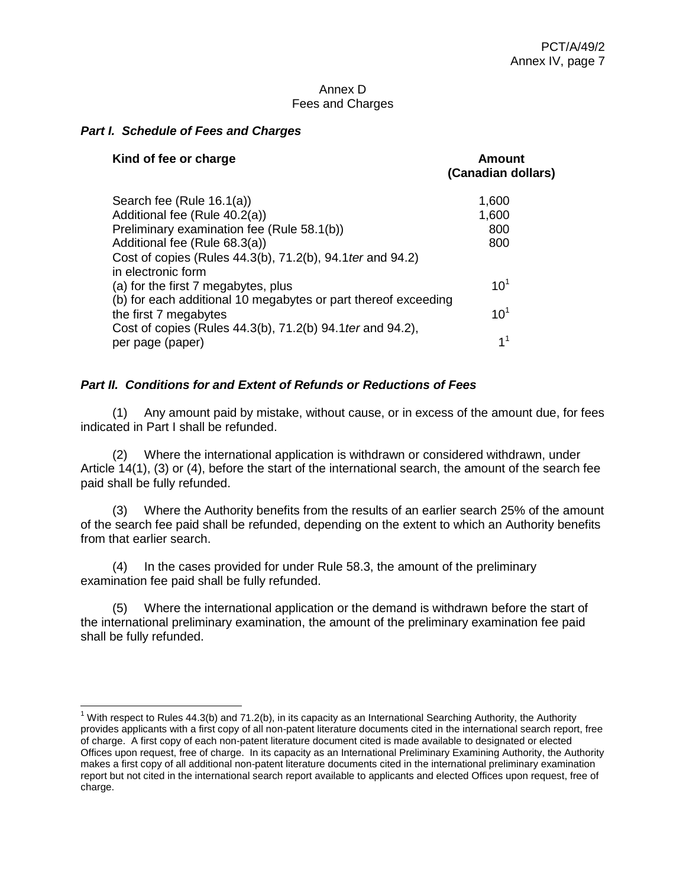Annex D
Fees and Charges

### *Part I. Schedule of Fees and Charges*

| Kind of fee or charge | Amount (Canadian dollars) |
|---|---|
| Search fee (Rule 16.1(a)) | 1,600 |
| Additional fee (Rule 40.2(a)) | 1,600 |
| Preliminary examination fee (Rule 58.1(b)) | 800 |
| Additional fee (Rule 68.3(a)) | 800 |
| Cost of copies (Rules 44.3(b), 71.2(b), 94.1*ter* and 94.2) in electronic form | |
| (a) for the first 7 megabytes, plus | 10[1] |
| (b) for each additional 10 megabytes or part thereof exceeding the first 7 megabytes | 10[1] |
| Cost of copies (Rules 44.3(b), 71.2(b) 94.1*ter* and 94.2), per page (paper) | 1[1] |

### *Part II. Conditions for and Extent of Refunds or Reductions of Fees*

(1) Any amount paid by mistake, without cause, or in excess of the amount due, for fees indicated in Part I shall be refunded.

(2) Where the international application is withdrawn or considered withdrawn, under Article 14(1), (3) or (4), before the start of the international search, the amount of the search fee paid shall be fully refunded.

(3) Where the Authority benefits from the results of an earlier search 25% of the amount of the search fee paid shall be refunded, depending on the extent to which an Authority benefits from that earlier search.

(4) In the cases provided for under Rule 58.3, the amount of the preliminary examination fee paid shall be fully refunded.

(5) Where the international application or the demand is withdrawn before the start of the international preliminary examination, the amount of the preliminary examination fee paid shall be fully refunded.

---

[1] With respect to Rules 44.3(b) and 71.2(b), in its capacity as an International Searching Authority, the Authority provides applicants with a first copy of all non-patent literature documents cited in the international search report, free of charge. A first copy of each non-patent literature document cited is made available to designated or elected Offices upon request, free of charge. In its capacity as an International Preliminary Examining Authority, the Authority makes a first copy of all additional non-patent literature documents cited in the international preliminary examination report but not cited in the international search report available to applicants and elected Offices upon request, free of charge.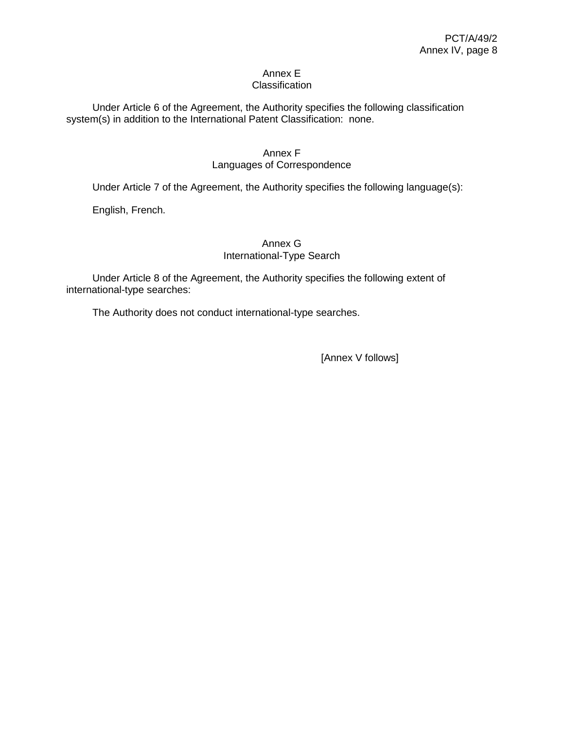## Annex E
## Classification

Under Article 6 of the Agreement, the Authority specifies the following classification system(s) in addition to the International Patent Classification: none.

## Annex F
## Languages of Correspondence

Under Article 7 of the Agreement, the Authority specifies the following language(s):

English, French.

## Annex G
## International-Type Search

Under Article 8 of the Agreement, the Authority specifies the following extent of international-type searches:

The Authority does not conduct international-type searches.

[Annex V follows]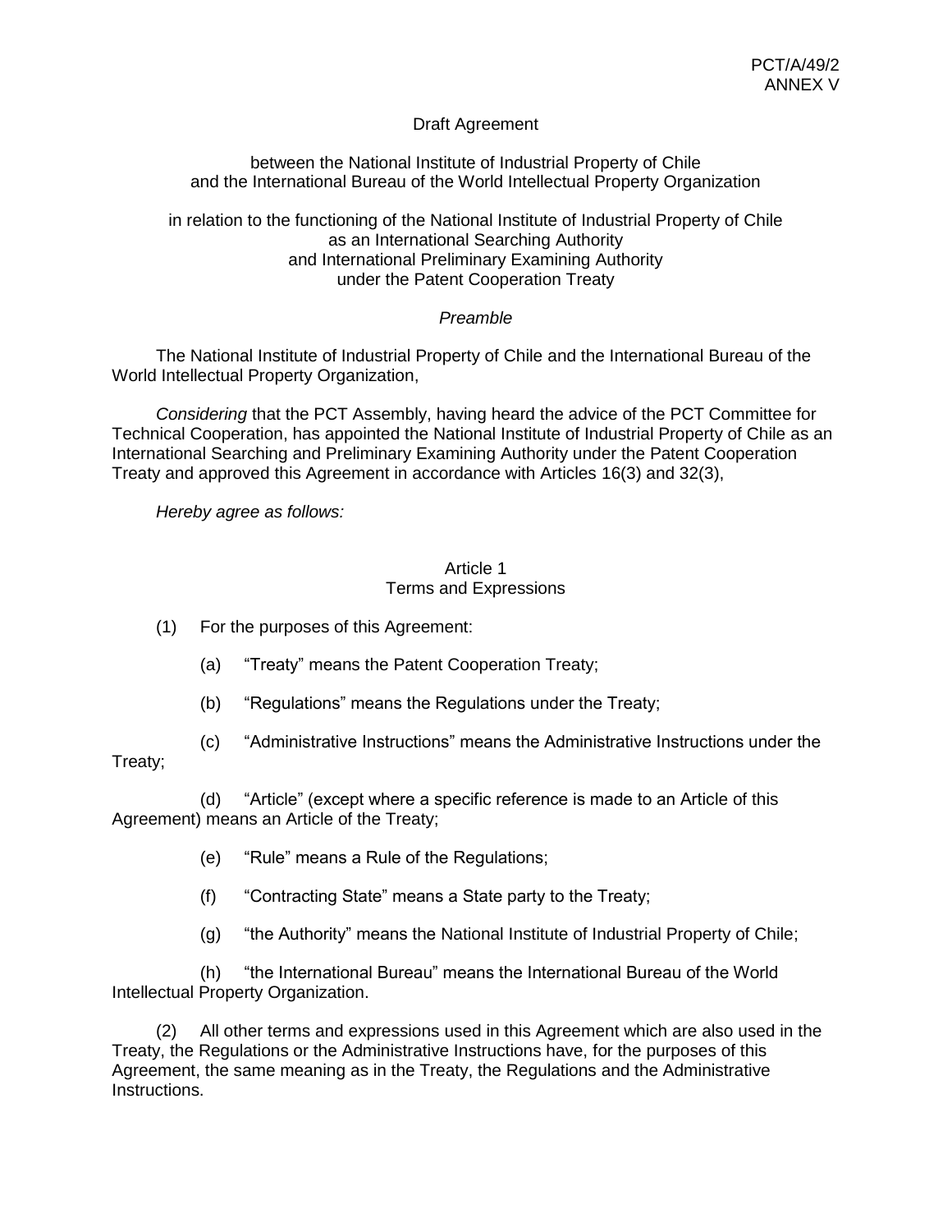Draft Agreement

between the National Institute of Industrial Property of Chile
and the International Bureau of the World Intellectual Property Organization

in relation to the functioning of the National Institute of Industrial Property of Chile
as an International Searching Authority
and International Preliminary Examining Authority
under the Patent Cooperation Treaty

*Preamble*

The National Institute of Industrial Property of Chile and the International Bureau of the World Intellectual Property Organization,

*Considering* that the PCT Assembly, having heard the advice of the PCT Committee for Technical Cooperation, has appointed the National Institute of Industrial Property of Chile as an International Searching and Preliminary Examining Authority under the Patent Cooperation Treaty and approved this Agreement in accordance with Articles 16(3) and 32(3),

*Hereby agree as follows:*

## Article 1
## Terms and Expressions

(1) For the purposes of this Agreement:

(a) “Treaty” means the Patent Cooperation Treaty;

(b) “Regulations” means the Regulations under the Treaty;

(c) “Administrative Instructions” means the Administrative Instructions under the Treaty;

(d) “Article” (except where a specific reference is made to an Article of this Agreement) means an Article of the Treaty;

(e) “Rule” means a Rule of the Regulations;

(f) “Contracting State” means a State party to the Treaty;

(g) “the Authority” means the National Institute of Industrial Property of Chile;

(h) “the International Bureau” means the International Bureau of the World Intellectual Property Organization.

(2) All other terms and expressions used in this Agreement which are also used in the Treaty, the Regulations or the Administrative Instructions have, for the purposes of this Agreement, the same meaning as in the Treaty, the Regulations and the Administrative Instructions.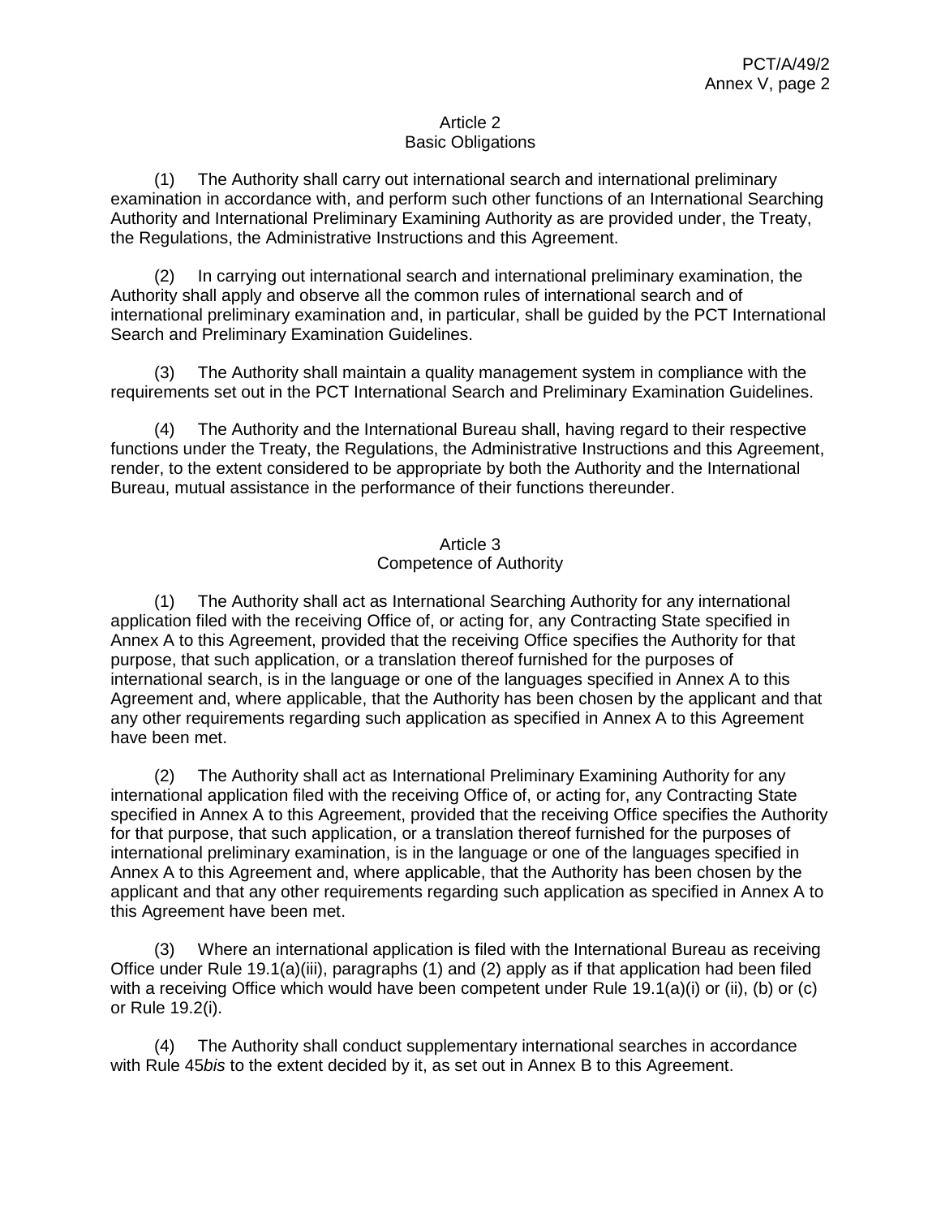### Article 2
### Basic Obligations

(1) The Authority shall carry out international search and international preliminary examination in accordance with, and perform such other functions of an International Searching Authority and International Preliminary Examining Authority as are provided under, the Treaty, the Regulations, the Administrative Instructions and this Agreement.

(2) In carrying out international search and international preliminary examination, the Authority shall apply and observe all the common rules of international search and of international preliminary examination and, in particular, shall be guided by the PCT International Search and Preliminary Examination Guidelines.

(3) The Authority shall maintain a quality management system in compliance with the requirements set out in the PCT International Search and Preliminary Examination Guidelines.

(4) The Authority and the International Bureau shall, having regard to their respective functions under the Treaty, the Regulations, the Administrative Instructions and this Agreement, render, to the extent considered to be appropriate by both the Authority and the International Bureau, mutual assistance in the performance of their functions thereunder.

### Article 3
### Competence of Authority

(1) The Authority shall act as International Searching Authority for any international application filed with the receiving Office of, or acting for, any Contracting State specified in Annex A to this Agreement, provided that the receiving Office specifies the Authority for that purpose, that such application, or a translation thereof furnished for the purposes of international search, is in the language or one of the languages specified in Annex A to this Agreement and, where applicable, that the Authority has been chosen by the applicant and that any other requirements regarding such application as specified in Annex A to this Agreement have been met.

(2) The Authority shall act as International Preliminary Examining Authority for any international application filed with the receiving Office of, or acting for, any Contracting State specified in Annex A to this Agreement, provided that the receiving Office specifies the Authority for that purpose, that such application, or a translation thereof furnished for the purposes of international preliminary examination, is in the language or one of the languages specified in Annex A to this Agreement and, where applicable, that the Authority has been chosen by the applicant and that any other requirements regarding such application as specified in Annex A to this Agreement have been met.

(3) Where an international application is filed with the International Bureau as receiving Office under Rule 19.1(a)(iii), paragraphs (1) and (2) apply as if that application had been filed with a receiving Office which would have been competent under Rule 19.1(a)(i) or (ii), (b) or (c) or Rule 19.2(i).

(4) The Authority shall conduct supplementary international searches in accordance with Rule 45*bis* to the extent decided by it, as set out in Annex B to this Agreement.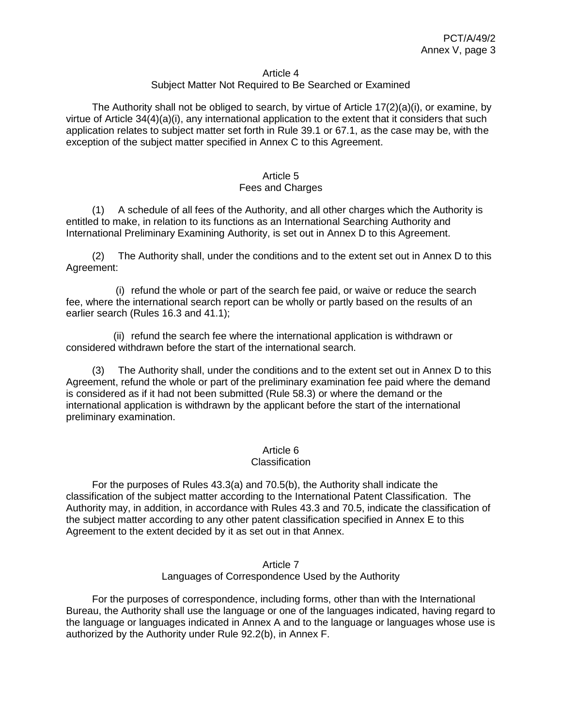### Article 4
### Subject Matter Not Required to Be Searched or Examined

The Authority shall not be obliged to search, by virtue of Article 17(2)(a)(i), or examine, by virtue of Article 34(4)(a)(i), any international application to the extent that it considers that such application relates to subject matter set forth in Rule 39.1 or 67.1, as the case may be, with the exception of the subject matter specified in Annex C to this Agreement.

### Article 5
### Fees and Charges

(1) A schedule of all fees of the Authority, and all other charges which the Authority is entitled to make, in relation to its functions as an International Searching Authority and International Preliminary Examining Authority, is set out in Annex D to this Agreement.

(2) The Authority shall, under the conditions and to the extent set out in Annex D to this Agreement:

(i) refund the whole or part of the search fee paid, or waive or reduce the search fee, where the international search report can be wholly or partly based on the results of an earlier search (Rules 16.3 and 41.1);

(ii) refund the search fee where the international application is withdrawn or considered withdrawn before the start of the international search.

(3) The Authority shall, under the conditions and to the extent set out in Annex D to this Agreement, refund the whole or part of the preliminary examination fee paid where the demand is considered as if it had not been submitted (Rule 58.3) or where the demand or the international application is withdrawn by the applicant before the start of the international preliminary examination.

### Article 6
### Classification

For the purposes of Rules 43.3(a) and 70.5(b), the Authority shall indicate the classification of the subject matter according to the International Patent Classification. The Authority may, in addition, in accordance with Rules 43.3 and 70.5, indicate the classification of the subject matter according to any other patent classification specified in Annex E to this Agreement to the extent decided by it as set out in that Annex.

### Article 7
### Languages of Correspondence Used by the Authority

For the purposes of correspondence, including forms, other than with the International Bureau, the Authority shall use the language or one of the languages indicated, having regard to the language or languages indicated in Annex A and to the language or languages whose use is authorized by the Authority under Rule 92.2(b), in Annex F.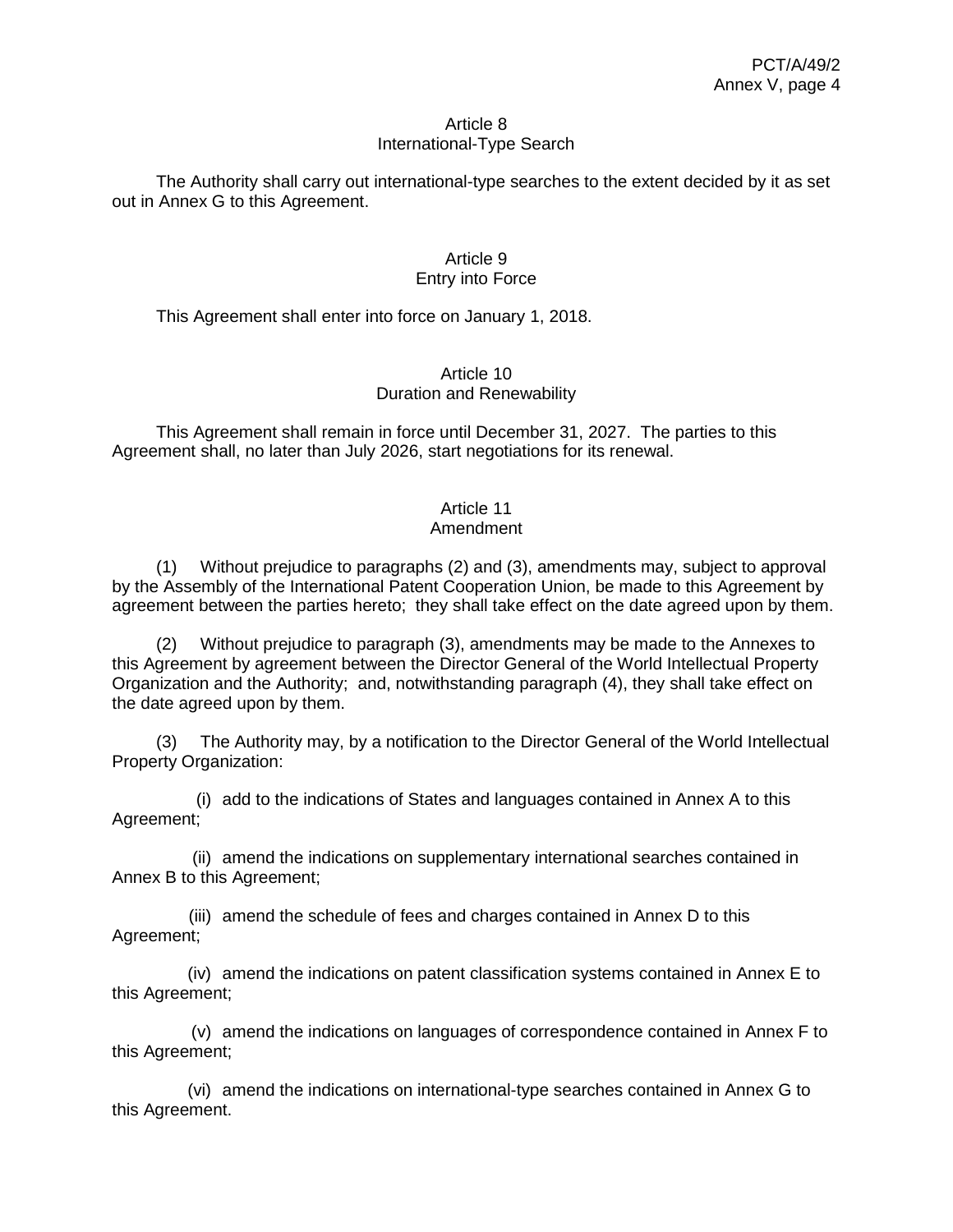## Article 8
## International-Type Search

The Authority shall carry out international-type searches to the extent decided by it as set out in Annex G to this Agreement.

## Article 9
## Entry into Force

This Agreement shall enter into force on January 1, 2018.

## Article 10
## Duration and Renewability

This Agreement shall remain in force until December 31, 2027. The parties to this Agreement shall, no later than July 2026, start negotiations for its renewal.

## Article 11
## Amendment

(1) Without prejudice to paragraphs (2) and (3), amendments may, subject to approval by the Assembly of the International Patent Cooperation Union, be made to this Agreement by agreement between the parties hereto; they shall take effect on the date agreed upon by them.

(2) Without prejudice to paragraph (3), amendments may be made to the Annexes to this Agreement by agreement between the Director General of the World Intellectual Property Organization and the Authority; and, notwithstanding paragraph (4), they shall take effect on the date agreed upon by them.

(3) The Authority may, by a notification to the Director General of the World Intellectual Property Organization:

(i) add to the indications of States and languages contained in Annex A to this Agreement;

(ii) amend the indications on supplementary international searches contained in Annex B to this Agreement;

(iii) amend the schedule of fees and charges contained in Annex D to this Agreement;

(iv) amend the indications on patent classification systems contained in Annex E to this Agreement;

(v) amend the indications on languages of correspondence contained in Annex F to this Agreement;

(vi) amend the indications on international-type searches contained in Annex G to this Agreement.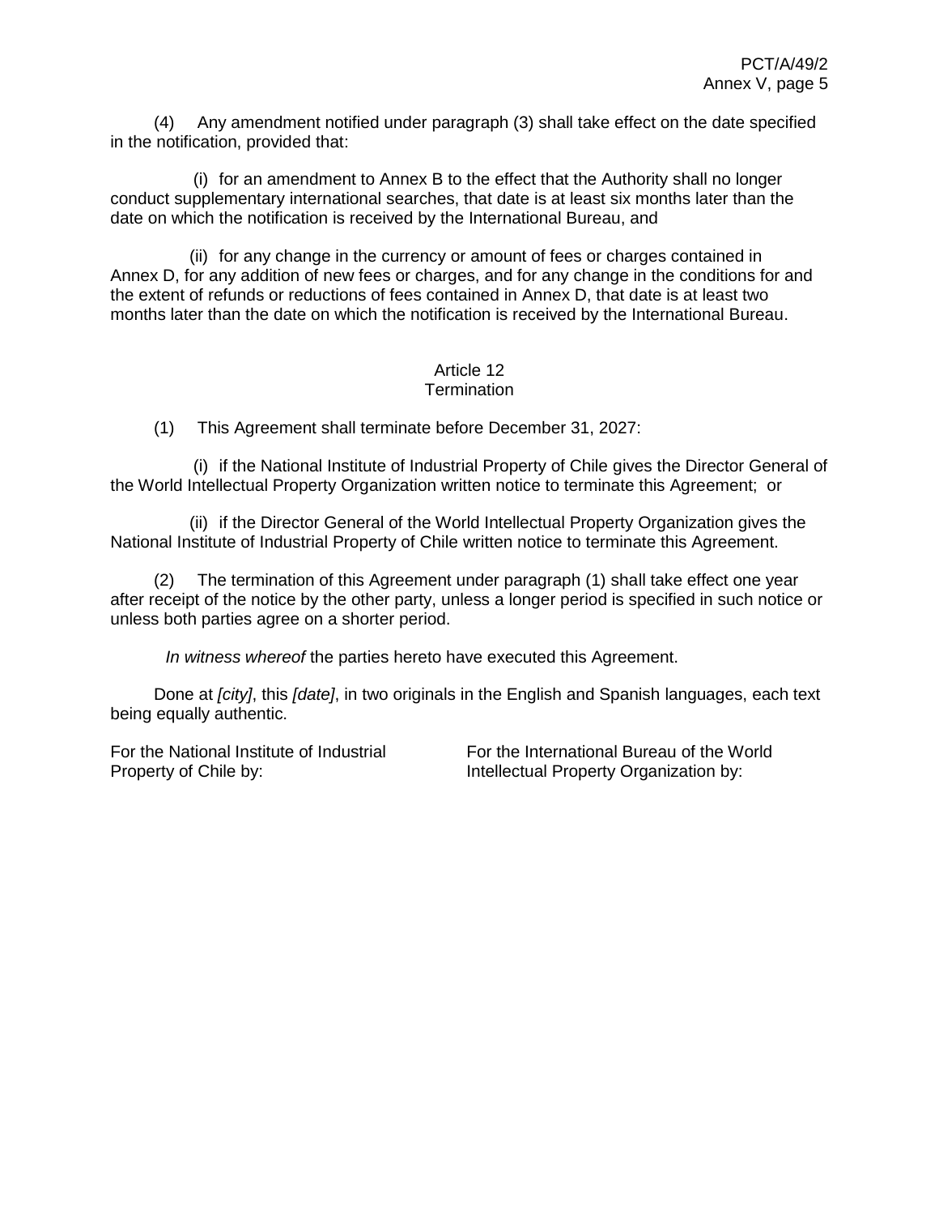(4) Any amendment notified under paragraph (3) shall take effect on the date specified in the notification, provided that:

(i) for an amendment to Annex B to the effect that the Authority shall no longer conduct supplementary international searches, that date is at least six months later than the date on which the notification is received by the International Bureau, and

(ii) for any change in the currency or amount of fees or charges contained in Annex D, for any addition of new fees or charges, and for any change in the conditions for and the extent of refunds or reductions of fees contained in Annex D, that date is at least two months later than the date on which the notification is received by the International Bureau.

## Article 12
## Termination

(1) This Agreement shall terminate before December 31, 2027:

(i) if the National Institute of Industrial Property of Chile gives the Director General of the World Intellectual Property Organization written notice to terminate this Agreement; or

(ii) if the Director General of the World Intellectual Property Organization gives the National Institute of Industrial Property of Chile written notice to terminate this Agreement.

(2) The termination of this Agreement under paragraph (1) shall take effect one year after receipt of the notice by the other party, unless a longer period is specified in such notice or unless both parties agree on a shorter period.

*In witness whereof* the parties hereto have executed this Agreement.

Done at *[city]*, this *[date]*, in two originals in the English and Spanish languages, each text being equally authentic.

For the National Institute of Industrial Property of Chile by:

For the International Bureau of the World Intellectual Property Organization by: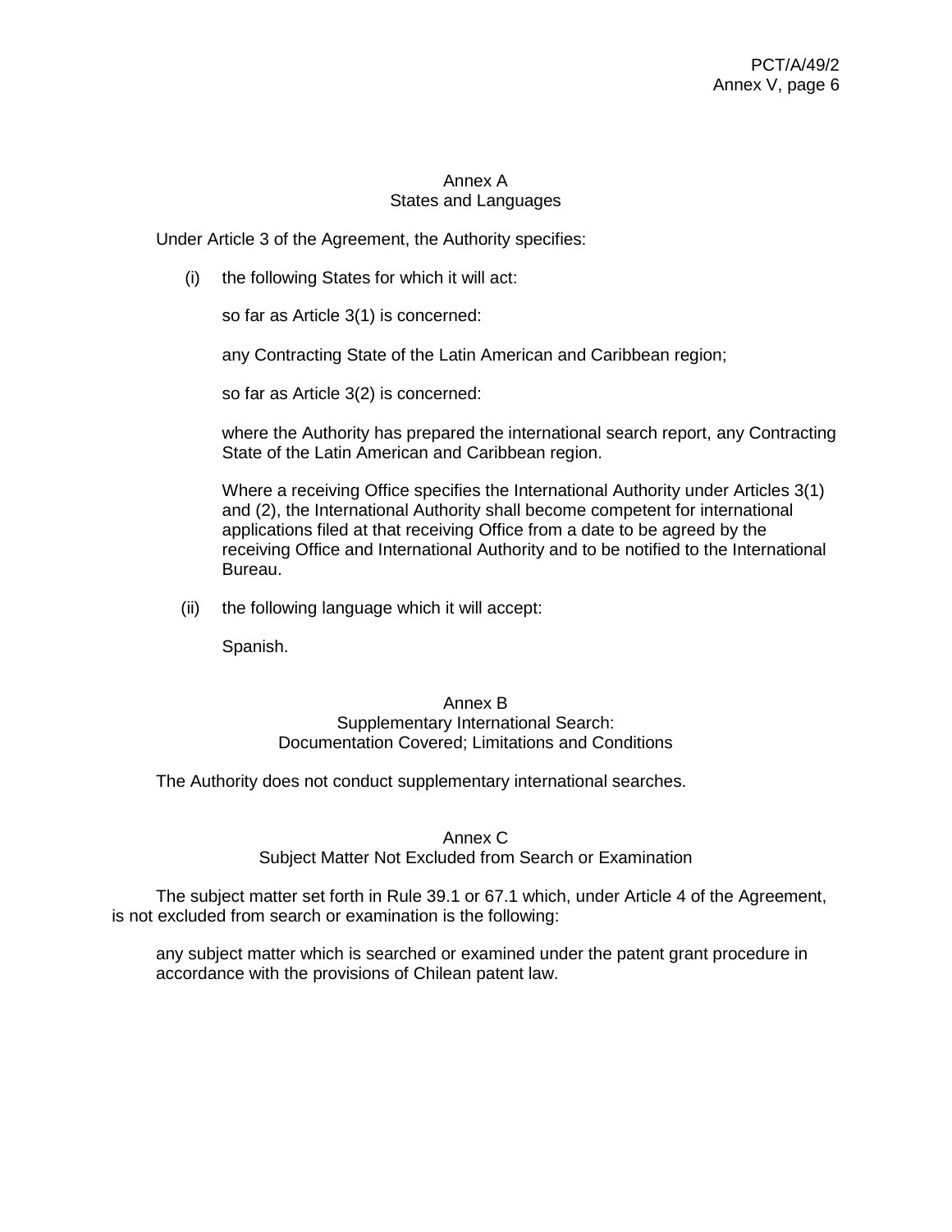## Annex A
## States and Languages

Under Article 3 of the Agreement, the Authority specifies:

(i) the following States for which it will act:

so far as Article 3(1) is concerned:

any Contracting State of the Latin American and Caribbean region;

so far as Article 3(2) is concerned:

where the Authority has prepared the international search report, any Contracting State of the Latin American and Caribbean region.

Where a receiving Office specifies the International Authority under Articles 3(1) and (2), the International Authority shall become competent for international applications filed at that receiving Office from a date to be agreed by the receiving Office and International Authority and to be notified to the International Bureau.

(ii) the following language which it will accept:

Spanish.

## Annex B
## Supplementary International Search: Documentation Covered; Limitations and Conditions

The Authority does not conduct supplementary international searches.

## Annex C
## Subject Matter Not Excluded from Search or Examination

The subject matter set forth in Rule 39.1 or 67.1 which, under Article 4 of the Agreement, is not excluded from search or examination is the following:

any subject matter which is searched or examined under the patent grant procedure in accordance with the provisions of Chilean patent law.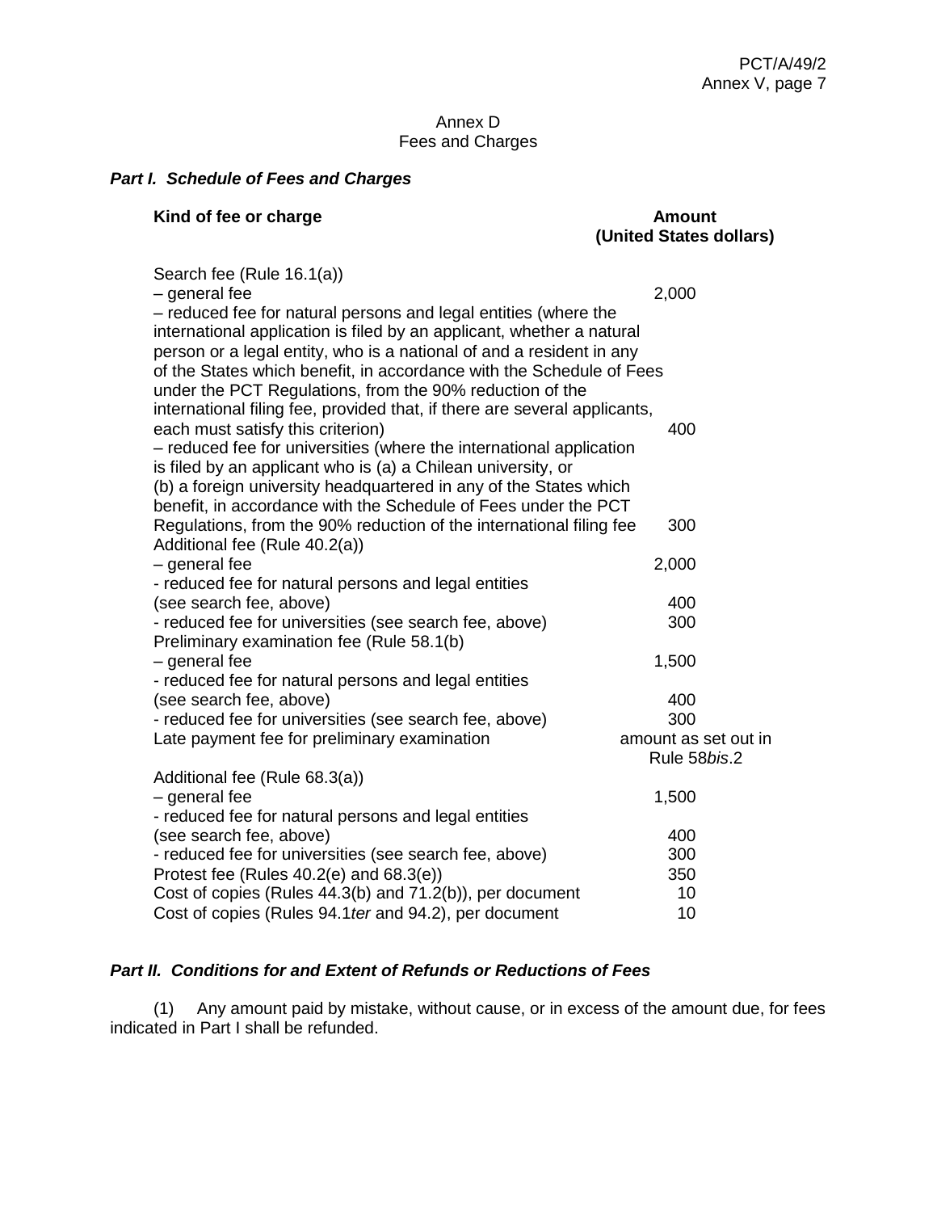Annex D
Fees and Charges

***Part I. Schedule of Fees and Charges***

| Kind of fee or charge | Amount (United States dollars) |
|---|---|
| Search fee (Rule 16.1(a)) | |
| – general fee | 2,000 |
| – reduced fee for natural persons and legal entities (where the international application is filed by an applicant, whether a natural person or a legal entity, who is a national of and a resident in any of the States which benefit, in accordance with the Schedule of Fees under the PCT Regulations, from the 90% reduction of the international filing fee, provided that, if there are several applicants, each must satisfy this criterion) | 400 |
| – reduced fee for universities (where the international application is filed by an applicant who is (a) a Chilean university, or (b) a foreign university headquartered in any of the States which benefit, in accordance with the Schedule of Fees under the PCT Regulations, from the 90% reduction of the international filing fee | 300 |
| Additional fee (Rule 40.2(a)) | |
| – general fee | 2,000 |
| - reduced fee for natural persons and legal entities (see search fee, above) | 400 |
| - reduced fee for universities (see search fee, above) | 300 |
| Preliminary examination fee (Rule 58.1(b) | |
| – general fee | 1,500 |
| - reduced fee for natural persons and legal entities (see search fee, above) | 400 |
| - reduced fee for universities (see search fee, above) | 300 |
| Late payment fee for preliminary examination | amount as set out in Rule 58*bis*.2 |
| Additional fee (Rule 68.3(a)) | |
| – general fee | 1,500 |
| - reduced fee for natural persons and legal entities (see search fee, above) | 400 |
| - reduced fee for universities (see search fee, above) | 300 |
| Protest fee (Rules 40.2(e) and 68.3(e)) | 350 |
| Cost of copies (Rules 44.3(b) and 71.2(b)), per document | 10 |
| Cost of copies (Rules 94.1*ter* and 94.2), per document | 10 |

***Part II. Conditions for and Extent of Refunds or Reductions of Fees***

(1) Any amount paid by mistake, without cause, or in excess of the amount due, for fees indicated in Part I shall be refunded.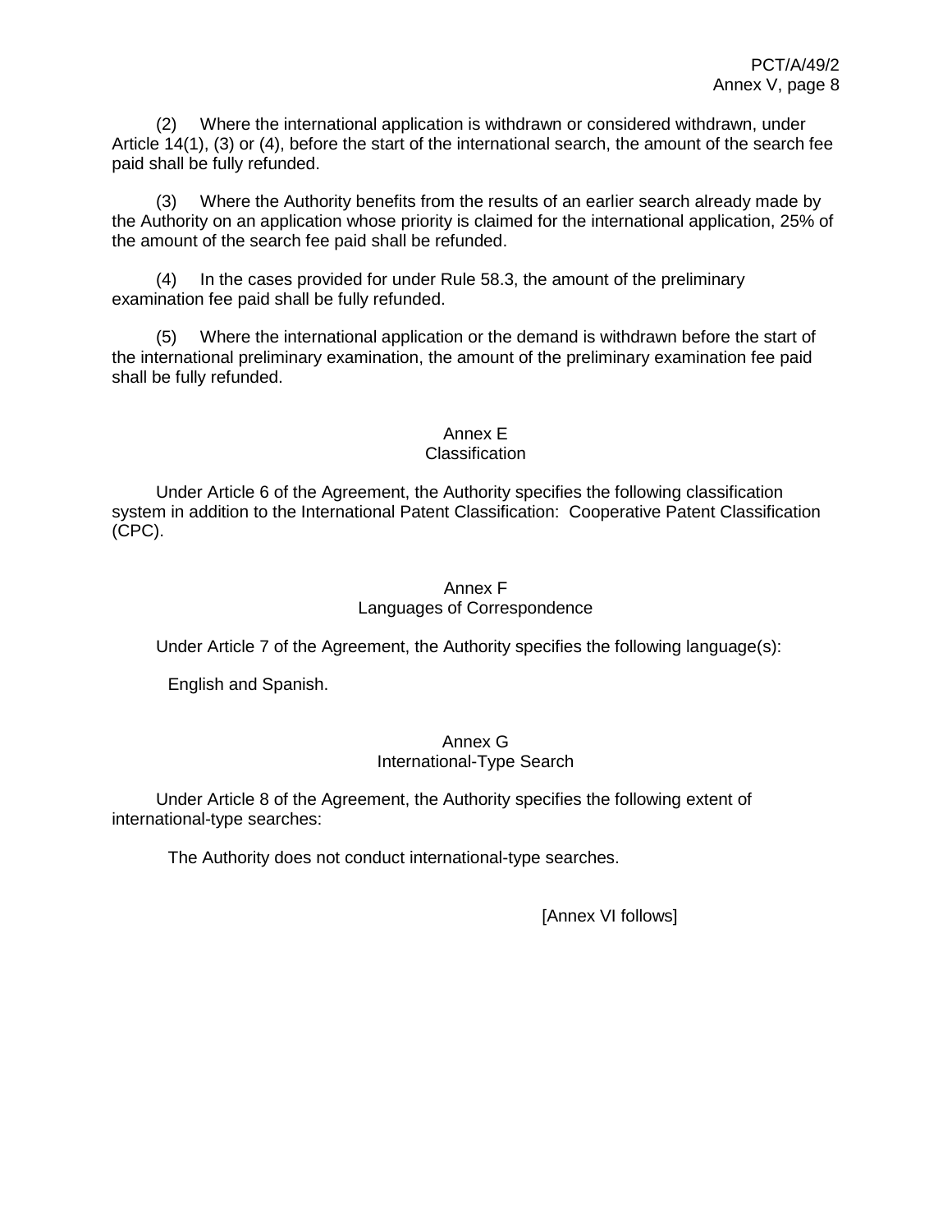(2) Where the international application is withdrawn or considered withdrawn, under Article 14(1), (3) or (4), before the start of the international search, the amount of the search fee paid shall be fully refunded.

(3) Where the Authority benefits from the results of an earlier search already made by the Authority on an application whose priority is claimed for the international application, 25% of the amount of the search fee paid shall be refunded.

(4) In the cases provided for under Rule 58.3, the amount of the preliminary examination fee paid shall be fully refunded.

(5) Where the international application or the demand is withdrawn before the start of the international preliminary examination, the amount of the preliminary examination fee paid shall be fully refunded.

## Annex E
## Classification

Under Article 6 of the Agreement, the Authority specifies the following classification system in addition to the International Patent Classification: Cooperative Patent Classification (CPC).

## Annex F
## Languages of Correspondence

Under Article 7 of the Agreement, the Authority specifies the following language(s):

English and Spanish.

## Annex G
## International-Type Search

Under Article 8 of the Agreement, the Authority specifies the following extent of international-type searches:

The Authority does not conduct international-type searches.

[Annex VI follows]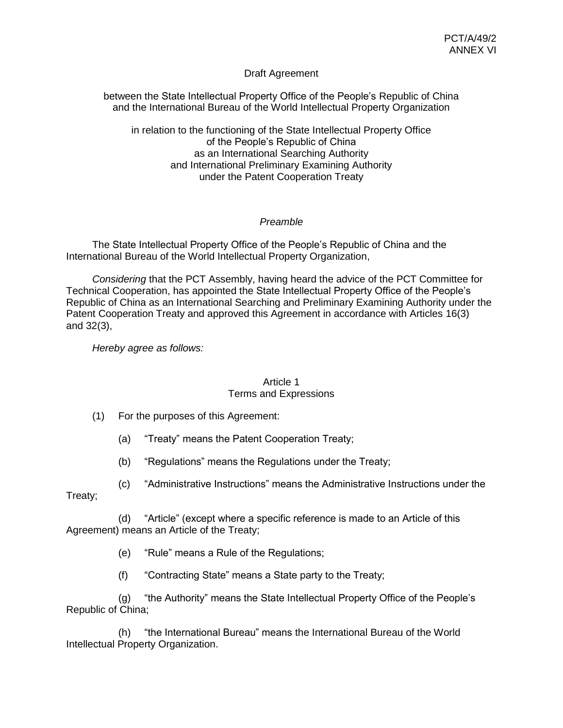Draft Agreement

between the State Intellectual Property Office of the People's Republic of China and the International Bureau of the World Intellectual Property Organization

in relation to the functioning of the State Intellectual Property Office of the People's Republic of China as an International Searching Authority and International Preliminary Examining Authority under the Patent Cooperation Treaty

*Preamble*

The State Intellectual Property Office of the People's Republic of China and the International Bureau of the World Intellectual Property Organization,

*Considering* that the PCT Assembly, having heard the advice of the PCT Committee for Technical Cooperation, has appointed the State Intellectual Property Office of the People's Republic of China as an International Searching and Preliminary Examining Authority under the Patent Cooperation Treaty and approved this Agreement in accordance with Articles 16(3) and 32(3),

*Hereby agree as follows:*

## Article 1
## Terms and Expressions

(1) For the purposes of this Agreement:

(a) "Treaty" means the Patent Cooperation Treaty;

(b) "Regulations" means the Regulations under the Treaty;

(c) "Administrative Instructions" means the Administrative Instructions under the Treaty;

(d) "Article" (except where a specific reference is made to an Article of this Agreement) means an Article of the Treaty;

(e) "Rule" means a Rule of the Regulations;

(f) "Contracting State" means a State party to the Treaty;

(g) "the Authority" means the State Intellectual Property Office of the People's Republic of China;

(h) "the International Bureau" means the International Bureau of the World Intellectual Property Organization.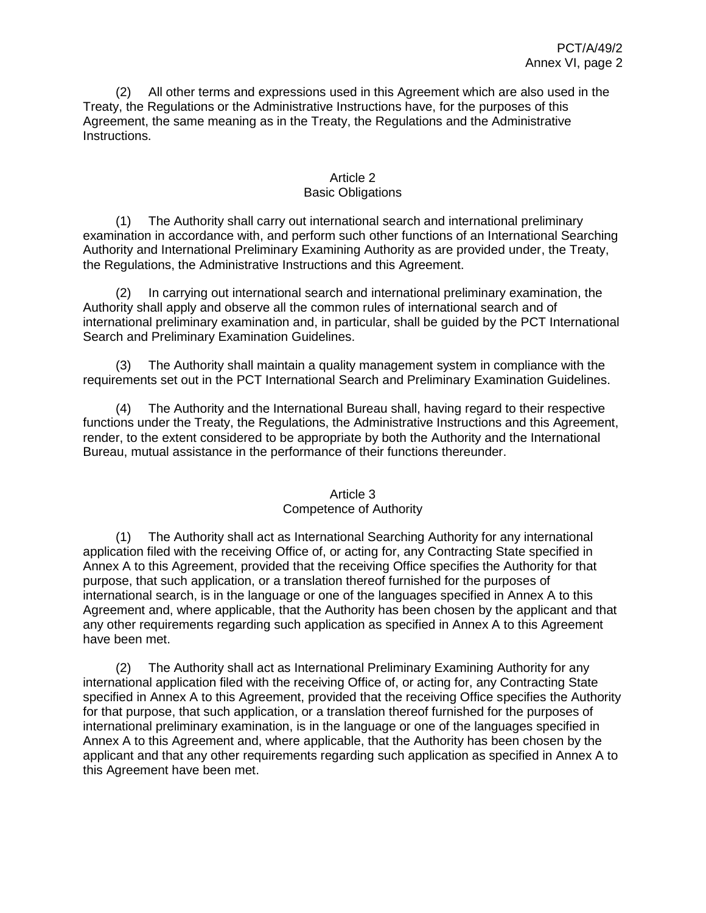(2) All other terms and expressions used in this Agreement which are also used in the Treaty, the Regulations or the Administrative Instructions have, for the purposes of this Agreement, the same meaning as in the Treaty, the Regulations and the Administrative Instructions.

## Article 2
## Basic Obligations

(1) The Authority shall carry out international search and international preliminary examination in accordance with, and perform such other functions of an International Searching Authority and International Preliminary Examining Authority as are provided under, the Treaty, the Regulations, the Administrative Instructions and this Agreement.

(2) In carrying out international search and international preliminary examination, the Authority shall apply and observe all the common rules of international search and of international preliminary examination and, in particular, shall be guided by the PCT International Search and Preliminary Examination Guidelines.

(3) The Authority shall maintain a quality management system in compliance with the requirements set out in the PCT International Search and Preliminary Examination Guidelines.

(4) The Authority and the International Bureau shall, having regard to their respective functions under the Treaty, the Regulations, the Administrative Instructions and this Agreement, render, to the extent considered to be appropriate by both the Authority and the International Bureau, mutual assistance in the performance of their functions thereunder.

## Article 3
## Competence of Authority

(1) The Authority shall act as International Searching Authority for any international application filed with the receiving Office of, or acting for, any Contracting State specified in Annex A to this Agreement, provided that the receiving Office specifies the Authority for that purpose, that such application, or a translation thereof furnished for the purposes of international search, is in the language or one of the languages specified in Annex A to this Agreement and, where applicable, that the Authority has been chosen by the applicant and that any other requirements regarding such application as specified in Annex A to this Agreement have been met.

(2) The Authority shall act as International Preliminary Examining Authority for any international application filed with the receiving Office of, or acting for, any Contracting State specified in Annex A to this Agreement, provided that the receiving Office specifies the Authority for that purpose, that such application, or a translation thereof furnished for the purposes of international preliminary examination, is in the language or one of the languages specified in Annex A to this Agreement and, where applicable, that the Authority has been chosen by the applicant and that any other requirements regarding such application as specified in Annex A to this Agreement have been met.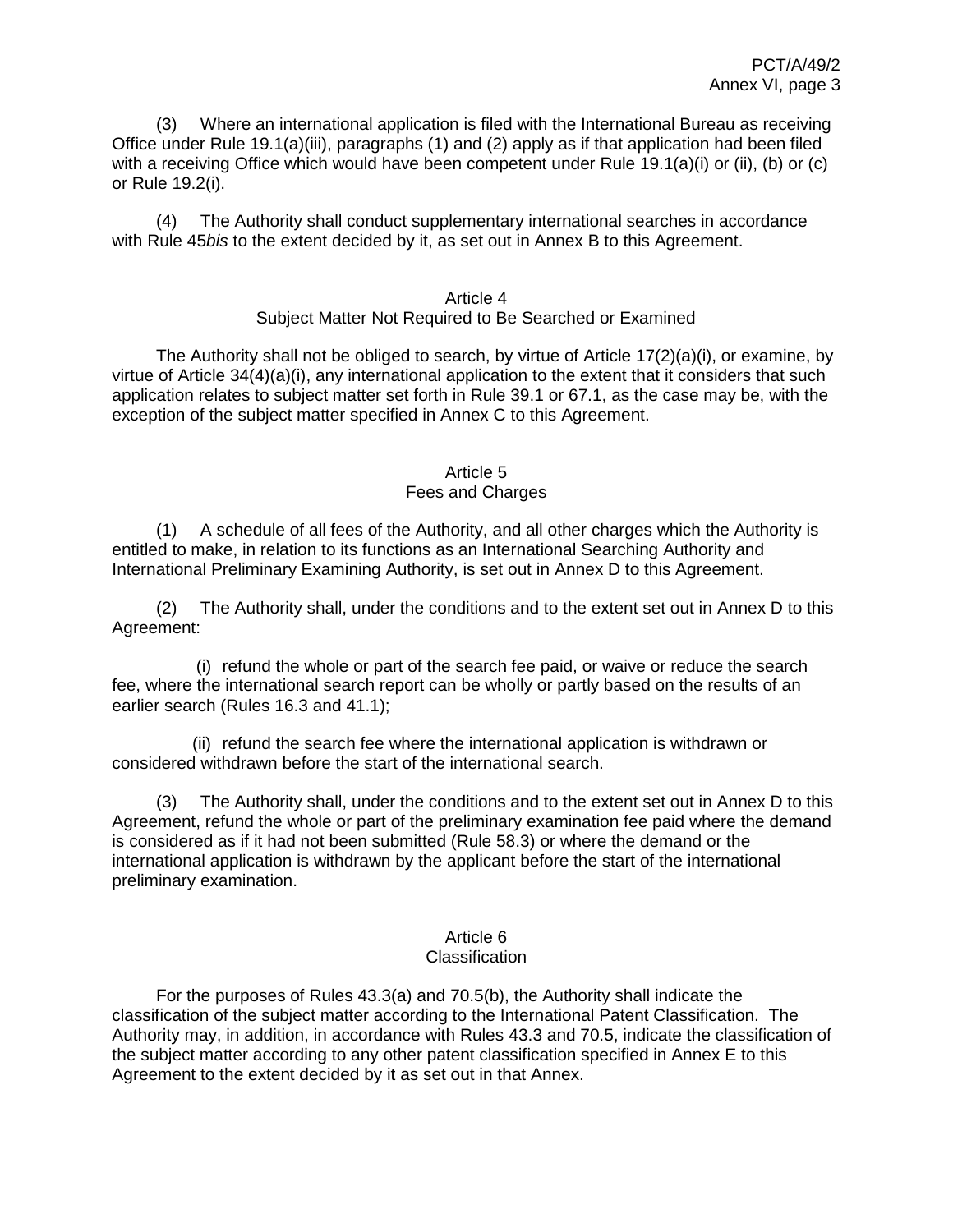(3) Where an international application is filed with the International Bureau as receiving Office under Rule 19.1(a)(iii), paragraphs (1) and (2) apply as if that application had been filed with a receiving Office which would have been competent under Rule 19.1(a)(i) or (ii), (b) or (c) or Rule 19.2(i).

(4) The Authority shall conduct supplementary international searches in accordance with Rule 45*bis* to the extent decided by it, as set out in Annex B to this Agreement.

### Article 4
### Subject Matter Not Required to Be Searched or Examined

The Authority shall not be obliged to search, by virtue of Article 17(2)(a)(i), or examine, by virtue of Article 34(4)(a)(i), any international application to the extent that it considers that such application relates to subject matter set forth in Rule 39.1 or 67.1, as the case may be, with the exception of the subject matter specified in Annex C to this Agreement.

### Article 5
### Fees and Charges

(1) A schedule of all fees of the Authority, and all other charges which the Authority is entitled to make, in relation to its functions as an International Searching Authority and International Preliminary Examining Authority, is set out in Annex D to this Agreement.

(2) The Authority shall, under the conditions and to the extent set out in Annex D to this Agreement:

(i) refund the whole or part of the search fee paid, or waive or reduce the search fee, where the international search report can be wholly or partly based on the results of an earlier search (Rules 16.3 and 41.1);

(ii) refund the search fee where the international application is withdrawn or considered withdrawn before the start of the international search.

(3) The Authority shall, under the conditions and to the extent set out in Annex D to this Agreement, refund the whole or part of the preliminary examination fee paid where the demand is considered as if it had not been submitted (Rule 58.3) or where the demand or the international application is withdrawn by the applicant before the start of the international preliminary examination.

### Article 6
### Classification

For the purposes of Rules 43.3(a) and 70.5(b), the Authority shall indicate the classification of the subject matter according to the International Patent Classification. The Authority may, in addition, in accordance with Rules 43.3 and 70.5, indicate the classification of the subject matter according to any other patent classification specified in Annex E to this Agreement to the extent decided by it as set out in that Annex.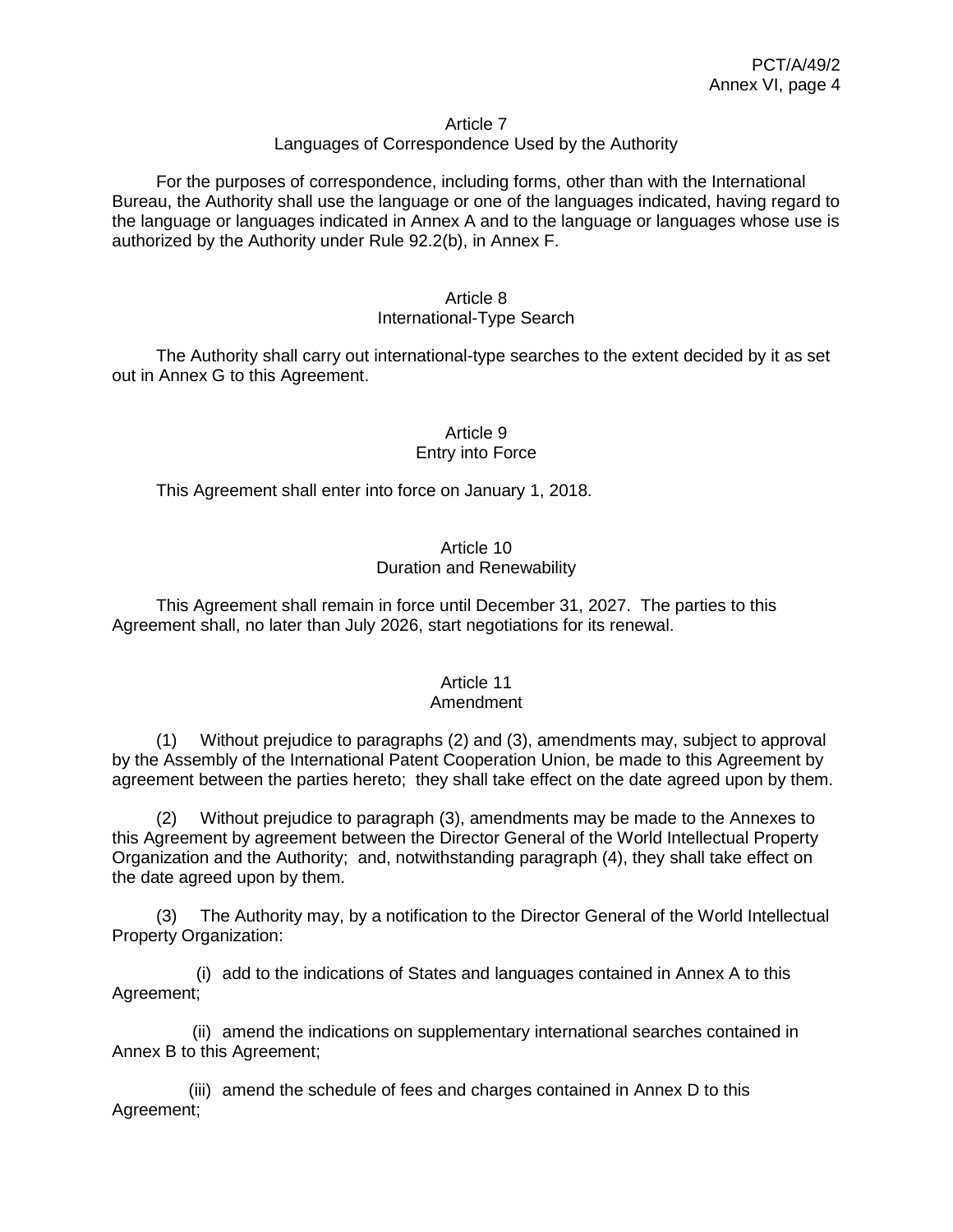Article 7
Languages of Correspondence Used by the Authority

For the purposes of correspondence, including forms, other than with the International Bureau, the Authority shall use the language or one of the languages indicated, having regard to the language or languages indicated in Annex A and to the language or languages whose use is authorized by the Authority under Rule 92.2(b), in Annex F.

Article 8
International-Type Search

The Authority shall carry out international-type searches to the extent decided by it as set out in Annex G to this Agreement.

Article 9
Entry into Force

This Agreement shall enter into force on January 1, 2018.

Article 10
Duration and Renewability

This Agreement shall remain in force until December 31, 2027. The parties to this Agreement shall, no later than July 2026, start negotiations for its renewal.

Article 11
Amendment

(1) Without prejudice to paragraphs (2) and (3), amendments may, subject to approval by the Assembly of the International Patent Cooperation Union, be made to this Agreement by agreement between the parties hereto; they shall take effect on the date agreed upon by them.

(2) Without prejudice to paragraph (3), amendments may be made to the Annexes to this Agreement by agreement between the Director General of the World Intellectual Property Organization and the Authority; and, notwithstanding paragraph (4), they shall take effect on the date agreed upon by them.

(3) The Authority may, by a notification to the Director General of the World Intellectual Property Organization:

(i) add to the indications of States and languages contained in Annex A to this Agreement;

(ii) amend the indications on supplementary international searches contained in Annex B to this Agreement;

(iii) amend the schedule of fees and charges contained in Annex D to this Agreement;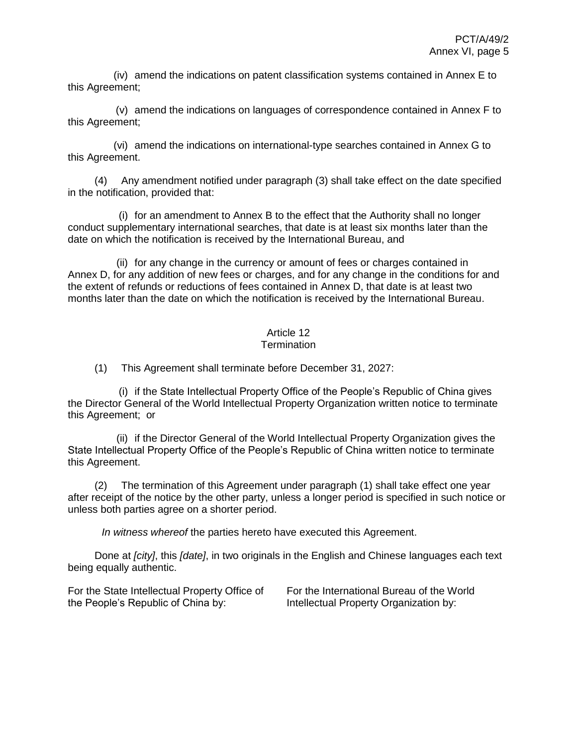(iv) amend the indications on patent classification systems contained in Annex E to this Agreement;

(v) amend the indications on languages of correspondence contained in Annex F to this Agreement;

(vi) amend the indications on international-type searches contained in Annex G to this Agreement.

(4) Any amendment notified under paragraph (3) shall take effect on the date specified in the notification, provided that:

(i) for an amendment to Annex B to the effect that the Authority shall no longer conduct supplementary international searches, that date is at least six months later than the date on which the notification is received by the International Bureau, and

(ii) for any change in the currency or amount of fees or charges contained in Annex D, for any addition of new fees or charges, and for any change in the conditions for and the extent of refunds or reductions of fees contained in Annex D, that date is at least two months later than the date on which the notification is received by the International Bureau.

## Article 12
## Termination

(1) This Agreement shall terminate before December 31, 2027:

(i) if the State Intellectual Property Office of the People's Republic of China gives the Director General of the World Intellectual Property Organization written notice to terminate this Agreement; or

(ii) if the Director General of the World Intellectual Property Organization gives the State Intellectual Property Office of the People's Republic of China written notice to terminate this Agreement.

(2) The termination of this Agreement under paragraph (1) shall take effect one year after receipt of the notice by the other party, unless a longer period is specified in such notice or unless both parties agree on a shorter period.

*In witness whereof* the parties hereto have executed this Agreement.

Done at *[city]*, this *[date]*, in two originals in the English and Chinese languages each text being equally authentic.

For the State Intellectual Property Office of the People's Republic of China by:

For the International Bureau of the World Intellectual Property Organization by: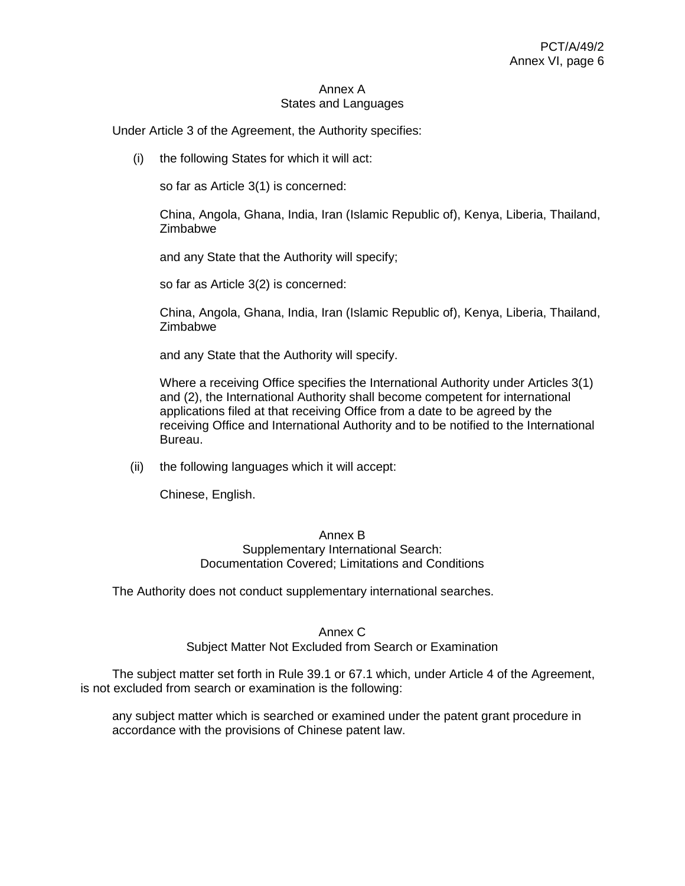## Annex A
## States and Languages

Under Article 3 of the Agreement, the Authority specifies:

(i) the following States for which it will act:

so far as Article 3(1) is concerned:

China, Angola, Ghana, India, Iran (Islamic Republic of), Kenya, Liberia, Thailand, Zimbabwe

and any State that the Authority will specify;

so far as Article 3(2) is concerned:

China, Angola, Ghana, India, Iran (Islamic Republic of), Kenya, Liberia, Thailand, Zimbabwe

and any State that the Authority will specify.

Where a receiving Office specifies the International Authority under Articles 3(1) and (2), the International Authority shall become competent for international applications filed at that receiving Office from a date to be agreed by the receiving Office and International Authority and to be notified to the International Bureau.

(ii) the following languages which it will accept:

Chinese, English.

## Annex B
## Supplementary International Search: Documentation Covered; Limitations and Conditions

The Authority does not conduct supplementary international searches.

## Annex C
## Subject Matter Not Excluded from Search or Examination

The subject matter set forth in Rule 39.1 or 67.1 which, under Article 4 of the Agreement, is not excluded from search or examination is the following:

any subject matter which is searched or examined under the patent grant procedure in accordance with the provisions of Chinese patent law.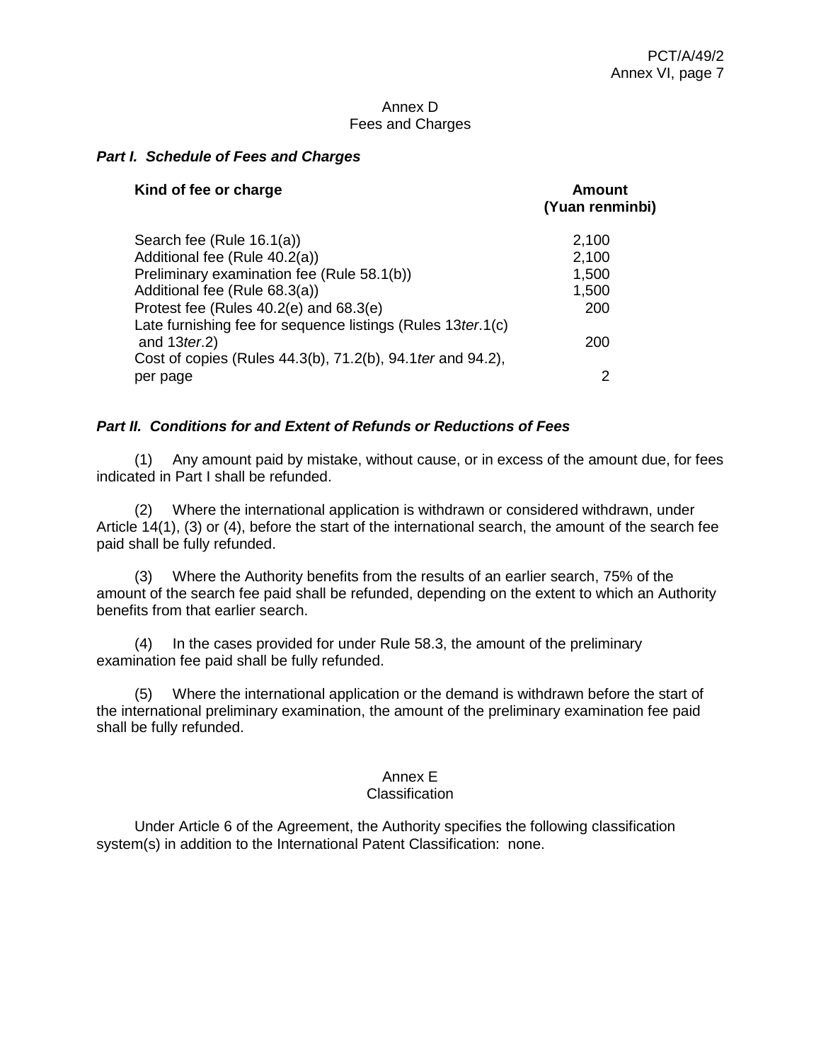Annex D
Fees and Charges

***Part I. Schedule of Fees and Charges***

| Kind of fee or charge | Amount (Yuan renminbi) |
|---|---|
| Search fee (Rule 16.1(a)) | 2,100 |
| Additional fee (Rule 40.2(a)) | 2,100 |
| Preliminary examination fee (Rule 58.1(b)) | 1,500 |
| Additional fee (Rule 68.3(a)) | 1,500 |
| Protest fee (Rules 40.2(e) and 68.3(e) | 200 |
| Late furnishing fee for sequence listings (Rules 13*ter*.1(c) and 13*ter*.2) | 200 |
| Cost of copies (Rules 44.3(b), 71.2(b), 94.1*ter* and 94.2), per page | 2 |

***Part II. Conditions for and Extent of Refunds or Reductions of Fees***

(1) Any amount paid by mistake, without cause, or in excess of the amount due, for fees indicated in Part I shall be refunded.

(2) Where the international application is withdrawn or considered withdrawn, under Article 14(1), (3) or (4), before the start of the international search, the amount of the search fee paid shall be fully refunded.

(3) Where the Authority benefits from the results of an earlier search, 75% of the amount of the search fee paid shall be refunded, depending on the extent to which an Authority benefits from that earlier search.

(4) In the cases provided for under Rule 58.3, the amount of the preliminary examination fee paid shall be fully refunded.

(5) Where the international application or the demand is withdrawn before the start of the international preliminary examination, the amount of the preliminary examination fee paid shall be fully refunded.

Annex E
Classification

Under Article 6 of the Agreement, the Authority specifies the following classification system(s) in addition to the International Patent Classification: none.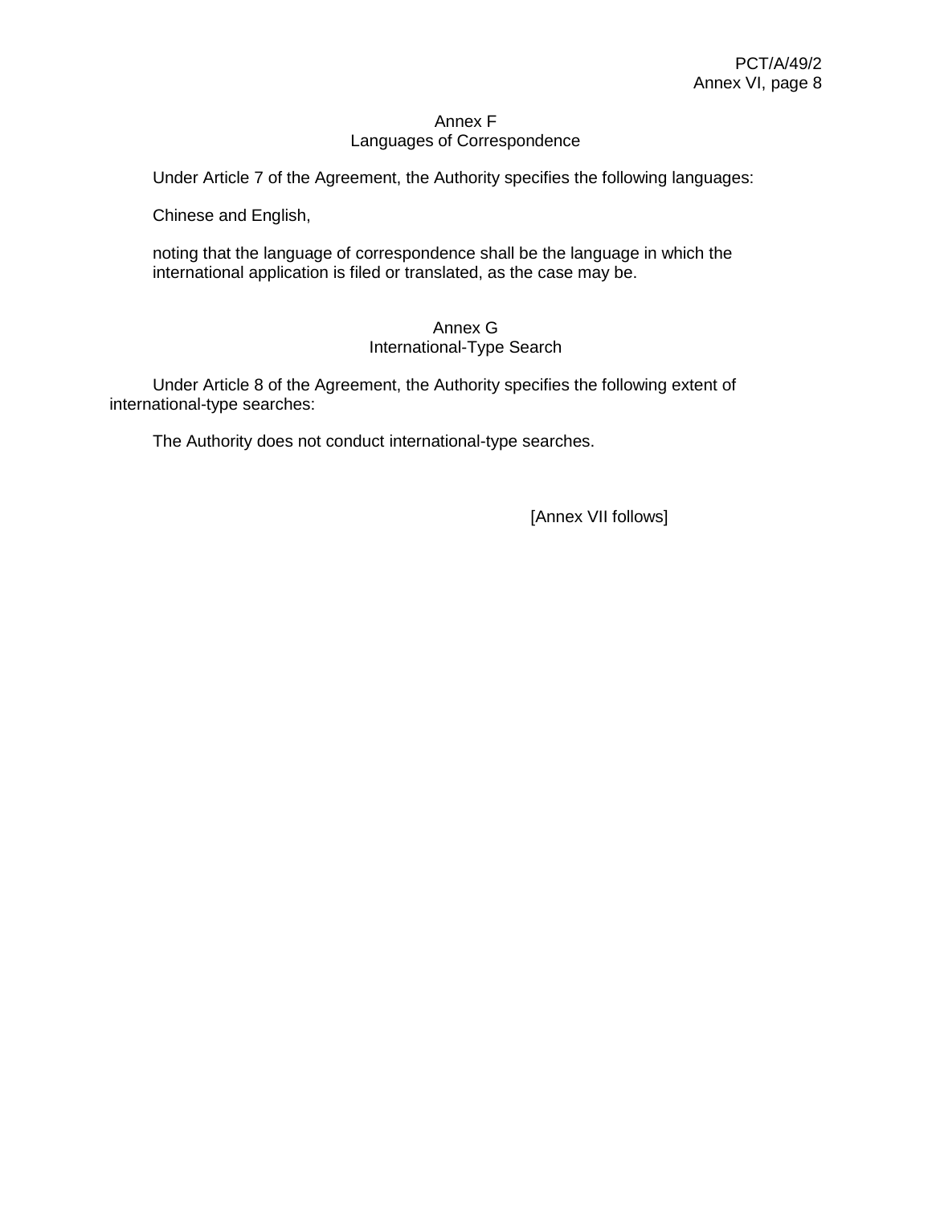## Annex F
## Languages of Correspondence

Under Article 7 of the Agreement, the Authority specifies the following languages:

Chinese and English,

noting that the language of correspondence shall be the language in which the international application is filed or translated, as the case may be.

## Annex G
## International-Type Search

Under Article 8 of the Agreement, the Authority specifies the following extent of international-type searches:

The Authority does not conduct international-type searches.

[Annex VII follows]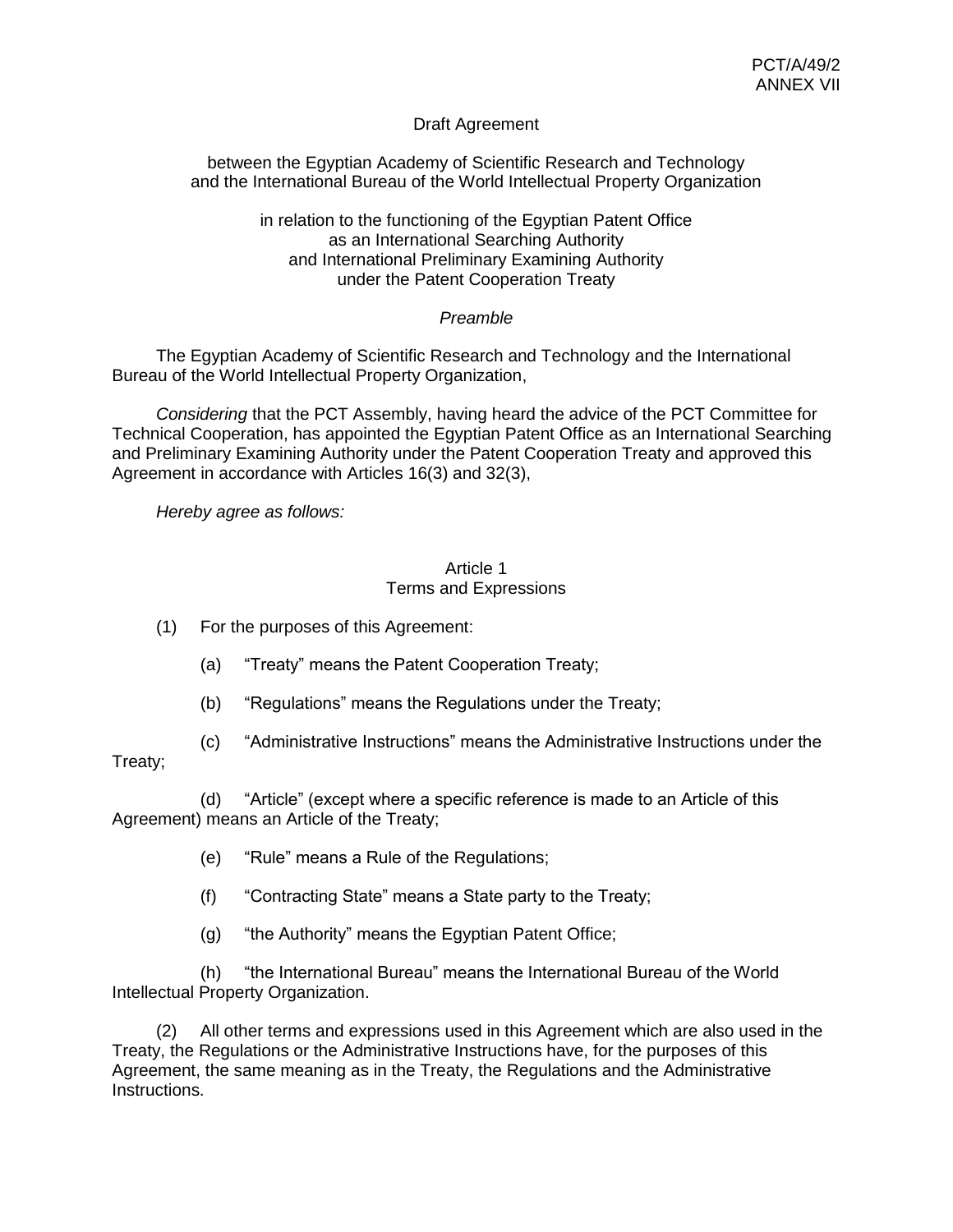Draft Agreement

between the Egyptian Academy of Scientific Research and Technology and the International Bureau of the World Intellectual Property Organization

in relation to the functioning of the Egyptian Patent Office as an International Searching Authority and International Preliminary Examining Authority under the Patent Cooperation Treaty

*Preamble*

The Egyptian Academy of Scientific Research and Technology and the International Bureau of the World Intellectual Property Organization,

*Considering* that the PCT Assembly, having heard the advice of the PCT Committee for Technical Cooperation, has appointed the Egyptian Patent Office as an International Searching and Preliminary Examining Authority under the Patent Cooperation Treaty and approved this Agreement in accordance with Articles 16(3) and 32(3),

*Hereby agree as follows:*

## Article 1
## Terms and Expressions

(1) For the purposes of this Agreement:

(a) "Treaty" means the Patent Cooperation Treaty;

(b) "Regulations" means the Regulations under the Treaty;

(c) "Administrative Instructions" means the Administrative Instructions under the Treaty;

(d) "Article" (except where a specific reference is made to an Article of this Agreement) means an Article of the Treaty;

(e) "Rule" means a Rule of the Regulations;

(f) "Contracting State" means a State party to the Treaty;

(g) "the Authority" means the Egyptian Patent Office;

(h) "the International Bureau" means the International Bureau of the World Intellectual Property Organization.

(2) All other terms and expressions used in this Agreement which are also used in the Treaty, the Regulations or the Administrative Instructions have, for the purposes of this Agreement, the same meaning as in the Treaty, the Regulations and the Administrative Instructions.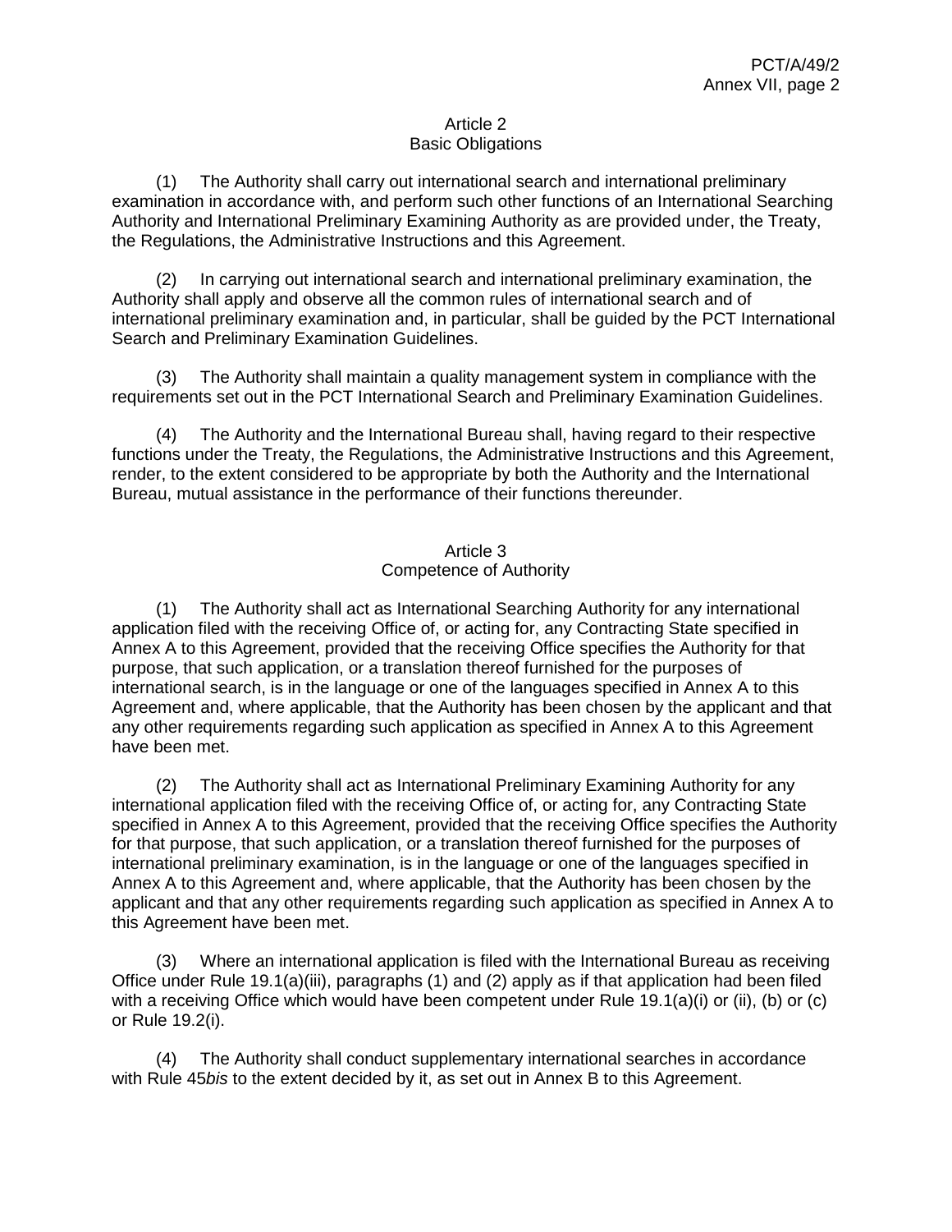### Article 2
### Basic Obligations

(1) The Authority shall carry out international search and international preliminary examination in accordance with, and perform such other functions of an International Searching Authority and International Preliminary Examining Authority as are provided under, the Treaty, the Regulations, the Administrative Instructions and this Agreement.

(2) In carrying out international search and international preliminary examination, the Authority shall apply and observe all the common rules of international search and of international preliminary examination and, in particular, shall be guided by the PCT International Search and Preliminary Examination Guidelines.

(3) The Authority shall maintain a quality management system in compliance with the requirements set out in the PCT International Search and Preliminary Examination Guidelines.

(4) The Authority and the International Bureau shall, having regard to their respective functions under the Treaty, the Regulations, the Administrative Instructions and this Agreement, render, to the extent considered to be appropriate by both the Authority and the International Bureau, mutual assistance in the performance of their functions thereunder.

### Article 3
### Competence of Authority

(1) The Authority shall act as International Searching Authority for any international application filed with the receiving Office of, or acting for, any Contracting State specified in Annex A to this Agreement, provided that the receiving Office specifies the Authority for that purpose, that such application, or a translation thereof furnished for the purposes of international search, is in the language or one of the languages specified in Annex A to this Agreement and, where applicable, that the Authority has been chosen by the applicant and that any other requirements regarding such application as specified in Annex A to this Agreement have been met.

(2) The Authority shall act as International Preliminary Examining Authority for any international application filed with the receiving Office of, or acting for, any Contracting State specified in Annex A to this Agreement, provided that the receiving Office specifies the Authority for that purpose, that such application, or a translation thereof furnished for the purposes of international preliminary examination, is in the language or one of the languages specified in Annex A to this Agreement and, where applicable, that the Authority has been chosen by the applicant and that any other requirements regarding such application as specified in Annex A to this Agreement have been met.

(3) Where an international application is filed with the International Bureau as receiving Office under Rule 19.1(a)(iii), paragraphs (1) and (2) apply as if that application had been filed with a receiving Office which would have been competent under Rule 19.1(a)(i) or (ii), (b) or (c) or Rule 19.2(i).

(4) The Authority shall conduct supplementary international searches in accordance with Rule 45*bis* to the extent decided by it, as set out in Annex B to this Agreement.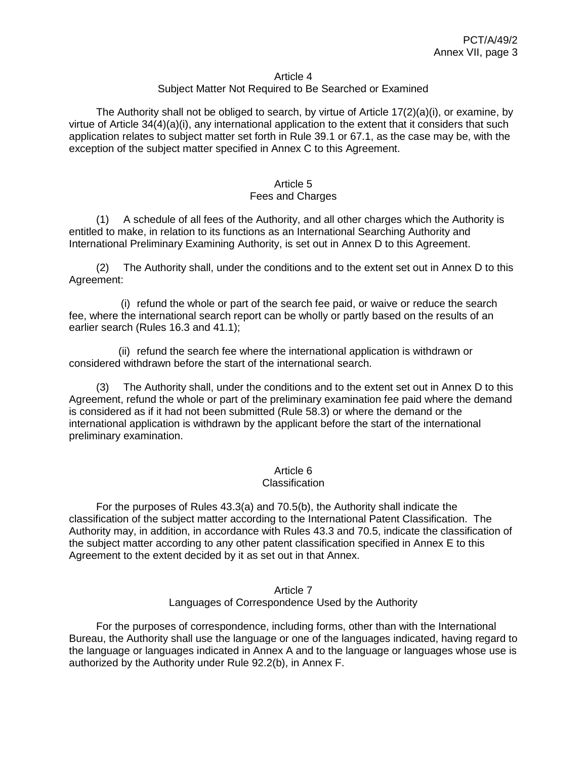### Article 4
### Subject Matter Not Required to Be Searched or Examined

The Authority shall not be obliged to search, by virtue of Article 17(2)(a)(i), or examine, by virtue of Article 34(4)(a)(i), any international application to the extent that it considers that such application relates to subject matter set forth in Rule 39.1 or 67.1, as the case may be, with the exception of the subject matter specified in Annex C to this Agreement.

### Article 5
### Fees and Charges

(1) A schedule of all fees of the Authority, and all other charges which the Authority is entitled to make, in relation to its functions as an International Searching Authority and International Preliminary Examining Authority, is set out in Annex D to this Agreement.

(2) The Authority shall, under the conditions and to the extent set out in Annex D to this Agreement:

(i) refund the whole or part of the search fee paid, or waive or reduce the search fee, where the international search report can be wholly or partly based on the results of an earlier search (Rules 16.3 and 41.1);

(ii) refund the search fee where the international application is withdrawn or considered withdrawn before the start of the international search.

(3) The Authority shall, under the conditions and to the extent set out in Annex D to this Agreement, refund the whole or part of the preliminary examination fee paid where the demand is considered as if it had not been submitted (Rule 58.3) or where the demand or the international application is withdrawn by the applicant before the start of the international preliminary examination.

### Article 6
### Classification

For the purposes of Rules 43.3(a) and 70.5(b), the Authority shall indicate the classification of the subject matter according to the International Patent Classification. The Authority may, in addition, in accordance with Rules 43.3 and 70.5, indicate the classification of the subject matter according to any other patent classification specified in Annex E to this Agreement to the extent decided by it as set out in that Annex.

### Article 7
### Languages of Correspondence Used by the Authority

For the purposes of correspondence, including forms, other than with the International Bureau, the Authority shall use the language or one of the languages indicated, having regard to the language or languages indicated in Annex A and to the language or languages whose use is authorized by the Authority under Rule 92.2(b), in Annex F.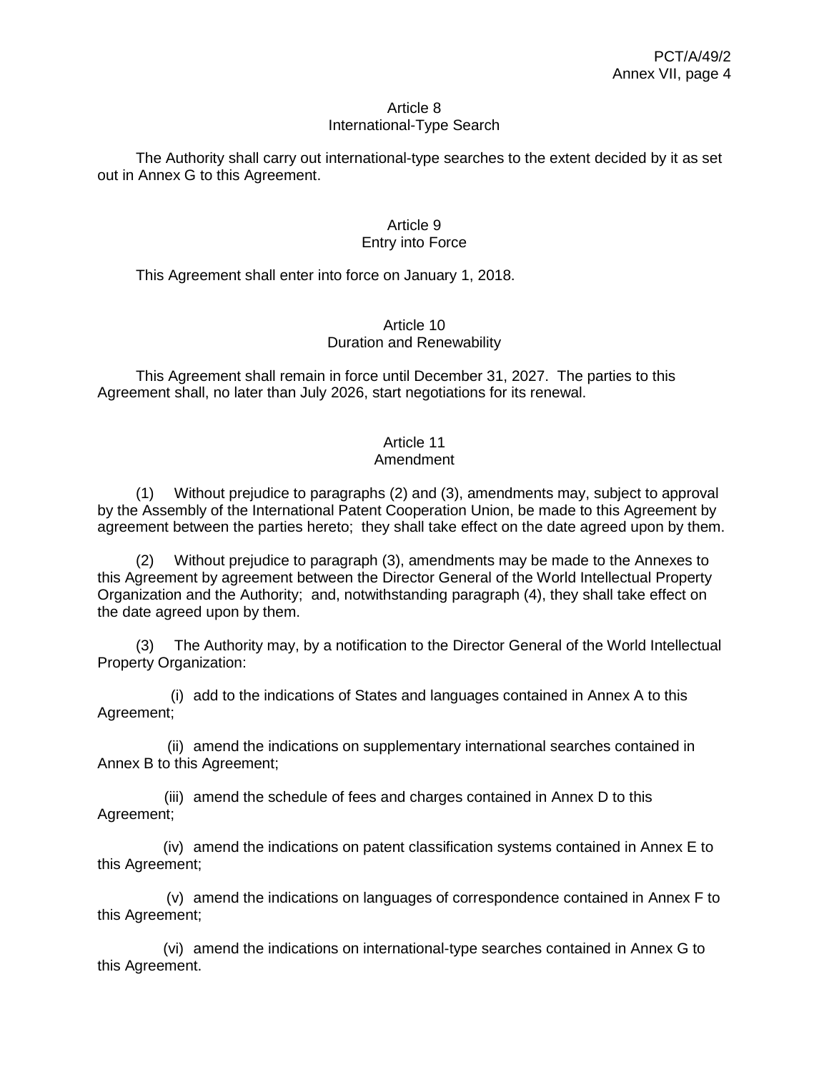## Article 8
## International-Type Search

The Authority shall carry out international-type searches to the extent decided by it as set out in Annex G to this Agreement.

## Article 9
## Entry into Force

This Agreement shall enter into force on January 1, 2018.

## Article 10
## Duration and Renewability

This Agreement shall remain in force until December 31, 2027. The parties to this Agreement shall, no later than July 2026, start negotiations for its renewal.

## Article 11
## Amendment

(1) Without prejudice to paragraphs (2) and (3), amendments may, subject to approval by the Assembly of the International Patent Cooperation Union, be made to this Agreement by agreement between the parties hereto; they shall take effect on the date agreed upon by them.

(2) Without prejudice to paragraph (3), amendments may be made to the Annexes to this Agreement by agreement between the Director General of the World Intellectual Property Organization and the Authority; and, notwithstanding paragraph (4), they shall take effect on the date agreed upon by them.

(3) The Authority may, by a notification to the Director General of the World Intellectual Property Organization:

(i) add to the indications of States and languages contained in Annex A to this Agreement;

(ii) amend the indications on supplementary international searches contained in Annex B to this Agreement;

(iii) amend the schedule of fees and charges contained in Annex D to this Agreement;

(iv) amend the indications on patent classification systems contained in Annex E to this Agreement;

(v) amend the indications on languages of correspondence contained in Annex F to this Agreement;

(vi) amend the indications on international-type searches contained in Annex G to this Agreement.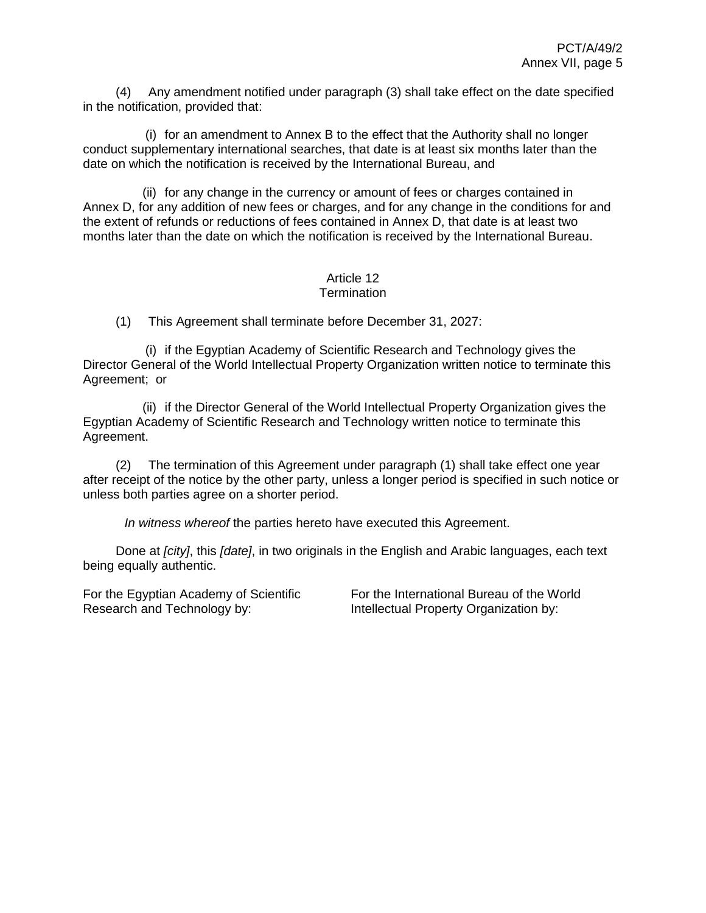(4) Any amendment notified under paragraph (3) shall take effect on the date specified in the notification, provided that:

(i) for an amendment to Annex B to the effect that the Authority shall no longer conduct supplementary international searches, that date is at least six months later than the date on which the notification is received by the International Bureau, and

(ii) for any change in the currency or amount of fees or charges contained in Annex D, for any addition of new fees or charges, and for any change in the conditions for and the extent of refunds or reductions of fees contained in Annex D, that date is at least two months later than the date on which the notification is received by the International Bureau.

### Article 12
### Termination

(1) This Agreement shall terminate before December 31, 2027:

(i) if the Egyptian Academy of Scientific Research and Technology gives the Director General of the World Intellectual Property Organization written notice to terminate this Agreement; or

(ii) if the Director General of the World Intellectual Property Organization gives the Egyptian Academy of Scientific Research and Technology written notice to terminate this Agreement.

(2) The termination of this Agreement under paragraph (1) shall take effect one year after receipt of the notice by the other party, unless a longer period is specified in such notice or unless both parties agree on a shorter period.

*In witness whereof* the parties hereto have executed this Agreement.

Done at *[city]*, this *[date]*, in two originals in the English and Arabic languages, each text being equally authentic.

For the Egyptian Academy of Scientific Research and Technology by:

For the International Bureau of the World Intellectual Property Organization by: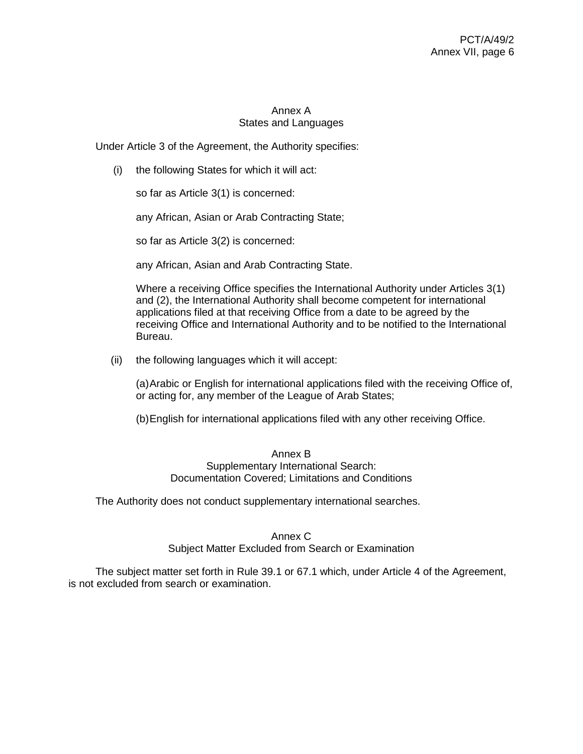## Annex A
## States and Languages

Under Article 3 of the Agreement, the Authority specifies:

(i) the following States for which it will act:

so far as Article 3(1) is concerned:

any African, Asian or Arab Contracting State;

so far as Article 3(2) is concerned:

any African, Asian and Arab Contracting State.

Where a receiving Office specifies the International Authority under Articles 3(1) and (2), the International Authority shall become competent for international applications filed at that receiving Office from a date to be agreed by the receiving Office and International Authority and to be notified to the International Bureau.

(ii) the following languages which it will accept:

(a) Arabic or English for international applications filed with the receiving Office of, or acting for, any member of the League of Arab States;

(b) English for international applications filed with any other receiving Office.

## Annex B
## Supplementary International Search:
## Documentation Covered; Limitations and Conditions

The Authority does not conduct supplementary international searches.

## Annex C
## Subject Matter Excluded from Search or Examination

The subject matter set forth in Rule 39.1 or 67.1 which, under Article 4 of the Agreement, is not excluded from search or examination.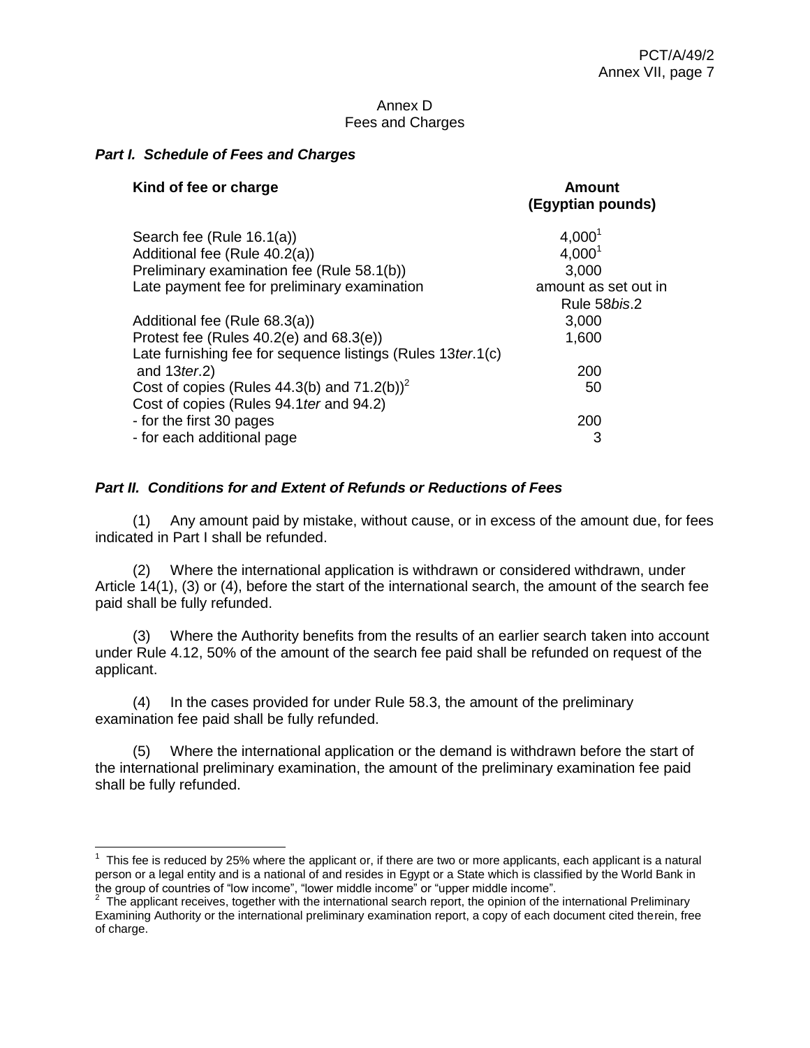Annex D
Fees and Charges

***Part I. Schedule of Fees and Charges***

| Kind of fee or charge | Amount (Egyptian pounds) |
|---|---|
| Search fee (Rule 16.1(a)) | 4,000[1] |
| Additional fee (Rule 40.2(a)) | 4,000[1] |
| Preliminary examination fee (Rule 58.1(b)) | 3,000 |
| Late payment fee for preliminary examination | amount as set out in Rule 58*bis*.2 |
| Additional fee (Rule 68.3(a)) | 3,000 |
| Protest fee (Rules 40.2(e) and 68.3(e)) | 1,600 |
| Late furnishing fee for sequence listings (Rules 13*ter*.1(c) and 13*ter*.2) | 200 |
| Cost of copies (Rules 44.3(b) and 71.2(b))[2] | 50 |
| Cost of copies (Rules 94.1*ter* and 94.2) | |
| - for the first 30 pages | 200 |
| - for each additional page | 3 |

***Part II. Conditions for and Extent of Refunds or Reductions of Fees***

(1) Any amount paid by mistake, without cause, or in excess of the amount due, for fees indicated in Part I shall be refunded.

(2) Where the international application is withdrawn or considered withdrawn, under Article 14(1), (3) or (4), before the start of the international search, the amount of the search fee paid shall be fully refunded.

(3) Where the Authority benefits from the results of an earlier search taken into account under Rule 4.12, 50% of the amount of the search fee paid shall be refunded on request of the applicant.

(4) In the cases provided for under Rule 58.3, the amount of the preliminary examination fee paid shall be fully refunded.

(5) Where the international application or the demand is withdrawn before the start of the international preliminary examination, the amount of the preliminary examination fee paid shall be fully refunded.

---

[1] This fee is reduced by 25% where the applicant or, if there are two or more applicants, each applicant is a natural person or a legal entity and is a national of and resides in Egypt or a State which is classified by the World Bank in the group of countries of "low income", "lower middle income" or "upper middle income".

[2] The applicant receives, together with the international search report, the opinion of the international Preliminary Examining Authority or the international preliminary examination report, a copy of each document cited therein, free of charge.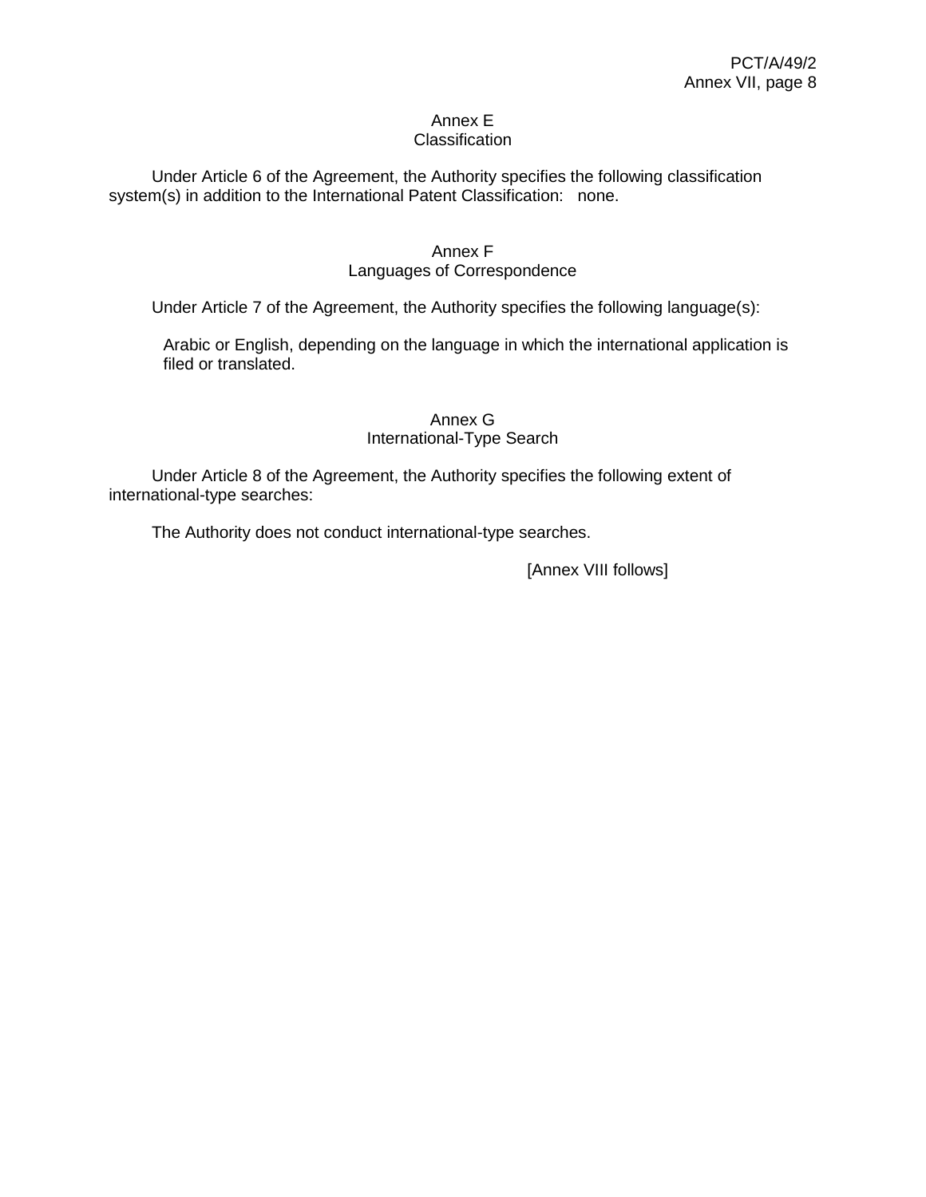## Annex E
## Classification

Under Article 6 of the Agreement, the Authority specifies the following classification system(s) in addition to the International Patent Classification: none.

## Annex F
## Languages of Correspondence

Under Article 7 of the Agreement, the Authority specifies the following language(s):

Arabic or English, depending on the language in which the international application is filed or translated.

## Annex G
## International-Type Search

Under Article 8 of the Agreement, the Authority specifies the following extent of international-type searches:

The Authority does not conduct international-type searches.

[Annex VIII follows]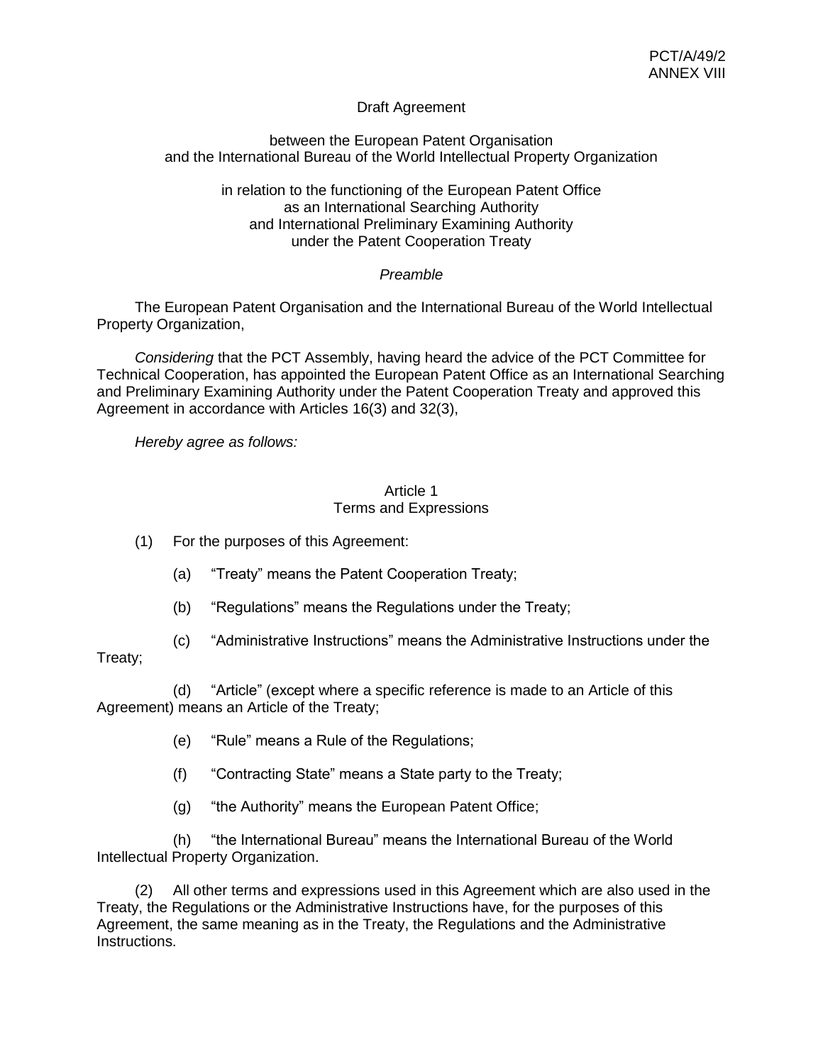Draft Agreement

between the European Patent Organisation
and the International Bureau of the World Intellectual Property Organization

in relation to the functioning of the European Patent Office
as an International Searching Authority
and International Preliminary Examining Authority
under the Patent Cooperation Treaty

*Preamble*

The European Patent Organisation and the International Bureau of the World Intellectual Property Organization,

*Considering* that the PCT Assembly, having heard the advice of the PCT Committee for Technical Cooperation, has appointed the European Patent Office as an International Searching and Preliminary Examining Authority under the Patent Cooperation Treaty and approved this Agreement in accordance with Articles 16(3) and 32(3),

*Hereby agree as follows:*

Article 1
Terms and Expressions

(1) For the purposes of this Agreement:

(a) "Treaty" means the Patent Cooperation Treaty;

(b) "Regulations" means the Regulations under the Treaty;

(c) "Administrative Instructions" means the Administrative Instructions under the Treaty;

(d) "Article" (except where a specific reference is made to an Article of this Agreement) means an Article of the Treaty;

(e) "Rule" means a Rule of the Regulations;

(f) "Contracting State" means a State party to the Treaty;

(g) "the Authority" means the European Patent Office;

(h) "the International Bureau" means the International Bureau of the World Intellectual Property Organization.

(2) All other terms and expressions used in this Agreement which are also used in the Treaty, the Regulations or the Administrative Instructions have, for the purposes of this Agreement, the same meaning as in the Treaty, the Regulations and the Administrative Instructions.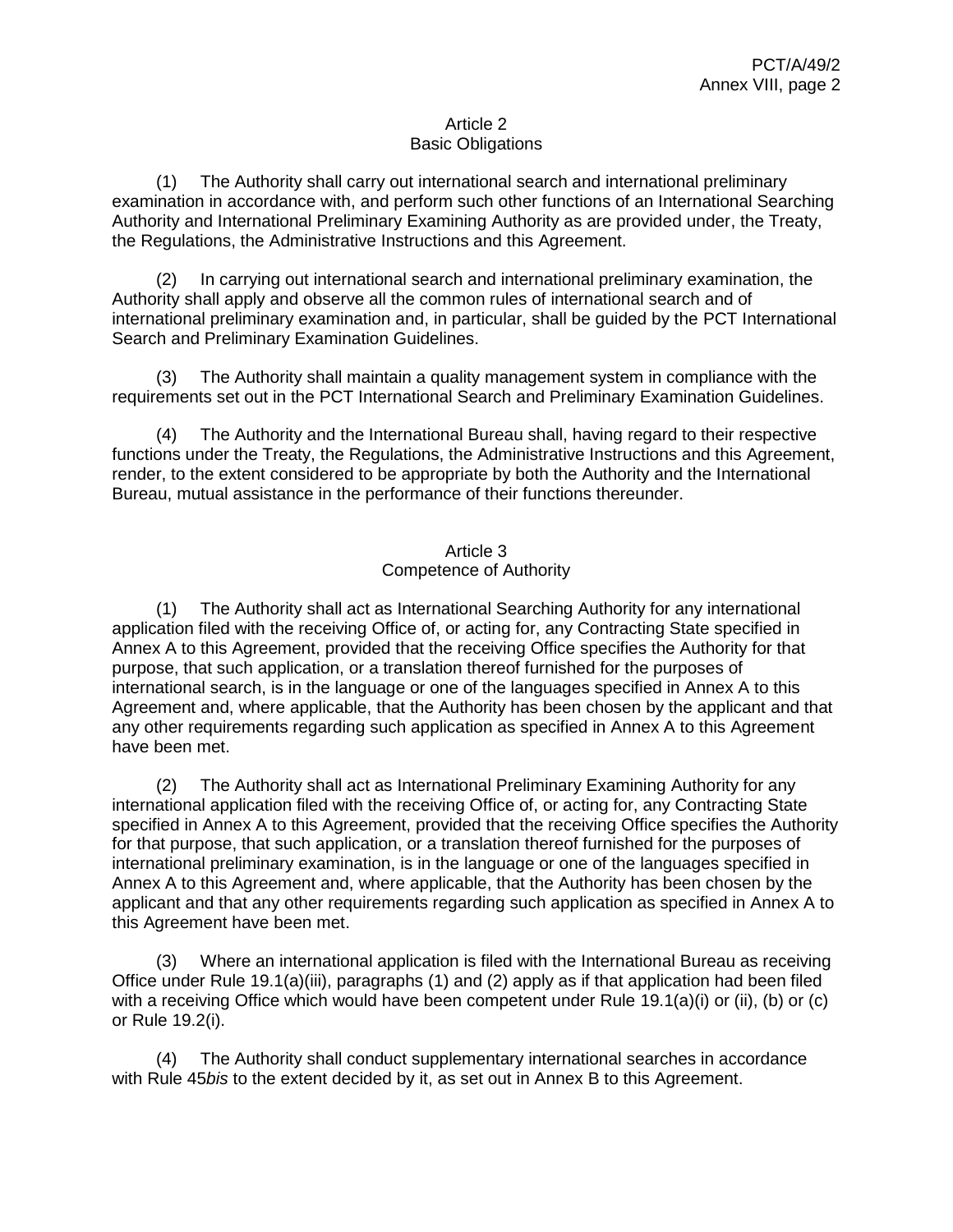### Article 2
### Basic Obligations

(1) The Authority shall carry out international search and international preliminary examination in accordance with, and perform such other functions of an International Searching Authority and International Preliminary Examining Authority as are provided under, the Treaty, the Regulations, the Administrative Instructions and this Agreement.

(2) In carrying out international search and international preliminary examination, the Authority shall apply and observe all the common rules of international search and of international preliminary examination and, in particular, shall be guided by the PCT International Search and Preliminary Examination Guidelines.

(3) The Authority shall maintain a quality management system in compliance with the requirements set out in the PCT International Search and Preliminary Examination Guidelines.

(4) The Authority and the International Bureau shall, having regard to their respective functions under the Treaty, the Regulations, the Administrative Instructions and this Agreement, render, to the extent considered to be appropriate by both the Authority and the International Bureau, mutual assistance in the performance of their functions thereunder.

### Article 3
### Competence of Authority

(1) The Authority shall act as International Searching Authority for any international application filed with the receiving Office of, or acting for, any Contracting State specified in Annex A to this Agreement, provided that the receiving Office specifies the Authority for that purpose, that such application, or a translation thereof furnished for the purposes of international search, is in the language or one of the languages specified in Annex A to this Agreement and, where applicable, that the Authority has been chosen by the applicant and that any other requirements regarding such application as specified in Annex A to this Agreement have been met.

(2) The Authority shall act as International Preliminary Examining Authority for any international application filed with the receiving Office of, or acting for, any Contracting State specified in Annex A to this Agreement, provided that the receiving Office specifies the Authority for that purpose, that such application, or a translation thereof furnished for the purposes of international preliminary examination, is in the language or one of the languages specified in Annex A to this Agreement and, where applicable, that the Authority has been chosen by the applicant and that any other requirements regarding such application as specified in Annex A to this Agreement have been met.

(3) Where an international application is filed with the International Bureau as receiving Office under Rule 19.1(a)(iii), paragraphs (1) and (2) apply as if that application had been filed with a receiving Office which would have been competent under Rule 19.1(a)(i) or (ii), (b) or (c) or Rule 19.2(i).

(4) The Authority shall conduct supplementary international searches in accordance with Rule 45*bis* to the extent decided by it, as set out in Annex B to this Agreement.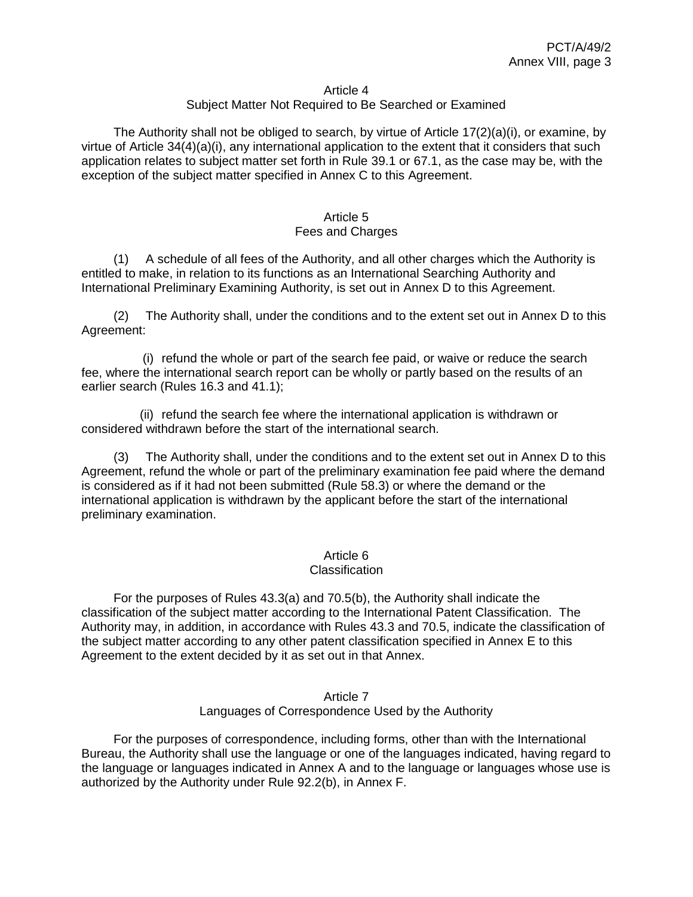## Article 4
### Subject Matter Not Required to Be Searched or Examined

The Authority shall not be obliged to search, by virtue of Article 17(2)(a)(i), or examine, by virtue of Article 34(4)(a)(i), any international application to the extent that it considers that such application relates to subject matter set forth in Rule 39.1 or 67.1, as the case may be, with the exception of the subject matter specified in Annex C to this Agreement.

## Article 5
### Fees and Charges

(1) A schedule of all fees of the Authority, and all other charges which the Authority is entitled to make, in relation to its functions as an International Searching Authority and International Preliminary Examining Authority, is set out in Annex D to this Agreement.

(2) The Authority shall, under the conditions and to the extent set out in Annex D to this Agreement:

(i) refund the whole or part of the search fee paid, or waive or reduce the search fee, where the international search report can be wholly or partly based on the results of an earlier search (Rules 16.3 and 41.1);

(ii) refund the search fee where the international application is withdrawn or considered withdrawn before the start of the international search.

(3) The Authority shall, under the conditions and to the extent set out in Annex D to this Agreement, refund the whole or part of the preliminary examination fee paid where the demand is considered as if it had not been submitted (Rule 58.3) or where the demand or the international application is withdrawn by the applicant before the start of the international preliminary examination.

## Article 6
### Classification

For the purposes of Rules 43.3(a) and 70.5(b), the Authority shall indicate the classification of the subject matter according to the International Patent Classification. The Authority may, in addition, in accordance with Rules 43.3 and 70.5, indicate the classification of the subject matter according to any other patent classification specified in Annex E to this Agreement to the extent decided by it as set out in that Annex.

## Article 7
### Languages of Correspondence Used by the Authority

For the purposes of correspondence, including forms, other than with the International Bureau, the Authority shall use the language or one of the languages indicated, having regard to the language or languages indicated in Annex A and to the language or languages whose use is authorized by the Authority under Rule 92.2(b), in Annex F.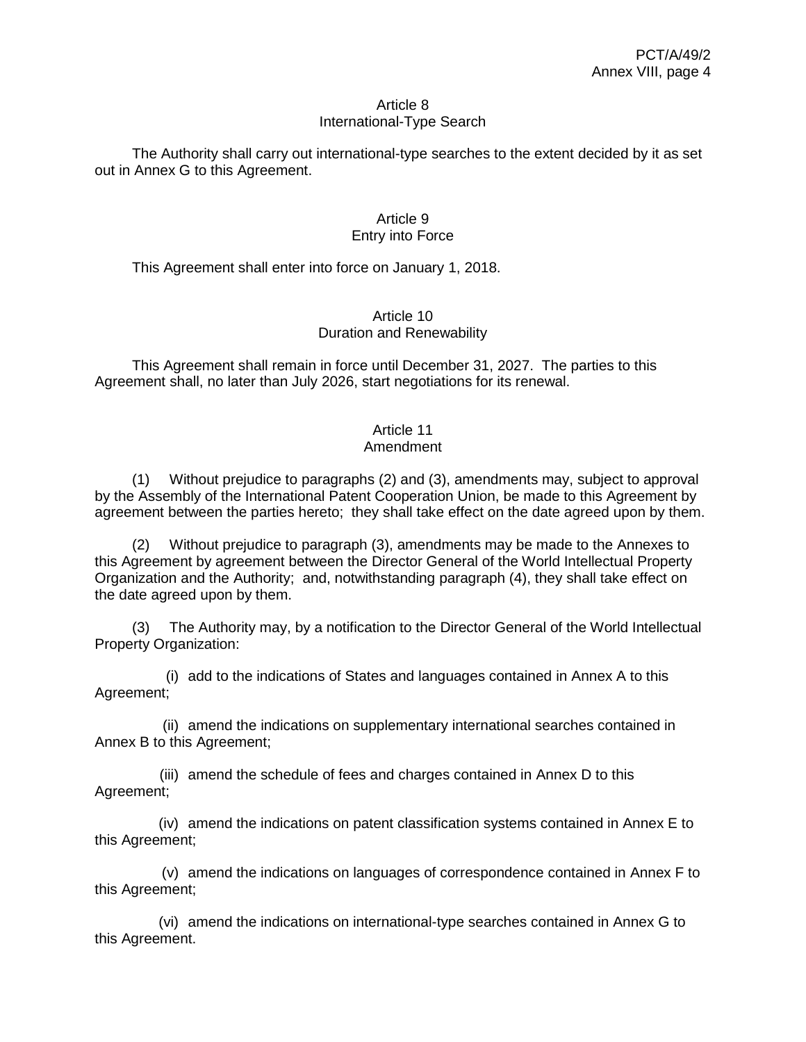### Article 8
### International-Type Search

The Authority shall carry out international-type searches to the extent decided by it as set out in Annex G to this Agreement.

### Article 9
### Entry into Force

This Agreement shall enter into force on January 1, 2018.

### Article 10
### Duration and Renewability

This Agreement shall remain in force until December 31, 2027. The parties to this Agreement shall, no later than July 2026, start negotiations for its renewal.

### Article 11
### Amendment

(1) Without prejudice to paragraphs (2) and (3), amendments may, subject to approval by the Assembly of the International Patent Cooperation Union, be made to this Agreement by agreement between the parties hereto; they shall take effect on the date agreed upon by them.

(2) Without prejudice to paragraph (3), amendments may be made to the Annexes to this Agreement by agreement between the Director General of the World Intellectual Property Organization and the Authority; and, notwithstanding paragraph (4), they shall take effect on the date agreed upon by them.

(3) The Authority may, by a notification to the Director General of the World Intellectual Property Organization:

(i) add to the indications of States and languages contained in Annex A to this Agreement;

(ii) amend the indications on supplementary international searches contained in Annex B to this Agreement;

(iii) amend the schedule of fees and charges contained in Annex D to this Agreement;

(iv) amend the indications on patent classification systems contained in Annex E to this Agreement;

(v) amend the indications on languages of correspondence contained in Annex F to this Agreement;

(vi) amend the indications on international-type searches contained in Annex G to this Agreement.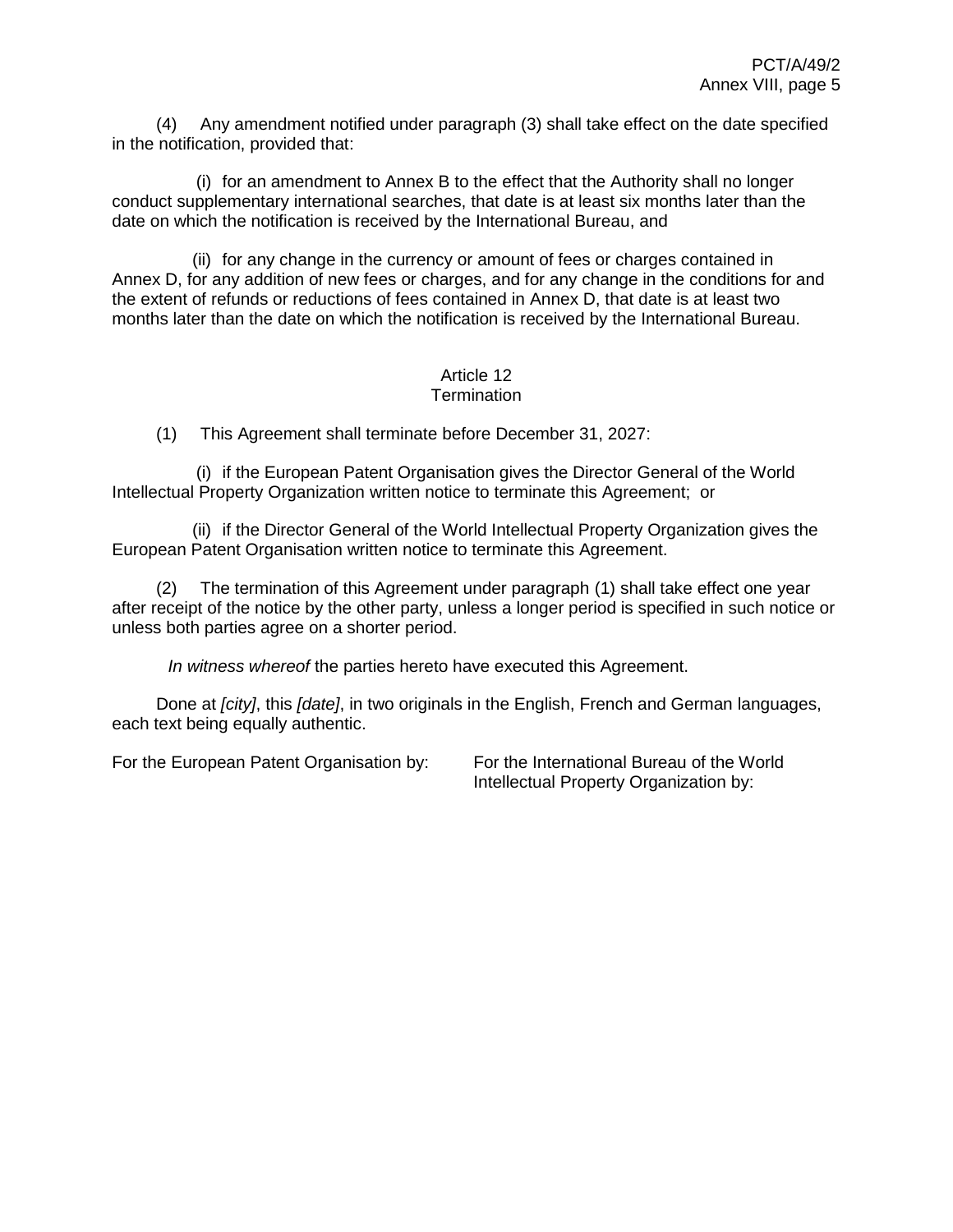(4) Any amendment notified under paragraph (3) shall take effect on the date specified in the notification, provided that:

(i) for an amendment to Annex B to the effect that the Authority shall no longer conduct supplementary international searches, that date is at least six months later than the date on which the notification is received by the International Bureau, and

(ii) for any change in the currency or amount of fees or charges contained in Annex D, for any addition of new fees or charges, and for any change in the conditions for and the extent of refunds or reductions of fees contained in Annex D, that date is at least two months later than the date on which the notification is received by the International Bureau.

## Article 12
## Termination

(1) This Agreement shall terminate before December 31, 2027:

(i) if the European Patent Organisation gives the Director General of the World Intellectual Property Organization written notice to terminate this Agreement; or

(ii) if the Director General of the World Intellectual Property Organization gives the European Patent Organisation written notice to terminate this Agreement.

(2) The termination of this Agreement under paragraph (1) shall take effect one year after receipt of the notice by the other party, unless a longer period is specified in such notice or unless both parties agree on a shorter period.

*In witness whereof* the parties hereto have executed this Agreement.

Done at *[city]*, this *[date]*, in two originals in the English, French and German languages, each text being equally authentic.

For the European Patent Organisation by:

For the International Bureau of the World Intellectual Property Organization by: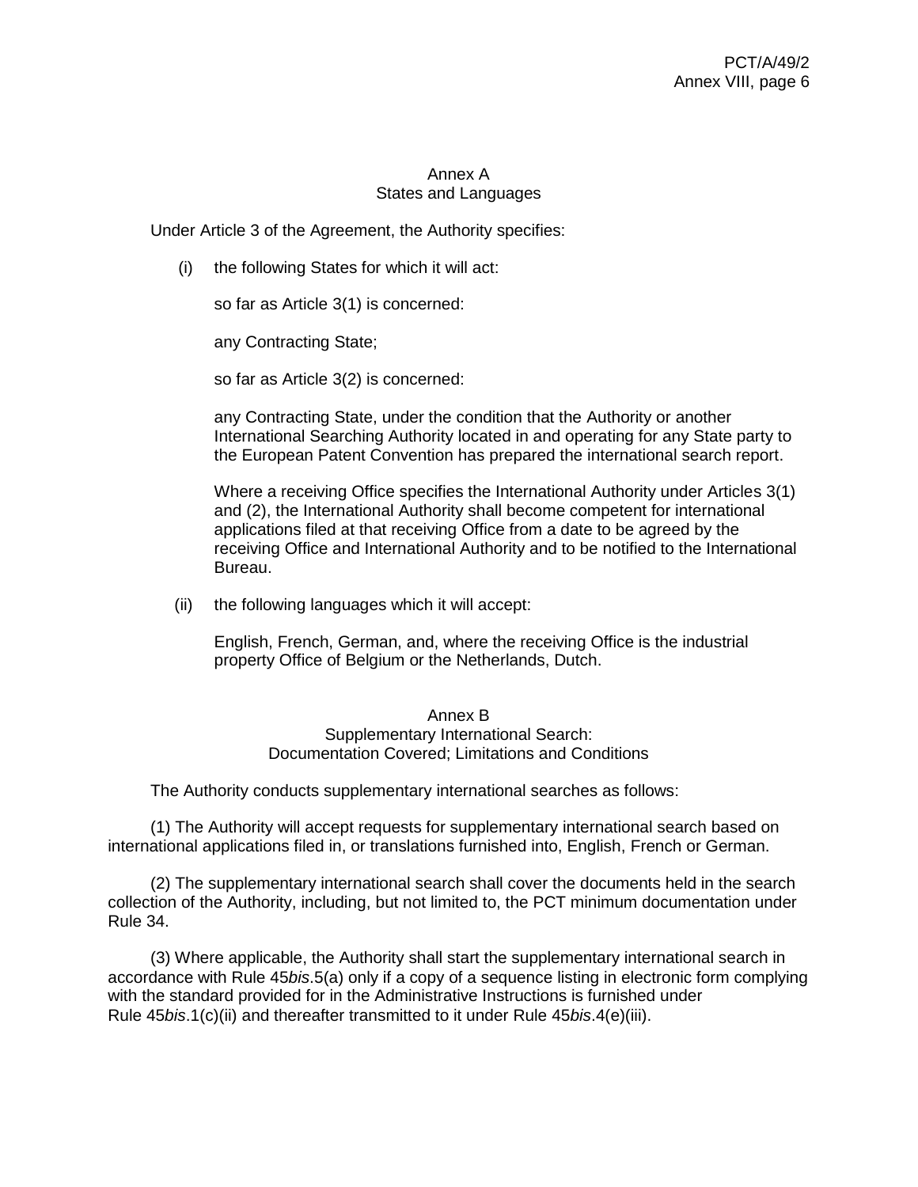## Annex A
## States and Languages

Under Article 3 of the Agreement, the Authority specifies:

(i) the following States for which it will act:

so far as Article 3(1) is concerned:

any Contracting State;

so far as Article 3(2) is concerned:

any Contracting State, under the condition that the Authority or another International Searching Authority located in and operating for any State party to the European Patent Convention has prepared the international search report.

Where a receiving Office specifies the International Authority under Articles 3(1) and (2), the International Authority shall become competent for international applications filed at that receiving Office from a date to be agreed by the receiving Office and International Authority and to be notified to the International Bureau.

(ii) the following languages which it will accept:

English, French, German, and, where the receiving Office is the industrial property Office of Belgium or the Netherlands, Dutch.

## Annex B
## Supplementary International Search: Documentation Covered; Limitations and Conditions

The Authority conducts supplementary international searches as follows:

(1) The Authority will accept requests for supplementary international search based on international applications filed in, or translations furnished into, English, French or German.

(2) The supplementary international search shall cover the documents held in the search collection of the Authority, including, but not limited to, the PCT minimum documentation under Rule 34.

(3) Where applicable, the Authority shall start the supplementary international search in accordance with Rule 45*bis*.5(a) only if a copy of a sequence listing in electronic form complying with the standard provided for in the Administrative Instructions is furnished under Rule 45*bis*.1(c)(ii) and thereafter transmitted to it under Rule 45*bis*.4(e)(iii).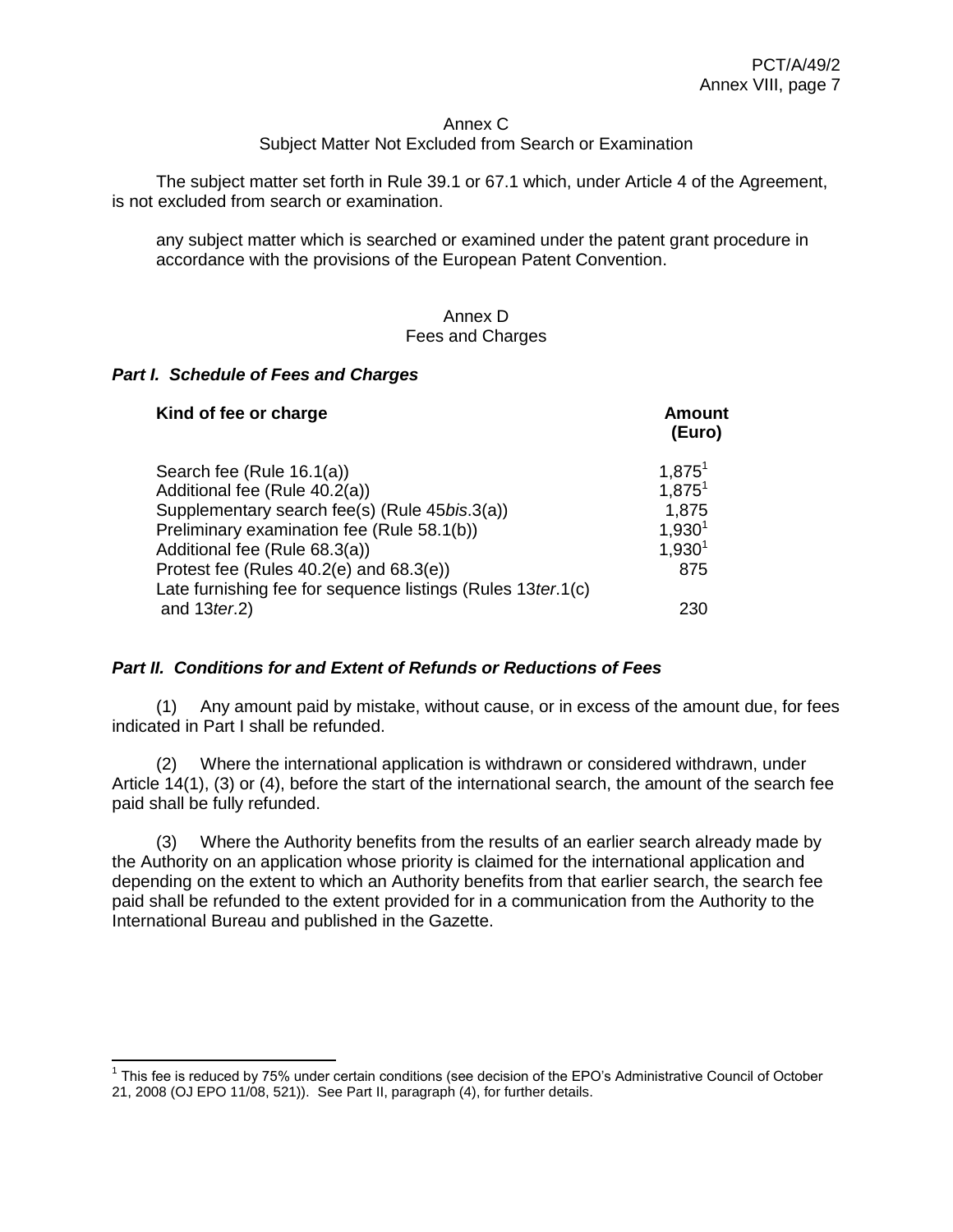## Annex C
### Subject Matter Not Excluded from Search or Examination

The subject matter set forth in Rule 39.1 or 67.1 which, under Article 4 of the Agreement, is not excluded from search or examination.

any subject matter which is searched or examined under the patent grant procedure in accordance with the provisions of the European Patent Convention.

## Annex D
### Fees and Charges

***Part I. Schedule of Fees and Charges***

| Kind of fee or charge | Amount (Euro) |
|---|---|
| Search fee (Rule 16.1(a)) | 1,875[1] |
| Additional fee (Rule 40.2(a)) | 1,875[1] |
| Supplementary search fee(s) (Rule 45*bis*.3(a)) | 1,875 |
| Preliminary examination fee (Rule 58.1(b)) | 1,930[1] |
| Additional fee (Rule 68.3(a)) | 1,930[1] |
| Protest fee (Rules 40.2(e) and 68.3(e)) | 875 |
| Late furnishing fee for sequence listings (Rules 13*ter*.1(c) and 13*ter*.2) | 230 |

***Part II. Conditions for and Extent of Refunds or Reductions of Fees***

(1) Any amount paid by mistake, without cause, or in excess of the amount due, for fees indicated in Part I shall be refunded.

(2) Where the international application is withdrawn or considered withdrawn, under Article 14(1), (3) or (4), before the start of the international search, the amount of the search fee paid shall be fully refunded.

(3) Where the Authority benefits from the results of an earlier search already made by the Authority on an application whose priority is claimed for the international application and depending on the extent to which an Authority benefits from that earlier search, the search fee paid shall be refunded to the extent provided for in a communication from the Authority to the International Bureau and published in the Gazette.

---

[1] This fee is reduced by 75% under certain conditions (see decision of the EPO's Administrative Council of October 21, 2008 (OJ EPO 11/08, 521)). See Part II, paragraph (4), for further details.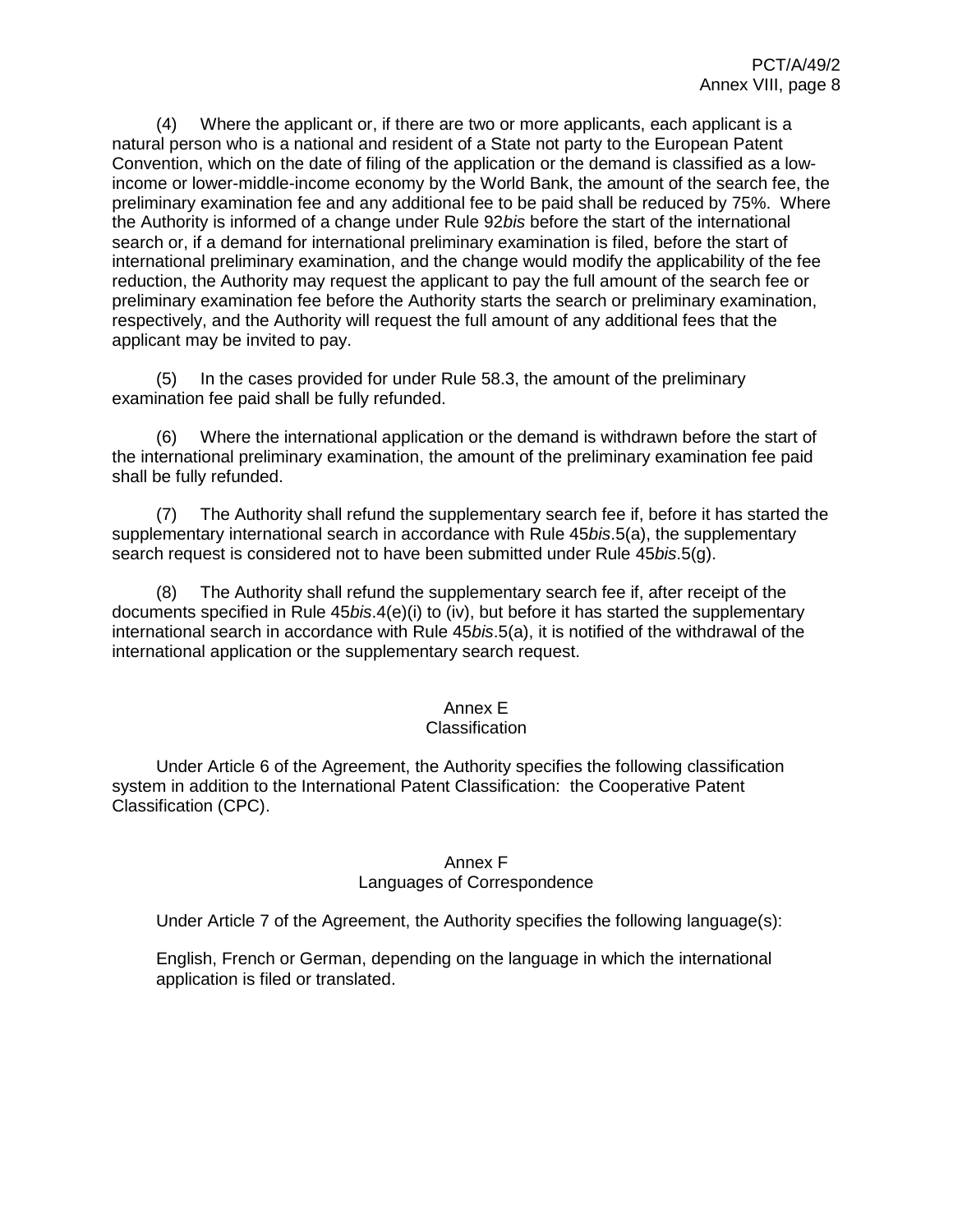(4) Where the applicant or, if there are two or more applicants, each applicant is a natural person who is a national and resident of a State not party to the European Patent Convention, which on the date of filing of the application or the demand is classified as a low-income or lower-middle-income economy by the World Bank, the amount of the search fee, the preliminary examination fee and any additional fee to be paid shall be reduced by 75%. Where the Authority is informed of a change under Rule 92*bis* before the start of the international search or, if a demand for international preliminary examination is filed, before the start of international preliminary examination, and the change would modify the applicability of the fee reduction, the Authority may request the applicant to pay the full amount of the search fee or preliminary examination fee before the Authority starts the search or preliminary examination, respectively, and the Authority will request the full amount of any additional fees that the applicant may be invited to pay.

(5) In the cases provided for under Rule 58.3, the amount of the preliminary examination fee paid shall be fully refunded.

(6) Where the international application or the demand is withdrawn before the start of the international preliminary examination, the amount of the preliminary examination fee paid shall be fully refunded.

(7) The Authority shall refund the supplementary search fee if, before it has started the supplementary international search in accordance with Rule 45*bis*.5(a), the supplementary search request is considered not to have been submitted under Rule 45*bis*.5(g).

(8) The Authority shall refund the supplementary search fee if, after receipt of the documents specified in Rule 45*bis*.4(e)(i) to (iv), but before it has started the supplementary international search in accordance with Rule 45*bis*.5(a), it is notified of the withdrawal of the international application or the supplementary search request.

## Annex E
## Classification

Under Article 6 of the Agreement, the Authority specifies the following classification system in addition to the International Patent Classification: the Cooperative Patent Classification (CPC).

## Annex F
## Languages of Correspondence

Under Article 7 of the Agreement, the Authority specifies the following language(s):

English, French or German, depending on the language in which the international application is filed or translated.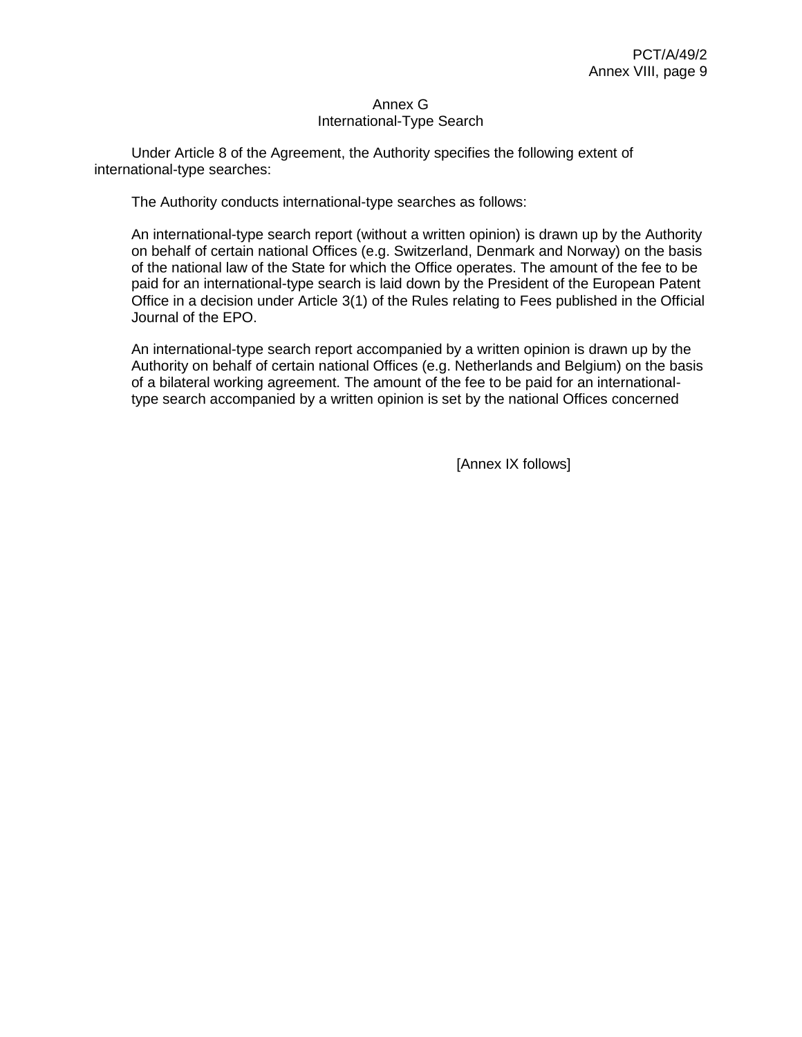# Annex G
## International-Type Search

Under Article 8 of the Agreement, the Authority specifies the following extent of international-type searches:

The Authority conducts international-type searches as follows:

An international-type search report (without a written opinion) is drawn up by the Authority on behalf of certain national Offices (e.g. Switzerland, Denmark and Norway) on the basis of the national law of the State for which the Office operates. The amount of the fee to be paid for an international-type search is laid down by the President of the European Patent Office in a decision under Article 3(1) of the Rules relating to Fees published in the Official Journal of the EPO.

An international-type search report accompanied by a written opinion is drawn up by the Authority on behalf of certain national Offices (e.g. Netherlands and Belgium) on the basis of a bilateral working agreement. The amount of the fee to be paid for an international-type search accompanied by a written opinion is set by the national Offices concerned

[Annex IX follows]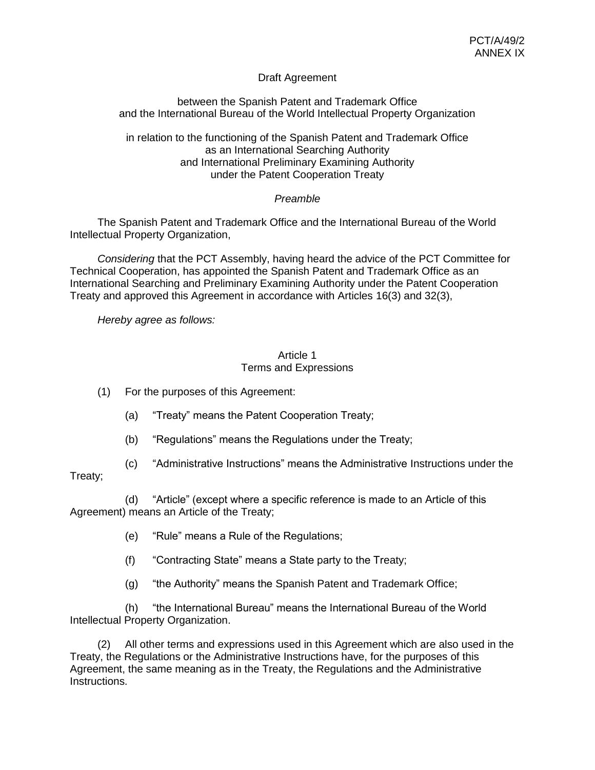Draft Agreement

between the Spanish Patent and Trademark Office
and the International Bureau of the World Intellectual Property Organization

in relation to the functioning of the Spanish Patent and Trademark Office
as an International Searching Authority
and International Preliminary Examining Authority
under the Patent Cooperation Treaty

*Preamble*

The Spanish Patent and Trademark Office and the International Bureau of the World Intellectual Property Organization,

*Considering* that the PCT Assembly, having heard the advice of the PCT Committee for Technical Cooperation, has appointed the Spanish Patent and Trademark Office as an International Searching and Preliminary Examining Authority under the Patent Cooperation Treaty and approved this Agreement in accordance with Articles 16(3) and 32(3),

*Hereby agree as follows:*

Article 1
Terms and Expressions

(1) For the purposes of this Agreement:

(a) "Treaty" means the Patent Cooperation Treaty;

(b) "Regulations" means the Regulations under the Treaty;

(c) "Administrative Instructions" means the Administrative Instructions under the Treaty;

(d) "Article" (except where a specific reference is made to an Article of this Agreement) means an Article of the Treaty;

(e) "Rule" means a Rule of the Regulations;

(f) "Contracting State" means a State party to the Treaty;

(g) "the Authority" means the Spanish Patent and Trademark Office;

(h) "the International Bureau" means the International Bureau of the World Intellectual Property Organization.

(2) All other terms and expressions used in this Agreement which are also used in the Treaty, the Regulations or the Administrative Instructions have, for the purposes of this Agreement, the same meaning as in the Treaty, the Regulations and the Administrative Instructions.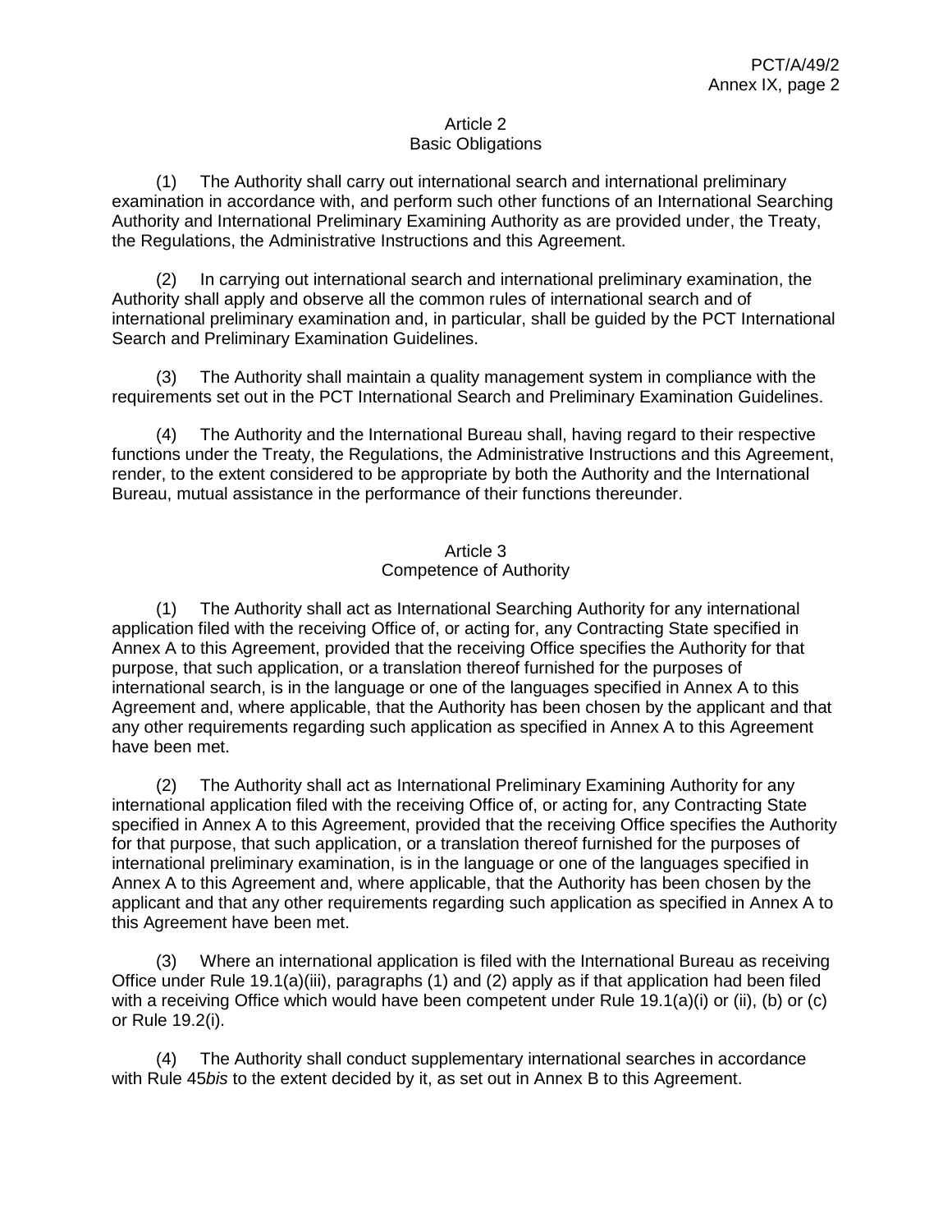### Article 2
### Basic Obligations

(1) The Authority shall carry out international search and international preliminary examination in accordance with, and perform such other functions of an International Searching Authority and International Preliminary Examining Authority as are provided under, the Treaty, the Regulations, the Administrative Instructions and this Agreement.

(2) In carrying out international search and international preliminary examination, the Authority shall apply and observe all the common rules of international search and of international preliminary examination and, in particular, shall be guided by the PCT International Search and Preliminary Examination Guidelines.

(3) The Authority shall maintain a quality management system in compliance with the requirements set out in the PCT International Search and Preliminary Examination Guidelines.

(4) The Authority and the International Bureau shall, having regard to their respective functions under the Treaty, the Regulations, the Administrative Instructions and this Agreement, render, to the extent considered to be appropriate by both the Authority and the International Bureau, mutual assistance in the performance of their functions thereunder.

### Article 3
### Competence of Authority

(1) The Authority shall act as International Searching Authority for any international application filed with the receiving Office of, or acting for, any Contracting State specified in Annex A to this Agreement, provided that the receiving Office specifies the Authority for that purpose, that such application, or a translation thereof furnished for the purposes of international search, is in the language or one of the languages specified in Annex A to this Agreement and, where applicable, that the Authority has been chosen by the applicant and that any other requirements regarding such application as specified in Annex A to this Agreement have been met.

(2) The Authority shall act as International Preliminary Examining Authority for any international application filed with the receiving Office of, or acting for, any Contracting State specified in Annex A to this Agreement, provided that the receiving Office specifies the Authority for that purpose, that such application, or a translation thereof furnished for the purposes of international preliminary examination, is in the language or one of the languages specified in Annex A to this Agreement and, where applicable, that the Authority has been chosen by the applicant and that any other requirements regarding such application as specified in Annex A to this Agreement have been met.

(3) Where an international application is filed with the International Bureau as receiving Office under Rule 19.1(a)(iii), paragraphs (1) and (2) apply as if that application had been filed with a receiving Office which would have been competent under Rule 19.1(a)(i) or (ii), (b) or (c) or Rule 19.2(i).

(4) The Authority shall conduct supplementary international searches in accordance with Rule 45*bis* to the extent decided by it, as set out in Annex B to this Agreement.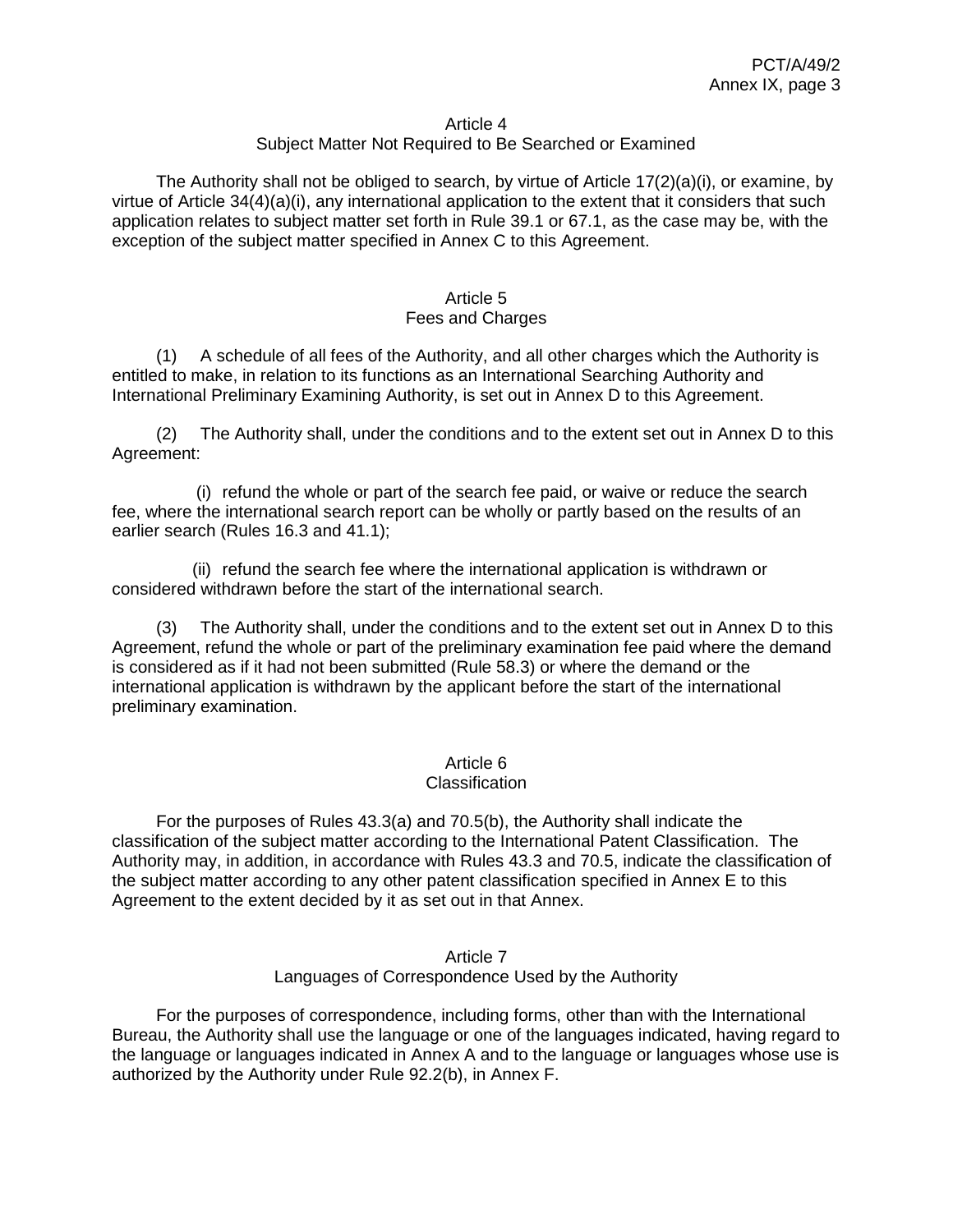### Article 4
### Subject Matter Not Required to Be Searched or Examined

The Authority shall not be obliged to search, by virtue of Article 17(2)(a)(i), or examine, by virtue of Article 34(4)(a)(i), any international application to the extent that it considers that such application relates to subject matter set forth in Rule 39.1 or 67.1, as the case may be, with the exception of the subject matter specified in Annex C to this Agreement.

### Article 5
### Fees and Charges

(1) A schedule of all fees of the Authority, and all other charges which the Authority is entitled to make, in relation to its functions as an International Searching Authority and International Preliminary Examining Authority, is set out in Annex D to this Agreement.

(2) The Authority shall, under the conditions and to the extent set out in Annex D to this Agreement:

(i) refund the whole or part of the search fee paid, or waive or reduce the search fee, where the international search report can be wholly or partly based on the results of an earlier search (Rules 16.3 and 41.1);

(ii) refund the search fee where the international application is withdrawn or considered withdrawn before the start of the international search.

(3) The Authority shall, under the conditions and to the extent set out in Annex D to this Agreement, refund the whole or part of the preliminary examination fee paid where the demand is considered as if it had not been submitted (Rule 58.3) or where the demand or the international application is withdrawn by the applicant before the start of the international preliminary examination.

### Article 6
### Classification

For the purposes of Rules 43.3(a) and 70.5(b), the Authority shall indicate the classification of the subject matter according to the International Patent Classification. The Authority may, in addition, in accordance with Rules 43.3 and 70.5, indicate the classification of the subject matter according to any other patent classification specified in Annex E to this Agreement to the extent decided by it as set out in that Annex.

### Article 7
### Languages of Correspondence Used by the Authority

For the purposes of correspondence, including forms, other than with the International Bureau, the Authority shall use the language or one of the languages indicated, having regard to the language or languages indicated in Annex A and to the language or languages whose use is authorized by the Authority under Rule 92.2(b), in Annex F.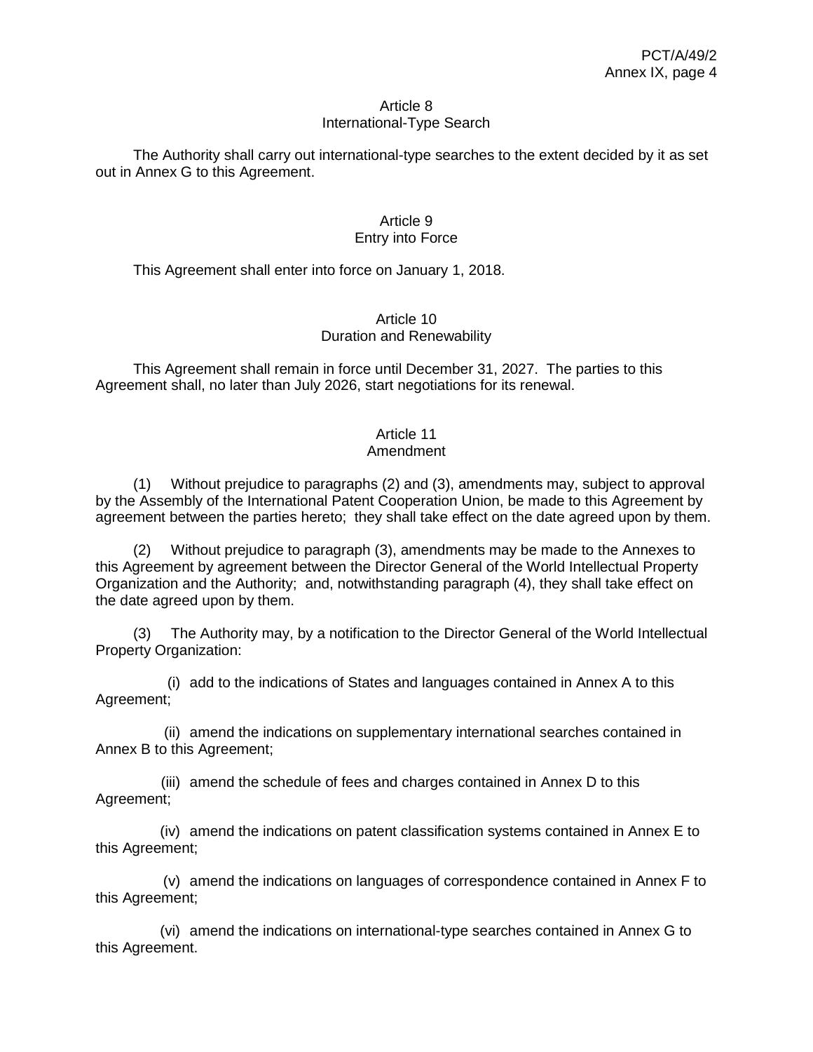### Article 8
### International-Type Search

The Authority shall carry out international-type searches to the extent decided by it as set out in Annex G to this Agreement.

### Article 9
### Entry into Force

This Agreement shall enter into force on January 1, 2018.

### Article 10
### Duration and Renewability

This Agreement shall remain in force until December 31, 2027. The parties to this Agreement shall, no later than July 2026, start negotiations for its renewal.

### Article 11
### Amendment

(1) Without prejudice to paragraphs (2) and (3), amendments may, subject to approval by the Assembly of the International Patent Cooperation Union, be made to this Agreement by agreement between the parties hereto; they shall take effect on the date agreed upon by them.

(2) Without prejudice to paragraph (3), amendments may be made to the Annexes to this Agreement by agreement between the Director General of the World Intellectual Property Organization and the Authority; and, notwithstanding paragraph (4), they shall take effect on the date agreed upon by them.

(3) The Authority may, by a notification to the Director General of the World Intellectual Property Organization:

(i) add to the indications of States and languages contained in Annex A to this Agreement;

(ii) amend the indications on supplementary international searches contained in Annex B to this Agreement;

(iii) amend the schedule of fees and charges contained in Annex D to this Agreement;

(iv) amend the indications on patent classification systems contained in Annex E to this Agreement;

(v) amend the indications on languages of correspondence contained in Annex F to this Agreement;

(vi) amend the indications on international-type searches contained in Annex G to this Agreement.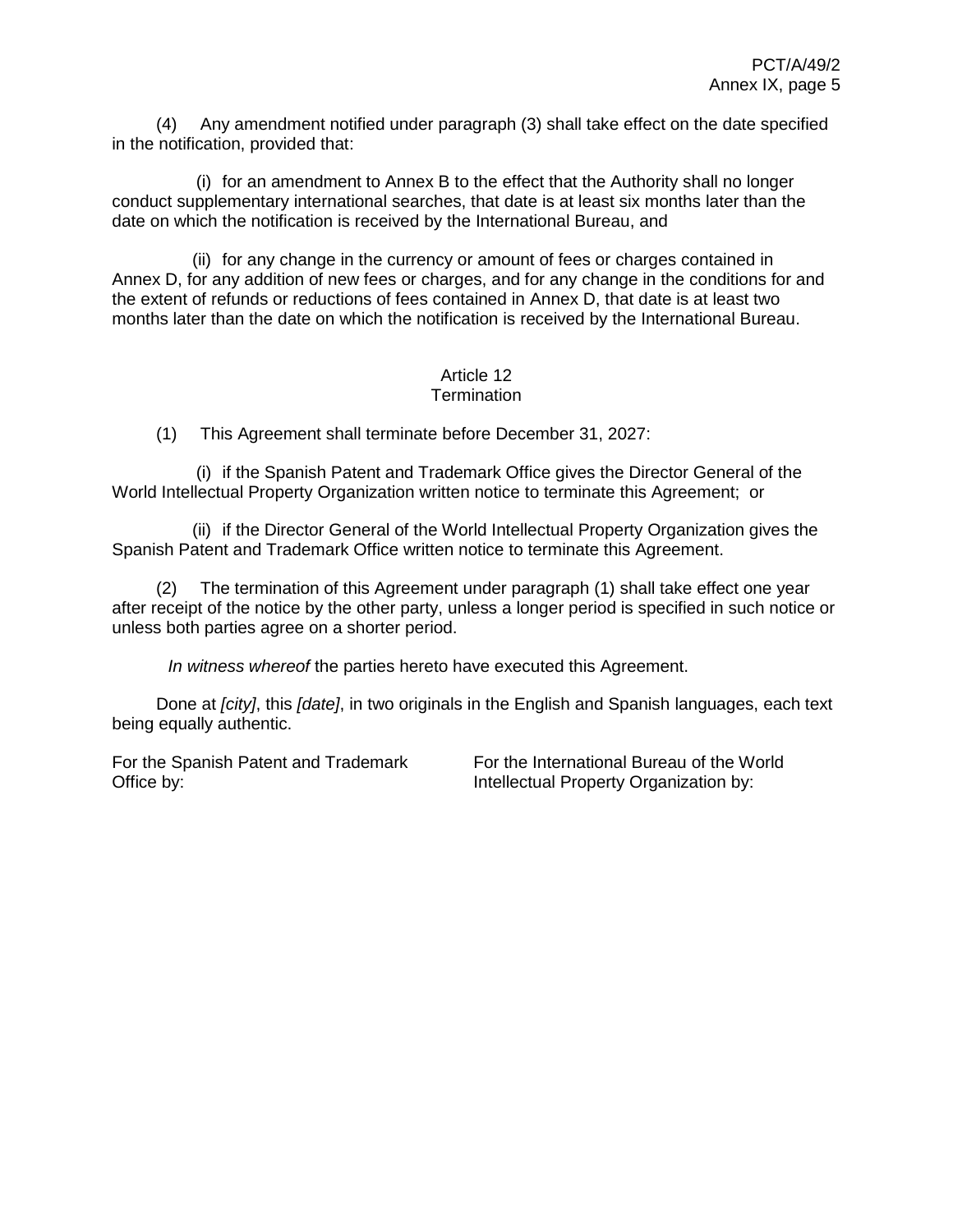(4) Any amendment notified under paragraph (3) shall take effect on the date specified in the notification, provided that:

(i) for an amendment to Annex B to the effect that the Authority shall no longer conduct supplementary international searches, that date is at least six months later than the date on which the notification is received by the International Bureau, and

(ii) for any change in the currency or amount of fees or charges contained in Annex D, for any addition of new fees or charges, and for any change in the conditions for and the extent of refunds or reductions of fees contained in Annex D, that date is at least two months later than the date on which the notification is received by the International Bureau.

## Article 12
## Termination

(1) This Agreement shall terminate before December 31, 2027:

(i) if the Spanish Patent and Trademark Office gives the Director General of the World Intellectual Property Organization written notice to terminate this Agreement; or

(ii) if the Director General of the World Intellectual Property Organization gives the Spanish Patent and Trademark Office written notice to terminate this Agreement.

(2) The termination of this Agreement under paragraph (1) shall take effect one year after receipt of the notice by the other party, unless a longer period is specified in such notice or unless both parties agree on a shorter period.

*In witness whereof* the parties hereto have executed this Agreement.

Done at *[city]*, this *[date]*, in two originals in the English and Spanish languages, each text being equally authentic.

For the Spanish Patent and Trademark Office by:

For the International Bureau of the World Intellectual Property Organization by: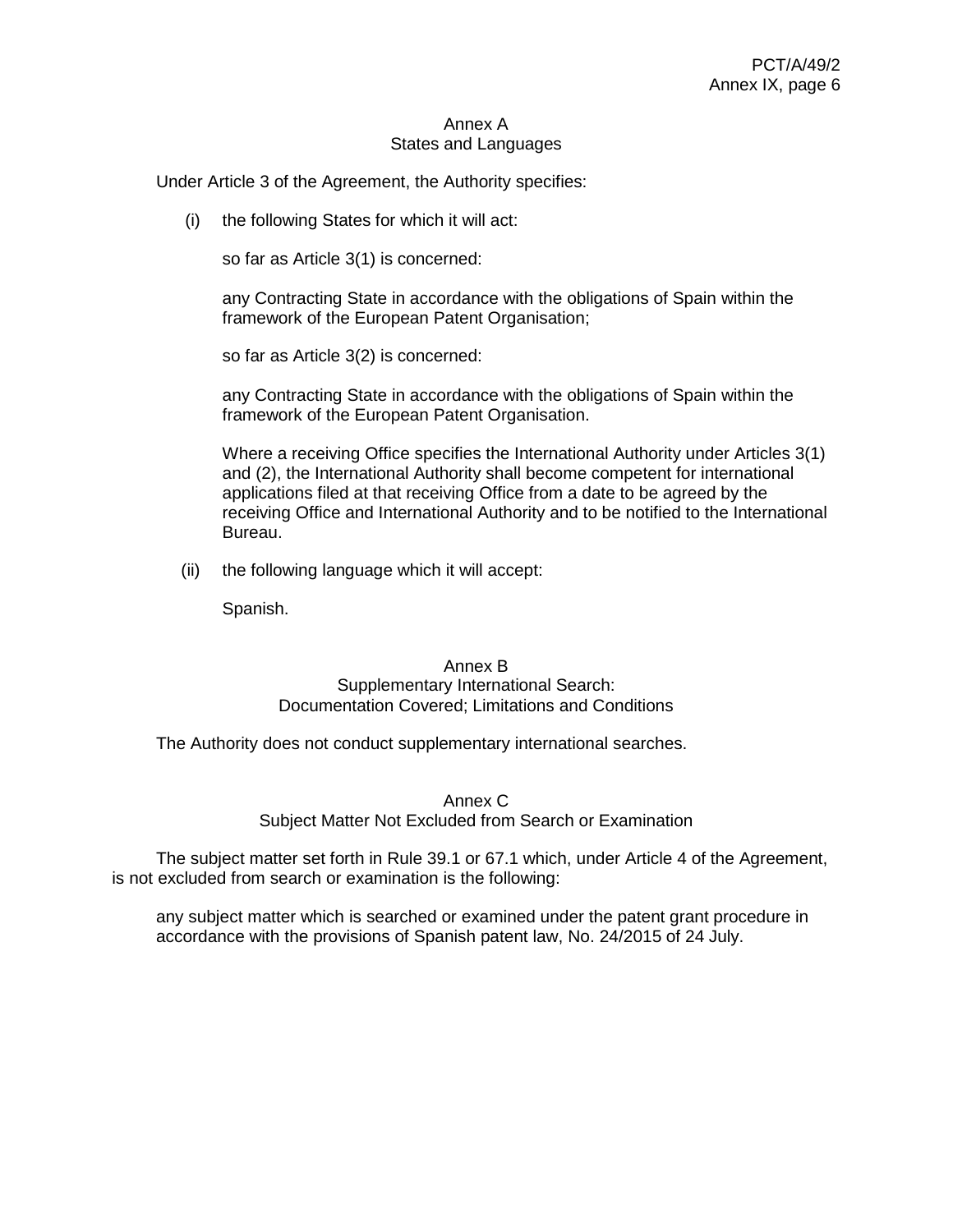## Annex A
## States and Languages

Under Article 3 of the Agreement, the Authority specifies:

(i) the following States for which it will act:

so far as Article 3(1) is concerned:

any Contracting State in accordance with the obligations of Spain within the framework of the European Patent Organisation;

so far as Article 3(2) is concerned:

any Contracting State in accordance with the obligations of Spain within the framework of the European Patent Organisation.

Where a receiving Office specifies the International Authority under Articles 3(1) and (2), the International Authority shall become competent for international applications filed at that receiving Office from a date to be agreed by the receiving Office and International Authority and to be notified to the International Bureau.

(ii) the following language which it will accept:

Spanish.

## Annex B
## Supplementary International Search: Documentation Covered; Limitations and Conditions

The Authority does not conduct supplementary international searches.

## Annex C
## Subject Matter Not Excluded from Search or Examination

The subject matter set forth in Rule 39.1 or 67.1 which, under Article 4 of the Agreement, is not excluded from search or examination is the following:

any subject matter which is searched or examined under the patent grant procedure in accordance with the provisions of Spanish patent law, No. 24/2015 of 24 July.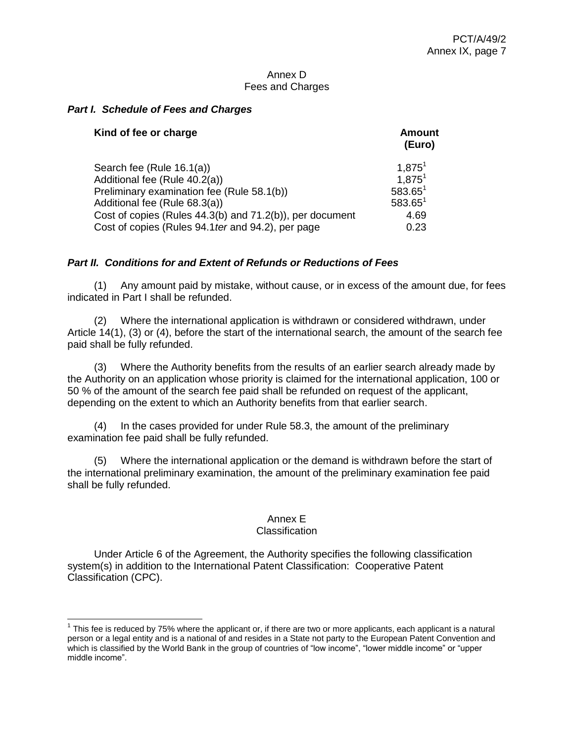Annex D
Fees and Charges

***Part I. Schedule of Fees and Charges***

| Kind of fee or charge | Amount (Euro) |
|---|---|
| Search fee (Rule 16.1(a)) | 1,875[1] |
| Additional fee (Rule 40.2(a)) | 1,875[1] |
| Preliminary examination fee (Rule 58.1(b)) | 583.65[1] |
| Additional fee (Rule 68.3(a)) | 583.65[1] |
| Cost of copies (Rules 44.3(b) and 71.2(b)), per document | 4.69 |
| Cost of copies (Rules 94.1*ter* and 94.2), per page | 0.23 |

***Part II. Conditions for and Extent of Refunds or Reductions of Fees***

(1) Any amount paid by mistake, without cause, or in excess of the amount due, for fees indicated in Part I shall be refunded.

(2) Where the international application is withdrawn or considered withdrawn, under Article 14(1), (3) or (4), before the start of the international search, the amount of the search fee paid shall be fully refunded.

(3) Where the Authority benefits from the results of an earlier search already made by the Authority on an application whose priority is claimed for the international application, 100 or 50 % of the amount of the search fee paid shall be refunded on request of the applicant, depending on the extent to which an Authority benefits from that earlier search.

(4) In the cases provided for under Rule 58.3, the amount of the preliminary examination fee paid shall be fully refunded.

(5) Where the international application or the demand is withdrawn before the start of the international preliminary examination, the amount of the preliminary examination fee paid shall be fully refunded.

Annex E
Classification

Under Article 6 of the Agreement, the Authority specifies the following classification system(s) in addition to the International Patent Classification: Cooperative Patent Classification (CPC).

---

[1] This fee is reduced by 75% where the applicant or, if there are two or more applicants, each applicant is a natural person or a legal entity and is a national of and resides in a State not party to the European Patent Convention and which is classified by the World Bank in the group of countries of "low income", "lower middle income" or "upper middle income".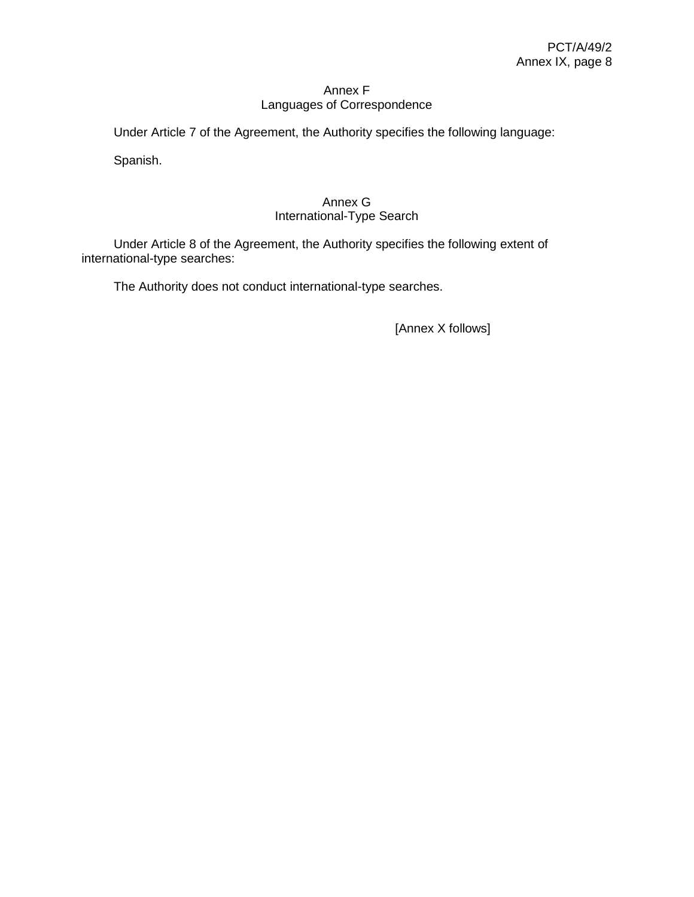## Annex F
## Languages of Correspondence

Under Article 7 of the Agreement, the Authority specifies the following language:

Spanish.

## Annex G
## International-Type Search

Under Article 8 of the Agreement, the Authority specifies the following extent of international-type searches:

The Authority does not conduct international-type searches.

[Annex X follows]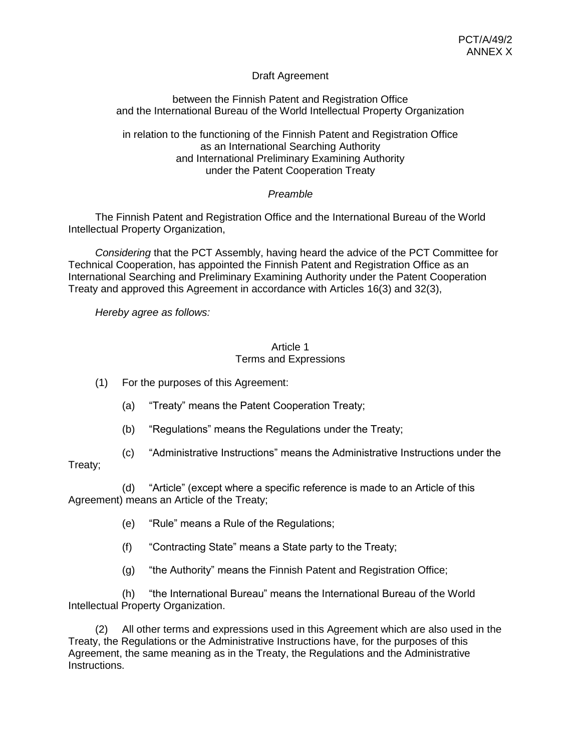Draft Agreement

between the Finnish Patent and Registration Office
and the International Bureau of the World Intellectual Property Organization

in relation to the functioning of the Finnish Patent and Registration Office
as an International Searching Authority
and International Preliminary Examining Authority
under the Patent Cooperation Treaty

*Preamble*

The Finnish Patent and Registration Office and the International Bureau of the World Intellectual Property Organization,

*Considering* that the PCT Assembly, having heard the advice of the PCT Committee for Technical Cooperation, has appointed the Finnish Patent and Registration Office as an International Searching and Preliminary Examining Authority under the Patent Cooperation Treaty and approved this Agreement in accordance with Articles 16(3) and 32(3),

*Hereby agree as follows:*

Article 1
Terms and Expressions

(1) For the purposes of this Agreement:

(a) "Treaty" means the Patent Cooperation Treaty;

(b) "Regulations" means the Regulations under the Treaty;

(c) "Administrative Instructions" means the Administrative Instructions under the Treaty;

(d) "Article" (except where a specific reference is made to an Article of this Agreement) means an Article of the Treaty;

(e) "Rule" means a Rule of the Regulations;

(f) "Contracting State" means a State party to the Treaty;

(g) "the Authority" means the Finnish Patent and Registration Office;

(h) "the International Bureau" means the International Bureau of the World Intellectual Property Organization.

(2) All other terms and expressions used in this Agreement which are also used in the Treaty, the Regulations or the Administrative Instructions have, for the purposes of this Agreement, the same meaning as in the Treaty, the Regulations and the Administrative Instructions.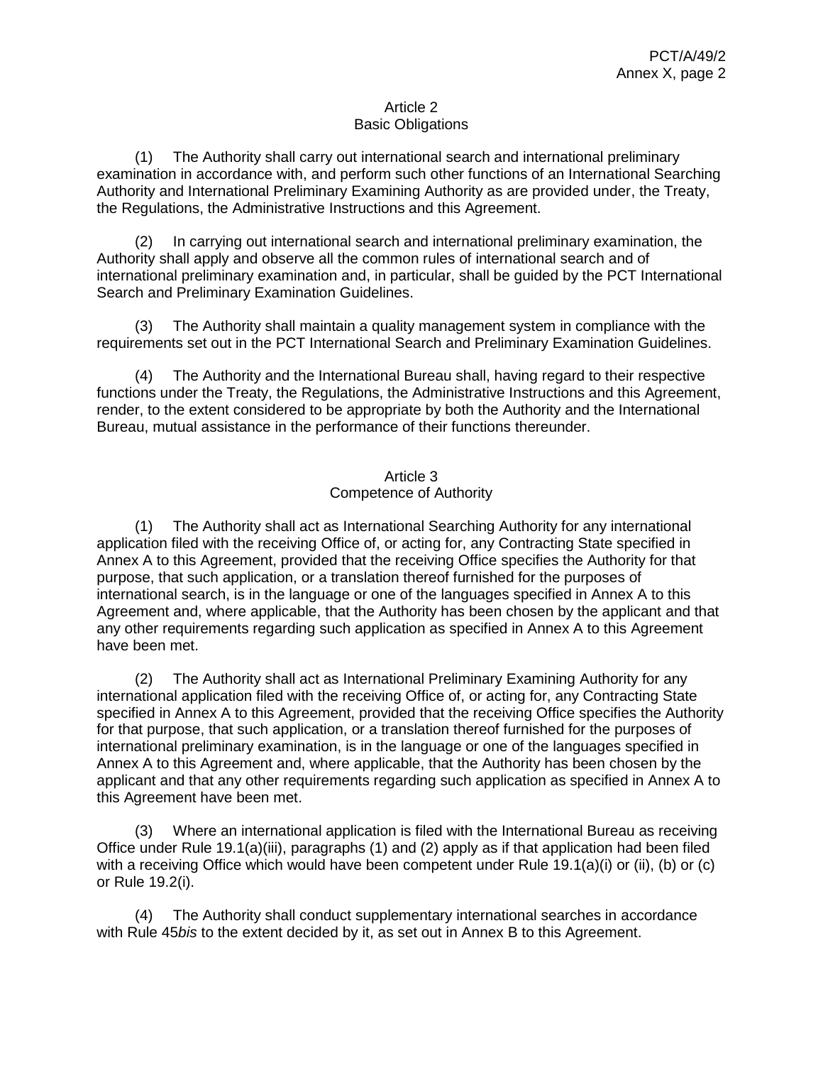### Article 2
### Basic Obligations

(1) The Authority shall carry out international search and international preliminary examination in accordance with, and perform such other functions of an International Searching Authority and International Preliminary Examining Authority as are provided under, the Treaty, the Regulations, the Administrative Instructions and this Agreement.

(2) In carrying out international search and international preliminary examination, the Authority shall apply and observe all the common rules of international search and of international preliminary examination and, in particular, shall be guided by the PCT International Search and Preliminary Examination Guidelines.

(3) The Authority shall maintain a quality management system in compliance with the requirements set out in the PCT International Search and Preliminary Examination Guidelines.

(4) The Authority and the International Bureau shall, having regard to their respective functions under the Treaty, the Regulations, the Administrative Instructions and this Agreement, render, to the extent considered to be appropriate by both the Authority and the International Bureau, mutual assistance in the performance of their functions thereunder.

### Article 3
### Competence of Authority

(1) The Authority shall act as International Searching Authority for any international application filed with the receiving Office of, or acting for, any Contracting State specified in Annex A to this Agreement, provided that the receiving Office specifies the Authority for that purpose, that such application, or a translation thereof furnished for the purposes of international search, is in the language or one of the languages specified in Annex A to this Agreement and, where applicable, that the Authority has been chosen by the applicant and that any other requirements regarding such application as specified in Annex A to this Agreement have been met.

(2) The Authority shall act as International Preliminary Examining Authority for any international application filed with the receiving Office of, or acting for, any Contracting State specified in Annex A to this Agreement, provided that the receiving Office specifies the Authority for that purpose, that such application, or a translation thereof furnished for the purposes of international preliminary examination, is in the language or one of the languages specified in Annex A to this Agreement and, where applicable, that the Authority has been chosen by the applicant and that any other requirements regarding such application as specified in Annex A to this Agreement have been met.

(3) Where an international application is filed with the International Bureau as receiving Office under Rule 19.1(a)(iii), paragraphs (1) and (2) apply as if that application had been filed with a receiving Office which would have been competent under Rule 19.1(a)(i) or (ii), (b) or (c) or Rule 19.2(i).

(4) The Authority shall conduct supplementary international searches in accordance with Rule 45*bis* to the extent decided by it, as set out in Annex B to this Agreement.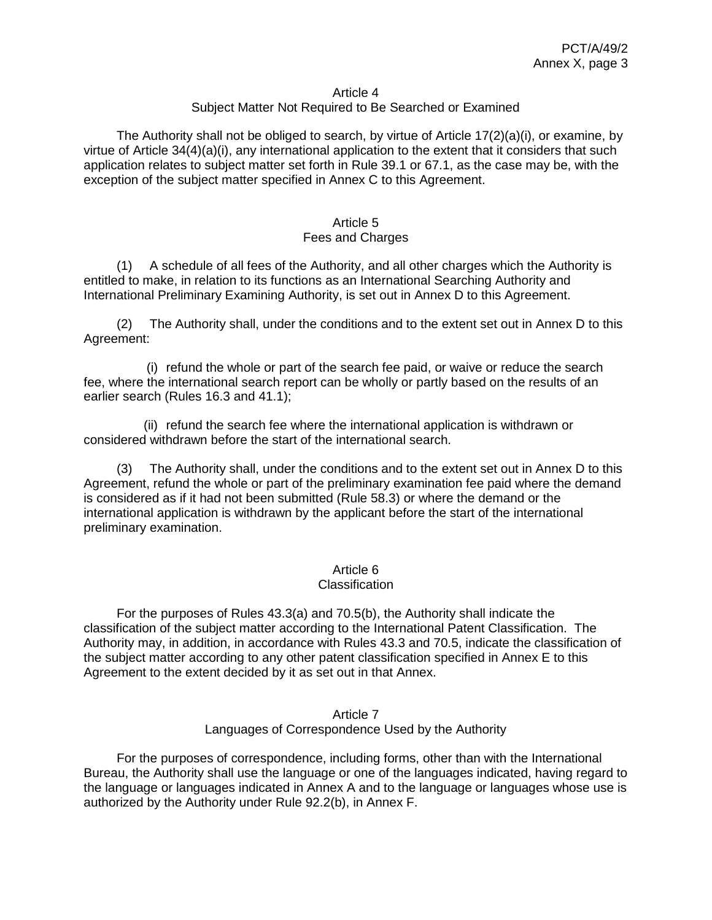### Article 4
### Subject Matter Not Required to Be Searched or Examined

The Authority shall not be obliged to search, by virtue of Article 17(2)(a)(i), or examine, by virtue of Article 34(4)(a)(i), any international application to the extent that it considers that such application relates to subject matter set forth in Rule 39.1 or 67.1, as the case may be, with the exception of the subject matter specified in Annex C to this Agreement.

### Article 5
### Fees and Charges

(1) A schedule of all fees of the Authority, and all other charges which the Authority is entitled to make, in relation to its functions as an International Searching Authority and International Preliminary Examining Authority, is set out in Annex D to this Agreement.

(2) The Authority shall, under the conditions and to the extent set out in Annex D to this Agreement:

(i) refund the whole or part of the search fee paid, or waive or reduce the search fee, where the international search report can be wholly or partly based on the results of an earlier search (Rules 16.3 and 41.1);

(ii) refund the search fee where the international application is withdrawn or considered withdrawn before the start of the international search.

(3) The Authority shall, under the conditions and to the extent set out in Annex D to this Agreement, refund the whole or part of the preliminary examination fee paid where the demand is considered as if it had not been submitted (Rule 58.3) or where the demand or the international application is withdrawn by the applicant before the start of the international preliminary examination.

### Article 6
### Classification

For the purposes of Rules 43.3(a) and 70.5(b), the Authority shall indicate the classification of the subject matter according to the International Patent Classification. The Authority may, in addition, in accordance with Rules 43.3 and 70.5, indicate the classification of the subject matter according to any other patent classification specified in Annex E to this Agreement to the extent decided by it as set out in that Annex.

### Article 7
### Languages of Correspondence Used by the Authority

For the purposes of correspondence, including forms, other than with the International Bureau, the Authority shall use the language or one of the languages indicated, having regard to the language or languages indicated in Annex A and to the language or languages whose use is authorized by the Authority under Rule 92.2(b), in Annex F.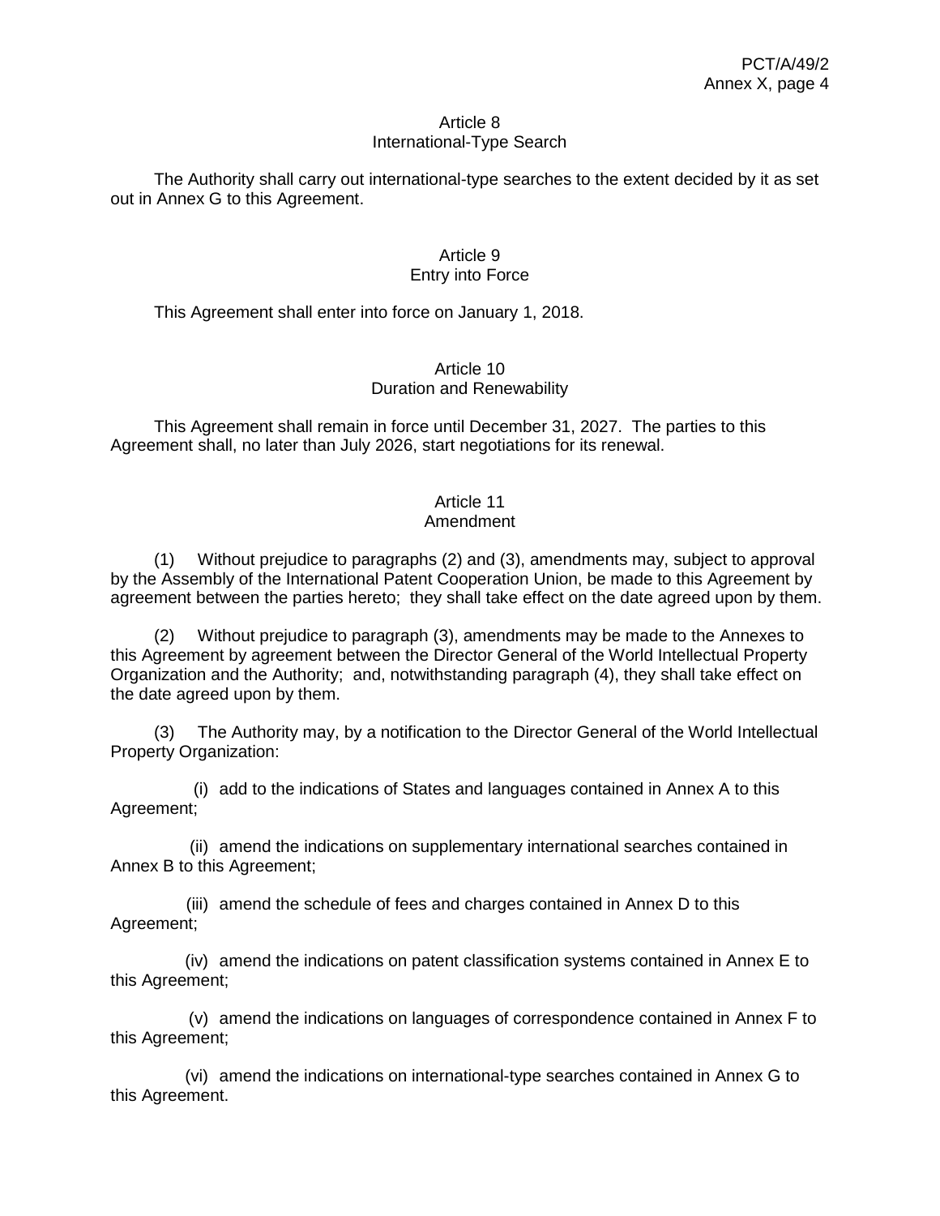Article 8
International-Type Search

The Authority shall carry out international-type searches to the extent decided by it as set out in Annex G to this Agreement.

Article 9
Entry into Force

This Agreement shall enter into force on January 1, 2018.

Article 10
Duration and Renewability

This Agreement shall remain in force until December 31, 2027. The parties to this Agreement shall, no later than July 2026, start negotiations for its renewal.

Article 11
Amendment

(1) Without prejudice to paragraphs (2) and (3), amendments may, subject to approval by the Assembly of the International Patent Cooperation Union, be made to this Agreement by agreement between the parties hereto; they shall take effect on the date agreed upon by them.

(2) Without prejudice to paragraph (3), amendments may be made to the Annexes to this Agreement by agreement between the Director General of the World Intellectual Property Organization and the Authority; and, notwithstanding paragraph (4), they shall take effect on the date agreed upon by them.

(3) The Authority may, by a notification to the Director General of the World Intellectual Property Organization:

(i) add to the indications of States and languages contained in Annex A to this Agreement;

(ii) amend the indications on supplementary international searches contained in Annex B to this Agreement;

(iii) amend the schedule of fees and charges contained in Annex D to this Agreement;

(iv) amend the indications on patent classification systems contained in Annex E to this Agreement;

(v) amend the indications on languages of correspondence contained in Annex F to this Agreement;

(vi) amend the indications on international-type searches contained in Annex G to this Agreement.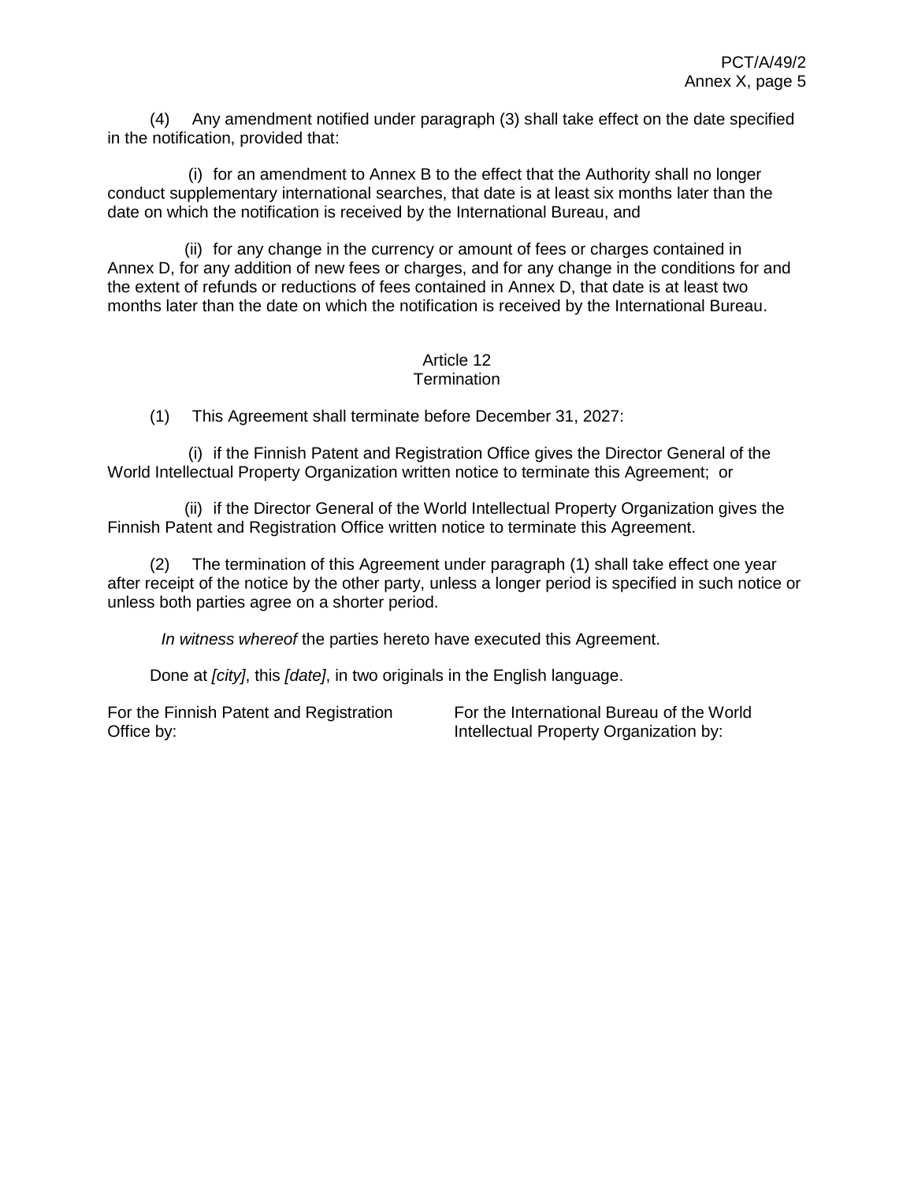(4) Any amendment notified under paragraph (3) shall take effect on the date specified in the notification, provided that:

(i) for an amendment to Annex B to the effect that the Authority shall no longer conduct supplementary international searches, that date is at least six months later than the date on which the notification is received by the International Bureau, and

(ii) for any change in the currency or amount of fees or charges contained in Annex D, for any addition of new fees or charges, and for any change in the conditions for and the extent of refunds or reductions of fees contained in Annex D, that date is at least two months later than the date on which the notification is received by the International Bureau.

Article 12
Termination

(1) This Agreement shall terminate before December 31, 2027:

(i) if the Finnish Patent and Registration Office gives the Director General of the World Intellectual Property Organization written notice to terminate this Agreement; or

(ii) if the Director General of the World Intellectual Property Organization gives the Finnish Patent and Registration Office written notice to terminate this Agreement.

(2) The termination of this Agreement under paragraph (1) shall take effect one year after receipt of the notice by the other party, unless a longer period is specified in such notice or unless both parties agree on a shorter period.

*In witness whereof* the parties hereto have executed this Agreement.

Done at *[city]*, this *[date]*, in two originals in the English language.

For the Finnish Patent and Registration Office by:

For the International Bureau of the World Intellectual Property Organization by: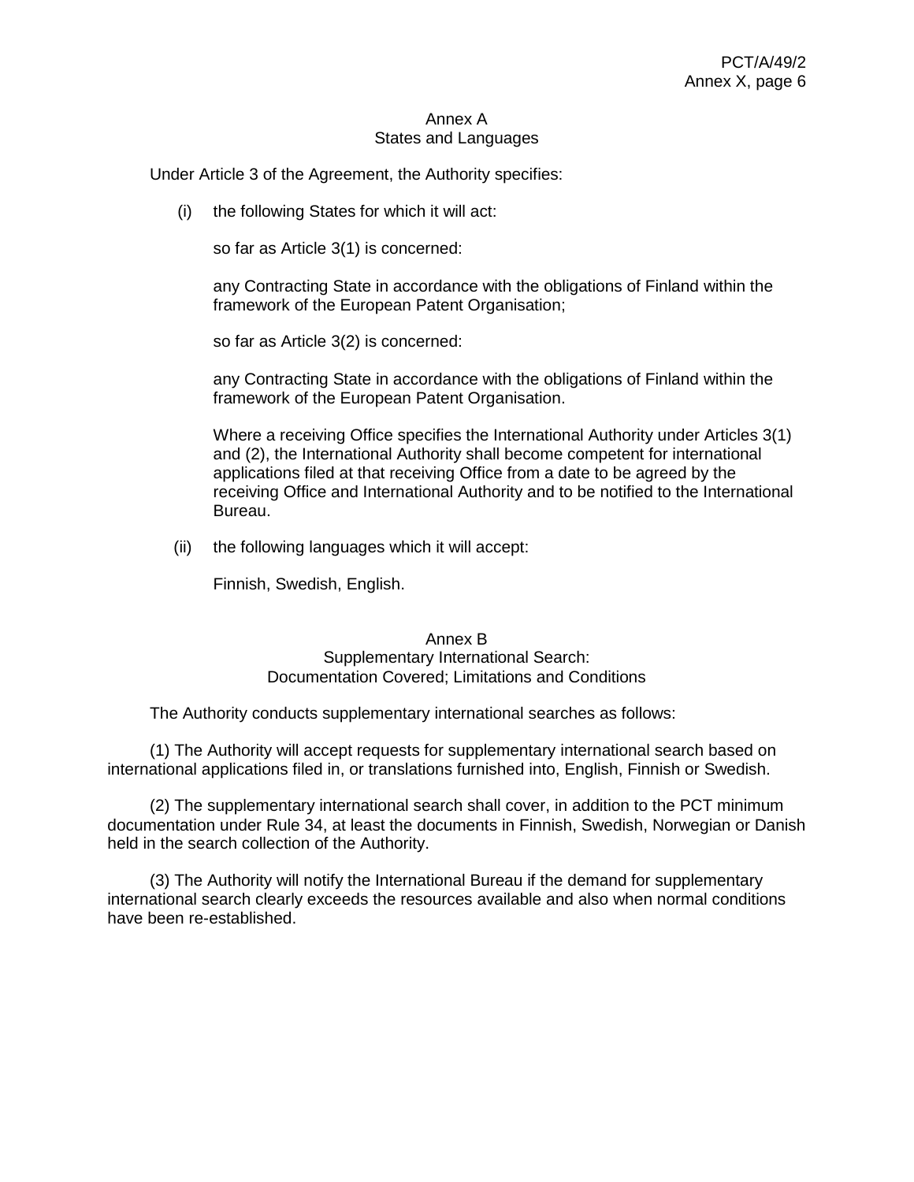## Annex A
## States and Languages

Under Article 3 of the Agreement, the Authority specifies:

(i) the following States for which it will act:

so far as Article 3(1) is concerned:

any Contracting State in accordance with the obligations of Finland within the framework of the European Patent Organisation;

so far as Article 3(2) is concerned:

any Contracting State in accordance with the obligations of Finland within the framework of the European Patent Organisation.

Where a receiving Office specifies the International Authority under Articles 3(1) and (2), the International Authority shall become competent for international applications filed at that receiving Office from a date to be agreed by the receiving Office and International Authority and to be notified to the International Bureau.

(ii) the following languages which it will accept:

Finnish, Swedish, English.

## Annex B
## Supplementary International Search: Documentation Covered; Limitations and Conditions

The Authority conducts supplementary international searches as follows:

(1) The Authority will accept requests for supplementary international search based on international applications filed in, or translations furnished into, English, Finnish or Swedish.

(2) The supplementary international search shall cover, in addition to the PCT minimum documentation under Rule 34, at least the documents in Finnish, Swedish, Norwegian or Danish held in the search collection of the Authority.

(3) The Authority will notify the International Bureau if the demand for supplementary international search clearly exceeds the resources available and also when normal conditions have been re-established.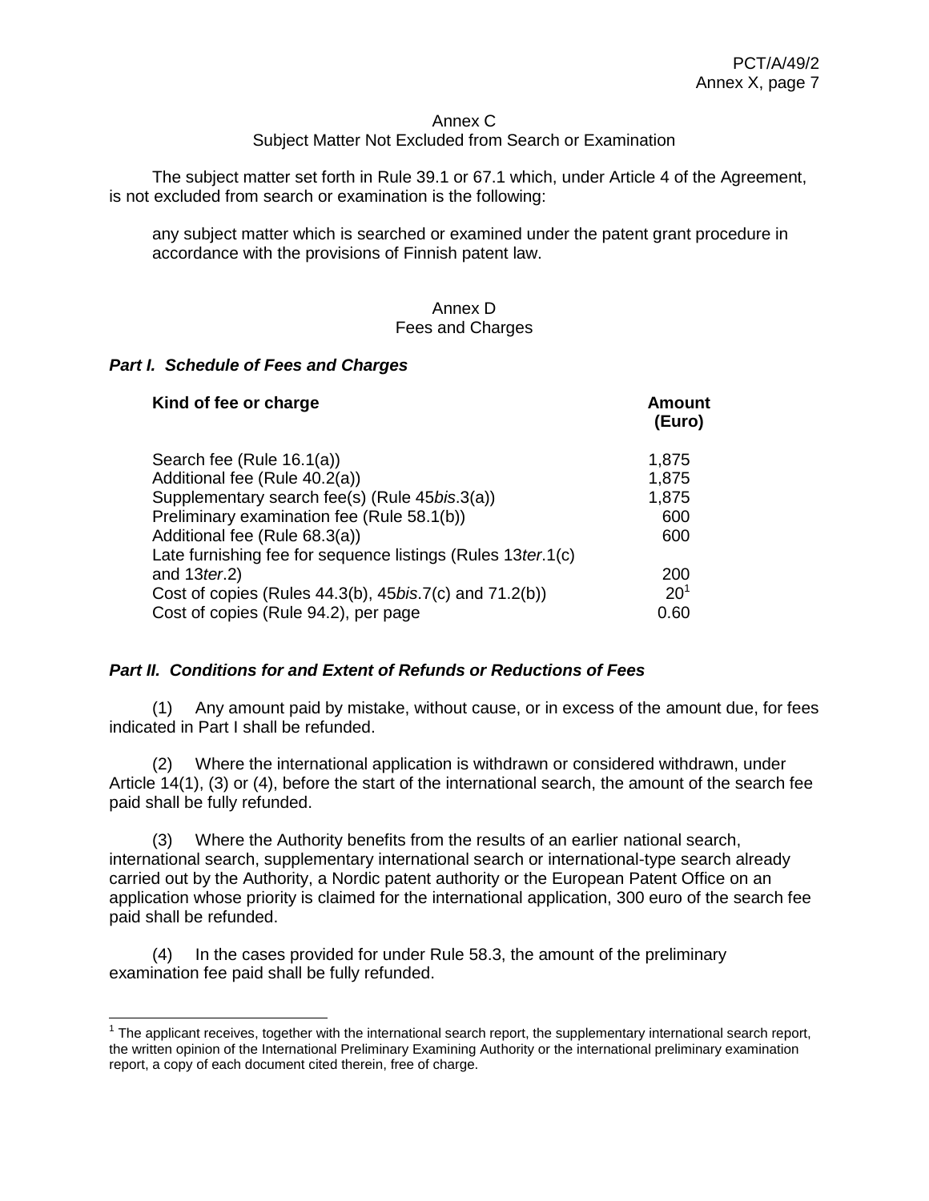Annex C
Subject Matter Not Excluded from Search or Examination

The subject matter set forth in Rule 39.1 or 67.1 which, under Article 4 of the Agreement, is not excluded from search or examination is the following:

> any subject matter which is searched or examined under the patent grant procedure in accordance with the provisions of Finnish patent law.

Annex D
Fees and Charges

***Part I. Schedule of Fees and Charges***

| **Kind of fee or charge** | **Amount (Euro)** |
|---|---|
| Search fee (Rule 16.1(a)) | 1,875 |
| Additional fee (Rule 40.2(a)) | 1,875 |
| Supplementary search fee(s) (Rule 45*bis*.3(a)) | 1,875 |
| Preliminary examination fee (Rule 58.1(b)) | 600 |
| Additional fee (Rule 68.3(a)) | 600 |
| Late furnishing fee for sequence listings (Rules 13*ter*.1(c) and 13*ter*.2) | 200 |
| Cost of copies (Rules 44.3(b), 45*bis*.7(c) and 71.2(b)) | 20[1] |
| Cost of copies (Rule 94.2), per page | 0.60 |

***Part II. Conditions for and Extent of Refunds or Reductions of Fees***

(1) Any amount paid by mistake, without cause, or in excess of the amount due, for fees indicated in Part I shall be refunded.

(2) Where the international application is withdrawn or considered withdrawn, under Article 14(1), (3) or (4), before the start of the international search, the amount of the search fee paid shall be fully refunded.

(3) Where the Authority benefits from the results of an earlier national search, international search, supplementary international search or international-type search already carried out by the Authority, a Nordic patent authority or the European Patent Office on an application whose priority is claimed for the international application, 300 euro of the search fee paid shall be refunded.

(4) In the cases provided for under Rule 58.3, the amount of the preliminary examination fee paid shall be fully refunded.

[1] The applicant receives, together with the international search report, the supplementary international search report, the written opinion of the International Preliminary Examining Authority or the international preliminary examination report, a copy of each document cited therein, free of charge.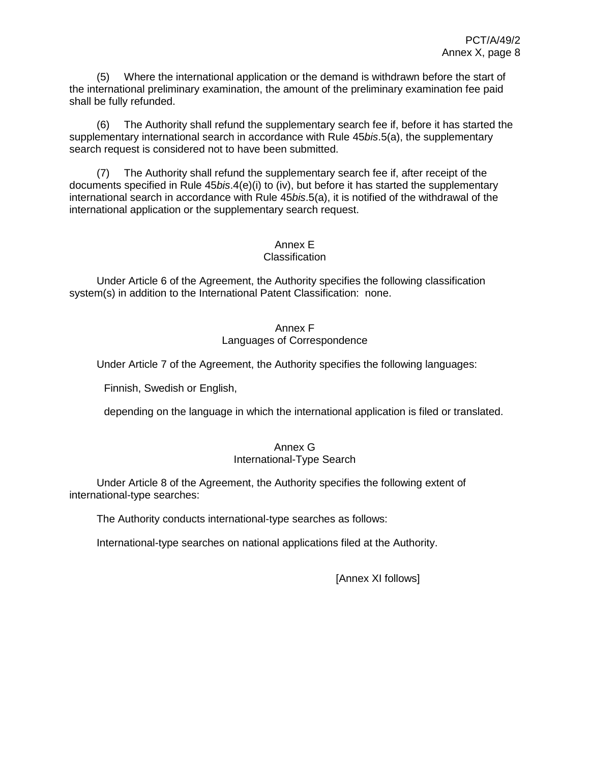(5) Where the international application or the demand is withdrawn before the start of the international preliminary examination, the amount of the preliminary examination fee paid shall be fully refunded.

(6) The Authority shall refund the supplementary search fee if, before it has started the supplementary international search in accordance with Rule 45*bis*.5(a), the supplementary search request is considered not to have been submitted.

(7) The Authority shall refund the supplementary search fee if, after receipt of the documents specified in Rule 45*bis*.4(e)(i) to (iv), but before it has started the supplementary international search in accordance with Rule 45*bis*.5(a), it is notified of the withdrawal of the international application or the supplementary search request.

## Annex E
## Classification

Under Article 6 of the Agreement, the Authority specifies the following classification system(s) in addition to the International Patent Classification: none.

## Annex F
## Languages of Correspondence

Under Article 7 of the Agreement, the Authority specifies the following languages:

Finnish, Swedish or English,

depending on the language in which the international application is filed or translated.

## Annex G
## International-Type Search

Under Article 8 of the Agreement, the Authority specifies the following extent of international-type searches:

The Authority conducts international-type searches as follows:

International-type searches on national applications filed at the Authority.

[Annex XI follows]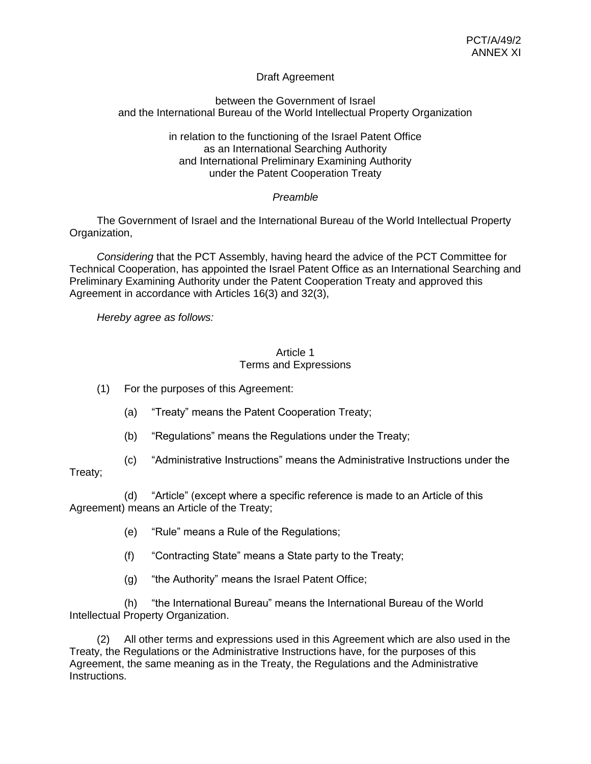Draft Agreement

between the Government of Israel
and the International Bureau of the World Intellectual Property Organization

in relation to the functioning of the Israel Patent Office
as an International Searching Authority
and International Preliminary Examining Authority
under the Patent Cooperation Treaty

*Preamble*

The Government of Israel and the International Bureau of the World Intellectual Property Organization,

*Considering* that the PCT Assembly, having heard the advice of the PCT Committee for Technical Cooperation, has appointed the Israel Patent Office as an International Searching and Preliminary Examining Authority under the Patent Cooperation Treaty and approved this Agreement in accordance with Articles 16(3) and 32(3),

*Hereby agree as follows:*

Article 1
Terms and Expressions

(1) For the purposes of this Agreement:

(a) "Treaty" means the Patent Cooperation Treaty;

(b) "Regulations" means the Regulations under the Treaty;

(c) "Administrative Instructions" means the Administrative Instructions under the Treaty;

(d) "Article" (except where a specific reference is made to an Article of this Agreement) means an Article of the Treaty;

(e) "Rule" means a Rule of the Regulations;

(f) "Contracting State" means a State party to the Treaty;

(g) "the Authority" means the Israel Patent Office;

(h) "the International Bureau" means the International Bureau of the World Intellectual Property Organization.

(2) All other terms and expressions used in this Agreement which are also used in the Treaty, the Regulations or the Administrative Instructions have, for the purposes of this Agreement, the same meaning as in the Treaty, the Regulations and the Administrative Instructions.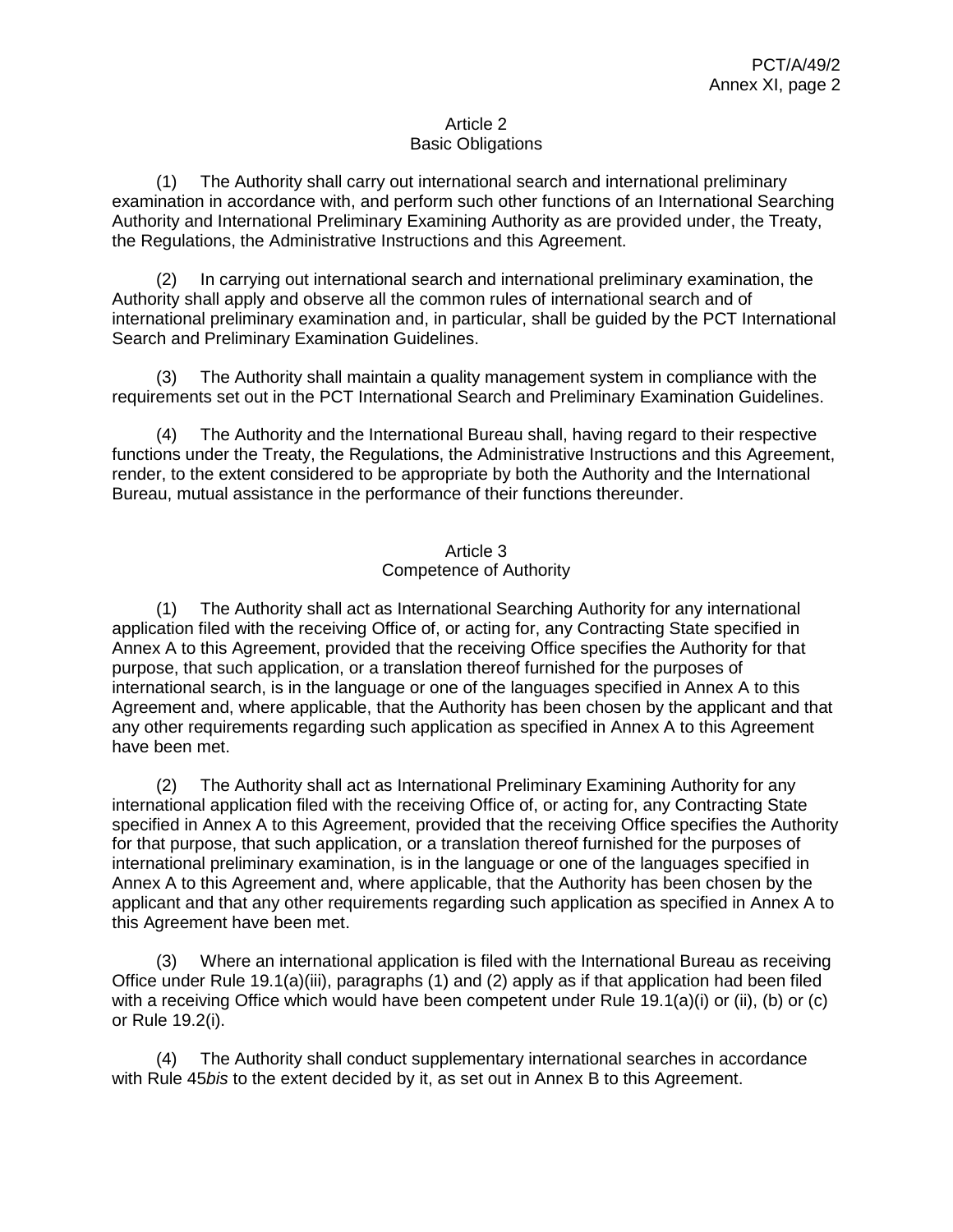## Article 2
## Basic Obligations

(1) The Authority shall carry out international search and international preliminary examination in accordance with, and perform such other functions of an International Searching Authority and International Preliminary Examining Authority as are provided under, the Treaty, the Regulations, the Administrative Instructions and this Agreement.

(2) In carrying out international search and international preliminary examination, the Authority shall apply and observe all the common rules of international search and of international preliminary examination and, in particular, shall be guided by the PCT International Search and Preliminary Examination Guidelines.

(3) The Authority shall maintain a quality management system in compliance with the requirements set out in the PCT International Search and Preliminary Examination Guidelines.

(4) The Authority and the International Bureau shall, having regard to their respective functions under the Treaty, the Regulations, the Administrative Instructions and this Agreement, render, to the extent considered to be appropriate by both the Authority and the International Bureau, mutual assistance in the performance of their functions thereunder.

## Article 3
## Competence of Authority

(1) The Authority shall act as International Searching Authority for any international application filed with the receiving Office of, or acting for, any Contracting State specified in Annex A to this Agreement, provided that the receiving Office specifies the Authority for that purpose, that such application, or a translation thereof furnished for the purposes of international search, is in the language or one of the languages specified in Annex A to this Agreement and, where applicable, that the Authority has been chosen by the applicant and that any other requirements regarding such application as specified in Annex A to this Agreement have been met.

(2) The Authority shall act as International Preliminary Examining Authority for any international application filed with the receiving Office of, or acting for, any Contracting State specified in Annex A to this Agreement, provided that the receiving Office specifies the Authority for that purpose, that such application, or a translation thereof furnished for the purposes of international preliminary examination, is in the language or one of the languages specified in Annex A to this Agreement and, where applicable, that the Authority has been chosen by the applicant and that any other requirements regarding such application as specified in Annex A to this Agreement have been met.

(3) Where an international application is filed with the International Bureau as receiving Office under Rule 19.1(a)(iii), paragraphs (1) and (2) apply as if that application had been filed with a receiving Office which would have been competent under Rule 19.1(a)(i) or (ii), (b) or (c) or Rule 19.2(i).

(4) The Authority shall conduct supplementary international searches in accordance with Rule 45*bis* to the extent decided by it, as set out in Annex B to this Agreement.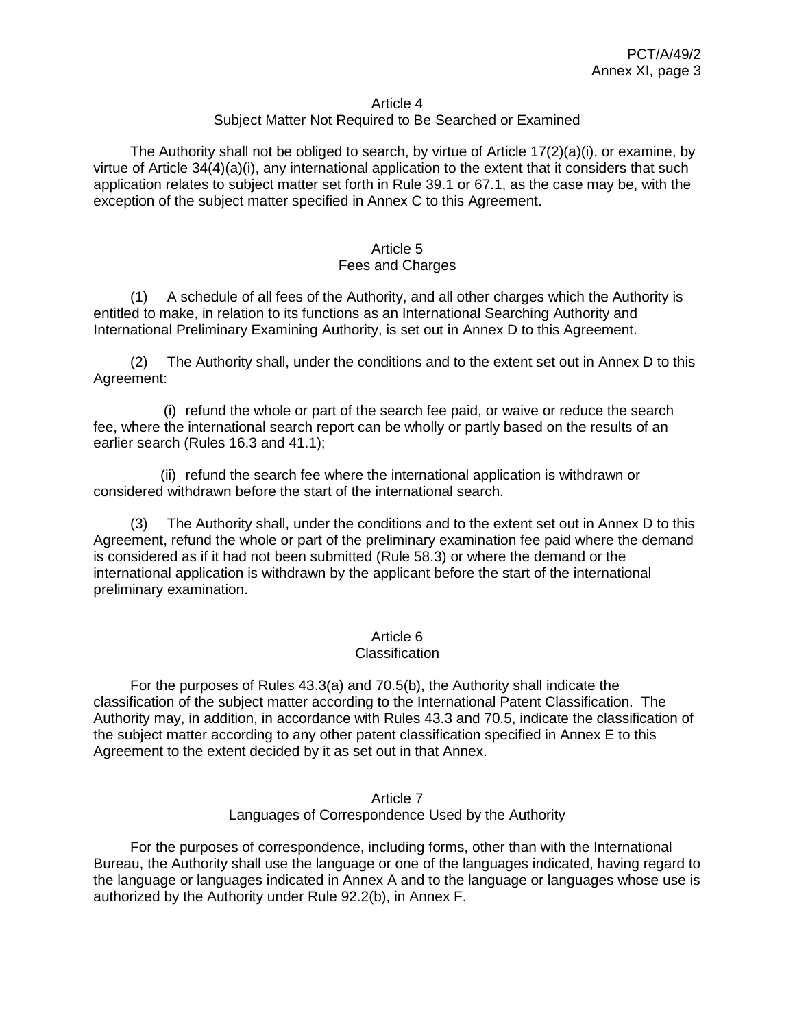## Article 4
## Subject Matter Not Required to Be Searched or Examined

The Authority shall not be obliged to search, by virtue of Article 17(2)(a)(i), or examine, by virtue of Article 34(4)(a)(i), any international application to the extent that it considers that such application relates to subject matter set forth in Rule 39.1 or 67.1, as the case may be, with the exception of the subject matter specified in Annex C to this Agreement.

## Article 5
## Fees and Charges

(1) A schedule of all fees of the Authority, and all other charges which the Authority is entitled to make, in relation to its functions as an International Searching Authority and International Preliminary Examining Authority, is set out in Annex D to this Agreement.

(2) The Authority shall, under the conditions and to the extent set out in Annex D to this Agreement:

(i) refund the whole or part of the search fee paid, or waive or reduce the search fee, where the international search report can be wholly or partly based on the results of an earlier search (Rules 16.3 and 41.1);

(ii) refund the search fee where the international application is withdrawn or considered withdrawn before the start of the international search.

(3) The Authority shall, under the conditions and to the extent set out in Annex D to this Agreement, refund the whole or part of the preliminary examination fee paid where the demand is considered as if it had not been submitted (Rule 58.3) or where the demand or the international application is withdrawn by the applicant before the start of the international preliminary examination.

## Article 6
## Classification

For the purposes of Rules 43.3(a) and 70.5(b), the Authority shall indicate the classification of the subject matter according to the International Patent Classification. The Authority may, in addition, in accordance with Rules 43.3 and 70.5, indicate the classification of the subject matter according to any other patent classification specified in Annex E to this Agreement to the extent decided by it as set out in that Annex.

## Article 7
## Languages of Correspondence Used by the Authority

For the purposes of correspondence, including forms, other than with the International Bureau, the Authority shall use the language or one of the languages indicated, having regard to the language or languages indicated in Annex A and to the language or languages whose use is authorized by the Authority under Rule 92.2(b), in Annex F.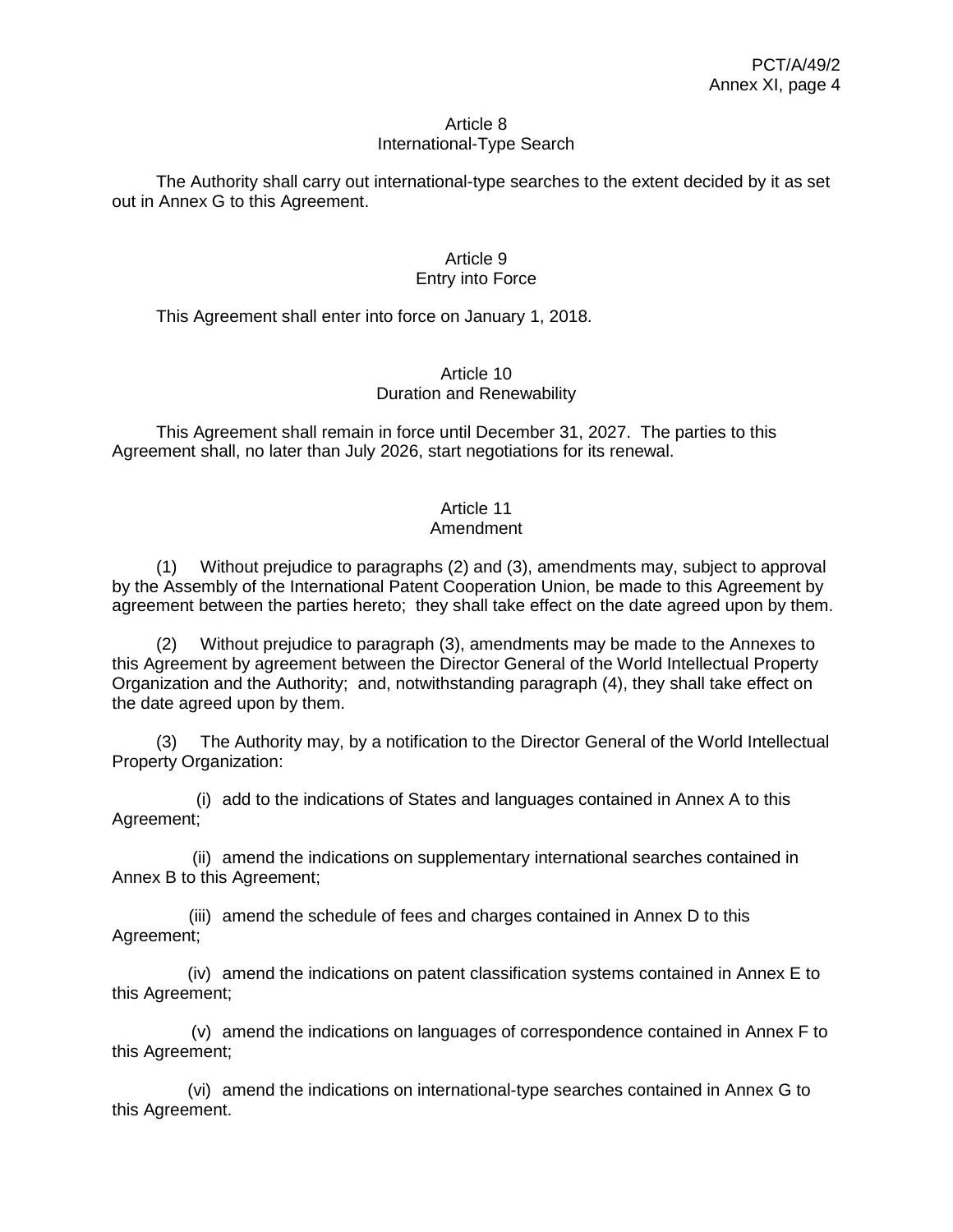### Article 8
### International-Type Search

The Authority shall carry out international-type searches to the extent decided by it as set out in Annex G to this Agreement.

### Article 9
### Entry into Force

This Agreement shall enter into force on January 1, 2018.

### Article 10
### Duration and Renewability

This Agreement shall remain in force until December 31, 2027. The parties to this Agreement shall, no later than July 2026, start negotiations for its renewal.

### Article 11
### Amendment

(1) Without prejudice to paragraphs (2) and (3), amendments may, subject to approval by the Assembly of the International Patent Cooperation Union, be made to this Agreement by agreement between the parties hereto; they shall take effect on the date agreed upon by them.

(2) Without prejudice to paragraph (3), amendments may be made to the Annexes to this Agreement by agreement between the Director General of the World Intellectual Property Organization and the Authority; and, notwithstanding paragraph (4), they shall take effect on the date agreed upon by them.

(3) The Authority may, by a notification to the Director General of the World Intellectual Property Organization:

(i) add to the indications of States and languages contained in Annex A to this Agreement;

(ii) amend the indications on supplementary international searches contained in Annex B to this Agreement;

(iii) amend the schedule of fees and charges contained in Annex D to this Agreement;

(iv) amend the indications on patent classification systems contained in Annex E to this Agreement;

(v) amend the indications on languages of correspondence contained in Annex F to this Agreement;

(vi) amend the indications on international-type searches contained in Annex G to this Agreement.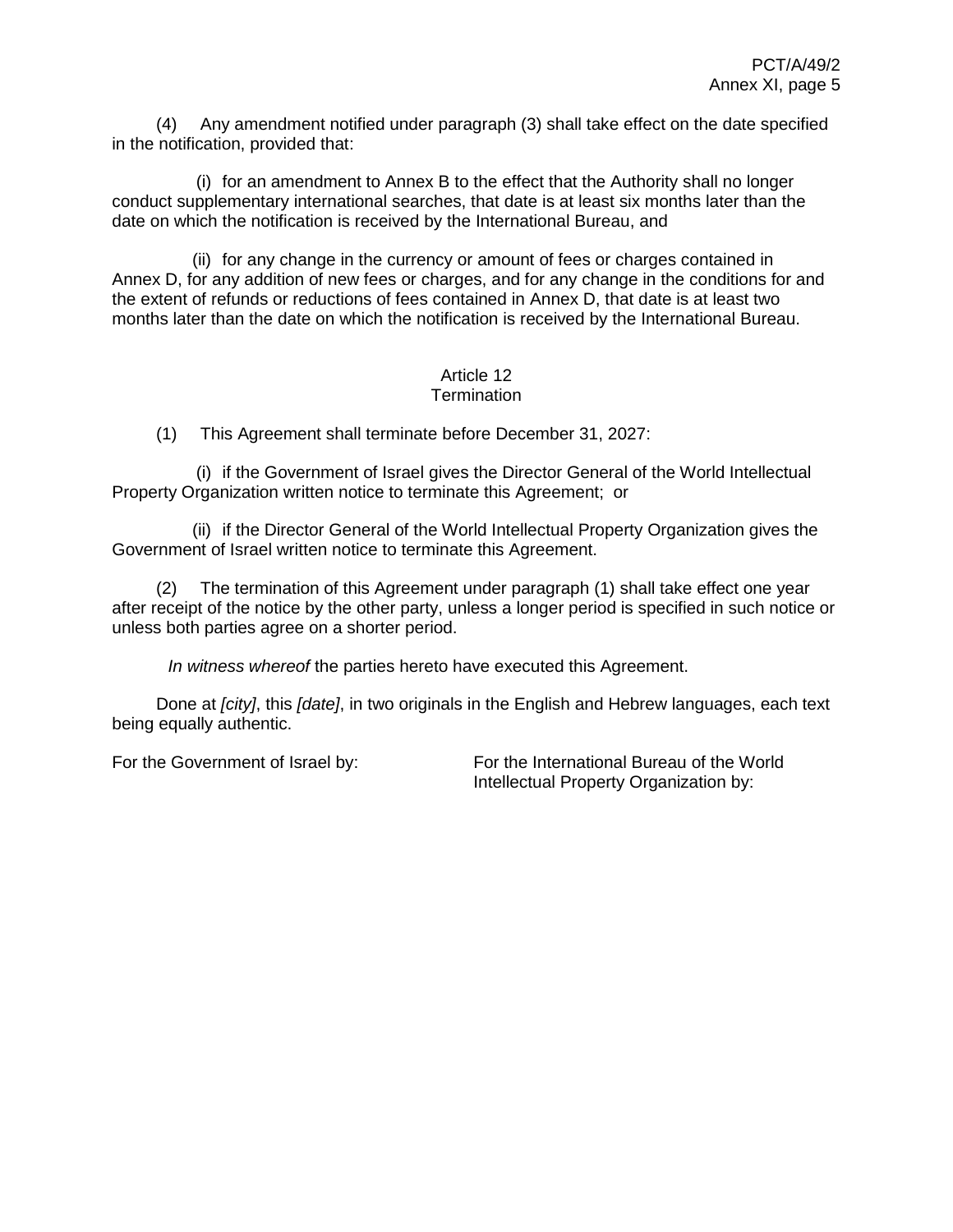(4) Any amendment notified under paragraph (3) shall take effect on the date specified in the notification, provided that:

(i) for an amendment to Annex B to the effect that the Authority shall no longer conduct supplementary international searches, that date is at least six months later than the date on which the notification is received by the International Bureau, and

(ii) for any change in the currency or amount of fees or charges contained in Annex D, for any addition of new fees or charges, and for any change in the conditions for and the extent of refunds or reductions of fees contained in Annex D, that date is at least two months later than the date on which the notification is received by the International Bureau.

## Article 12
## Termination

(1) This Agreement shall terminate before December 31, 2027:

(i) if the Government of Israel gives the Director General of the World Intellectual Property Organization written notice to terminate this Agreement; or

(ii) if the Director General of the World Intellectual Property Organization gives the Government of Israel written notice to terminate this Agreement.

(2) The termination of this Agreement under paragraph (1) shall take effect one year after receipt of the notice by the other party, unless a longer period is specified in such notice or unless both parties agree on a shorter period.

*In witness whereof* the parties hereto have executed this Agreement.

Done at *[city]*, this *[date]*, in two originals in the English and Hebrew languages, each text being equally authentic.

For the Government of Israel by:

For the International Bureau of the World Intellectual Property Organization by: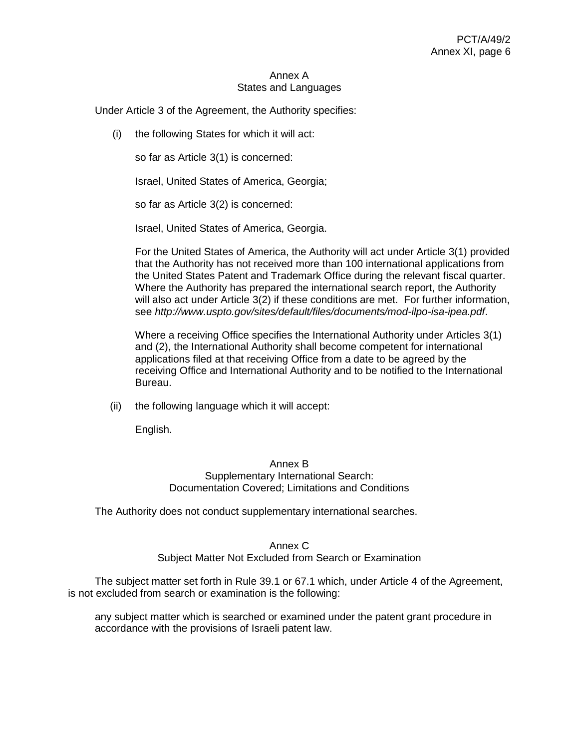## Annex A
## States and Languages

Under Article 3 of the Agreement, the Authority specifies:

(i) the following States for which it will act:

so far as Article 3(1) is concerned:

Israel, United States of America, Georgia;

so far as Article 3(2) is concerned:

Israel, United States of America, Georgia.

For the United States of America, the Authority will act under Article 3(1) provided that the Authority has not received more than 100 international applications from the United States Patent and Trademark Office during the relevant fiscal quarter. Where the Authority has prepared the international search report, the Authority will also act under Article 3(2) if these conditions are met. For further information, see *http://www.uspto.gov/sites/default/files/documents/mod-ilpo-isa-ipea.pdf*.

Where a receiving Office specifies the International Authority under Articles 3(1) and (2), the International Authority shall become competent for international applications filed at that receiving Office from a date to be agreed by the receiving Office and International Authority and to be notified to the International Bureau.

(ii) the following language which it will accept:

English.

## Annex B
## Supplementary International Search: Documentation Covered; Limitations and Conditions

The Authority does not conduct supplementary international searches.

## Annex C
## Subject Matter Not Excluded from Search or Examination

The subject matter set forth in Rule 39.1 or 67.1 which, under Article 4 of the Agreement, is not excluded from search or examination is the following:

any subject matter which is searched or examined under the patent grant procedure in accordance with the provisions of Israeli patent law.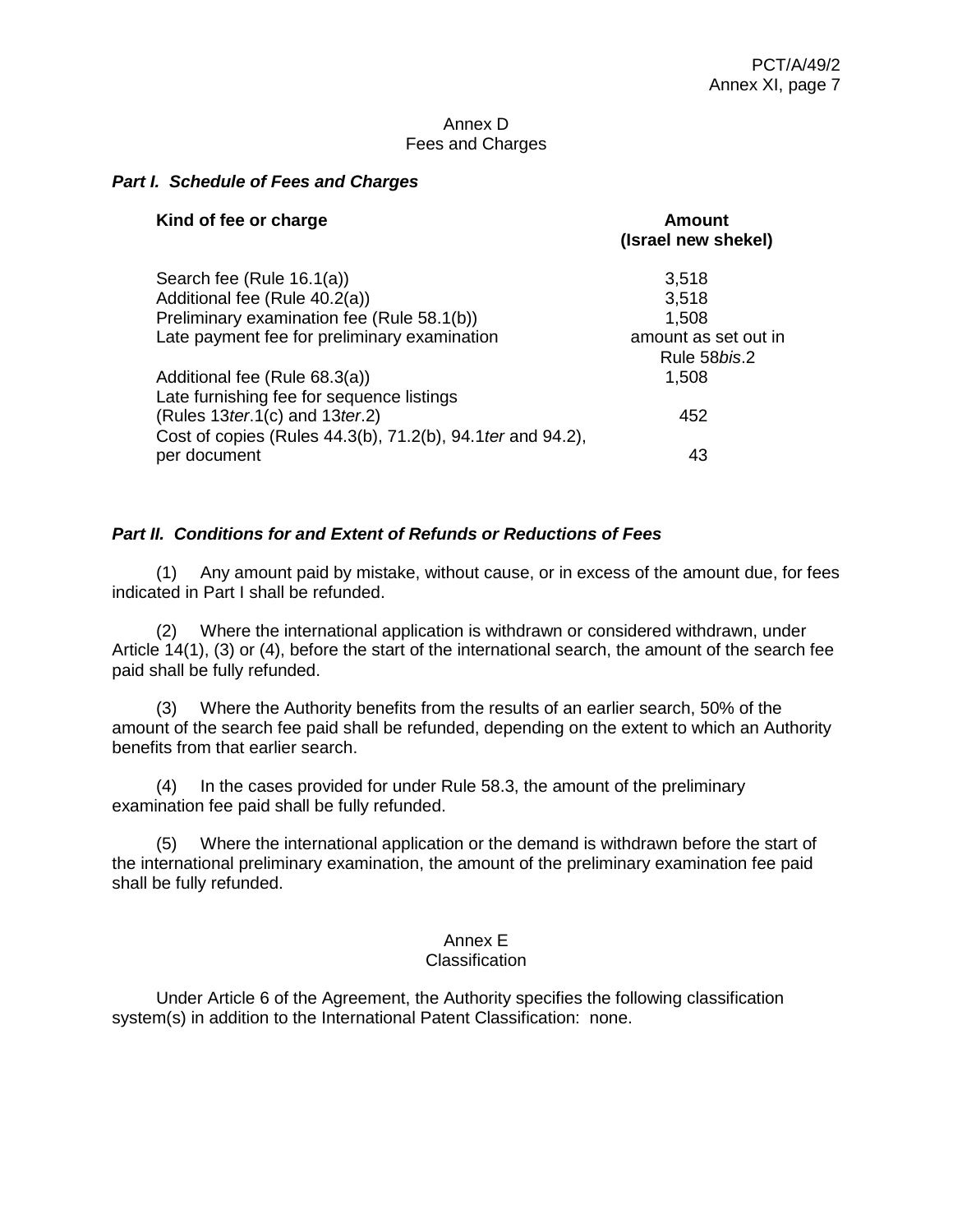Annex D
Fees and Charges

***Part I. Schedule of Fees and Charges***

| Kind of fee or charge | Amount (Israel new shekel) |
|---|---|
| Search fee (Rule 16.1(a)) | 3,518 |
| Additional fee (Rule 40.2(a)) | 3,518 |
| Preliminary examination fee (Rule 58.1(b)) | 1,508 |
| Late payment fee for preliminary examination | amount as set out in Rule 58*bis*.2 |
| Additional fee (Rule 68.3(a)) | 1,508 |
| Late furnishing fee for sequence listings (Rules 13*ter*.1(c) and 13*ter*.2) | 452 |
| Cost of copies (Rules 44.3(b), 71.2(b), 94.1*ter* and 94.2), per document | 43 |

***Part II. Conditions for and Extent of Refunds or Reductions of Fees***

(1) Any amount paid by mistake, without cause, or in excess of the amount due, for fees indicated in Part I shall be refunded.

(2) Where the international application is withdrawn or considered withdrawn, under Article 14(1), (3) or (4), before the start of the international search, the amount of the search fee paid shall be fully refunded.

(3) Where the Authority benefits from the results of an earlier search, 50% of the amount of the search fee paid shall be refunded, depending on the extent to which an Authority benefits from that earlier search.

(4) In the cases provided for under Rule 58.3, the amount of the preliminary examination fee paid shall be fully refunded.

(5) Where the international application or the demand is withdrawn before the start of the international preliminary examination, the amount of the preliminary examination fee paid shall be fully refunded.

Annex E
Classification

Under Article 6 of the Agreement, the Authority specifies the following classification system(s) in addition to the International Patent Classification: none.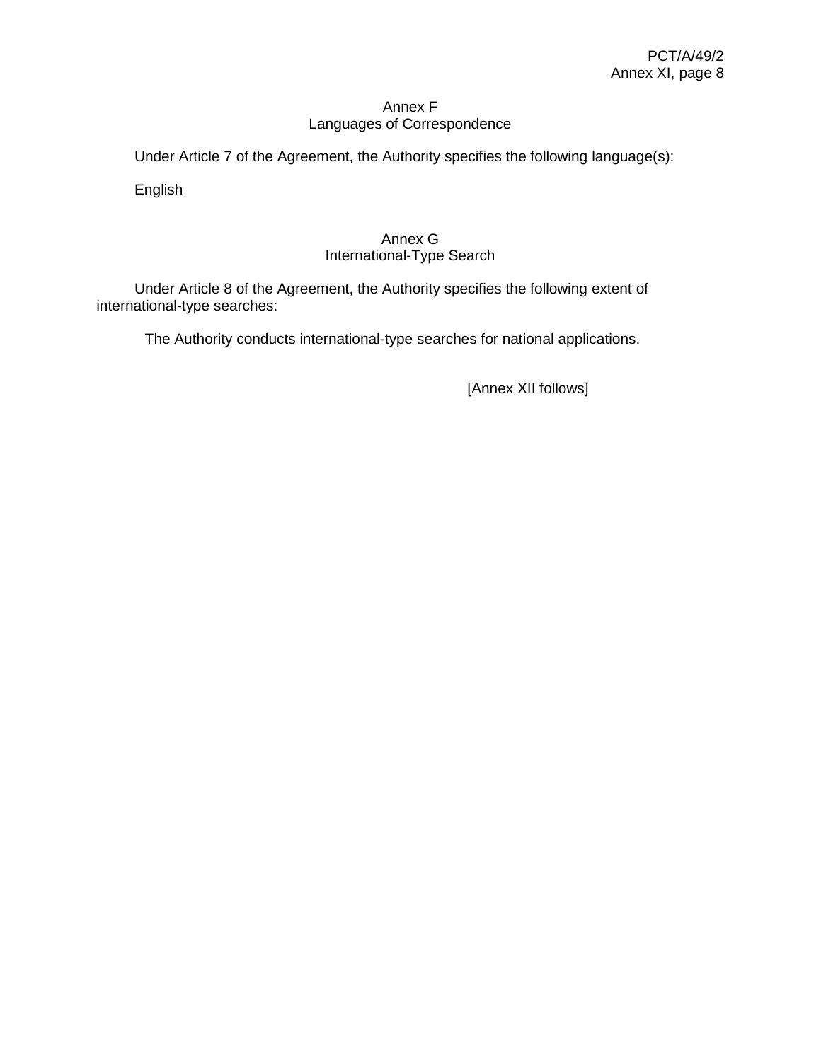## Annex F
## Languages of Correspondence

Under Article 7 of the Agreement, the Authority specifies the following language(s):

English

## Annex G
## International-Type Search

Under Article 8 of the Agreement, the Authority specifies the following extent of international-type searches:

The Authority conducts international-type searches for national applications.

[Annex XII follows]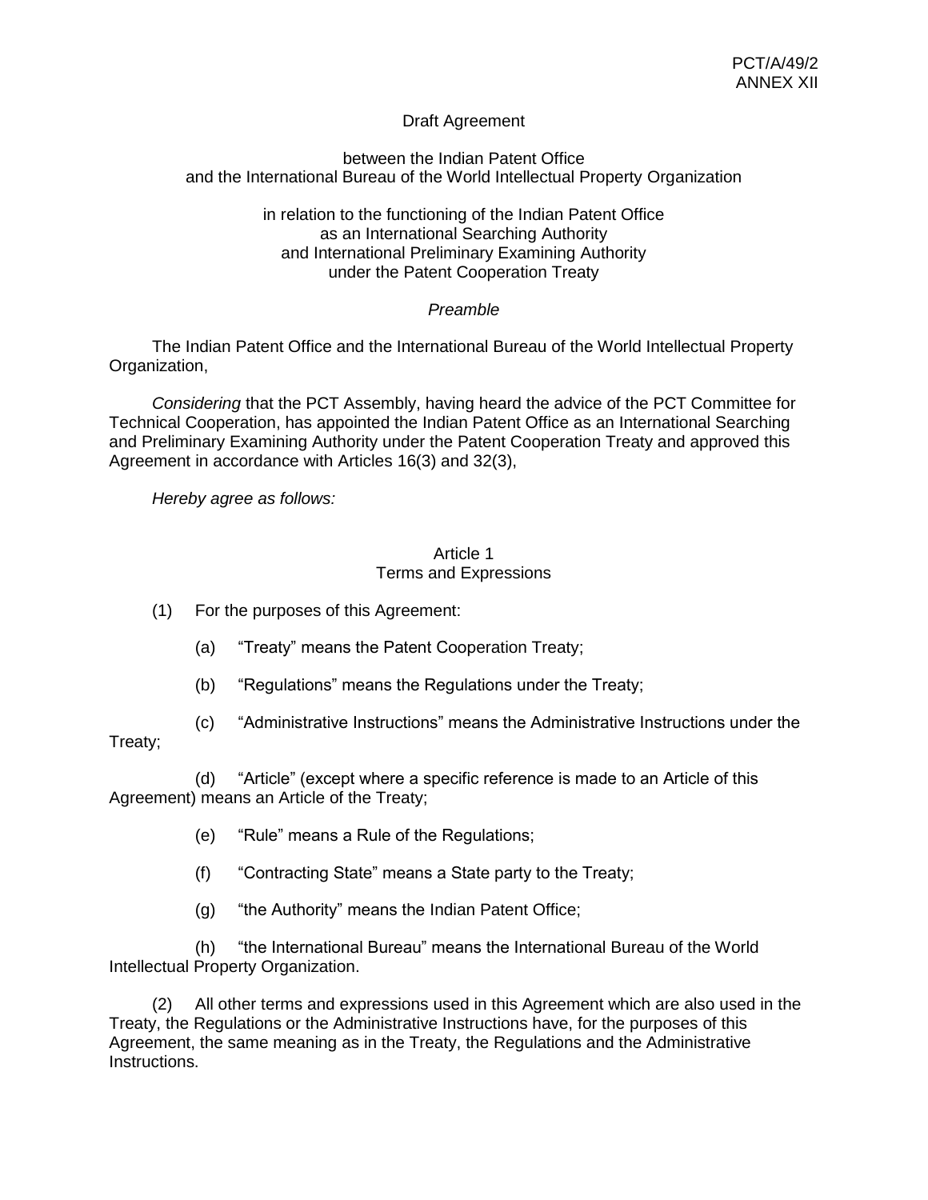Draft Agreement

between the Indian Patent Office
and the International Bureau of the World Intellectual Property Organization

in relation to the functioning of the Indian Patent Office
as an International Searching Authority
and International Preliminary Examining Authority
under the Patent Cooperation Treaty

*Preamble*

The Indian Patent Office and the International Bureau of the World Intellectual Property Organization,

*Considering* that the PCT Assembly, having heard the advice of the PCT Committee for Technical Cooperation, has appointed the Indian Patent Office as an International Searching and Preliminary Examining Authority under the Patent Cooperation Treaty and approved this Agreement in accordance with Articles 16(3) and 32(3),

*Hereby agree as follows:*

Article 1
Terms and Expressions

(1) For the purposes of this Agreement:

(a) "Treaty" means the Patent Cooperation Treaty;

(b) "Regulations" means the Regulations under the Treaty;

(c) "Administrative Instructions" means the Administrative Instructions under the Treaty;

(d) "Article" (except where a specific reference is made to an Article of this Agreement) means an Article of the Treaty;

(e) "Rule" means a Rule of the Regulations;

(f) "Contracting State" means a State party to the Treaty;

(g) "the Authority" means the Indian Patent Office;

(h) "the International Bureau" means the International Bureau of the World Intellectual Property Organization.

(2) All other terms and expressions used in this Agreement which are also used in the Treaty, the Regulations or the Administrative Instructions have, for the purposes of this Agreement, the same meaning as in the Treaty, the Regulations and the Administrative Instructions.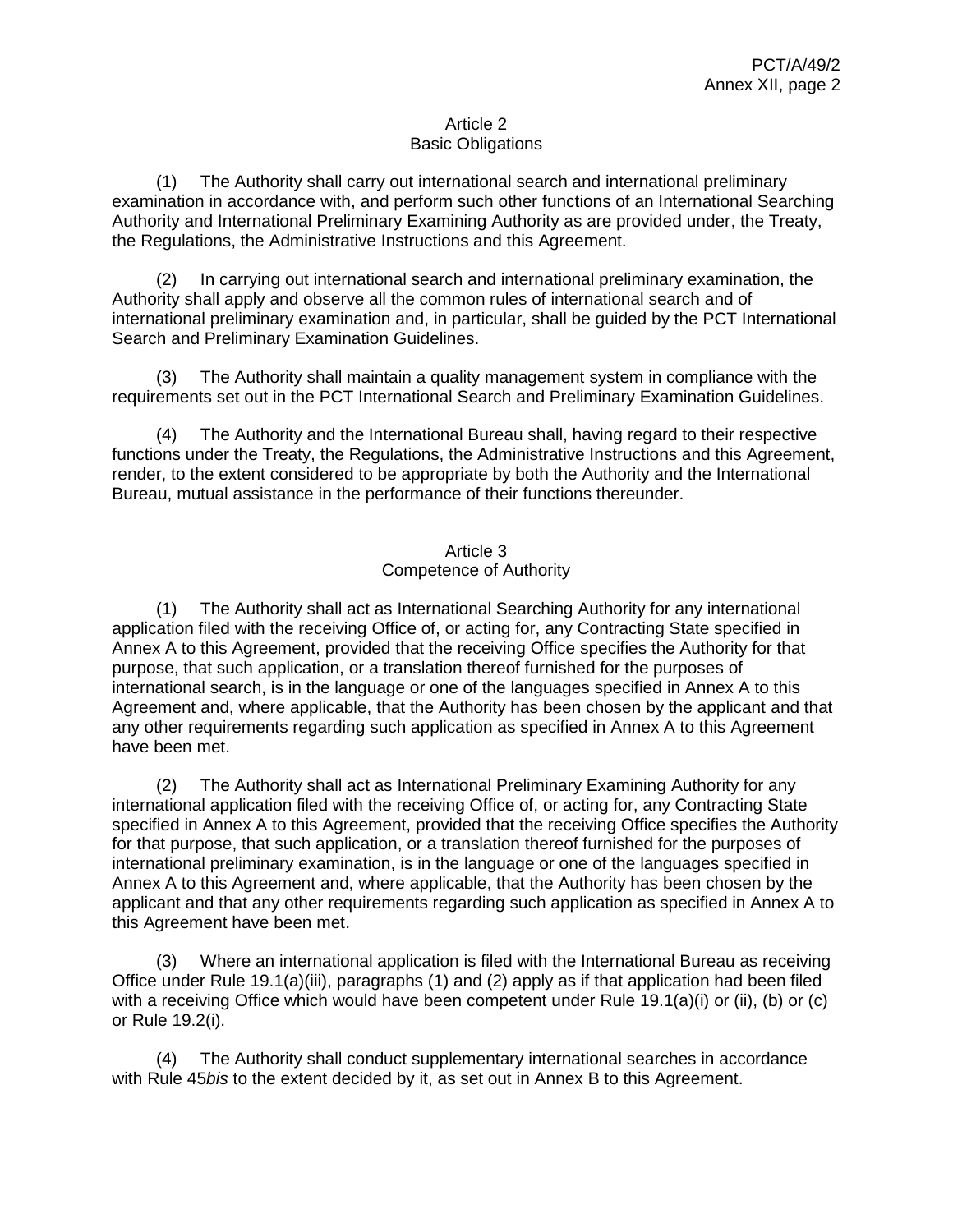## Article 2
## Basic Obligations

(1) The Authority shall carry out international search and international preliminary examination in accordance with, and perform such other functions of an International Searching Authority and International Preliminary Examining Authority as are provided under, the Treaty, the Regulations, the Administrative Instructions and this Agreement.

(2) In carrying out international search and international preliminary examination, the Authority shall apply and observe all the common rules of international search and of international preliminary examination and, in particular, shall be guided by the PCT International Search and Preliminary Examination Guidelines.

(3) The Authority shall maintain a quality management system in compliance with the requirements set out in the PCT International Search and Preliminary Examination Guidelines.

(4) The Authority and the International Bureau shall, having regard to their respective functions under the Treaty, the Regulations, the Administrative Instructions and this Agreement, render, to the extent considered to be appropriate by both the Authority and the International Bureau, mutual assistance in the performance of their functions thereunder.

## Article 3
## Competence of Authority

(1) The Authority shall act as International Searching Authority for any international application filed with the receiving Office of, or acting for, any Contracting State specified in Annex A to this Agreement, provided that the receiving Office specifies the Authority for that purpose, that such application, or a translation thereof furnished for the purposes of international search, is in the language or one of the languages specified in Annex A to this Agreement and, where applicable, that the Authority has been chosen by the applicant and that any other requirements regarding such application as specified in Annex A to this Agreement have been met.

(2) The Authority shall act as International Preliminary Examining Authority for any international application filed with the receiving Office of, or acting for, any Contracting State specified in Annex A to this Agreement, provided that the receiving Office specifies the Authority for that purpose, that such application, or a translation thereof furnished for the purposes of international preliminary examination, is in the language or one of the languages specified in Annex A to this Agreement and, where applicable, that the Authority has been chosen by the applicant and that any other requirements regarding such application as specified in Annex A to this Agreement have been met.

(3) Where an international application is filed with the International Bureau as receiving Office under Rule 19.1(a)(iii), paragraphs (1) and (2) apply as if that application had been filed with a receiving Office which would have been competent under Rule 19.1(a)(i) or (ii), (b) or (c) or Rule 19.2(i).

(4) The Authority shall conduct supplementary international searches in accordance with Rule 45*bis* to the extent decided by it, as set out in Annex B to this Agreement.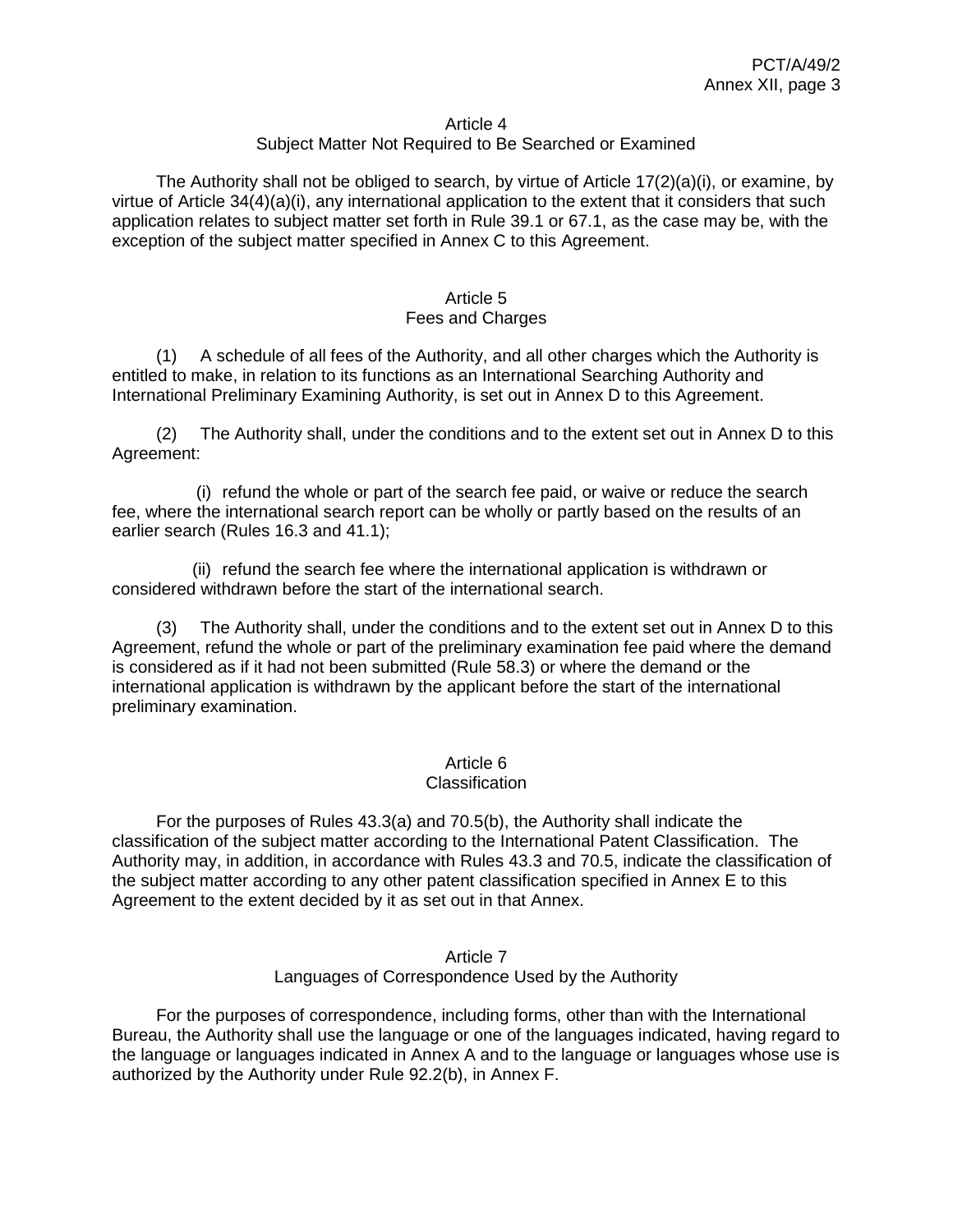### Article 4
### Subject Matter Not Required to Be Searched or Examined

The Authority shall not be obliged to search, by virtue of Article 17(2)(a)(i), or examine, by virtue of Article 34(4)(a)(i), any international application to the extent that it considers that such application relates to subject matter set forth in Rule 39.1 or 67.1, as the case may be, with the exception of the subject matter specified in Annex C to this Agreement.

### Article 5
### Fees and Charges

(1) A schedule of all fees of the Authority, and all other charges which the Authority is entitled to make, in relation to its functions as an International Searching Authority and International Preliminary Examining Authority, is set out in Annex D to this Agreement.

(2) The Authority shall, under the conditions and to the extent set out in Annex D to this Agreement:

(i) refund the whole or part of the search fee paid, or waive or reduce the search fee, where the international search report can be wholly or partly based on the results of an earlier search (Rules 16.3 and 41.1);

(ii) refund the search fee where the international application is withdrawn or considered withdrawn before the start of the international search.

(3) The Authority shall, under the conditions and to the extent set out in Annex D to this Agreement, refund the whole or part of the preliminary examination fee paid where the demand is considered as if it had not been submitted (Rule 58.3) or where the demand or the international application is withdrawn by the applicant before the start of the international preliminary examination.

### Article 6
### Classification

For the purposes of Rules 43.3(a) and 70.5(b), the Authority shall indicate the classification of the subject matter according to the International Patent Classification. The Authority may, in addition, in accordance with Rules 43.3 and 70.5, indicate the classification of the subject matter according to any other patent classification specified in Annex E to this Agreement to the extent decided by it as set out in that Annex.

### Article 7
### Languages of Correspondence Used by the Authority

For the purposes of correspondence, including forms, other than with the International Bureau, the Authority shall use the language or one of the languages indicated, having regard to the language or languages indicated in Annex A and to the language or languages whose use is authorized by the Authority under Rule 92.2(b), in Annex F.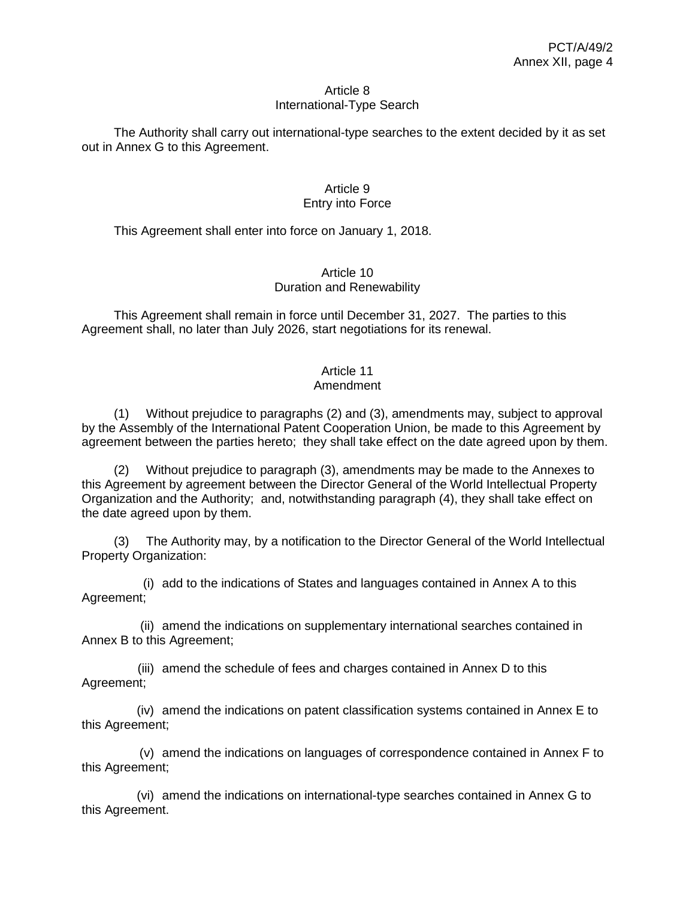### Article 8
### International-Type Search

The Authority shall carry out international-type searches to the extent decided by it as set out in Annex G to this Agreement.

### Article 9
### Entry into Force

This Agreement shall enter into force on January 1, 2018.

### Article 10
### Duration and Renewability

This Agreement shall remain in force until December 31, 2027. The parties to this Agreement shall, no later than July 2026, start negotiations for its renewal.

### Article 11
### Amendment

(1) Without prejudice to paragraphs (2) and (3), amendments may, subject to approval by the Assembly of the International Patent Cooperation Union, be made to this Agreement by agreement between the parties hereto; they shall take effect on the date agreed upon by them.

(2) Without prejudice to paragraph (3), amendments may be made to the Annexes to this Agreement by agreement between the Director General of the World Intellectual Property Organization and the Authority; and, notwithstanding paragraph (4), they shall take effect on the date agreed upon by them.

(3) The Authority may, by a notification to the Director General of the World Intellectual Property Organization:

(i) add to the indications of States and languages contained in Annex A to this Agreement;

(ii) amend the indications on supplementary international searches contained in Annex B to this Agreement;

(iii) amend the schedule of fees and charges contained in Annex D to this Agreement;

(iv) amend the indications on patent classification systems contained in Annex E to this Agreement;

(v) amend the indications on languages of correspondence contained in Annex F to this Agreement;

(vi) amend the indications on international-type searches contained in Annex G to this Agreement.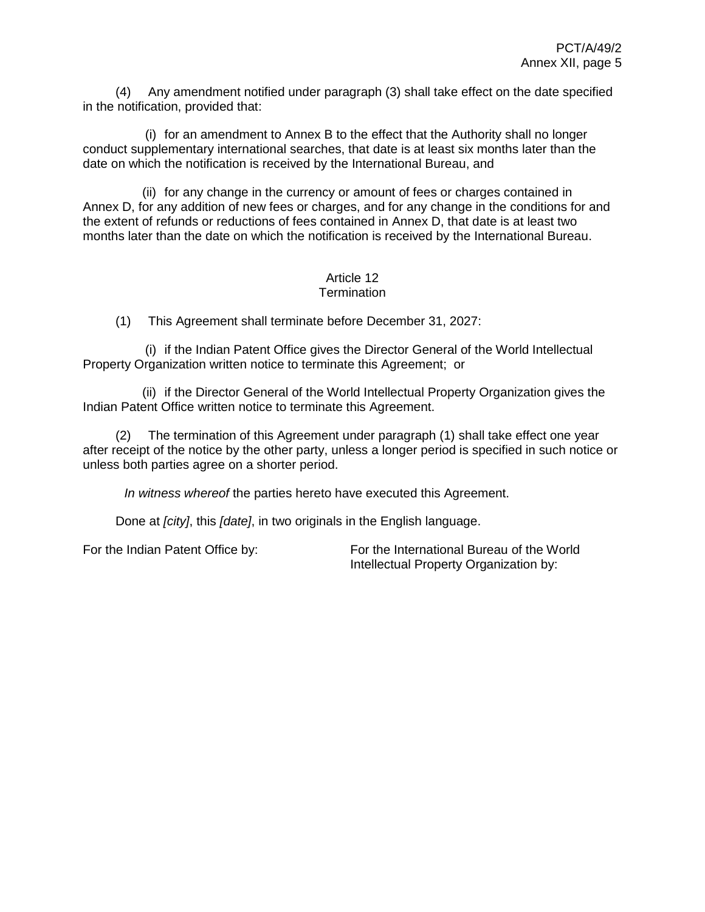(4) Any amendment notified under paragraph (3) shall take effect on the date specified in the notification, provided that:

(i) for an amendment to Annex B to the effect that the Authority shall no longer conduct supplementary international searches, that date is at least six months later than the date on which the notification is received by the International Bureau, and

(ii) for any change in the currency or amount of fees or charges contained in Annex D, for any addition of new fees or charges, and for any change in the conditions for and the extent of refunds or reductions of fees contained in Annex D, that date is at least two months later than the date on which the notification is received by the International Bureau.

## Article 12
## Termination

(1) This Agreement shall terminate before December 31, 2027:

(i) if the Indian Patent Office gives the Director General of the World Intellectual Property Organization written notice to terminate this Agreement; or

(ii) if the Director General of the World Intellectual Property Organization gives the Indian Patent Office written notice to terminate this Agreement.

(2) The termination of this Agreement under paragraph (1) shall take effect one year after receipt of the notice by the other party, unless a longer period is specified in such notice or unless both parties agree on a shorter period.

*In witness whereof* the parties hereto have executed this Agreement.

Done at *[city]*, this *[date]*, in two originals in the English language.

For the Indian Patent Office by:

For the International Bureau of the World Intellectual Property Organization by: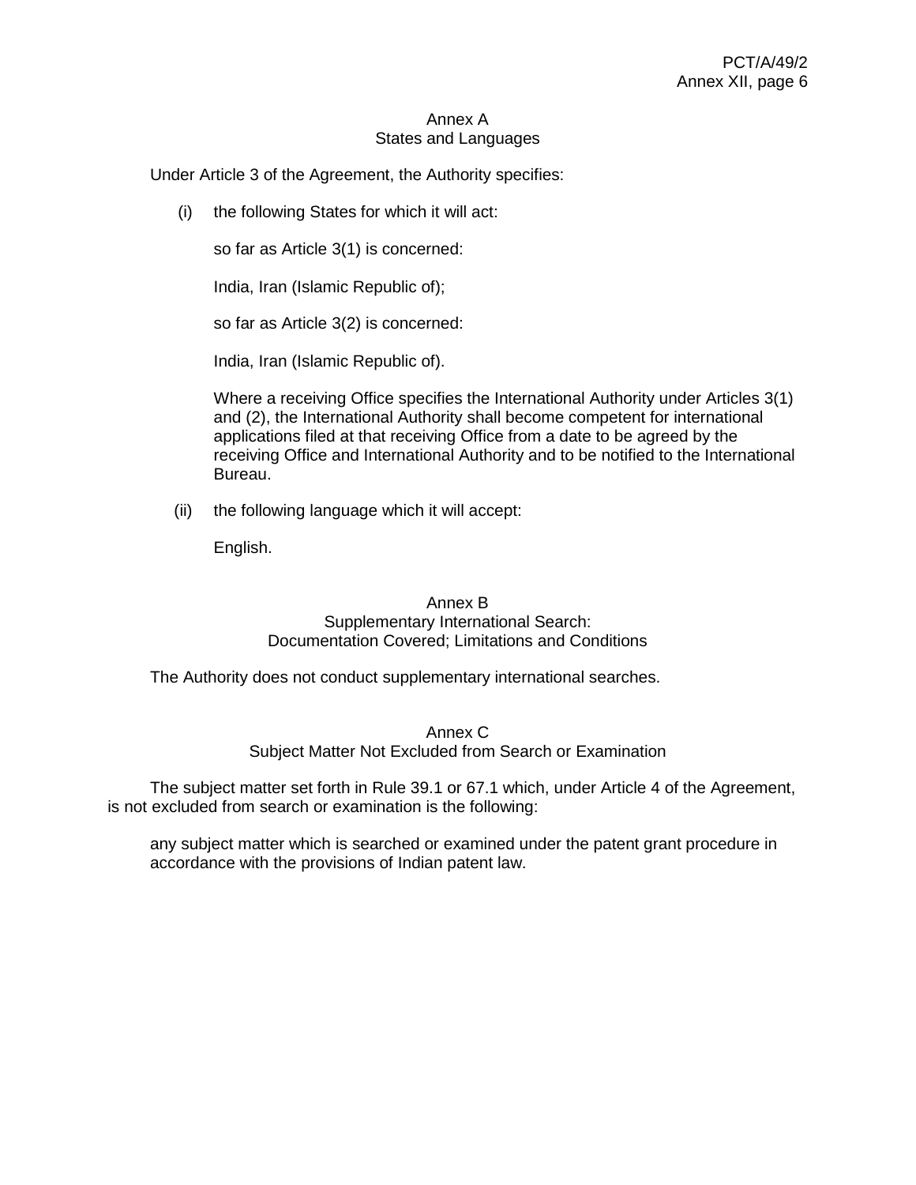## Annex A
## States and Languages

Under Article 3 of the Agreement, the Authority specifies:

(i) the following States for which it will act:

so far as Article 3(1) is concerned:

India, Iran (Islamic Republic of);

so far as Article 3(2) is concerned:

India, Iran (Islamic Republic of).

Where a receiving Office specifies the International Authority under Articles 3(1) and (2), the International Authority shall become competent for international applications filed at that receiving Office from a date to be agreed by the receiving Office and International Authority and to be notified to the International Bureau.

(ii) the following language which it will accept:

English.

## Annex B
## Supplementary International Search: Documentation Covered; Limitations and Conditions

The Authority does not conduct supplementary international searches.

## Annex C
## Subject Matter Not Excluded from Search or Examination

The subject matter set forth in Rule 39.1 or 67.1 which, under Article 4 of the Agreement, is not excluded from search or examination is the following:

any subject matter which is searched or examined under the patent grant procedure in accordance with the provisions of Indian patent law.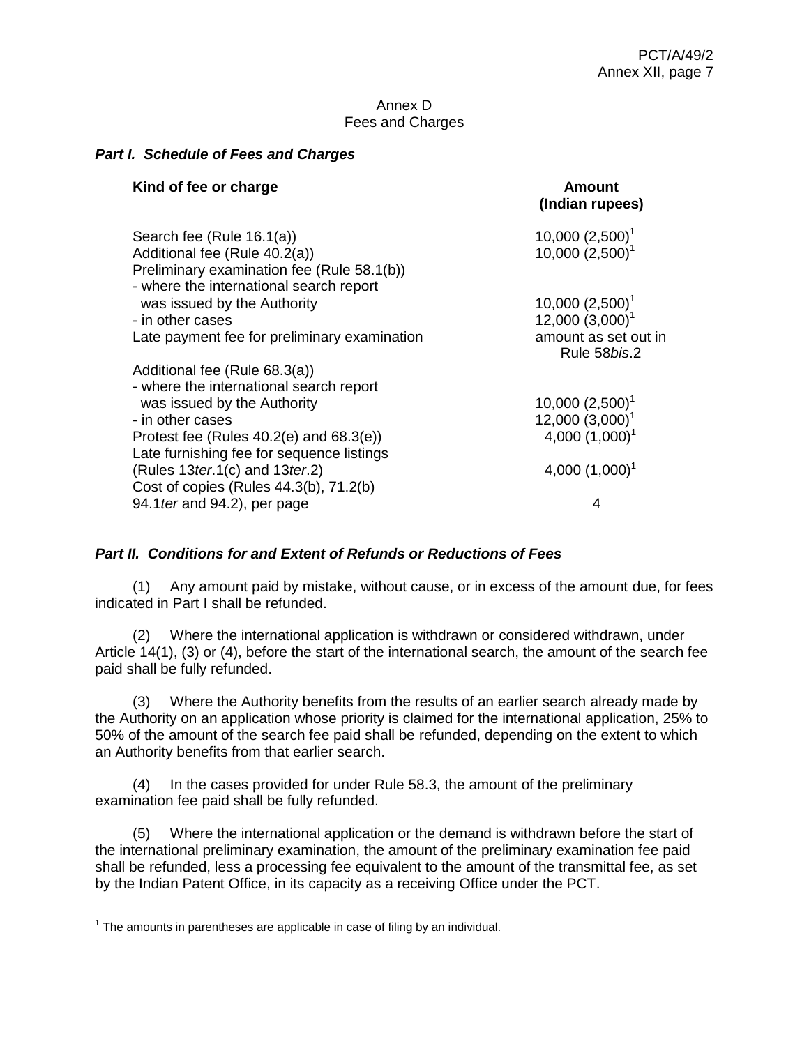Annex D
Fees and Charges

***Part I. Schedule of Fees and Charges***

| Kind of fee or charge | Amount (Indian rupees) |
|---|---|
| Search fee (Rule 16.1(a)) | 10,000 (2,500)[1] |
| Additional fee (Rule 40.2(a)) | 10,000 (2,500)[1] |
| Preliminary examination fee (Rule 58.1(b)) | |
| - where the international search report was issued by the Authority | 10,000 (2,500)[1] |
| - in other cases | 12,000 (3,000)[1] |
| Late payment fee for preliminary examination | amount as set out in Rule 58*bis*.2 |
| Additional fee (Rule 68.3(a)) | |
| - where the international search report was issued by the Authority | 10,000 (2,500)[1] |
| - in other cases | 12,000 (3,000)[1] |
| Protest fee (Rules 40.2(e) and 68.3(e)) | 4,000 (1,000)[1] |
| Late furnishing fee for sequence listings (Rules 13*ter*.1(c) and 13*ter*.2) | 4,000 (1,000)[1] |
| Cost of copies (Rules 44.3(b), 71.2(b) 94.1*ter* and 94.2), per page | 4 |

***Part II. Conditions for and Extent of Refunds or Reductions of Fees***

(1) Any amount paid by mistake, without cause, or in excess of the amount due, for fees indicated in Part I shall be refunded.

(2) Where the international application is withdrawn or considered withdrawn, under Article 14(1), (3) or (4), before the start of the international search, the amount of the search fee paid shall be fully refunded.

(3) Where the Authority benefits from the results of an earlier search already made by the Authority on an application whose priority is claimed for the international application, 25% to 50% of the amount of the search fee paid shall be refunded, depending on the extent to which an Authority benefits from that earlier search.

(4) In the cases provided for under Rule 58.3, the amount of the preliminary examination fee paid shall be fully refunded.

(5) Where the international application or the demand is withdrawn before the start of the international preliminary examination, the amount of the preliminary examination fee paid shall be refunded, less a processing fee equivalent to the amount of the transmittal fee, as set by the Indian Patent Office, in its capacity as a receiving Office under the PCT.

[1] The amounts in parentheses are applicable in case of filing by an individual.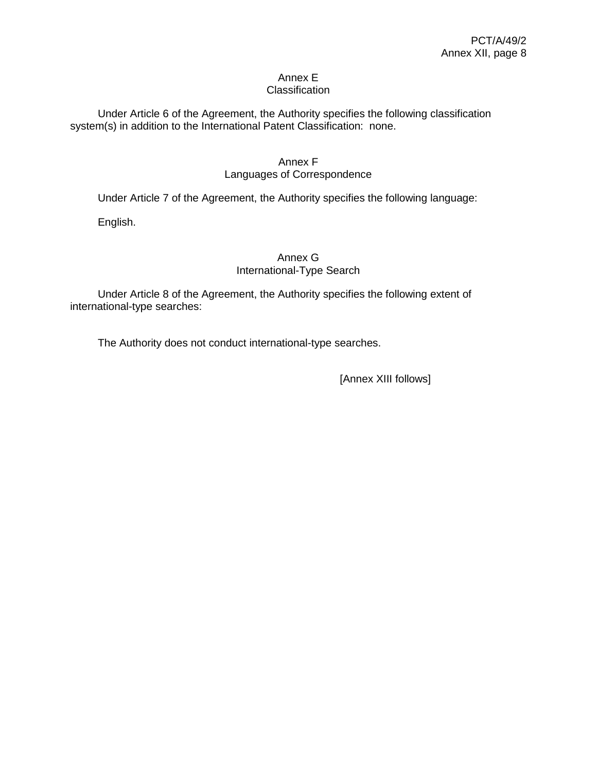## Annex E
### Classification

Under Article 6 of the Agreement, the Authority specifies the following classification system(s) in addition to the International Patent Classification: none.

## Annex F
### Languages of Correspondence

Under Article 7 of the Agreement, the Authority specifies the following language:

English.

## Annex G
### International-Type Search

Under Article 8 of the Agreement, the Authority specifies the following extent of international-type searches:

The Authority does not conduct international-type searches.

[Annex XIII follows]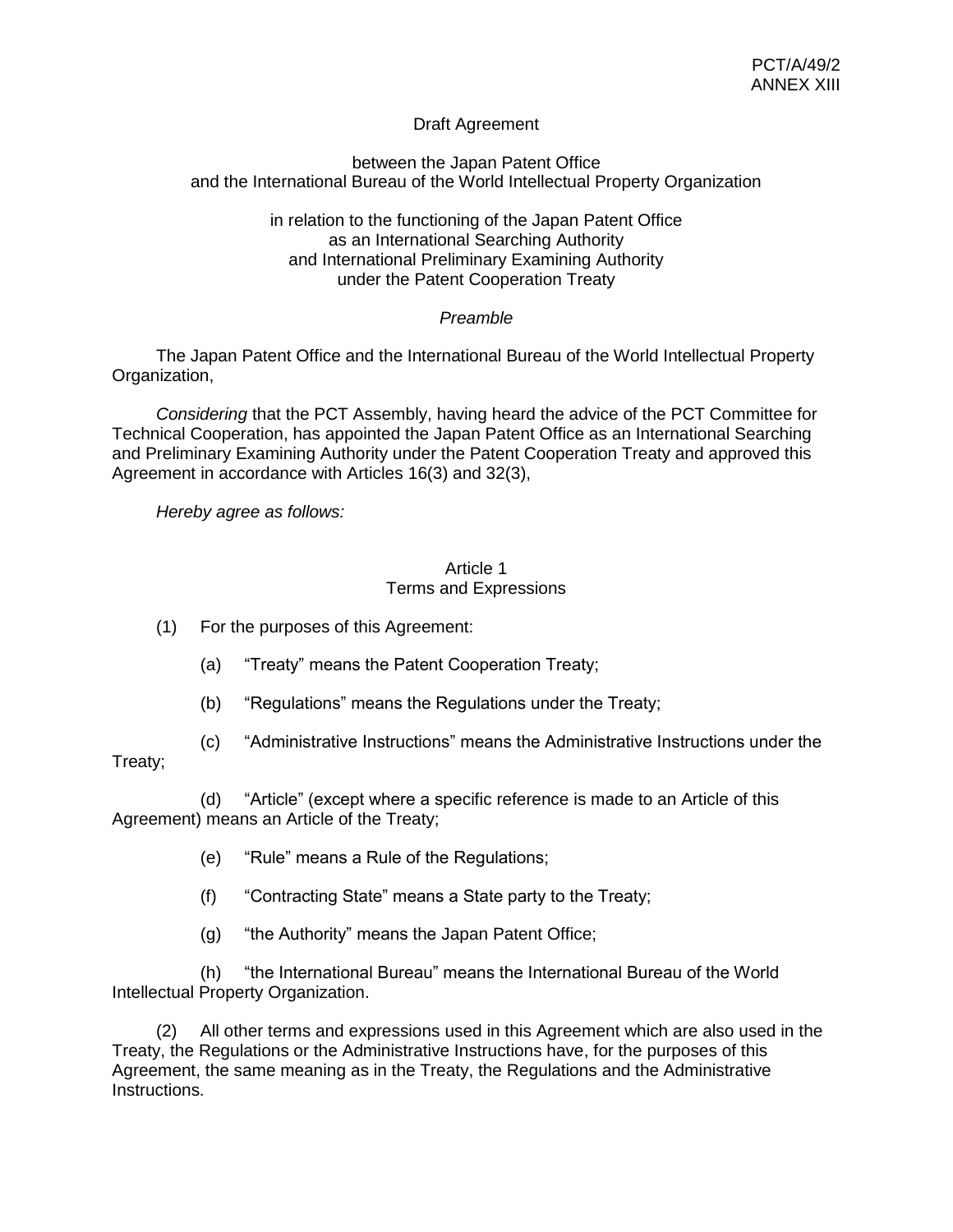Draft Agreement

between the Japan Patent Office
and the International Bureau of the World Intellectual Property Organization

in relation to the functioning of the Japan Patent Office
as an International Searching Authority
and International Preliminary Examining Authority
under the Patent Cooperation Treaty

*Preamble*

The Japan Patent Office and the International Bureau of the World Intellectual Property Organization,

*Considering* that the PCT Assembly, having heard the advice of the PCT Committee for Technical Cooperation, has appointed the Japan Patent Office as an International Searching and Preliminary Examining Authority under the Patent Cooperation Treaty and approved this Agreement in accordance with Articles 16(3) and 32(3),

*Hereby agree as follows:*

Article 1
Terms and Expressions

(1) For the purposes of this Agreement:

(a) "Treaty" means the Patent Cooperation Treaty;

(b) "Regulations" means the Regulations under the Treaty;

(c) "Administrative Instructions" means the Administrative Instructions under the Treaty;

(d) "Article" (except where a specific reference is made to an Article of this Agreement) means an Article of the Treaty;

(e) "Rule" means a Rule of the Regulations;

(f) "Contracting State" means a State party to the Treaty;

(g) "the Authority" means the Japan Patent Office;

(h) "the International Bureau" means the International Bureau of the World Intellectual Property Organization.

(2) All other terms and expressions used in this Agreement which are also used in the Treaty, the Regulations or the Administrative Instructions have, for the purposes of this Agreement, the same meaning as in the Treaty, the Regulations and the Administrative Instructions.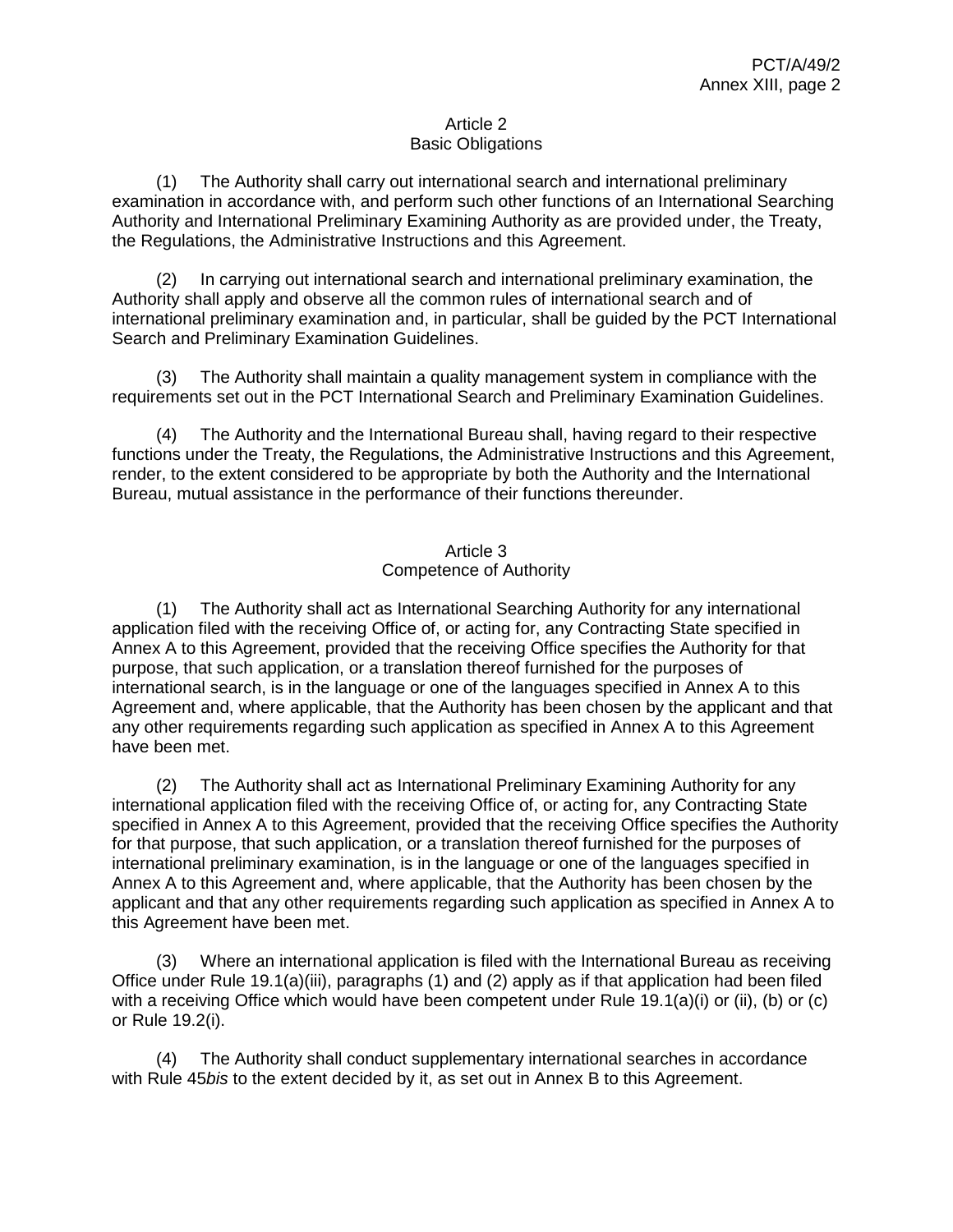## Article 2
## Basic Obligations

(1) The Authority shall carry out international search and international preliminary examination in accordance with, and perform such other functions of an International Searching Authority and International Preliminary Examining Authority as are provided under, the Treaty, the Regulations, the Administrative Instructions and this Agreement.

(2) In carrying out international search and international preliminary examination, the Authority shall apply and observe all the common rules of international search and of international preliminary examination and, in particular, shall be guided by the PCT International Search and Preliminary Examination Guidelines.

(3) The Authority shall maintain a quality management system in compliance with the requirements set out in the PCT International Search and Preliminary Examination Guidelines.

(4) The Authority and the International Bureau shall, having regard to their respective functions under the Treaty, the Regulations, the Administrative Instructions and this Agreement, render, to the extent considered to be appropriate by both the Authority and the International Bureau, mutual assistance in the performance of their functions thereunder.

## Article 3
## Competence of Authority

(1) The Authority shall act as International Searching Authority for any international application filed with the receiving Office of, or acting for, any Contracting State specified in Annex A to this Agreement, provided that the receiving Office specifies the Authority for that purpose, that such application, or a translation thereof furnished for the purposes of international search, is in the language or one of the languages specified in Annex A to this Agreement and, where applicable, that the Authority has been chosen by the applicant and that any other requirements regarding such application as specified in Annex A to this Agreement have been met.

(2) The Authority shall act as International Preliminary Examining Authority for any international application filed with the receiving Office of, or acting for, any Contracting State specified in Annex A to this Agreement, provided that the receiving Office specifies the Authority for that purpose, that such application, or a translation thereof furnished for the purposes of international preliminary examination, is in the language or one of the languages specified in Annex A to this Agreement and, where applicable, that the Authority has been chosen by the applicant and that any other requirements regarding such application as specified in Annex A to this Agreement have been met.

(3) Where an international application is filed with the International Bureau as receiving Office under Rule 19.1(a)(iii), paragraphs (1) and (2) apply as if that application had been filed with a receiving Office which would have been competent under Rule 19.1(a)(i) or (ii), (b) or (c) or Rule 19.2(i).

(4) The Authority shall conduct supplementary international searches in accordance with Rule 45*bis* to the extent decided by it, as set out in Annex B to this Agreement.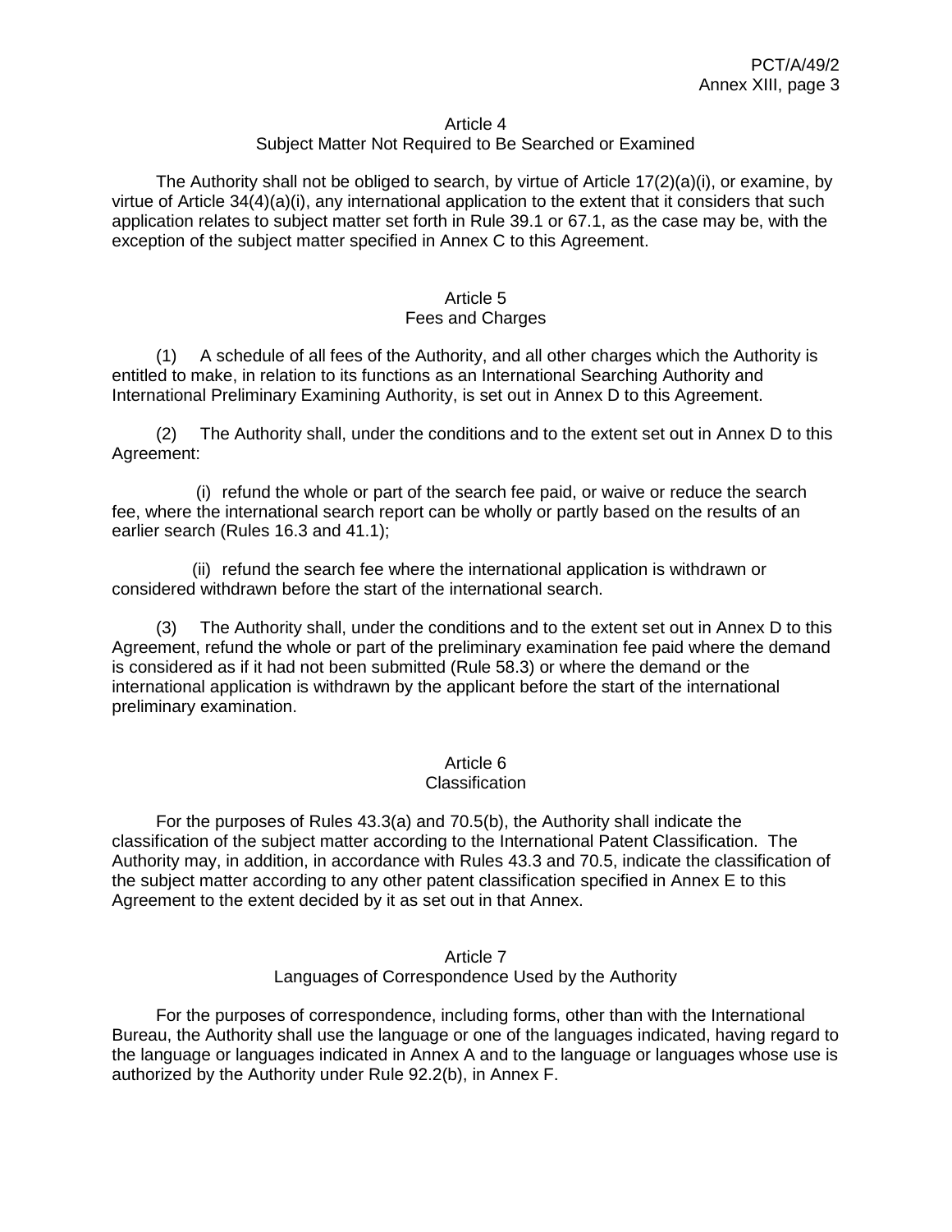### Article 4
### Subject Matter Not Required to Be Searched or Examined

The Authority shall not be obliged to search, by virtue of Article 17(2)(a)(i), or examine, by virtue of Article 34(4)(a)(i), any international application to the extent that it considers that such application relates to subject matter set forth in Rule 39.1 or 67.1, as the case may be, with the exception of the subject matter specified in Annex C to this Agreement.

### Article 5
### Fees and Charges

(1) A schedule of all fees of the Authority, and all other charges which the Authority is entitled to make, in relation to its functions as an International Searching Authority and International Preliminary Examining Authority, is set out in Annex D to this Agreement.

(2) The Authority shall, under the conditions and to the extent set out in Annex D to this Agreement:

(i) refund the whole or part of the search fee paid, or waive or reduce the search fee, where the international search report can be wholly or partly based on the results of an earlier search (Rules 16.3 and 41.1);

(ii) refund the search fee where the international application is withdrawn or considered withdrawn before the start of the international search.

(3) The Authority shall, under the conditions and to the extent set out in Annex D to this Agreement, refund the whole or part of the preliminary examination fee paid where the demand is considered as if it had not been submitted (Rule 58.3) or where the demand or the international application is withdrawn by the applicant before the start of the international preliminary examination.

### Article 6
### Classification

For the purposes of Rules 43.3(a) and 70.5(b), the Authority shall indicate the classification of the subject matter according to the International Patent Classification. The Authority may, in addition, in accordance with Rules 43.3 and 70.5, indicate the classification of the subject matter according to any other patent classification specified in Annex E to this Agreement to the extent decided by it as set out in that Annex.

### Article 7
### Languages of Correspondence Used by the Authority

For the purposes of correspondence, including forms, other than with the International Bureau, the Authority shall use the language or one of the languages indicated, having regard to the language or languages indicated in Annex A and to the language or languages whose use is authorized by the Authority under Rule 92.2(b), in Annex F.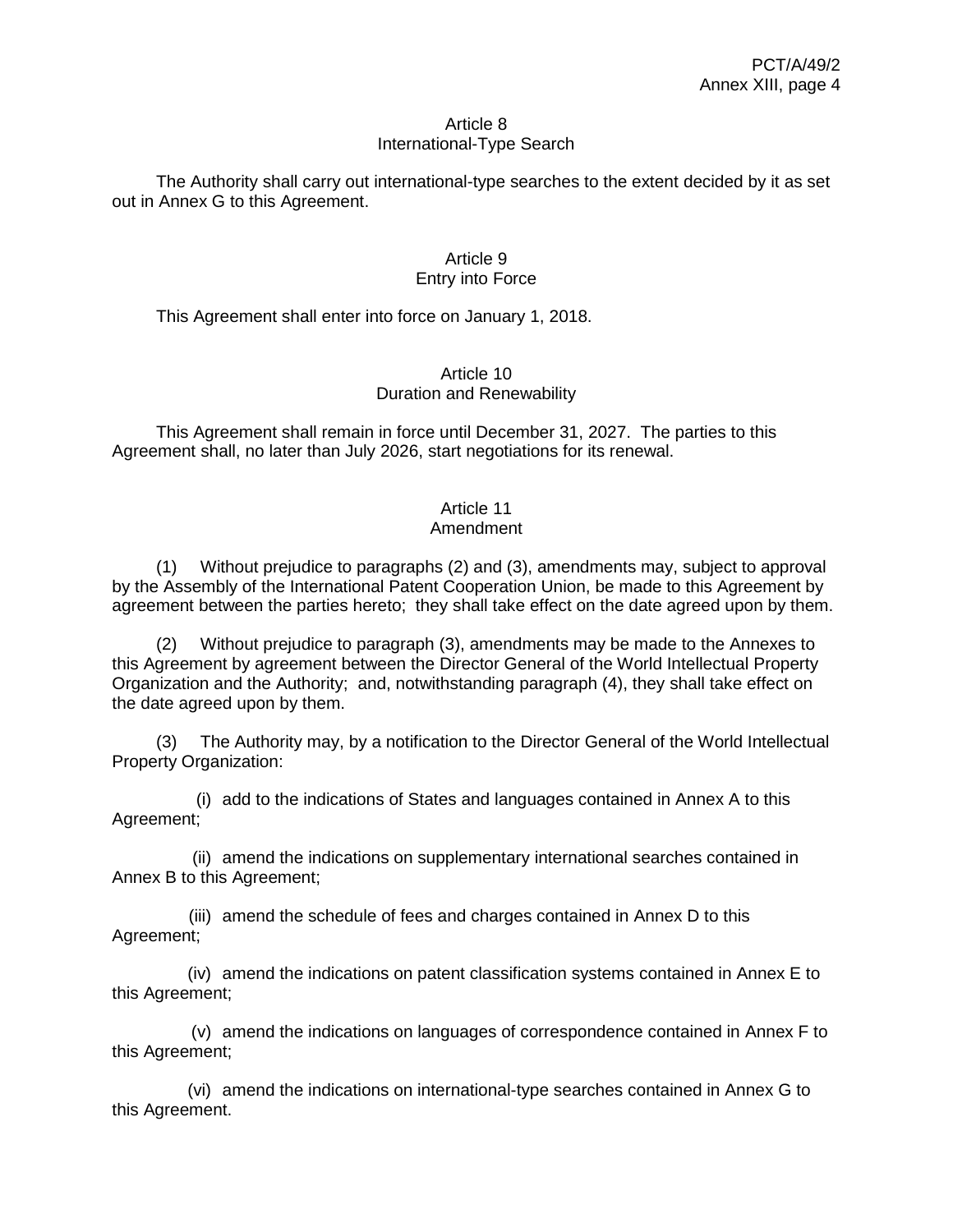### Article 8
### International-Type Search

The Authority shall carry out international-type searches to the extent decided by it as set out in Annex G to this Agreement.

### Article 9
### Entry into Force

This Agreement shall enter into force on January 1, 2018.

### Article 10
### Duration and Renewability

This Agreement shall remain in force until December 31, 2027. The parties to this Agreement shall, no later than July 2026, start negotiations for its renewal.

### Article 11
### Amendment

(1) Without prejudice to paragraphs (2) and (3), amendments may, subject to approval by the Assembly of the International Patent Cooperation Union, be made to this Agreement by agreement between the parties hereto; they shall take effect on the date agreed upon by them.

(2) Without prejudice to paragraph (3), amendments may be made to the Annexes to this Agreement by agreement between the Director General of the World Intellectual Property Organization and the Authority; and, notwithstanding paragraph (4), they shall take effect on the date agreed upon by them.

(3) The Authority may, by a notification to the Director General of the World Intellectual Property Organization:

(i) add to the indications of States and languages contained in Annex A to this Agreement;

(ii) amend the indications on supplementary international searches contained in Annex B to this Agreement;

(iii) amend the schedule of fees and charges contained in Annex D to this Agreement;

(iv) amend the indications on patent classification systems contained in Annex E to this Agreement;

(v) amend the indications on languages of correspondence contained in Annex F to this Agreement;

(vi) amend the indications on international-type searches contained in Annex G to this Agreement.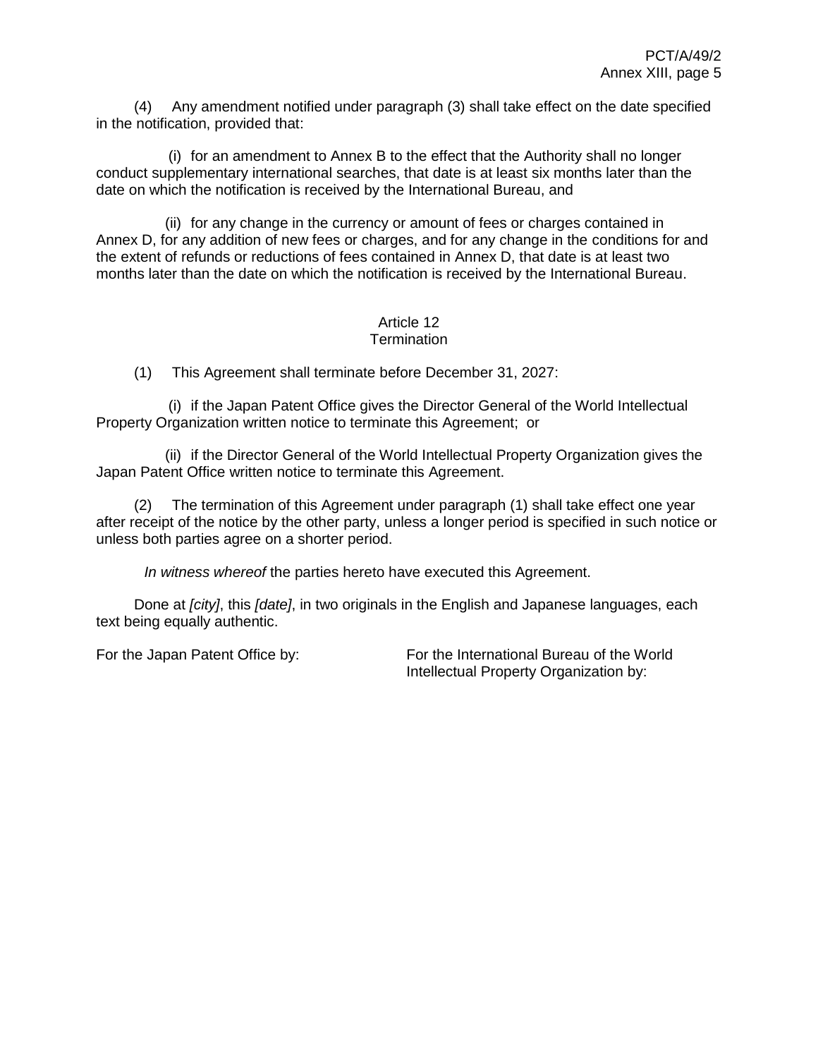(4) Any amendment notified under paragraph (3) shall take effect on the date specified in the notification, provided that:

(i) for an amendment to Annex B to the effect that the Authority shall no longer conduct supplementary international searches, that date is at least six months later than the date on which the notification is received by the International Bureau, and

(ii) for any change in the currency or amount of fees or charges contained in Annex D, for any addition of new fees or charges, and for any change in the conditions for and the extent of refunds or reductions of fees contained in Annex D, that date is at least two months later than the date on which the notification is received by the International Bureau.

## Article 12
## Termination

(1) This Agreement shall terminate before December 31, 2027:

(i) if the Japan Patent Office gives the Director General of the World Intellectual Property Organization written notice to terminate this Agreement; or

(ii) if the Director General of the World Intellectual Property Organization gives the Japan Patent Office written notice to terminate this Agreement.

(2) The termination of this Agreement under paragraph (1) shall take effect one year after receipt of the notice by the other party, unless a longer period is specified in such notice or unless both parties agree on a shorter period.

*In witness whereof* the parties hereto have executed this Agreement.

Done at *[city]*, this *[date]*, in two originals in the English and Japanese languages, each text being equally authentic.

For the Japan Patent Office by:

For the International Bureau of the World Intellectual Property Organization by: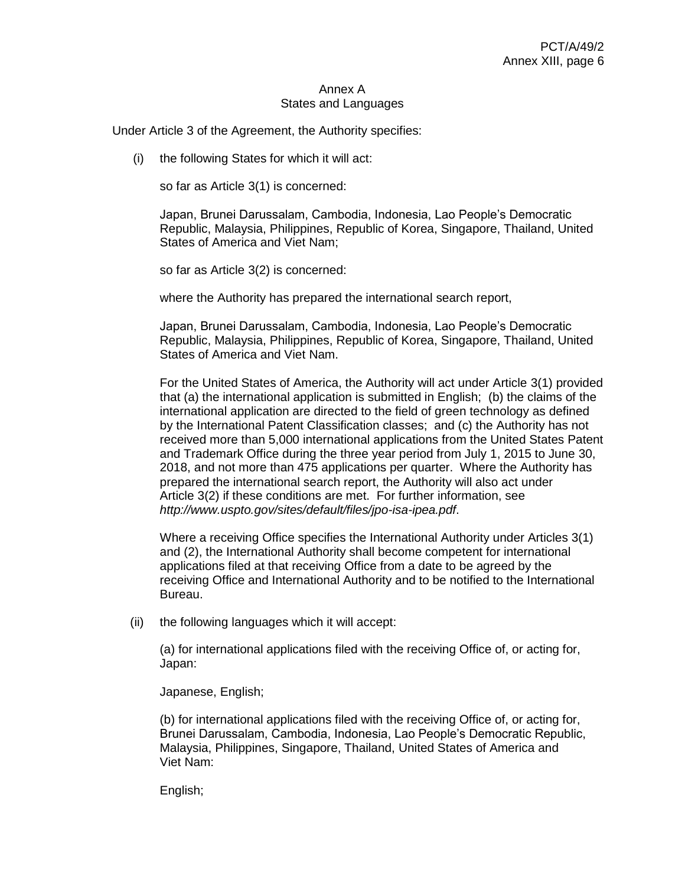## Annex A
### States and Languages

Under Article 3 of the Agreement, the Authority specifies:

(i) the following States for which it will act:

so far as Article 3(1) is concerned:

Japan, Brunei Darussalam, Cambodia, Indonesia, Lao People's Democratic Republic, Malaysia, Philippines, Republic of Korea, Singapore, Thailand, United States of America and Viet Nam;

so far as Article 3(2) is concerned:

where the Authority has prepared the international search report,

Japan, Brunei Darussalam, Cambodia, Indonesia, Lao People's Democratic Republic, Malaysia, Philippines, Republic of Korea, Singapore, Thailand, United States of America and Viet Nam.

For the United States of America, the Authority will act under Article 3(1) provided that (a) the international application is submitted in English; (b) the claims of the international application are directed to the field of green technology as defined by the International Patent Classification classes; and (c) the Authority has not received more than 5,000 international applications from the United States Patent and Trademark Office during the three year period from July 1, 2015 to June 30, 2018, and not more than 475 applications per quarter. Where the Authority has prepared the international search report, the Authority will also act under Article 3(2) if these conditions are met. For further information, see *http://www.uspto.gov/sites/default/files/jpo-isa-ipea.pdf*.

Where a receiving Office specifies the International Authority under Articles 3(1) and (2), the International Authority shall become competent for international applications filed at that receiving Office from a date to be agreed by the receiving Office and International Authority and to be notified to the International Bureau.

(ii) the following languages which it will accept:

(a) for international applications filed with the receiving Office of, or acting for, Japan:

Japanese, English;

(b) for international applications filed with the receiving Office of, or acting for, Brunei Darussalam, Cambodia, Indonesia, Lao People's Democratic Republic, Malaysia, Philippines, Singapore, Thailand, United States of America and Viet Nam:

English;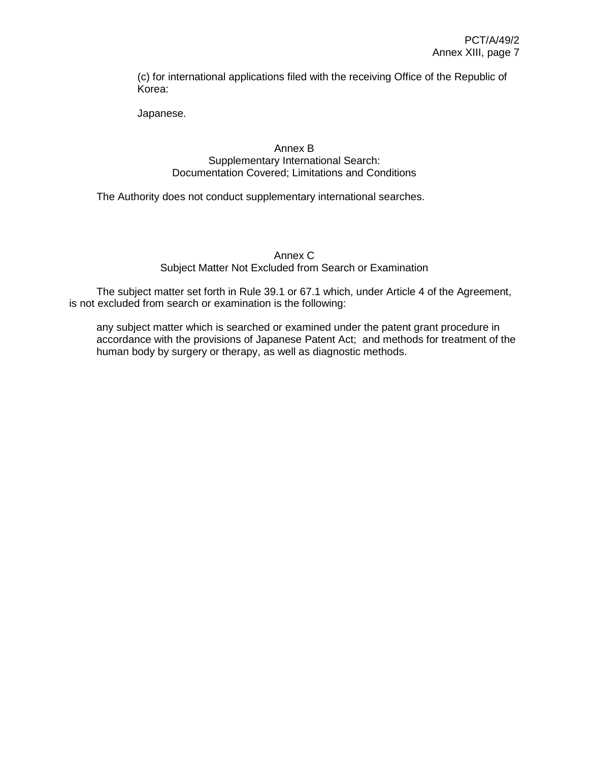(c) for international applications filed with the receiving Office of the Republic of Korea:

Japanese.

## Annex B
## Supplementary International Search:
## Documentation Covered; Limitations and Conditions

The Authority does not conduct supplementary international searches.

## Annex C
## Subject Matter Not Excluded from Search or Examination

The subject matter set forth in Rule 39.1 or 67.1 which, under Article 4 of the Agreement, is not excluded from search or examination is the following:

any subject matter which is searched or examined under the patent grant procedure in accordance with the provisions of Japanese Patent Act; and methods for treatment of the human body by surgery or therapy, as well as diagnostic methods.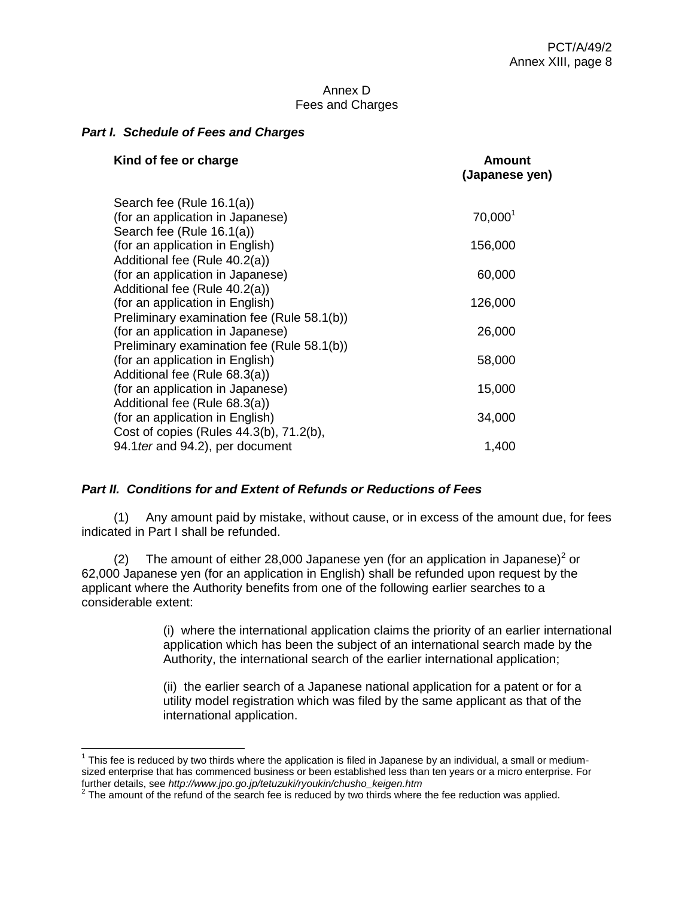Annex D
Fees and Charges

***Part I. Schedule of Fees and Charges***

| Kind of fee or charge | Amount (Japanese yen) |
|---|---|
| Search fee (Rule 16.1(a)) (for an application in Japanese) | 70,000[1] |
| Search fee (Rule 16.1(a)) (for an application in English) | 156,000 |
| Additional fee (Rule 40.2(a)) (for an application in Japanese) | 60,000 |
| Additional fee (Rule 40.2(a)) (for an application in English) | 126,000 |
| Preliminary examination fee (Rule 58.1(b)) (for an application in Japanese) | 26,000 |
| Preliminary examination fee (Rule 58.1(b)) (for an application in English) | 58,000 |
| Additional fee (Rule 68.3(a)) (for an application in Japanese) | 15,000 |
| Additional fee (Rule 68.3(a)) (for an application in English) | 34,000 |
| Cost of copies (Rules 44.3(b), 71.2(b), 94.1*ter* and 94.2), per document | 1,400 |

***Part II. Conditions for and Extent of Refunds or Reductions of Fees***

(1) Any amount paid by mistake, without cause, or in excess of the amount due, for fees indicated in Part I shall be refunded.

(2) The amount of either 28,000 Japanese yen (for an application in Japanese)[2] or 62,000 Japanese yen (for an application in English) shall be refunded upon request by the applicant where the Authority benefits from one of the following earlier searches to a considerable extent:

(i) where the international application claims the priority of an earlier international application which has been the subject of an international search made by the Authority, the international search of the earlier international application;

(ii) the earlier search of a Japanese national application for a patent or for a utility model registration which was filed by the same applicant as that of the international application.

---

[1] This fee is reduced by two thirds where the application is filed in Japanese by an individual, a small or medium-sized enterprise that has commenced business or been established less than ten years or a micro enterprise. For further details, see *http://www.jpo.go.jp/tetuzuki/ryoukin/chusho_keigen.htm*

[2] The amount of the refund of the search fee is reduced by two thirds where the fee reduction was applied.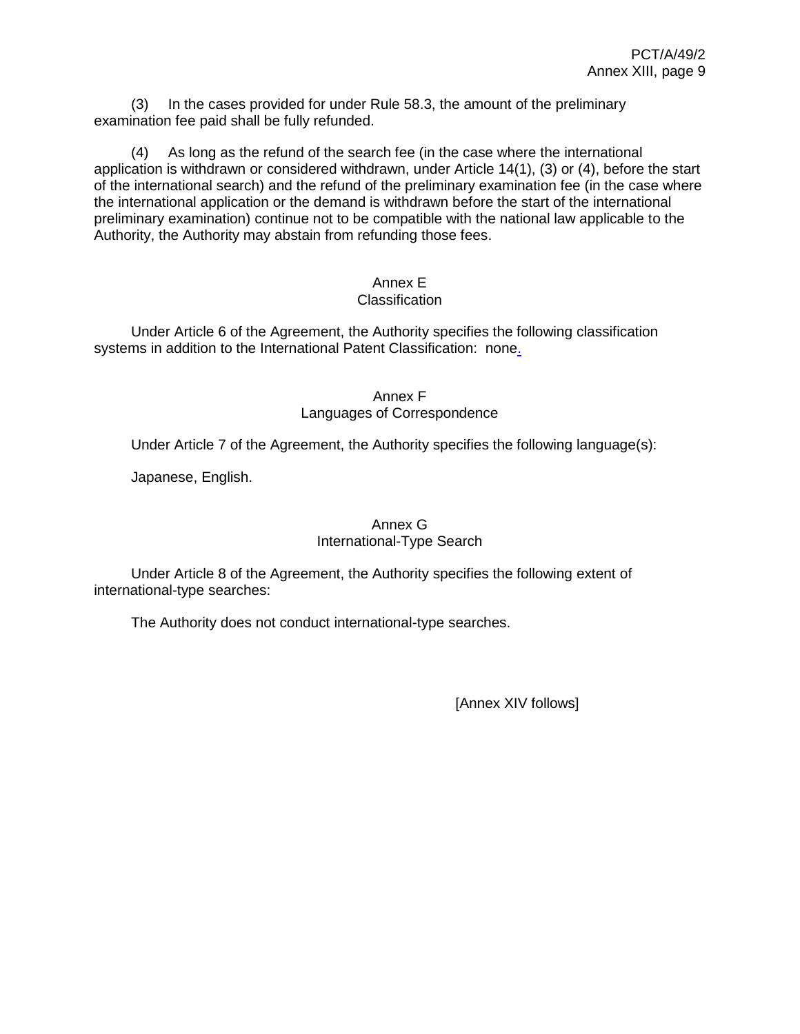(3) In the cases provided for under Rule 58.3, the amount of the preliminary examination fee paid shall be fully refunded.

(4) As long as the refund of the search fee (in the case where the international application is withdrawn or considered withdrawn, under Article 14(1), (3) or (4), before the start of the international search) and the refund of the preliminary examination fee (in the case where the international application or the demand is withdrawn before the start of the international preliminary examination) continue not to be compatible with the national law applicable to the Authority, the Authority may abstain from refunding those fees.

## Annex E
## Classification

Under Article 6 of the Agreement, the Authority specifies the following classification systems in addition to the International Patent Classification: none.

## Annex F
## Languages of Correspondence

Under Article 7 of the Agreement, the Authority specifies the following language(s):

Japanese, English.

## Annex G
## International-Type Search

Under Article 8 of the Agreement, the Authority specifies the following extent of international-type searches:

The Authority does not conduct international-type searches.

[Annex XIV follows]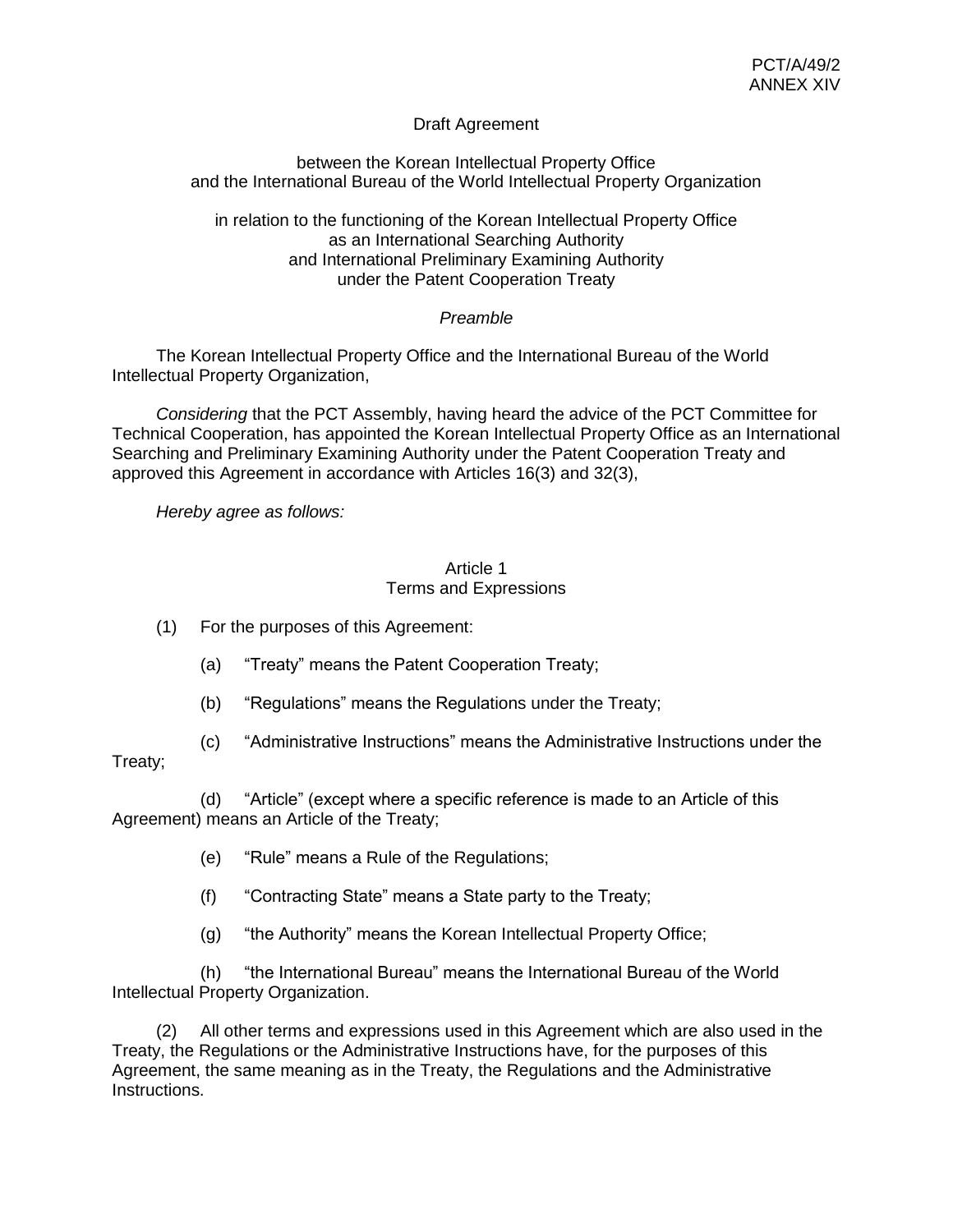Draft Agreement

between the Korean Intellectual Property Office
and the International Bureau of the World Intellectual Property Organization

in relation to the functioning of the Korean Intellectual Property Office
as an International Searching Authority
and International Preliminary Examining Authority
under the Patent Cooperation Treaty

*Preamble*

The Korean Intellectual Property Office and the International Bureau of the World Intellectual Property Organization,

*Considering* that the PCT Assembly, having heard the advice of the PCT Committee for Technical Cooperation, has appointed the Korean Intellectual Property Office as an International Searching and Preliminary Examining Authority under the Patent Cooperation Treaty and approved this Agreement in accordance with Articles 16(3) and 32(3),

*Hereby agree as follows:*

Article 1
Terms and Expressions

(1) For the purposes of this Agreement:

(a) "Treaty" means the Patent Cooperation Treaty;

(b) "Regulations" means the Regulations under the Treaty;

(c) "Administrative Instructions" means the Administrative Instructions under the Treaty;

(d) "Article" (except where a specific reference is made to an Article of this Agreement) means an Article of the Treaty;

(e) "Rule" means a Rule of the Regulations;

(f) "Contracting State" means a State party to the Treaty;

(g) "the Authority" means the Korean Intellectual Property Office;

(h) "the International Bureau" means the International Bureau of the World Intellectual Property Organization.

(2) All other terms and expressions used in this Agreement which are also used in the Treaty, the Regulations or the Administrative Instructions have, for the purposes of this Agreement, the same meaning as in the Treaty, the Regulations and the Administrative Instructions.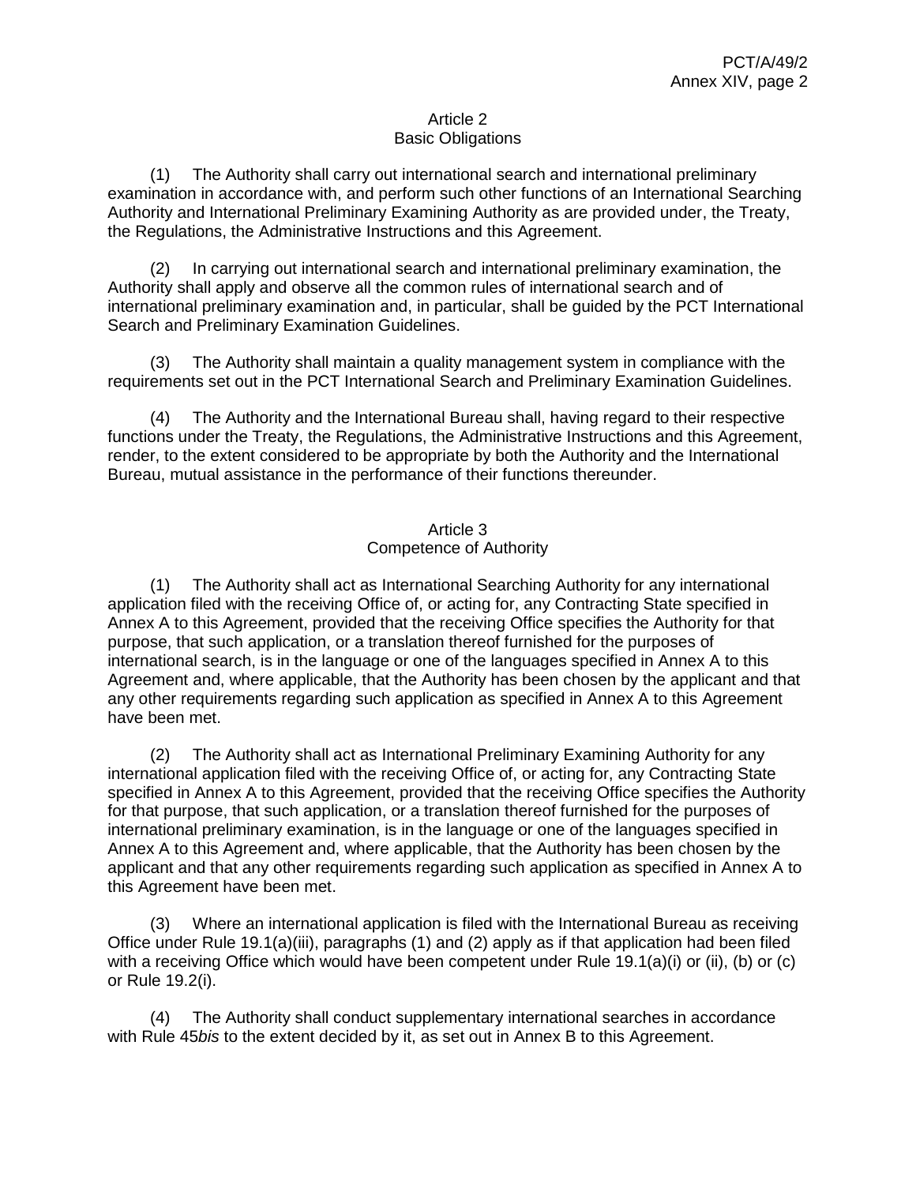### Article 2
### Basic Obligations

(1) The Authority shall carry out international search and international preliminary examination in accordance with, and perform such other functions of an International Searching Authority and International Preliminary Examining Authority as are provided under, the Treaty, the Regulations, the Administrative Instructions and this Agreement.

(2) In carrying out international search and international preliminary examination, the Authority shall apply and observe all the common rules of international search and of international preliminary examination and, in particular, shall be guided by the PCT International Search and Preliminary Examination Guidelines.

(3) The Authority shall maintain a quality management system in compliance with the requirements set out in the PCT International Search and Preliminary Examination Guidelines.

(4) The Authority and the International Bureau shall, having regard to their respective functions under the Treaty, the Regulations, the Administrative Instructions and this Agreement, render, to the extent considered to be appropriate by both the Authority and the International Bureau, mutual assistance in the performance of their functions thereunder.

### Article 3
### Competence of Authority

(1) The Authority shall act as International Searching Authority for any international application filed with the receiving Office of, or acting for, any Contracting State specified in Annex A to this Agreement, provided that the receiving Office specifies the Authority for that purpose, that such application, or a translation thereof furnished for the purposes of international search, is in the language or one of the languages specified in Annex A to this Agreement and, where applicable, that the Authority has been chosen by the applicant and that any other requirements regarding such application as specified in Annex A to this Agreement have been met.

(2) The Authority shall act as International Preliminary Examining Authority for any international application filed with the receiving Office of, or acting for, any Contracting State specified in Annex A to this Agreement, provided that the receiving Office specifies the Authority for that purpose, that such application, or a translation thereof furnished for the purposes of international preliminary examination, is in the language or one of the languages specified in Annex A to this Agreement and, where applicable, that the Authority has been chosen by the applicant and that any other requirements regarding such application as specified in Annex A to this Agreement have been met.

(3) Where an international application is filed with the International Bureau as receiving Office under Rule 19.1(a)(iii), paragraphs (1) and (2) apply as if that application had been filed with a receiving Office which would have been competent under Rule 19.1(a)(i) or (ii), (b) or (c) or Rule 19.2(i).

(4) The Authority shall conduct supplementary international searches in accordance with Rule 45*bis* to the extent decided by it, as set out in Annex B to this Agreement.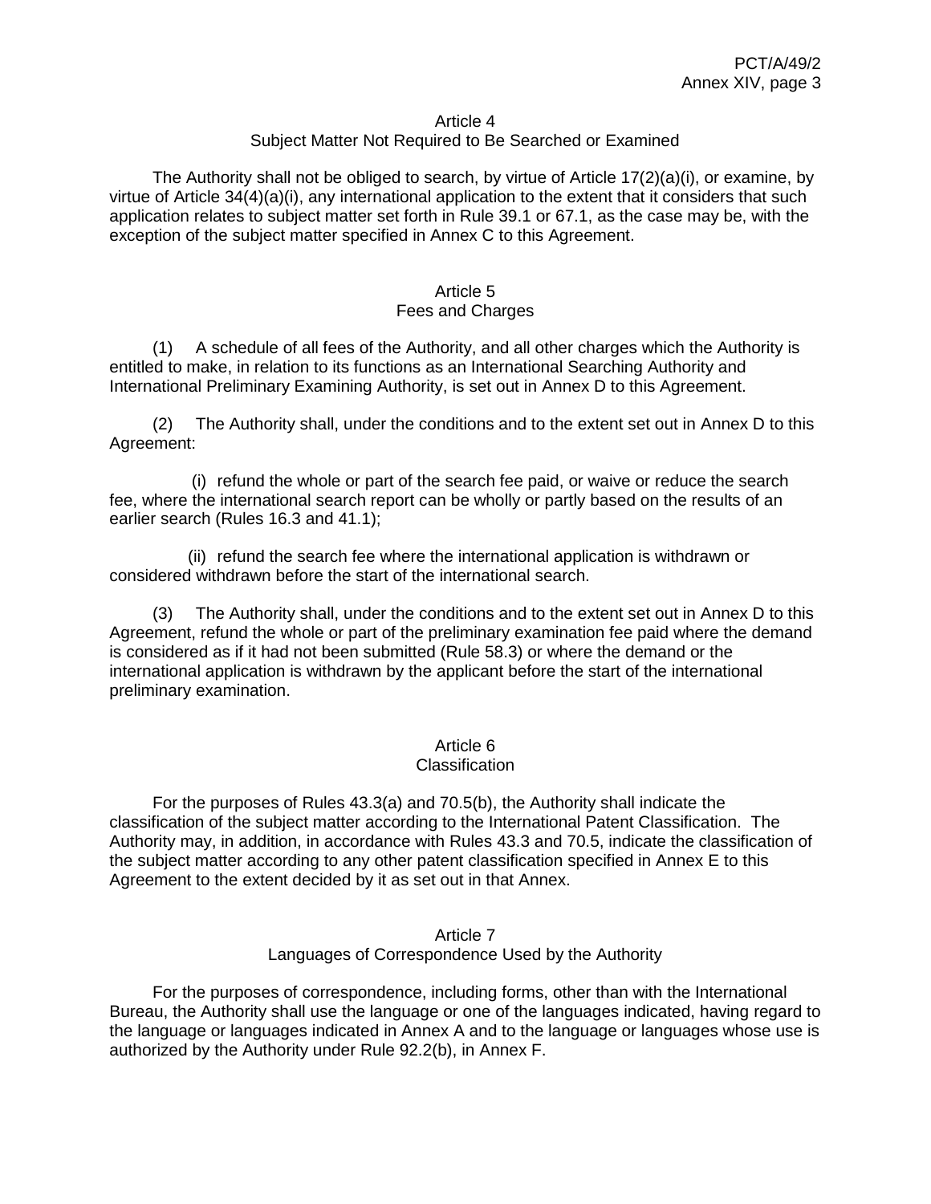## Article 4
### Subject Matter Not Required to Be Searched or Examined

The Authority shall not be obliged to search, by virtue of Article 17(2)(a)(i), or examine, by virtue of Article 34(4)(a)(i), any international application to the extent that it considers that such application relates to subject matter set forth in Rule 39.1 or 67.1, as the case may be, with the exception of the subject matter specified in Annex C to this Agreement.

## Article 5
### Fees and Charges

(1) A schedule of all fees of the Authority, and all other charges which the Authority is entitled to make, in relation to its functions as an International Searching Authority and International Preliminary Examining Authority, is set out in Annex D to this Agreement.

(2) The Authority shall, under the conditions and to the extent set out in Annex D to this Agreement:

(i) refund the whole or part of the search fee paid, or waive or reduce the search fee, where the international search report can be wholly or partly based on the results of an earlier search (Rules 16.3 and 41.1);

(ii) refund the search fee where the international application is withdrawn or considered withdrawn before the start of the international search.

(3) The Authority shall, under the conditions and to the extent set out in Annex D to this Agreement, refund the whole or part of the preliminary examination fee paid where the demand is considered as if it had not been submitted (Rule 58.3) or where the demand or the international application is withdrawn by the applicant before the start of the international preliminary examination.

## Article 6
### Classification

For the purposes of Rules 43.3(a) and 70.5(b), the Authority shall indicate the classification of the subject matter according to the International Patent Classification. The Authority may, in addition, in accordance with Rules 43.3 and 70.5, indicate the classification of the subject matter according to any other patent classification specified in Annex E to this Agreement to the extent decided by it as set out in that Annex.

## Article 7
### Languages of Correspondence Used by the Authority

For the purposes of correspondence, including forms, other than with the International Bureau, the Authority shall use the language or one of the languages indicated, having regard to the language or languages indicated in Annex A and to the language or languages whose use is authorized by the Authority under Rule 92.2(b), in Annex F.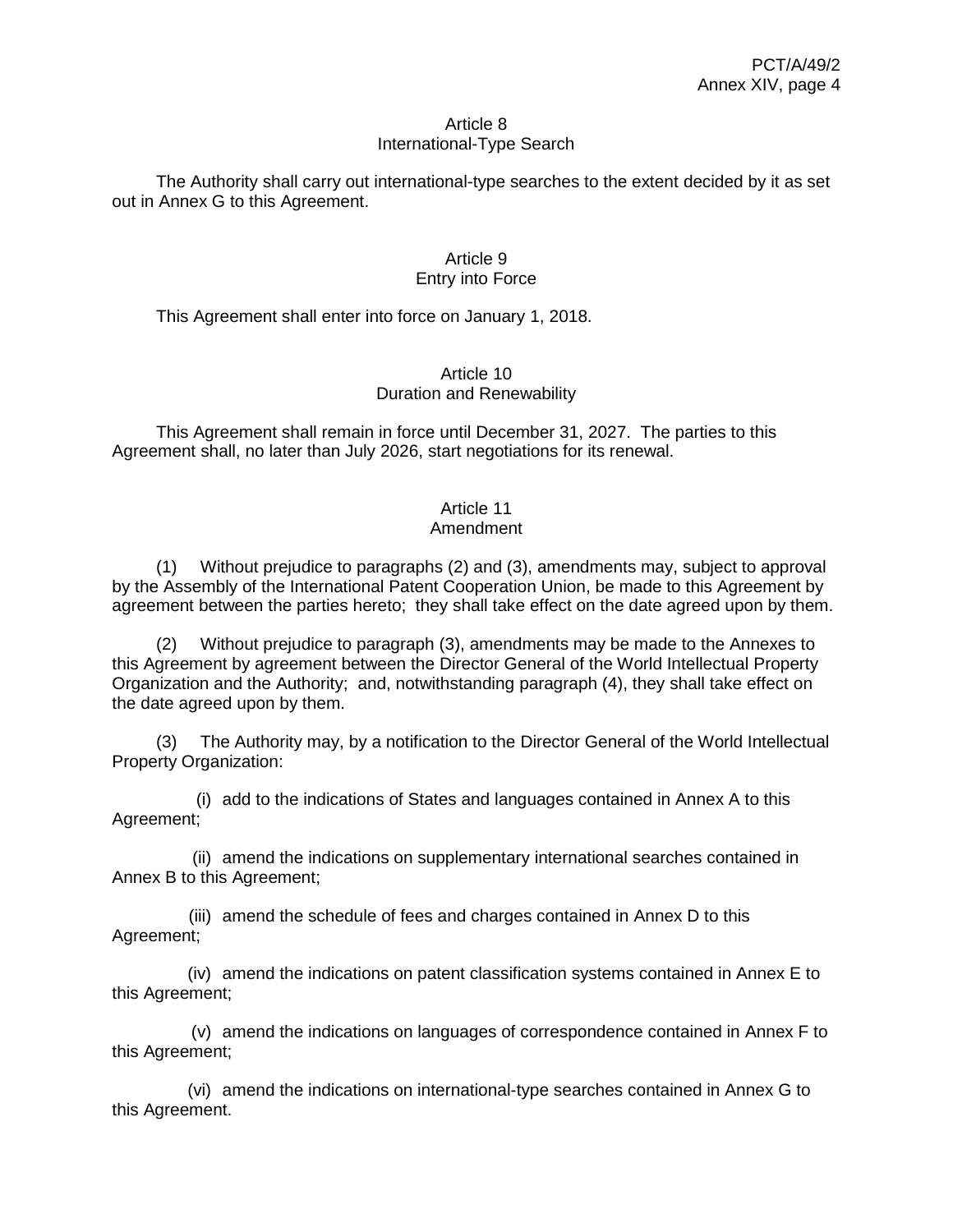### Article 8
### International-Type Search

The Authority shall carry out international-type searches to the extent decided by it as set out in Annex G to this Agreement.

### Article 9
### Entry into Force

This Agreement shall enter into force on January 1, 2018.

### Article 10
### Duration and Renewability

This Agreement shall remain in force until December 31, 2027. The parties to this Agreement shall, no later than July 2026, start negotiations for its renewal.

### Article 11
### Amendment

(1) Without prejudice to paragraphs (2) and (3), amendments may, subject to approval by the Assembly of the International Patent Cooperation Union, be made to this Agreement by agreement between the parties hereto; they shall take effect on the date agreed upon by them.

(2) Without prejudice to paragraph (3), amendments may be made to the Annexes to this Agreement by agreement between the Director General of the World Intellectual Property Organization and the Authority; and, notwithstanding paragraph (4), they shall take effect on the date agreed upon by them.

(3) The Authority may, by a notification to the Director General of the World Intellectual Property Organization:

(i) add to the indications of States and languages contained in Annex A to this Agreement;

(ii) amend the indications on supplementary international searches contained in Annex B to this Agreement;

(iii) amend the schedule of fees and charges contained in Annex D to this Agreement;

(iv) amend the indications on patent classification systems contained in Annex E to this Agreement;

(v) amend the indications on languages of correspondence contained in Annex F to this Agreement;

(vi) amend the indications on international-type searches contained in Annex G to this Agreement.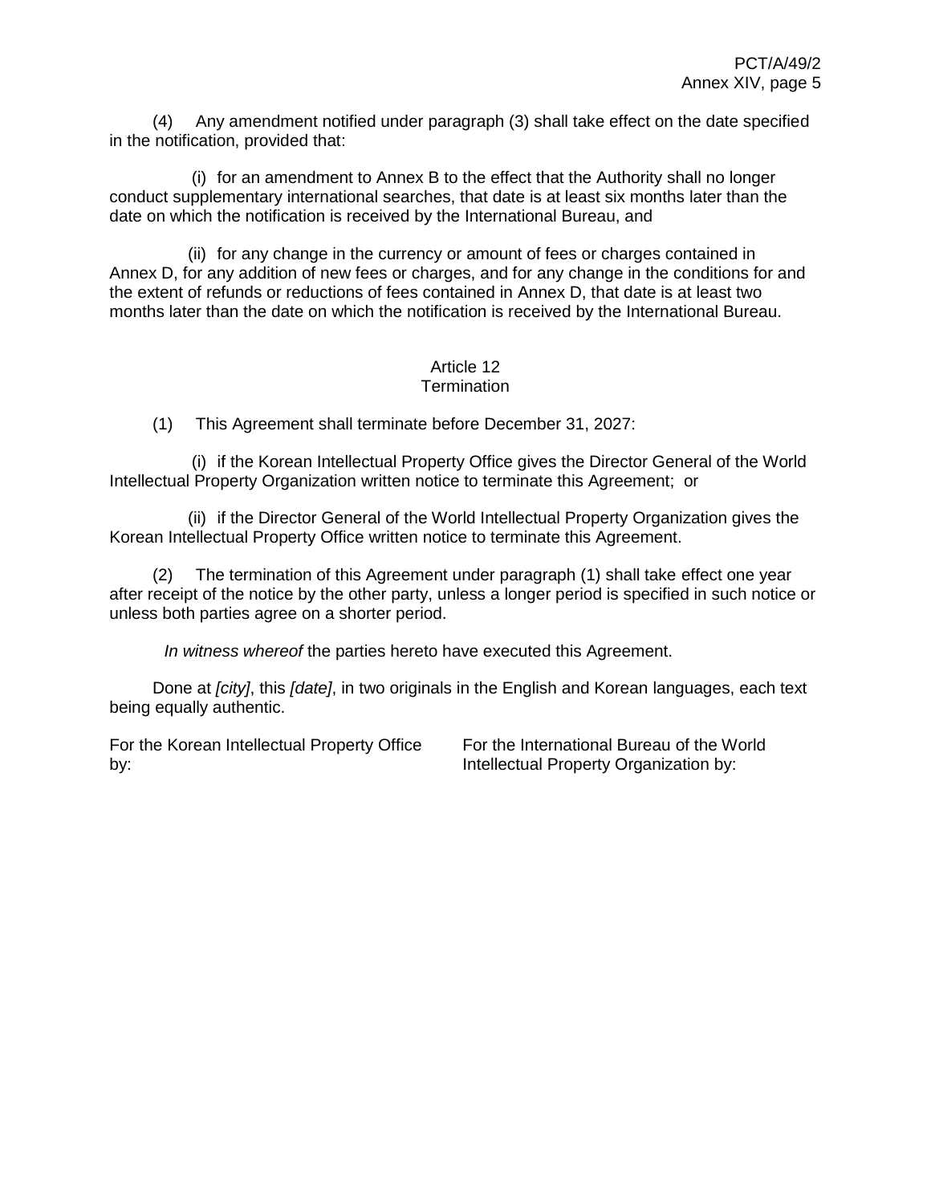(4) Any amendment notified under paragraph (3) shall take effect on the date specified in the notification, provided that:

(i) for an amendment to Annex B to the effect that the Authority shall no longer conduct supplementary international searches, that date is at least six months later than the date on which the notification is received by the International Bureau, and

(ii) for any change in the currency or amount of fees or charges contained in Annex D, for any addition of new fees or charges, and for any change in the conditions for and the extent of refunds or reductions of fees contained in Annex D, that date is at least two months later than the date on which the notification is received by the International Bureau.

## Article 12
## Termination

(1) This Agreement shall terminate before December 31, 2027:

(i) if the Korean Intellectual Property Office gives the Director General of the World Intellectual Property Organization written notice to terminate this Agreement; or

(ii) if the Director General of the World Intellectual Property Organization gives the Korean Intellectual Property Office written notice to terminate this Agreement.

(2) The termination of this Agreement under paragraph (1) shall take effect one year after receipt of the notice by the other party, unless a longer period is specified in such notice or unless both parties agree on a shorter period.

*In witness whereof* the parties hereto have executed this Agreement.

Done at *[city]*, this *[date]*, in two originals in the English and Korean languages, each text being equally authentic.

For the Korean Intellectual Property Office by:

For the International Bureau of the World Intellectual Property Organization by: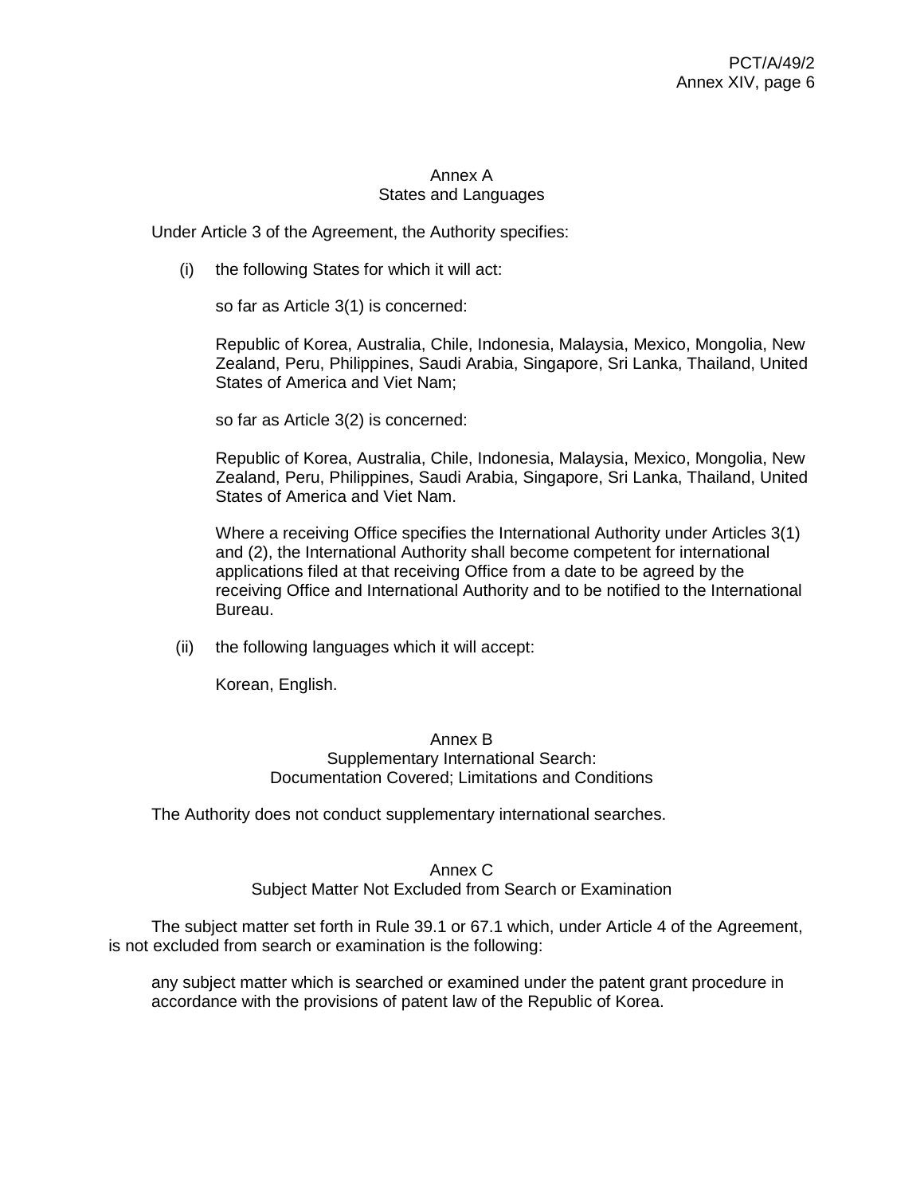## Annex A
### States and Languages

Under Article 3 of the Agreement, the Authority specifies:

(i) the following States for which it will act:

so far as Article 3(1) is concerned:

Republic of Korea, Australia, Chile, Indonesia, Malaysia, Mexico, Mongolia, New Zealand, Peru, Philippines, Saudi Arabia, Singapore, Sri Lanka, Thailand, United States of America and Viet Nam;

so far as Article 3(2) is concerned:

Republic of Korea, Australia, Chile, Indonesia, Malaysia, Mexico, Mongolia, New Zealand, Peru, Philippines, Saudi Arabia, Singapore, Sri Lanka, Thailand, United States of America and Viet Nam.

Where a receiving Office specifies the International Authority under Articles 3(1) and (2), the International Authority shall become competent for international applications filed at that receiving Office from a date to be agreed by the receiving Office and International Authority and to be notified to the International Bureau.

(ii) the following languages which it will accept:

Korean, English.

## Annex B
### Supplementary International Search: Documentation Covered; Limitations and Conditions

The Authority does not conduct supplementary international searches.

## Annex C
### Subject Matter Not Excluded from Search or Examination

The subject matter set forth in Rule 39.1 or 67.1 which, under Article 4 of the Agreement, is not excluded from search or examination is the following:

any subject matter which is searched or examined under the patent grant procedure in accordance with the provisions of patent law of the Republic of Korea.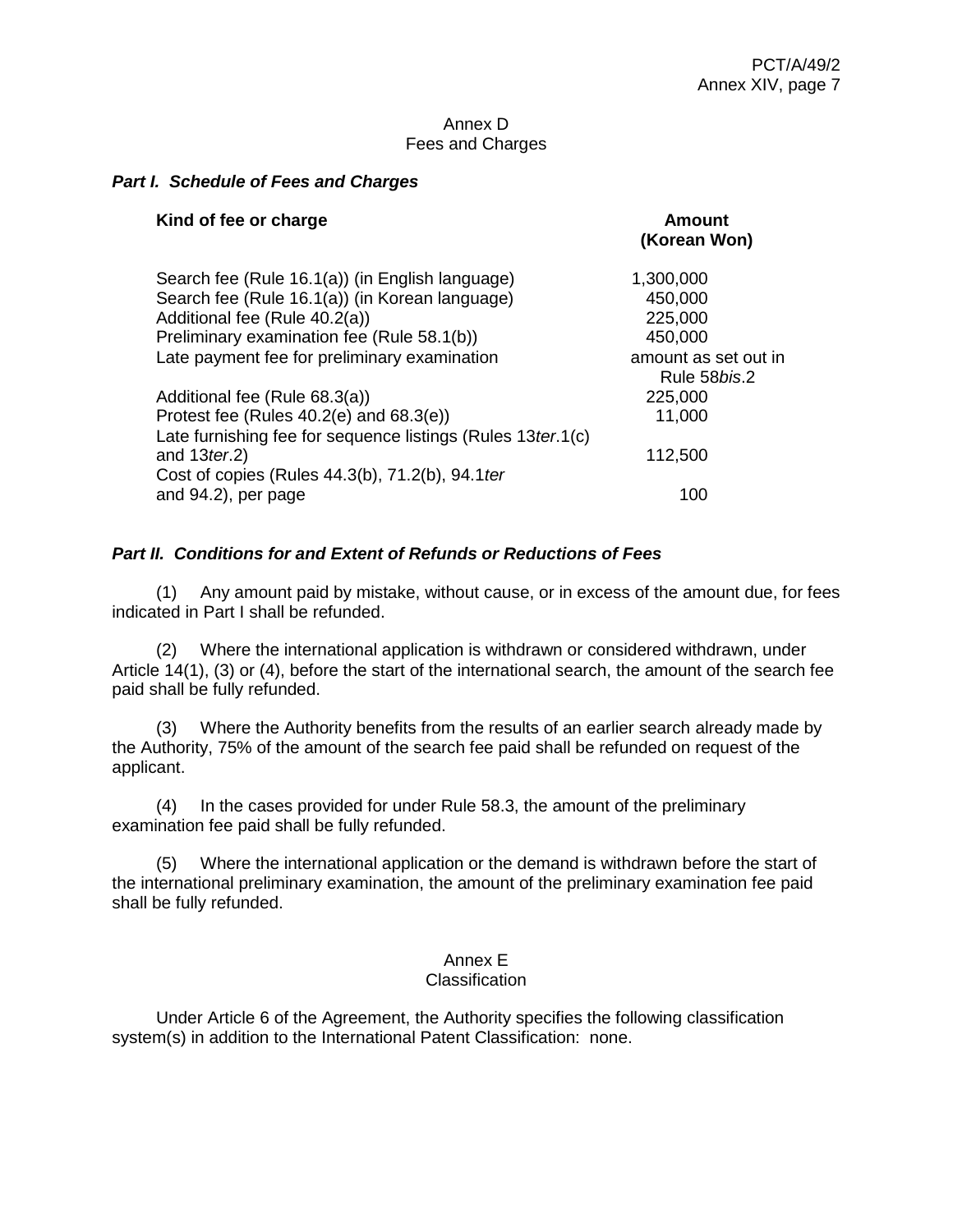## Annex D
## Fees and Charges

***Part I. Schedule of Fees and Charges***

| **Kind of fee or charge** | **Amount (Korean Won)** |
|---|---|
| Search fee (Rule 16.1(a)) (in English language) | 1,300,000 |
| Search fee (Rule 16.1(a)) (in Korean language) | 450,000 |
| Additional fee (Rule 40.2(a)) | 225,000 |
| Preliminary examination fee (Rule 58.1(b)) | 450,000 |
| Late payment fee for preliminary examination | amount as set out in Rule 58*bis*.2 |
| Additional fee (Rule 68.3(a)) | 225,000 |
| Protest fee (Rules 40.2(e) and 68.3(e)) | 11,000 |
| Late furnishing fee for sequence listings (Rules 13*ter*.1(c) and 13*ter*.2) | 112,500 |
| Cost of copies (Rules 44.3(b), 71.2(b), 94.1*ter* and 94.2), per page | 100 |

***Part II. Conditions for and Extent of Refunds or Reductions of Fees***

(1) Any amount paid by mistake, without cause, or in excess of the amount due, for fees indicated in Part I shall be refunded.

(2) Where the international application is withdrawn or considered withdrawn, under Article 14(1), (3) or (4), before the start of the international search, the amount of the search fee paid shall be fully refunded.

(3) Where the Authority benefits from the results of an earlier search already made by the Authority, 75% of the amount of the search fee paid shall be refunded on request of the applicant.

(4) In the cases provided for under Rule 58.3, the amount of the preliminary examination fee paid shall be fully refunded.

(5) Where the international application or the demand is withdrawn before the start of the international preliminary examination, the amount of the preliminary examination fee paid shall be fully refunded.

## Annex E
## Classification

Under Article 6 of the Agreement, the Authority specifies the following classification system(s) in addition to the International Patent Classification: none.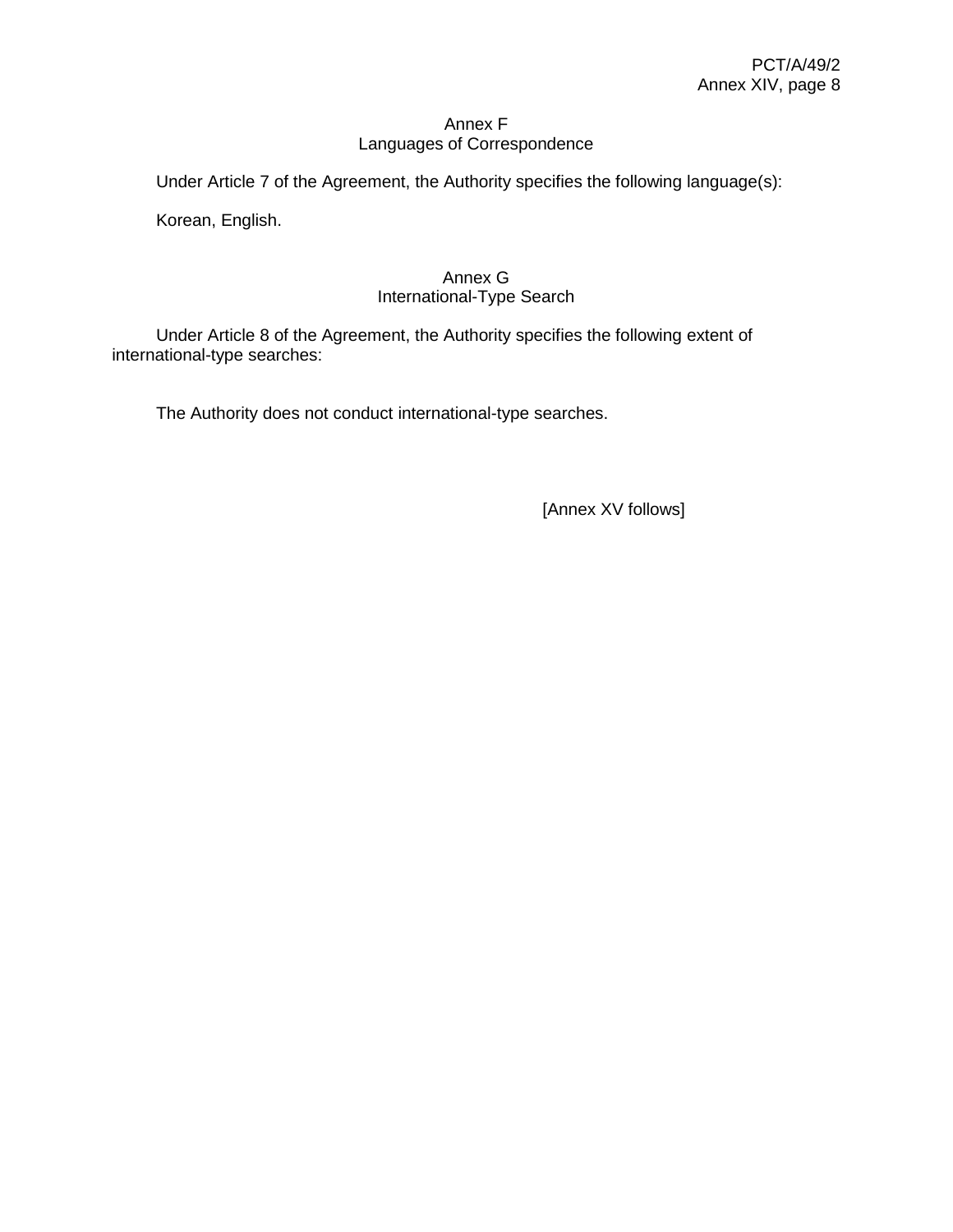## Annex F
## Languages of Correspondence

Under Article 7 of the Agreement, the Authority specifies the following language(s):

Korean, English.

## Annex G
## International-Type Search

Under Article 8 of the Agreement, the Authority specifies the following extent of international-type searches:

The Authority does not conduct international-type searches.

[Annex XV follows]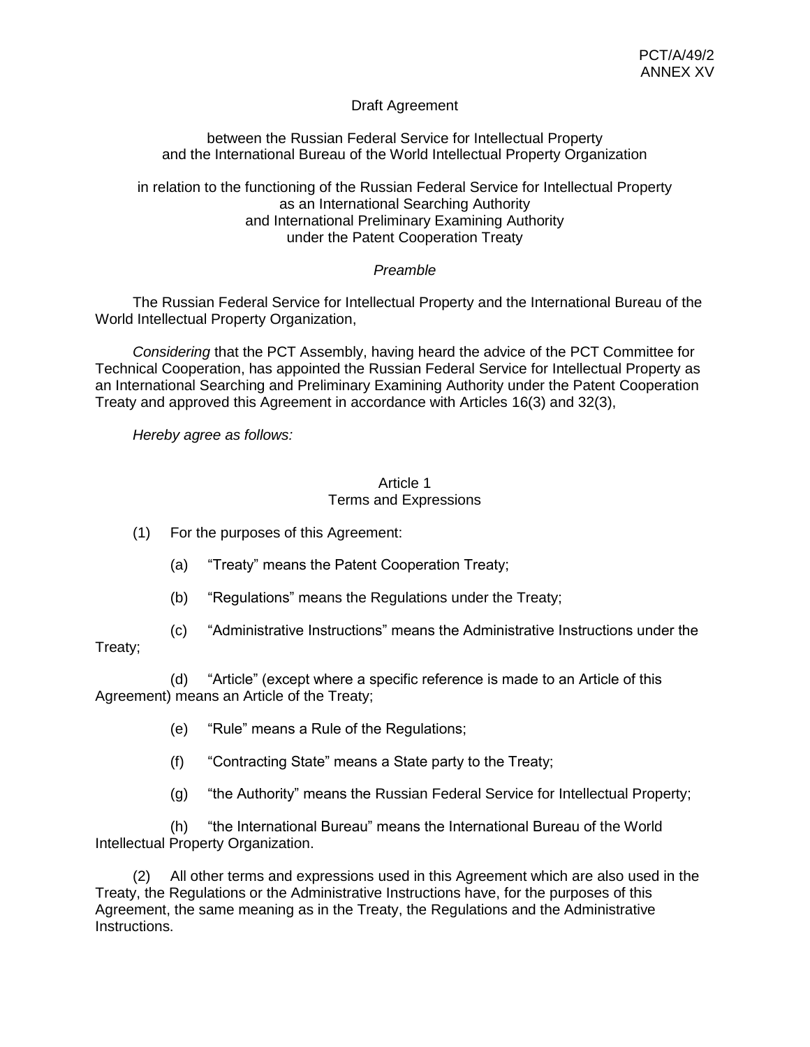Draft Agreement

between the Russian Federal Service for Intellectual Property
and the International Bureau of the World Intellectual Property Organization

in relation to the functioning of the Russian Federal Service for Intellectual Property
as an International Searching Authority
and International Preliminary Examining Authority
under the Patent Cooperation Treaty

*Preamble*

The Russian Federal Service for Intellectual Property and the International Bureau of the World Intellectual Property Organization,

*Considering* that the PCT Assembly, having heard the advice of the PCT Committee for Technical Cooperation, has appointed the Russian Federal Service for Intellectual Property as an International Searching and Preliminary Examining Authority under the Patent Cooperation Treaty and approved this Agreement in accordance with Articles 16(3) and 32(3),

*Hereby agree as follows:*

Article 1
Terms and Expressions

(1) For the purposes of this Agreement:

(a) "Treaty" means the Patent Cooperation Treaty;

(b) "Regulations" means the Regulations under the Treaty;

(c) "Administrative Instructions" means the Administrative Instructions under the Treaty;

(d) "Article" (except where a specific reference is made to an Article of this Agreement) means an Article of the Treaty;

(e) "Rule" means a Rule of the Regulations;

(f) "Contracting State" means a State party to the Treaty;

(g) "the Authority" means the Russian Federal Service for Intellectual Property;

(h) "the International Bureau" means the International Bureau of the World Intellectual Property Organization.

(2) All other terms and expressions used in this Agreement which are also used in the Treaty, the Regulations or the Administrative Instructions have, for the purposes of this Agreement, the same meaning as in the Treaty, the Regulations and the Administrative Instructions.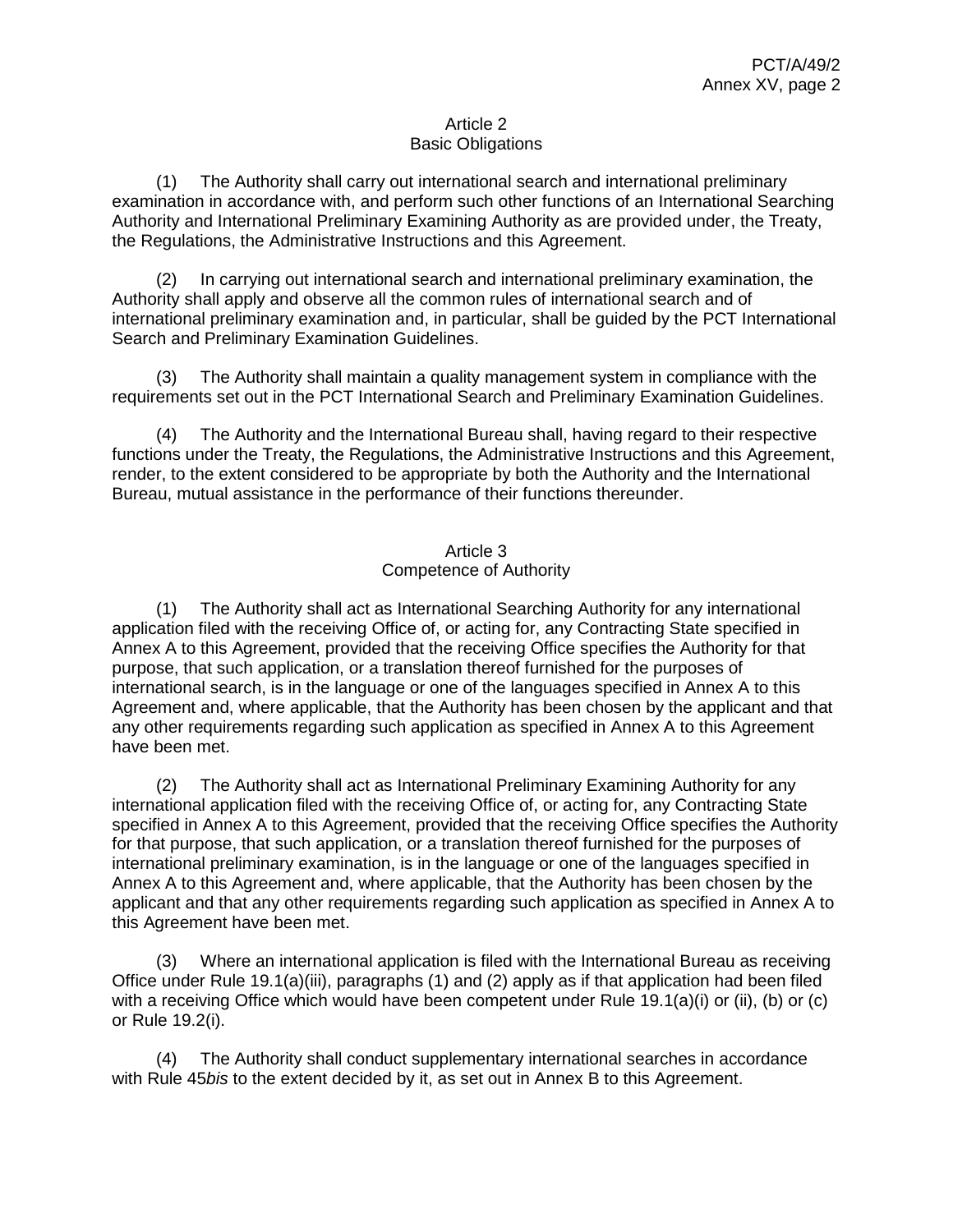## Article 2
## Basic Obligations

(1) The Authority shall carry out international search and international preliminary examination in accordance with, and perform such other functions of an International Searching Authority and International Preliminary Examining Authority as are provided under, the Treaty, the Regulations, the Administrative Instructions and this Agreement.

(2) In carrying out international search and international preliminary examination, the Authority shall apply and observe all the common rules of international search and of international preliminary examination and, in particular, shall be guided by the PCT International Search and Preliminary Examination Guidelines.

(3) The Authority shall maintain a quality management system in compliance with the requirements set out in the PCT International Search and Preliminary Examination Guidelines.

(4) The Authority and the International Bureau shall, having regard to their respective functions under the Treaty, the Regulations, the Administrative Instructions and this Agreement, render, to the extent considered to be appropriate by both the Authority and the International Bureau, mutual assistance in the performance of their functions thereunder.

## Article 3
## Competence of Authority

(1) The Authority shall act as International Searching Authority for any international application filed with the receiving Office of, or acting for, any Contracting State specified in Annex A to this Agreement, provided that the receiving Office specifies the Authority for that purpose, that such application, or a translation thereof furnished for the purposes of international search, is in the language or one of the languages specified in Annex A to this Agreement and, where applicable, that the Authority has been chosen by the applicant and that any other requirements regarding such application as specified in Annex A to this Agreement have been met.

(2) The Authority shall act as International Preliminary Examining Authority for any international application filed with the receiving Office of, or acting for, any Contracting State specified in Annex A to this Agreement, provided that the receiving Office specifies the Authority for that purpose, that such application, or a translation thereof furnished for the purposes of international preliminary examination, is in the language or one of the languages specified in Annex A to this Agreement and, where applicable, that the Authority has been chosen by the applicant and that any other requirements regarding such application as specified in Annex A to this Agreement have been met.

(3) Where an international application is filed with the International Bureau as receiving Office under Rule 19.1(a)(iii), paragraphs (1) and (2) apply as if that application had been filed with a receiving Office which would have been competent under Rule 19.1(a)(i) or (ii), (b) or (c) or Rule 19.2(i).

(4) The Authority shall conduct supplementary international searches in accordance with Rule 45*bis* to the extent decided by it, as set out in Annex B to this Agreement.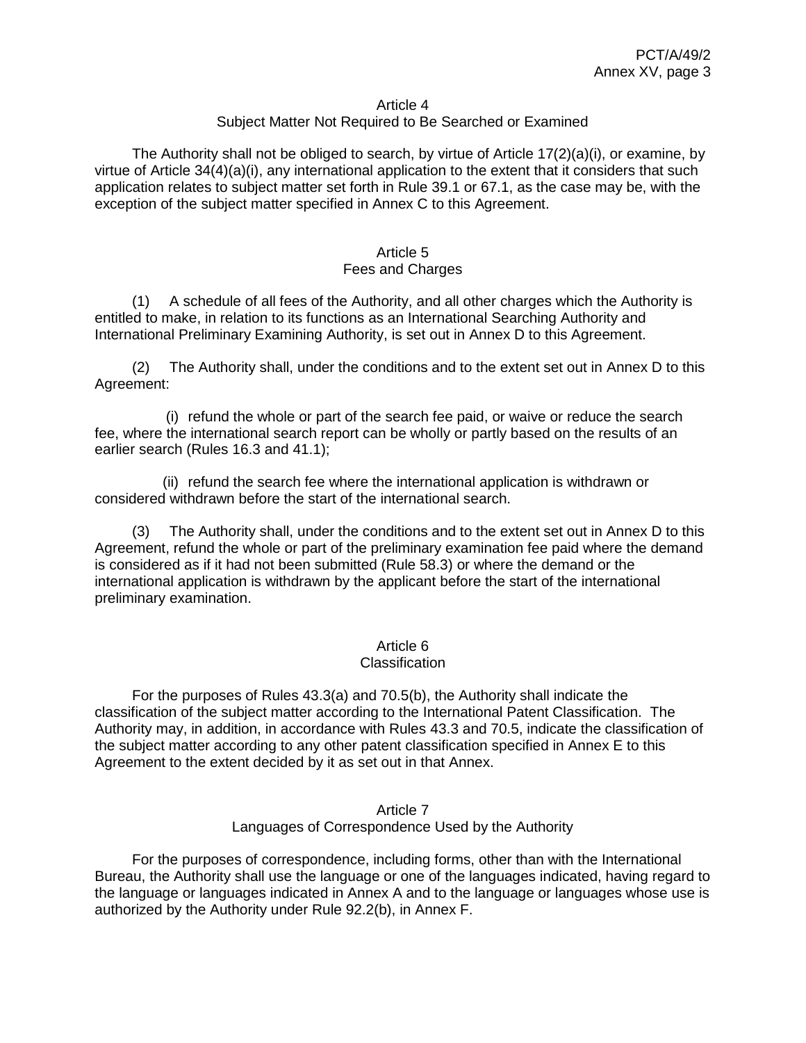## Article 4
### Subject Matter Not Required to Be Searched or Examined

The Authority shall not be obliged to search, by virtue of Article 17(2)(a)(i), or examine, by virtue of Article 34(4)(a)(i), any international application to the extent that it considers that such application relates to subject matter set forth in Rule 39.1 or 67.1, as the case may be, with the exception of the subject matter specified in Annex C to this Agreement.

## Article 5
### Fees and Charges

(1) A schedule of all fees of the Authority, and all other charges which the Authority is entitled to make, in relation to its functions as an International Searching Authority and International Preliminary Examining Authority, is set out in Annex D to this Agreement.

(2) The Authority shall, under the conditions and to the extent set out in Annex D to this Agreement:

(i) refund the whole or part of the search fee paid, or waive or reduce the search fee, where the international search report can be wholly or partly based on the results of an earlier search (Rules 16.3 and 41.1);

(ii) refund the search fee where the international application is withdrawn or considered withdrawn before the start of the international search.

(3) The Authority shall, under the conditions and to the extent set out in Annex D to this Agreement, refund the whole or part of the preliminary examination fee paid where the demand is considered as if it had not been submitted (Rule 58.3) or where the demand or the international application is withdrawn by the applicant before the start of the international preliminary examination.

## Article 6
### Classification

For the purposes of Rules 43.3(a) and 70.5(b), the Authority shall indicate the classification of the subject matter according to the International Patent Classification. The Authority may, in addition, in accordance with Rules 43.3 and 70.5, indicate the classification of the subject matter according to any other patent classification specified in Annex E to this Agreement to the extent decided by it as set out in that Annex.

## Article 7
### Languages of Correspondence Used by the Authority

For the purposes of correspondence, including forms, other than with the International Bureau, the Authority shall use the language or one of the languages indicated, having regard to the language or languages indicated in Annex A and to the language or languages whose use is authorized by the Authority under Rule 92.2(b), in Annex F.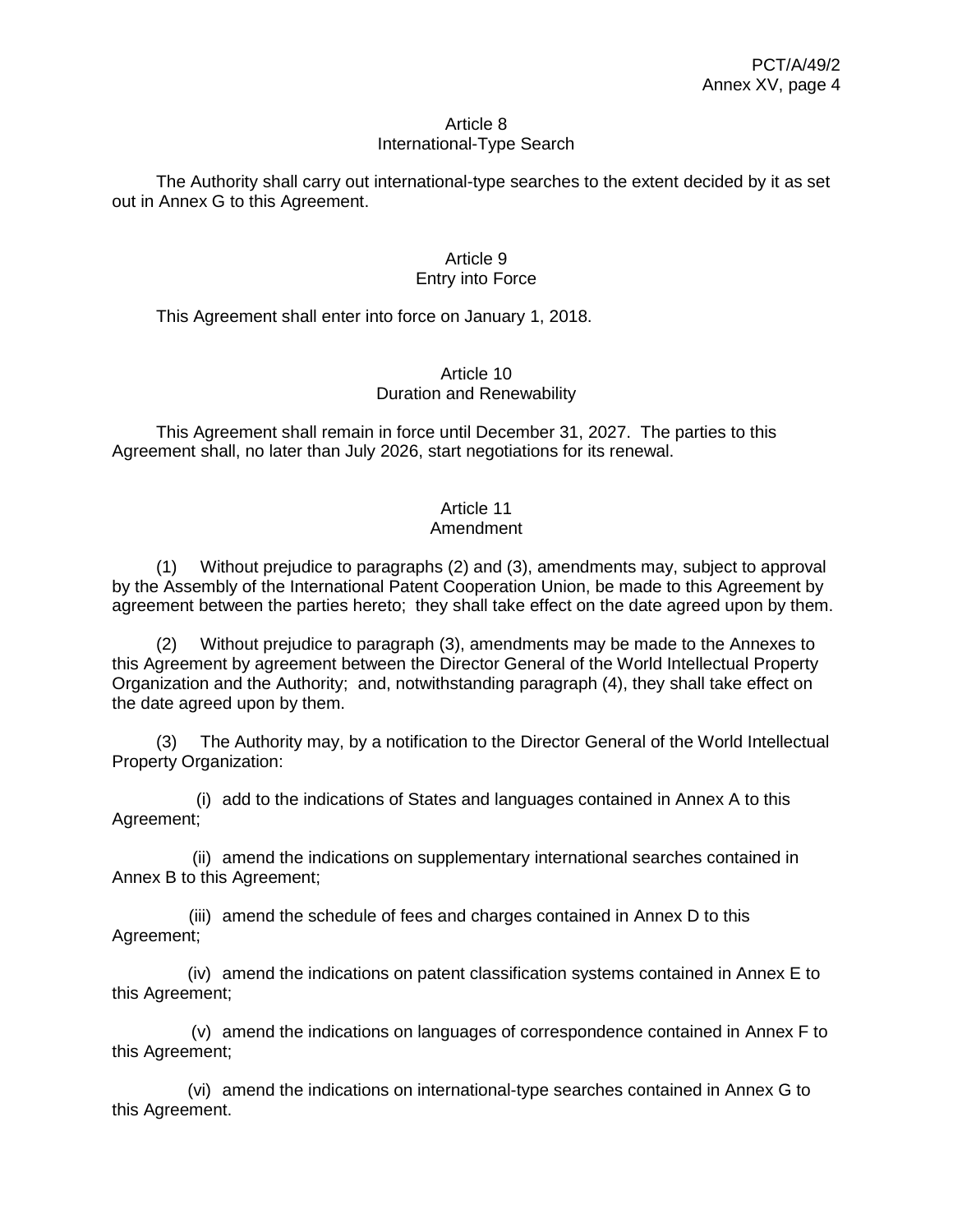### Article 8
### International-Type Search

The Authority shall carry out international-type searches to the extent decided by it as set out in Annex G to this Agreement.

### Article 9
### Entry into Force

This Agreement shall enter into force on January 1, 2018.

### Article 10
### Duration and Renewability

This Agreement shall remain in force until December 31, 2027. The parties to this Agreement shall, no later than July 2026, start negotiations for its renewal.

### Article 11
### Amendment

(1) Without prejudice to paragraphs (2) and (3), amendments may, subject to approval by the Assembly of the International Patent Cooperation Union, be made to this Agreement by agreement between the parties hereto; they shall take effect on the date agreed upon by them.

(2) Without prejudice to paragraph (3), amendments may be made to the Annexes to this Agreement by agreement between the Director General of the World Intellectual Property Organization and the Authority; and, notwithstanding paragraph (4), they shall take effect on the date agreed upon by them.

(3) The Authority may, by a notification to the Director General of the World Intellectual Property Organization:

(i) add to the indications of States and languages contained in Annex A to this Agreement;

(ii) amend the indications on supplementary international searches contained in Annex B to this Agreement;

(iii) amend the schedule of fees and charges contained in Annex D to this Agreement;

(iv) amend the indications on patent classification systems contained in Annex E to this Agreement;

(v) amend the indications on languages of correspondence contained in Annex F to this Agreement;

(vi) amend the indications on international-type searches contained in Annex G to this Agreement.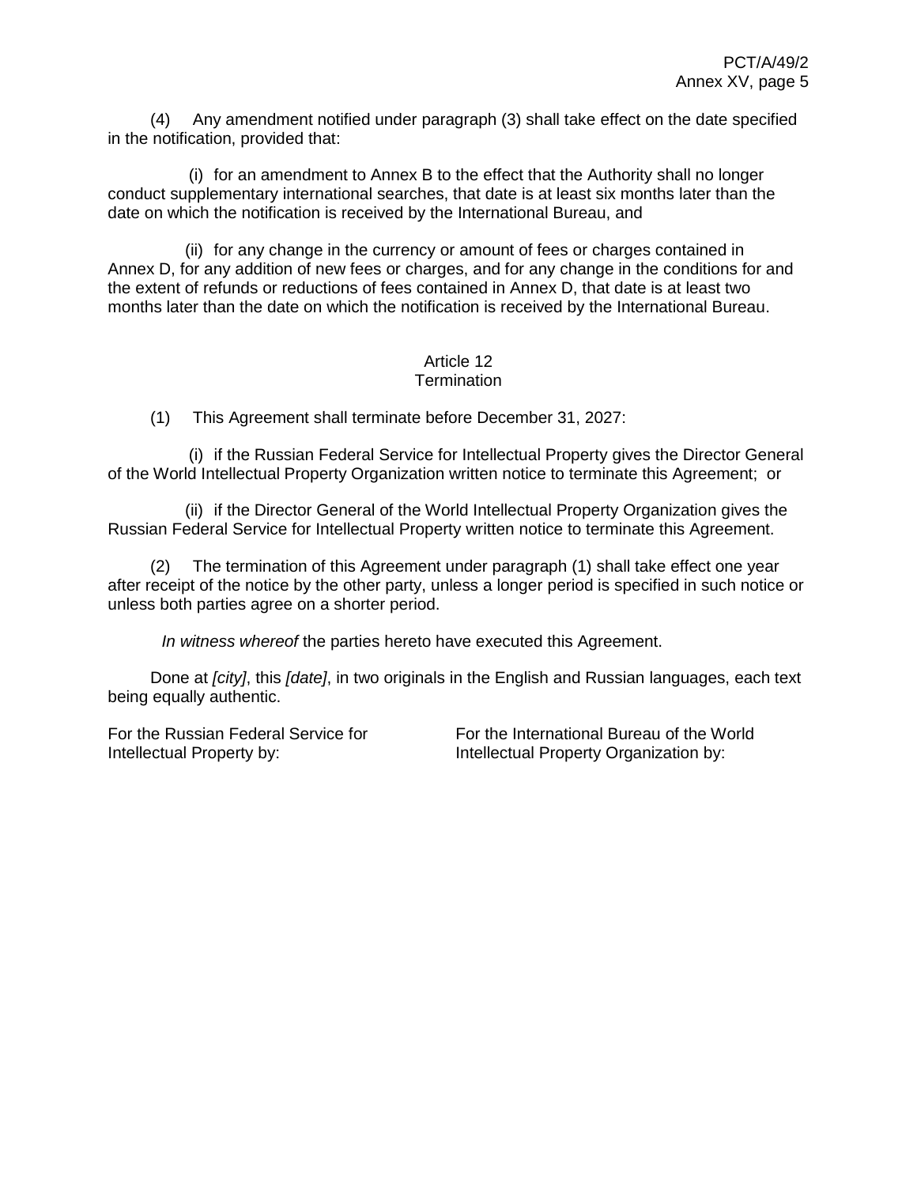(4) Any amendment notified under paragraph (3) shall take effect on the date specified in the notification, provided that:

(i) for an amendment to Annex B to the effect that the Authority shall no longer conduct supplementary international searches, that date is at least six months later than the date on which the notification is received by the International Bureau, and

(ii) for any change in the currency or amount of fees or charges contained in Annex D, for any addition of new fees or charges, and for any change in the conditions for and the extent of refunds or reductions of fees contained in Annex D, that date is at least two months later than the date on which the notification is received by the International Bureau.

### Article 12
### Termination

(1) This Agreement shall terminate before December 31, 2027:

(i) if the Russian Federal Service for Intellectual Property gives the Director General of the World Intellectual Property Organization written notice to terminate this Agreement; or

(ii) if the Director General of the World Intellectual Property Organization gives the Russian Federal Service for Intellectual Property written notice to terminate this Agreement.

(2) The termination of this Agreement under paragraph (1) shall take effect one year after receipt of the notice by the other party, unless a longer period is specified in such notice or unless both parties agree on a shorter period.

*In witness whereof* the parties hereto have executed this Agreement.

Done at *[city]*, this *[date]*, in two originals in the English and Russian languages, each text being equally authentic.

For the Russian Federal Service for Intellectual Property by:

For the International Bureau of the World Intellectual Property Organization by: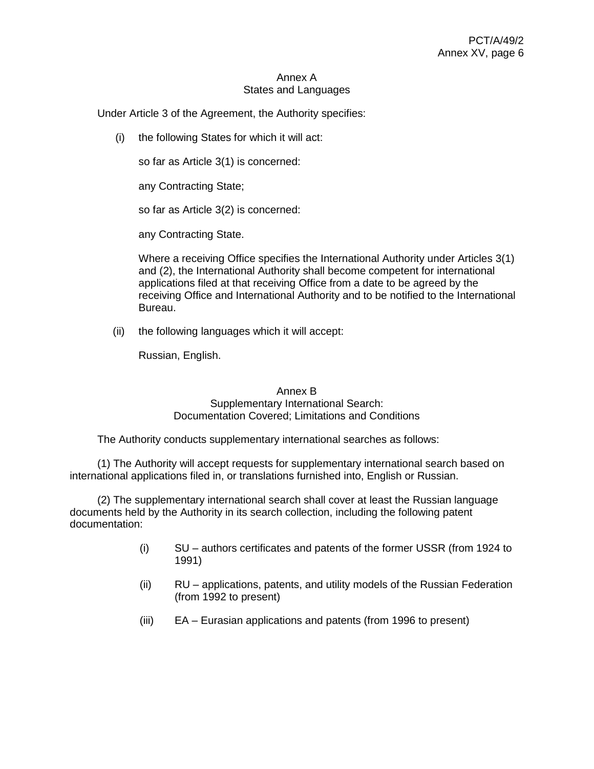## Annex A
## States and Languages

Under Article 3 of the Agreement, the Authority specifies:

(i) the following States for which it will act:

so far as Article 3(1) is concerned:

any Contracting State;

so far as Article 3(2) is concerned:

any Contracting State.

Where a receiving Office specifies the International Authority under Articles 3(1) and (2), the International Authority shall become competent for international applications filed at that receiving Office from a date to be agreed by the receiving Office and International Authority and to be notified to the International Bureau.

(ii) the following languages which it will accept:

Russian, English.

## Annex B
## Supplementary International Search: Documentation Covered; Limitations and Conditions

The Authority conducts supplementary international searches as follows:

(1) The Authority will accept requests for supplementary international search based on international applications filed in, or translations furnished into, English or Russian.

(2) The supplementary international search shall cover at least the Russian language documents held by the Authority in its search collection, including the following patent documentation:

(i) SU – authors certificates and patents of the former USSR (from 1924 to 1991)

(ii) RU – applications, patents, and utility models of the Russian Federation (from 1992 to present)

(iii) EA – Eurasian applications and patents (from 1996 to present)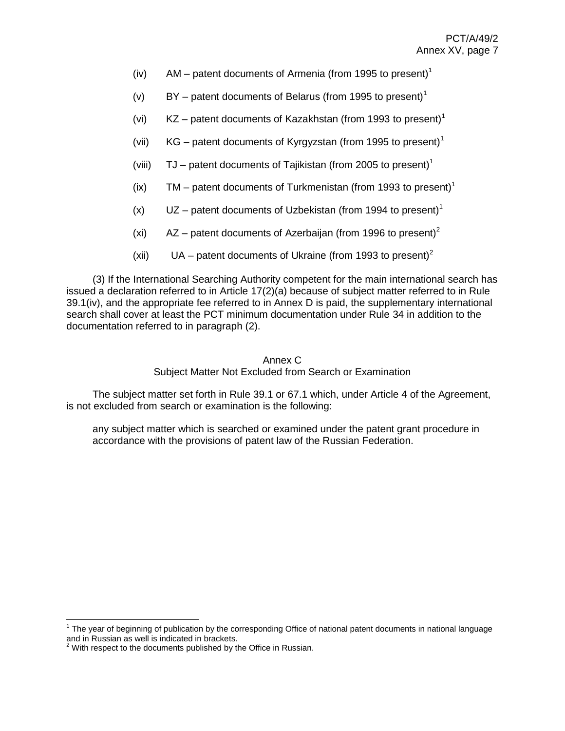(iv) AM – patent documents of Armenia (from 1995 to present)[1]

(v) BY – patent documents of Belarus (from 1995 to present)[1]

(vi) KZ – patent documents of Kazakhstan (from 1993 to present)[1]

(vii) KG – patent documents of Kyrgyzstan (from 1995 to present)[1]

(viii) TJ – patent documents of Tajikistan (from 2005 to present)[1]

(ix) TM – patent documents of Turkmenistan (from 1993 to present)[1]

(x) UZ – patent documents of Uzbekistan (from 1994 to present)[1]

(xi) AZ – patent documents of Azerbaijan (from 1996 to present)[2]

(xii) UA – patent documents of Ukraine (from 1993 to present)[2]

(3) If the International Searching Authority competent for the main international search has issued a declaration referred to in Article 17(2)(a) because of subject matter referred to in Rule 39.1(iv), and the appropriate fee referred to in Annex D is paid, the supplementary international search shall cover at least the PCT minimum documentation under Rule 34 in addition to the documentation referred to in paragraph (2).

## Annex C
## Subject Matter Not Excluded from Search or Examination

The subject matter set forth in Rule 39.1 or 67.1 which, under Article 4 of the Agreement, is not excluded from search or examination is the following:

any subject matter which is searched or examined under the patent grant procedure in accordance with the provisions of patent law of the Russian Federation.

---

[1] The year of beginning of publication by the corresponding Office of national patent documents in national language and in Russian as well is indicated in brackets.

[2] With respect to the documents published by the Office in Russian.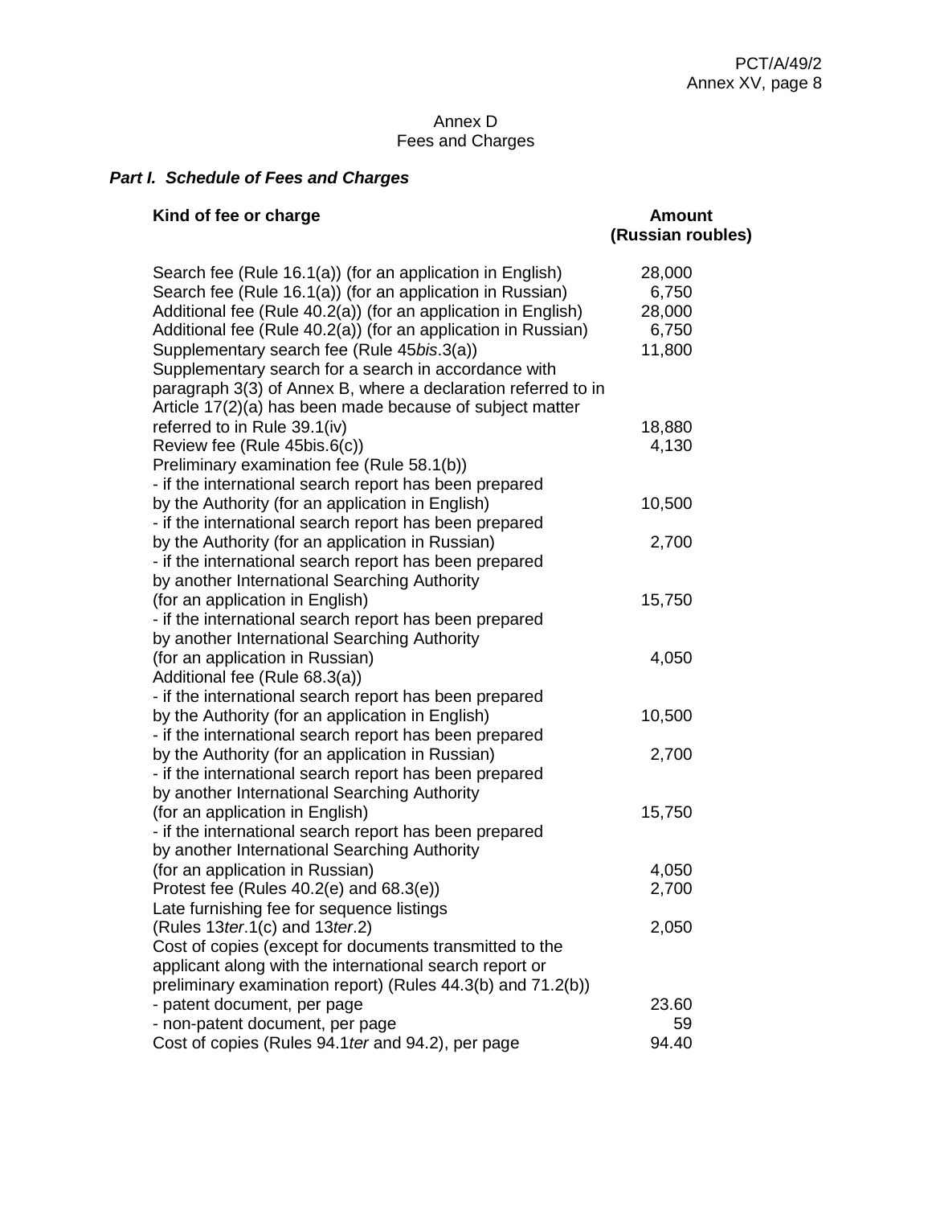Annex D
Fees and Charges

***Part I. Schedule of Fees and Charges***

| Kind of fee or charge | Amount (Russian roubles) |
|---|---|
| Search fee (Rule 16.1(a)) (for an application in English) | 28,000 |
| Search fee (Rule 16.1(a)) (for an application in Russian) | 6,750 |
| Additional fee (Rule 40.2(a)) (for an application in English) | 28,000 |
| Additional fee (Rule 40.2(a)) (for an application in Russian) | 6,750 |
| Supplementary search fee (Rule 45*bis*.3(a)) | 11,800 |
| Supplementary search for a search in accordance with paragraph 3(3) of Annex B, where a declaration referred to in Article 17(2)(a) has been made because of subject matter referred to in Rule 39.1(iv) | 18,880 |
| Review fee (Rule 45bis.6(c)) | 4,130 |
| Preliminary examination fee (Rule 58.1(b)) | |
| - if the international search report has been prepared by the Authority (for an application in English) | 10,500 |
| - if the international search report has been prepared by the Authority (for an application in Russian) | 2,700 |
| - if the international search report has been prepared by another International Searching Authority (for an application in English) | 15,750 |
| - if the international search report has been prepared by another International Searching Authority (for an application in Russian) | 4,050 |
| Additional fee (Rule 68.3(a)) | |
| - if the international search report has been prepared by the Authority (for an application in English) | 10,500 |
| - if the international search report has been prepared by the Authority (for an application in Russian) | 2,700 |
| - if the international search report has been prepared by another International Searching Authority (for an application in English) | 15,750 |
| - if the international search report has been prepared by another International Searching Authority (for an application in Russian) | 4,050 |
| Protest fee (Rules 40.2(e) and 68.3(e)) | 2,700 |
| Late furnishing fee for sequence listings (Rules 13*ter*.1(c) and 13*ter*.2) | 2,050 |
| Cost of copies (except for documents transmitted to the applicant along with the international search report or preliminary examination report) (Rules 44.3(b) and 71.2(b)) | |
| - patent document, per page | 23.60 |
| - non-patent document, per page | 59 |
| Cost of copies (Rules 94.1*ter* and 94.2), per page | 94.40 |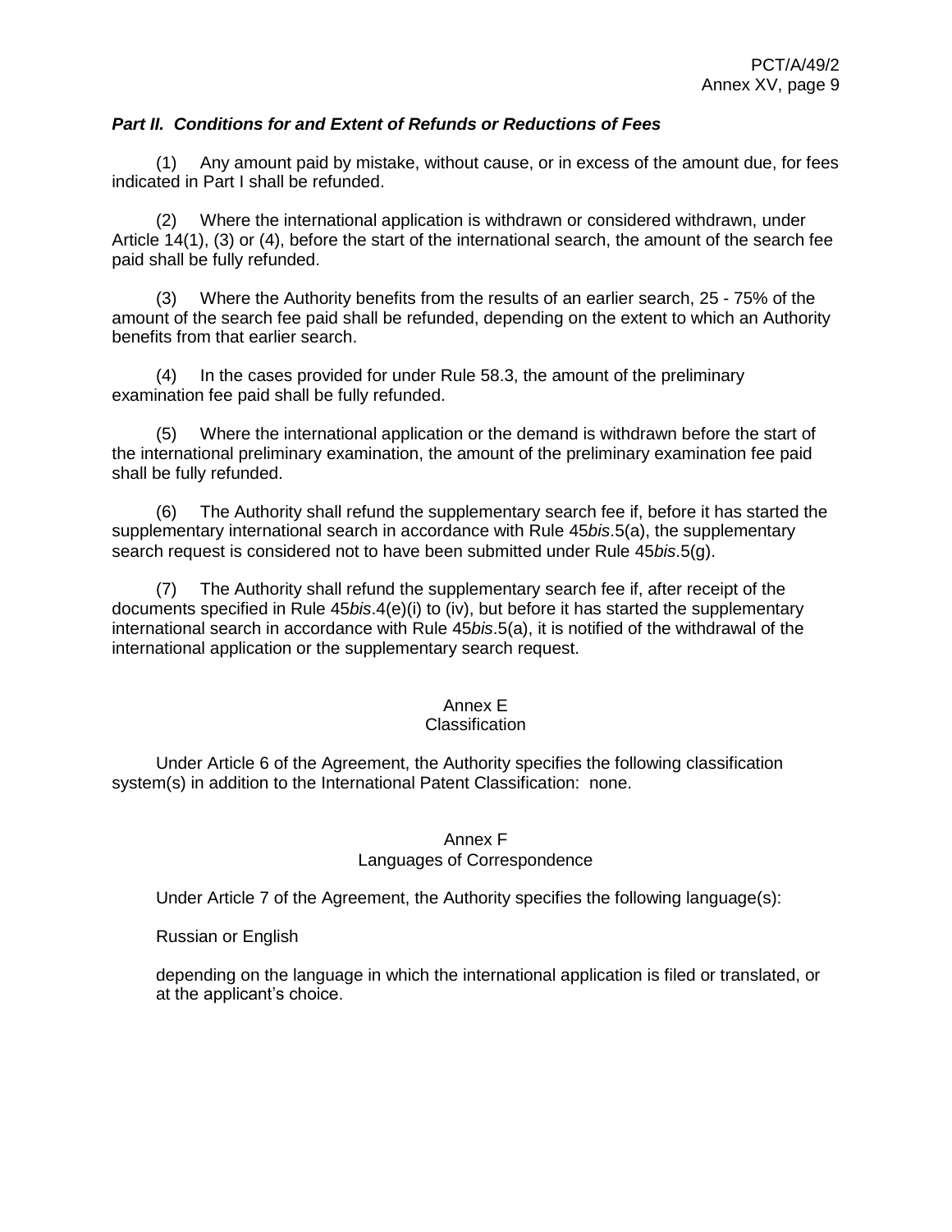***Part II. Conditions for and Extent of Refunds or Reductions of Fees***

(1) Any amount paid by mistake, without cause, or in excess of the amount due, for fees indicated in Part I shall be refunded.

(2) Where the international application is withdrawn or considered withdrawn, under Article 14(1), (3) or (4), before the start of the international search, the amount of the search fee paid shall be fully refunded.

(3) Where the Authority benefits from the results of an earlier search, 25 - 75% of the amount of the search fee paid shall be refunded, depending on the extent to which an Authority benefits from that earlier search.

(4) In the cases provided for under Rule 58.3, the amount of the preliminary examination fee paid shall be fully refunded.

(5) Where the international application or the demand is withdrawn before the start of the international preliminary examination, the amount of the preliminary examination fee paid shall be fully refunded.

(6) The Authority shall refund the supplementary search fee if, before it has started the supplementary international search in accordance with Rule 45*bis*.5(a), the supplementary search request is considered not to have been submitted under Rule 45*bis*.5(g).

(7) The Authority shall refund the supplementary search fee if, after receipt of the documents specified in Rule 45*bis*.4(e)(i) to (iv), but before it has started the supplementary international search in accordance with Rule 45*bis*.5(a), it is notified of the withdrawal of the international application or the supplementary search request.

Annex E
Classification

Under Article 6 of the Agreement, the Authority specifies the following classification system(s) in addition to the International Patent Classification: none.

Annex F
Languages of Correspondence

Under Article 7 of the Agreement, the Authority specifies the following language(s):

Russian or English

depending on the language in which the international application is filed or translated, or at the applicant's choice.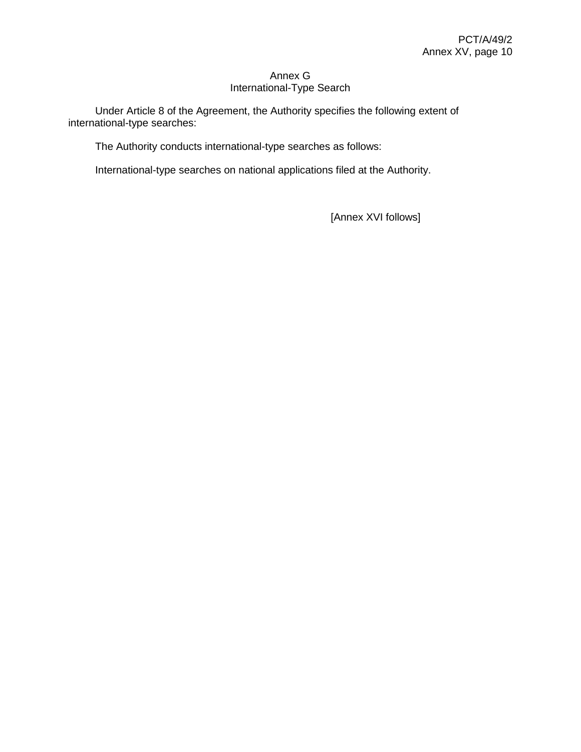## Annex G
## International-Type Search

Under Article 8 of the Agreement, the Authority specifies the following extent of international-type searches:

The Authority conducts international-type searches as follows:

International-type searches on national applications filed at the Authority.

[Annex XVI follows]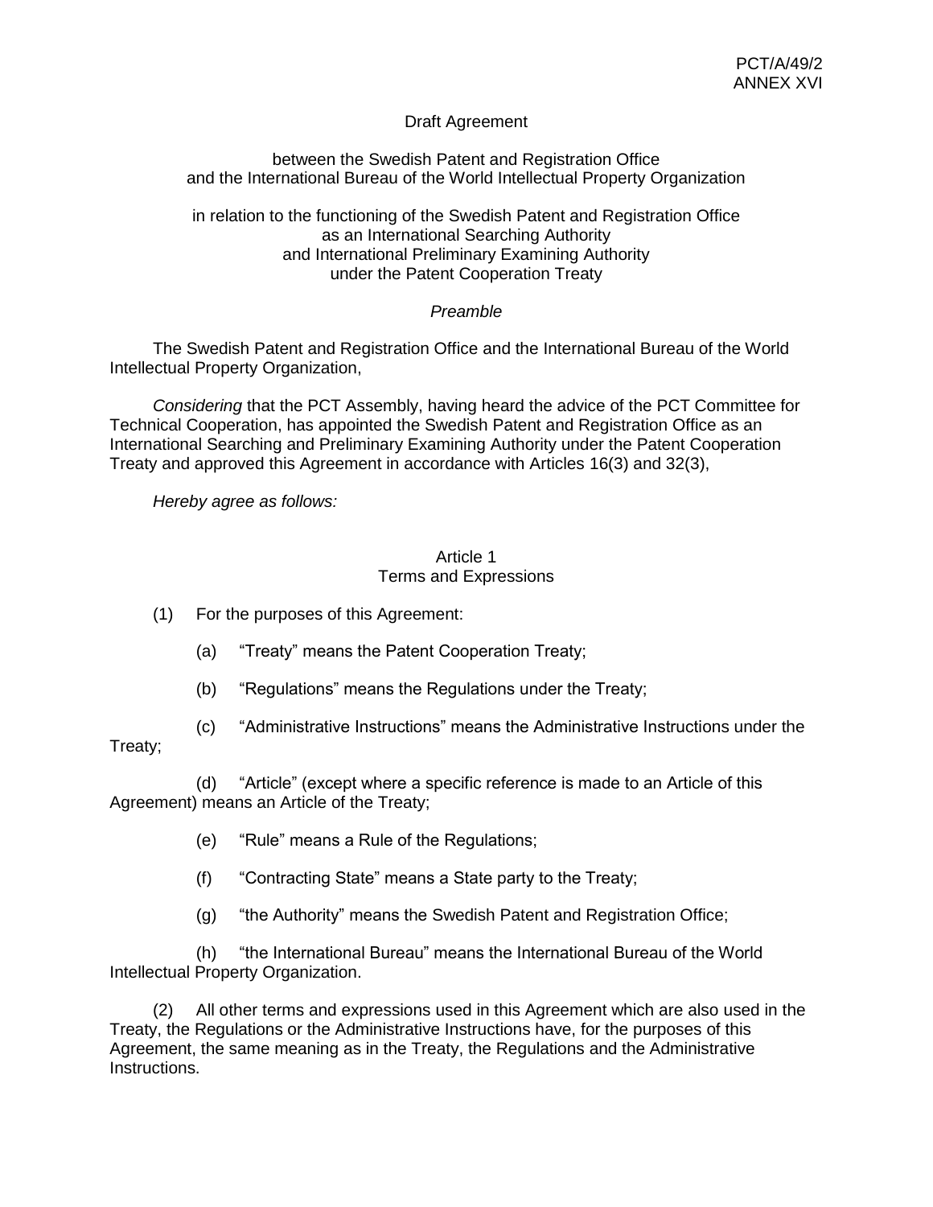Draft Agreement

between the Swedish Patent and Registration Office
and the International Bureau of the World Intellectual Property Organization

in relation to the functioning of the Swedish Patent and Registration Office
as an International Searching Authority
and International Preliminary Examining Authority
under the Patent Cooperation Treaty

*Preamble*

The Swedish Patent and Registration Office and the International Bureau of the World Intellectual Property Organization,

*Considering* that the PCT Assembly, having heard the advice of the PCT Committee for Technical Cooperation, has appointed the Swedish Patent and Registration Office as an International Searching and Preliminary Examining Authority under the Patent Cooperation Treaty and approved this Agreement in accordance with Articles 16(3) and 32(3),

*Hereby agree as follows:*

## Article 1
## Terms and Expressions

(1) For the purposes of this Agreement:

(a) "Treaty" means the Patent Cooperation Treaty;

(b) "Regulations" means the Regulations under the Treaty;

(c) "Administrative Instructions" means the Administrative Instructions under the Treaty;

(d) "Article" (except where a specific reference is made to an Article of this Agreement) means an Article of the Treaty;

(e) "Rule" means a Rule of the Regulations;

(f) "Contracting State" means a State party to the Treaty;

(g) "the Authority" means the Swedish Patent and Registration Office;

(h) "the International Bureau" means the International Bureau of the World Intellectual Property Organization.

(2) All other terms and expressions used in this Agreement which are also used in the Treaty, the Regulations or the Administrative Instructions have, for the purposes of this Agreement, the same meaning as in the Treaty, the Regulations and the Administrative Instructions.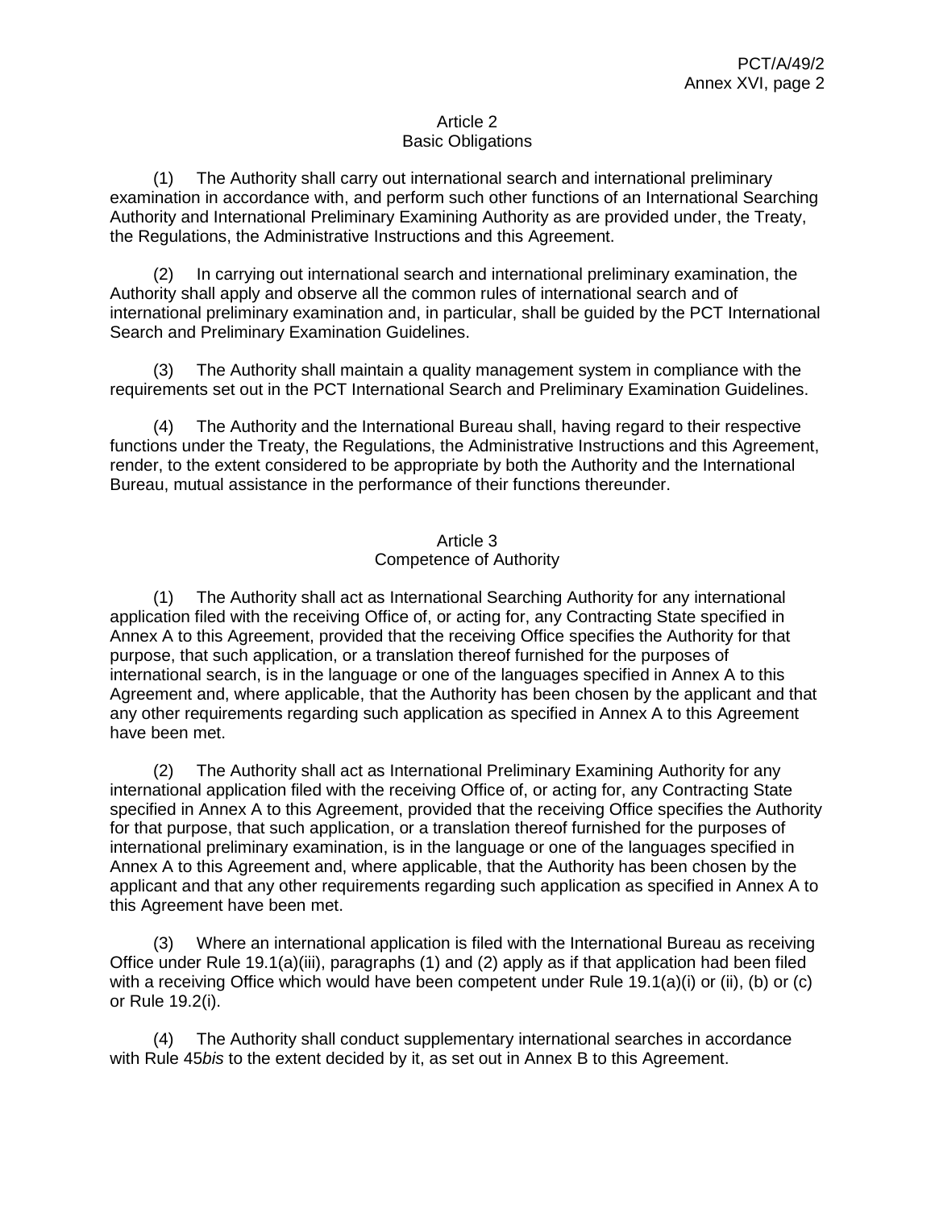### Article 2
### Basic Obligations

(1) The Authority shall carry out international search and international preliminary examination in accordance with, and perform such other functions of an International Searching Authority and International Preliminary Examining Authority as are provided under, the Treaty, the Regulations, the Administrative Instructions and this Agreement.

(2) In carrying out international search and international preliminary examination, the Authority shall apply and observe all the common rules of international search and of international preliminary examination and, in particular, shall be guided by the PCT International Search and Preliminary Examination Guidelines.

(3) The Authority shall maintain a quality management system in compliance with the requirements set out in the PCT International Search and Preliminary Examination Guidelines.

(4) The Authority and the International Bureau shall, having regard to their respective functions under the Treaty, the Regulations, the Administrative Instructions and this Agreement, render, to the extent considered to be appropriate by both the Authority and the International Bureau, mutual assistance in the performance of their functions thereunder.

### Article 3
### Competence of Authority

(1) The Authority shall act as International Searching Authority for any international application filed with the receiving Office of, or acting for, any Contracting State specified in Annex A to this Agreement, provided that the receiving Office specifies the Authority for that purpose, that such application, or a translation thereof furnished for the purposes of international search, is in the language or one of the languages specified in Annex A to this Agreement and, where applicable, that the Authority has been chosen by the applicant and that any other requirements regarding such application as specified in Annex A to this Agreement have been met.

(2) The Authority shall act as International Preliminary Examining Authority for any international application filed with the receiving Office of, or acting for, any Contracting State specified in Annex A to this Agreement, provided that the receiving Office specifies the Authority for that purpose, that such application, or a translation thereof furnished for the purposes of international preliminary examination, is in the language or one of the languages specified in Annex A to this Agreement and, where applicable, that the Authority has been chosen by the applicant and that any other requirements regarding such application as specified in Annex A to this Agreement have been met.

(3) Where an international application is filed with the International Bureau as receiving Office under Rule 19.1(a)(iii), paragraphs (1) and (2) apply as if that application had been filed with a receiving Office which would have been competent under Rule 19.1(a)(i) or (ii), (b) or (c) or Rule 19.2(i).

(4) The Authority shall conduct supplementary international searches in accordance with Rule 45*bis* to the extent decided by it, as set out in Annex B to this Agreement.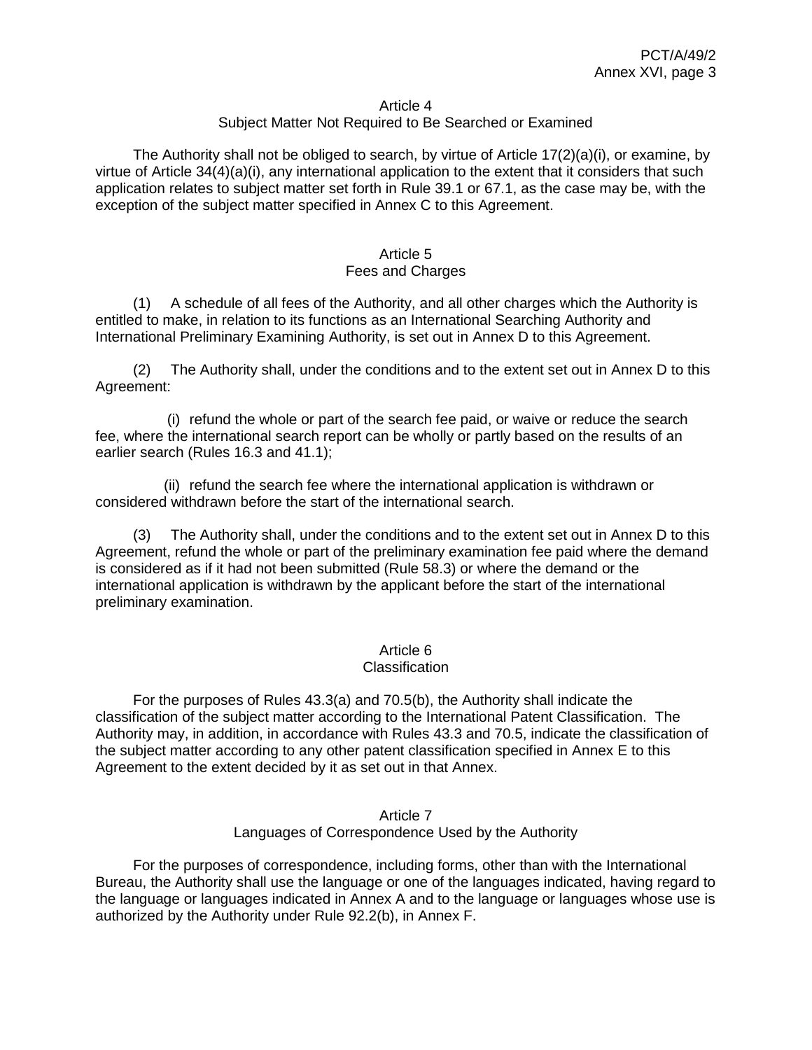### Article 4
### Subject Matter Not Required to Be Searched or Examined

The Authority shall not be obliged to search, by virtue of Article 17(2)(a)(i), or examine, by virtue of Article 34(4)(a)(i), any international application to the extent that it considers that such application relates to subject matter set forth in Rule 39.1 or 67.1, as the case may be, with the exception of the subject matter specified in Annex C to this Agreement.

### Article 5
### Fees and Charges

(1) A schedule of all fees of the Authority, and all other charges which the Authority is entitled to make, in relation to its functions as an International Searching Authority and International Preliminary Examining Authority, is set out in Annex D to this Agreement.

(2) The Authority shall, under the conditions and to the extent set out in Annex D to this Agreement:

(i) refund the whole or part of the search fee paid, or waive or reduce the search fee, where the international search report can be wholly or partly based on the results of an earlier search (Rules 16.3 and 41.1);

(ii) refund the search fee where the international application is withdrawn or considered withdrawn before the start of the international search.

(3) The Authority shall, under the conditions and to the extent set out in Annex D to this Agreement, refund the whole or part of the preliminary examination fee paid where the demand is considered as if it had not been submitted (Rule 58.3) or where the demand or the international application is withdrawn by the applicant before the start of the international preliminary examination.

### Article 6
### Classification

For the purposes of Rules 43.3(a) and 70.5(b), the Authority shall indicate the classification of the subject matter according to the International Patent Classification. The Authority may, in addition, in accordance with Rules 43.3 and 70.5, indicate the classification of the subject matter according to any other patent classification specified in Annex E to this Agreement to the extent decided by it as set out in that Annex.

### Article 7
### Languages of Correspondence Used by the Authority

For the purposes of correspondence, including forms, other than with the International Bureau, the Authority shall use the language or one of the languages indicated, having regard to the language or languages indicated in Annex A and to the language or languages whose use is authorized by the Authority under Rule 92.2(b), in Annex F.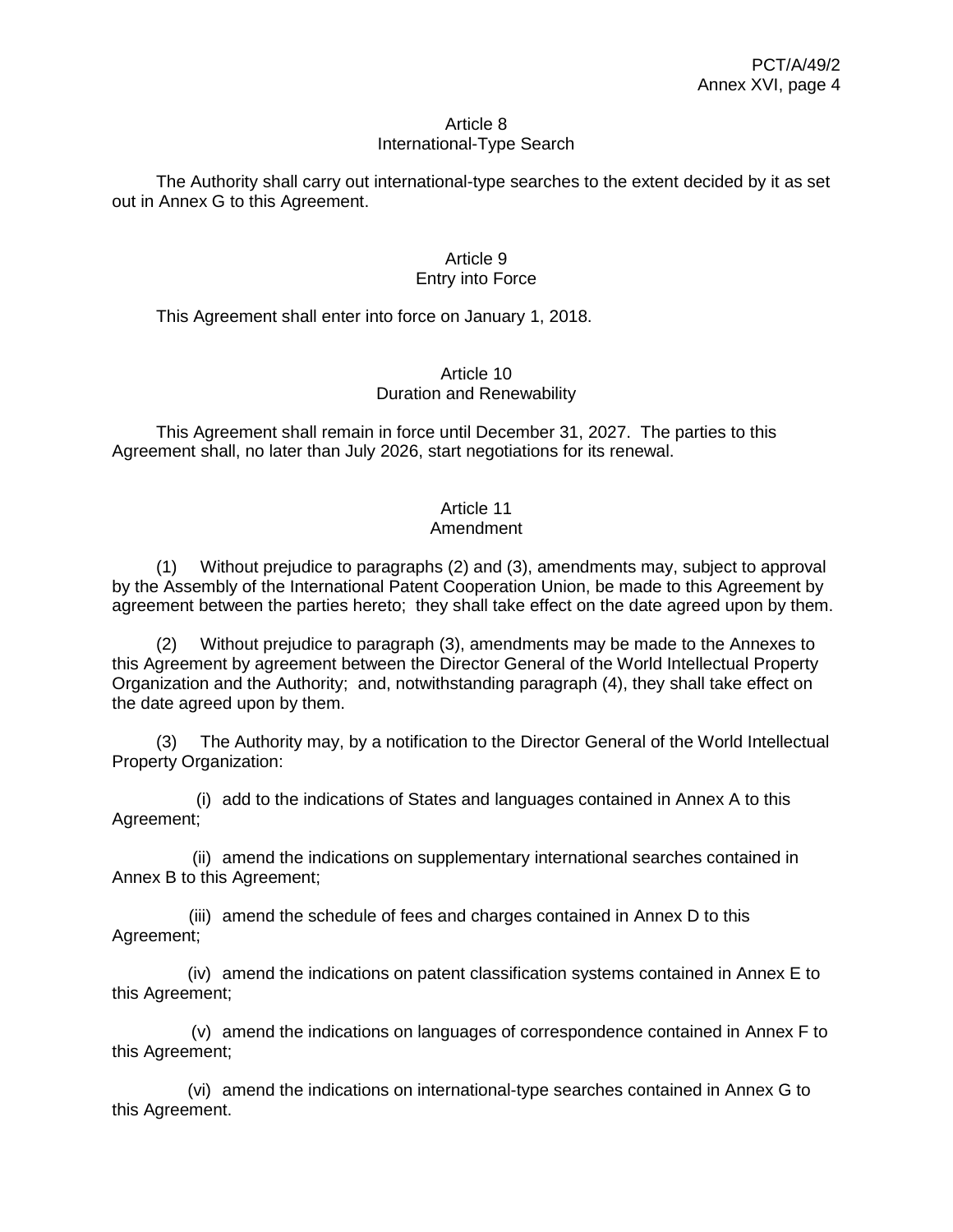### Article 8
### International-Type Search

The Authority shall carry out international-type searches to the extent decided by it as set out in Annex G to this Agreement.

### Article 9
### Entry into Force

This Agreement shall enter into force on January 1, 2018.

### Article 10
### Duration and Renewability

This Agreement shall remain in force until December 31, 2027. The parties to this Agreement shall, no later than July 2026, start negotiations for its renewal.

### Article 11
### Amendment

(1) Without prejudice to paragraphs (2) and (3), amendments may, subject to approval by the Assembly of the International Patent Cooperation Union, be made to this Agreement by agreement between the parties hereto; they shall take effect on the date agreed upon by them.

(2) Without prejudice to paragraph (3), amendments may be made to the Annexes to this Agreement by agreement between the Director General of the World Intellectual Property Organization and the Authority; and, notwithstanding paragraph (4), they shall take effect on the date agreed upon by them.

(3) The Authority may, by a notification to the Director General of the World Intellectual Property Organization:

(i) add to the indications of States and languages contained in Annex A to this Agreement;

(ii) amend the indications on supplementary international searches contained in Annex B to this Agreement;

(iii) amend the schedule of fees and charges contained in Annex D to this Agreement;

(iv) amend the indications on patent classification systems contained in Annex E to this Agreement;

(v) amend the indications on languages of correspondence contained in Annex F to this Agreement;

(vi) amend the indications on international-type searches contained in Annex G to this Agreement.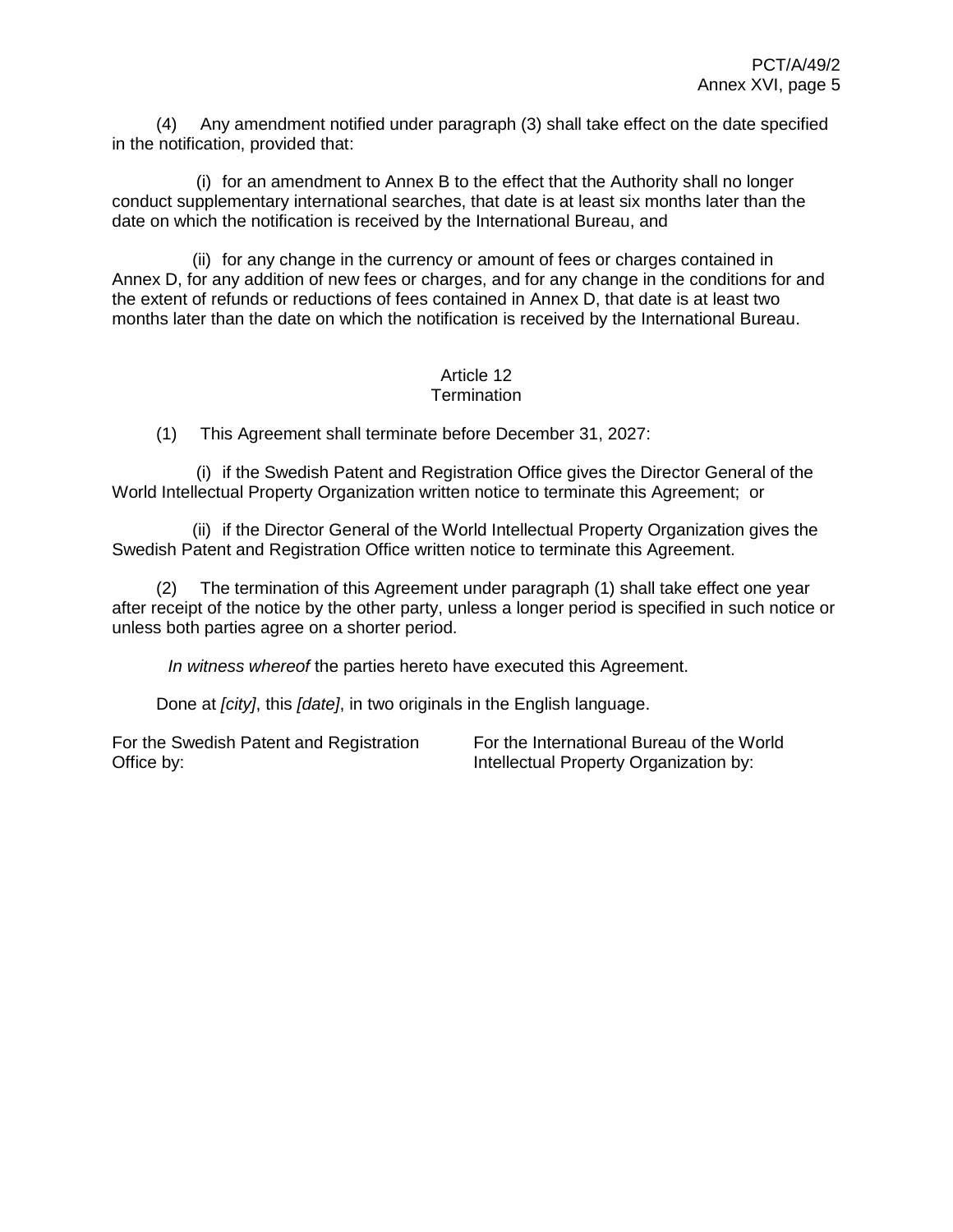(4) Any amendment notified under paragraph (3) shall take effect on the date specified in the notification, provided that:

(i) for an amendment to Annex B to the effect that the Authority shall no longer conduct supplementary international searches, that date is at least six months later than the date on which the notification is received by the International Bureau, and

(ii) for any change in the currency or amount of fees or charges contained in Annex D, for any addition of new fees or charges, and for any change in the conditions for and the extent of refunds or reductions of fees contained in Annex D, that date is at least two months later than the date on which the notification is received by the International Bureau.

## Article 12
## Termination

(1) This Agreement shall terminate before December 31, 2027:

(i) if the Swedish Patent and Registration Office gives the Director General of the World Intellectual Property Organization written notice to terminate this Agreement; or

(ii) if the Director General of the World Intellectual Property Organization gives the Swedish Patent and Registration Office written notice to terminate this Agreement.

(2) The termination of this Agreement under paragraph (1) shall take effect one year after receipt of the notice by the other party, unless a longer period is specified in such notice or unless both parties agree on a shorter period.

*In witness whereof* the parties hereto have executed this Agreement.

Done at *[city]*, this *[date]*, in two originals in the English language.

For the Swedish Patent and Registration Office by:

For the International Bureau of the World Intellectual Property Organization by: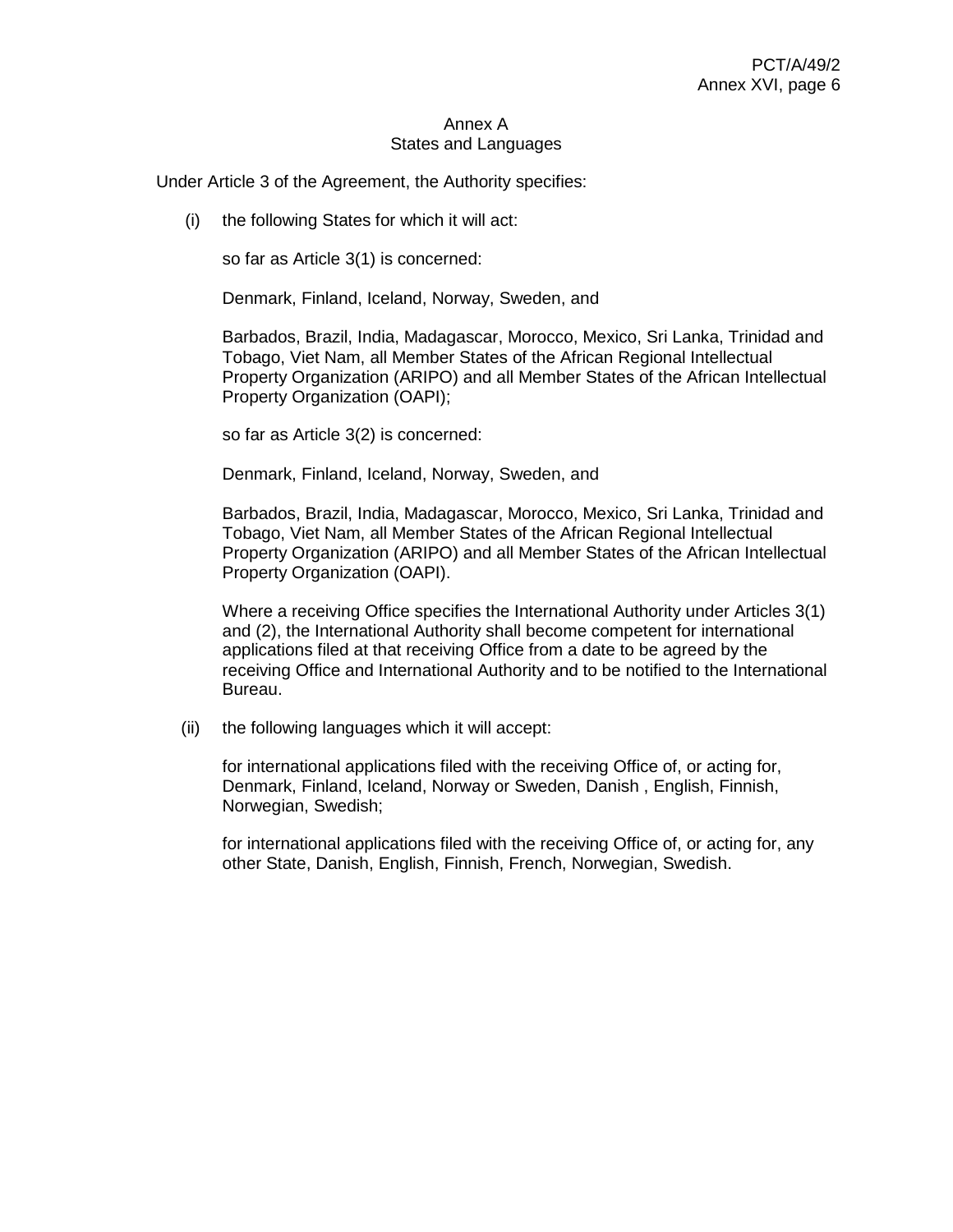## Annex A
## States and Languages

Under Article 3 of the Agreement, the Authority specifies:

(i) the following States for which it will act:

so far as Article 3(1) is concerned:

Denmark, Finland, Iceland, Norway, Sweden, and

Barbados, Brazil, India, Madagascar, Morocco, Mexico, Sri Lanka, Trinidad and Tobago, Viet Nam, all Member States of the African Regional Intellectual Property Organization (ARIPO) and all Member States of the African Intellectual Property Organization (OAPI);

so far as Article 3(2) is concerned:

Denmark, Finland, Iceland, Norway, Sweden, and

Barbados, Brazil, India, Madagascar, Morocco, Mexico, Sri Lanka, Trinidad and Tobago, Viet Nam, all Member States of the African Regional Intellectual Property Organization (ARIPO) and all Member States of the African Intellectual Property Organization (OAPI).

Where a receiving Office specifies the International Authority under Articles 3(1) and (2), the International Authority shall become competent for international applications filed at that receiving Office from a date to be agreed by the receiving Office and International Authority and to be notified to the International Bureau.

(ii) the following languages which it will accept:

for international applications filed with the receiving Office of, or acting for, Denmark, Finland, Iceland, Norway or Sweden, Danish , English, Finnish, Norwegian, Swedish;

for international applications filed with the receiving Office of, or acting for, any other State, Danish, English, Finnish, French, Norwegian, Swedish.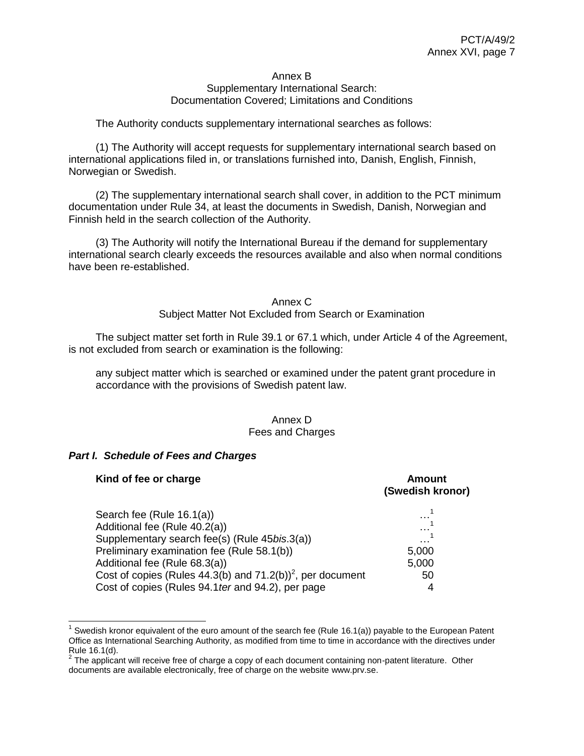## Annex B
## Supplementary International Search: Documentation Covered; Limitations and Conditions

The Authority conducts supplementary international searches as follows:

(1) The Authority will accept requests for supplementary international search based on international applications filed in, or translations furnished into, Danish, English, Finnish, Norwegian or Swedish.

(2) The supplementary international search shall cover, in addition to the PCT minimum documentation under Rule 34, at least the documents in Swedish, Danish, Norwegian and Finnish held in the search collection of the Authority.

(3) The Authority will notify the International Bureau if the demand for supplementary international search clearly exceeds the resources available and also when normal conditions have been re-established.

## Annex C
## Subject Matter Not Excluded from Search or Examination

The subject matter set forth in Rule 39.1 or 67.1 which, under Article 4 of the Agreement, is not excluded from search or examination is the following:

any subject matter which is searched or examined under the patent grant procedure in accordance with the provisions of Swedish patent law.

## Annex D
## Fees and Charges

### *Part I. Schedule of Fees and Charges*

| **Kind of fee or charge** | **Amount (Swedish kronor)** |
|---|---|
| Search fee (Rule 16.1(a)) | …[1] |
| Additional fee (Rule 40.2(a)) | …[1] |
| Supplementary search fee(s) (Rule 45*bis*.3(a)) | …[1] |
| Preliminary examination fee (Rule 58.1(b)) | 5,000 |
| Additional fee (Rule 68.3(a)) | 5,000 |
| Cost of copies (Rules 44.3(b) and 71.2(b))[2], per document | 50 |
| Cost of copies (Rules 94.1*ter* and 94.2), per page | 4 |

---

[1] Swedish kronor equivalent of the euro amount of the search fee (Rule 16.1(a)) payable to the European Patent Office as International Searching Authority, as modified from time to time in accordance with the directives under Rule 16.1(d).

[2] The applicant will receive free of charge a copy of each document containing non-patent literature. Other documents are available electronically, free of charge on the website www.prv.se.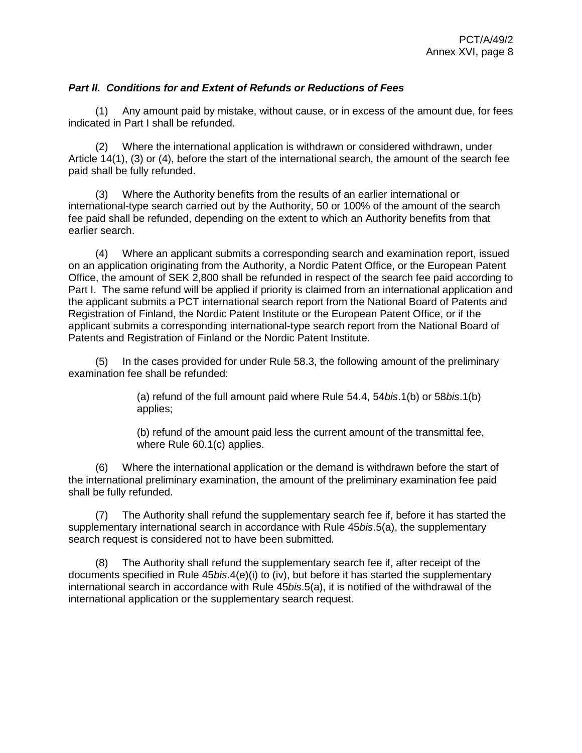### *Part II. Conditions for and Extent of Refunds or Reductions of Fees*

(1) Any amount paid by mistake, without cause, or in excess of the amount due, for fees indicated in Part I shall be refunded.

(2) Where the international application is withdrawn or considered withdrawn, under Article 14(1), (3) or (4), before the start of the international search, the amount of the search fee paid shall be fully refunded.

(3) Where the Authority benefits from the results of an earlier international or international-type search carried out by the Authority, 50 or 100% of the amount of the search fee paid shall be refunded, depending on the extent to which an Authority benefits from that earlier search.

(4) Where an applicant submits a corresponding search and examination report, issued on an application originating from the Authority, a Nordic Patent Office, or the European Patent Office, the amount of SEK 2,800 shall be refunded in respect of the search fee paid according to Part I. The same refund will be applied if priority is claimed from an international application and the applicant submits a PCT international search report from the National Board of Patents and Registration of Finland, the Nordic Patent Institute or the European Patent Office, or if the applicant submits a corresponding international-type search report from the National Board of Patents and Registration of Finland or the Nordic Patent Institute.

(5) In the cases provided for under Rule 58.3, the following amount of the preliminary examination fee shall be refunded:

> (a) refund of the full amount paid where Rule 54.4, 54*bis*.1(b) or 58*bis*.1(b) applies;
>
> (b) refund of the amount paid less the current amount of the transmittal fee, where Rule 60.1(c) applies.

(6) Where the international application or the demand is withdrawn before the start of the international preliminary examination, the amount of the preliminary examination fee paid shall be fully refunded.

(7) The Authority shall refund the supplementary search fee if, before it has started the supplementary international search in accordance with Rule 45*bis*.5(a), the supplementary search request is considered not to have been submitted.

(8) The Authority shall refund the supplementary search fee if, after receipt of the documents specified in Rule 45*bis*.4(e)(i) to (iv), but before it has started the supplementary international search in accordance with Rule 45*bis*.5(a), it is notified of the withdrawal of the international application or the supplementary search request.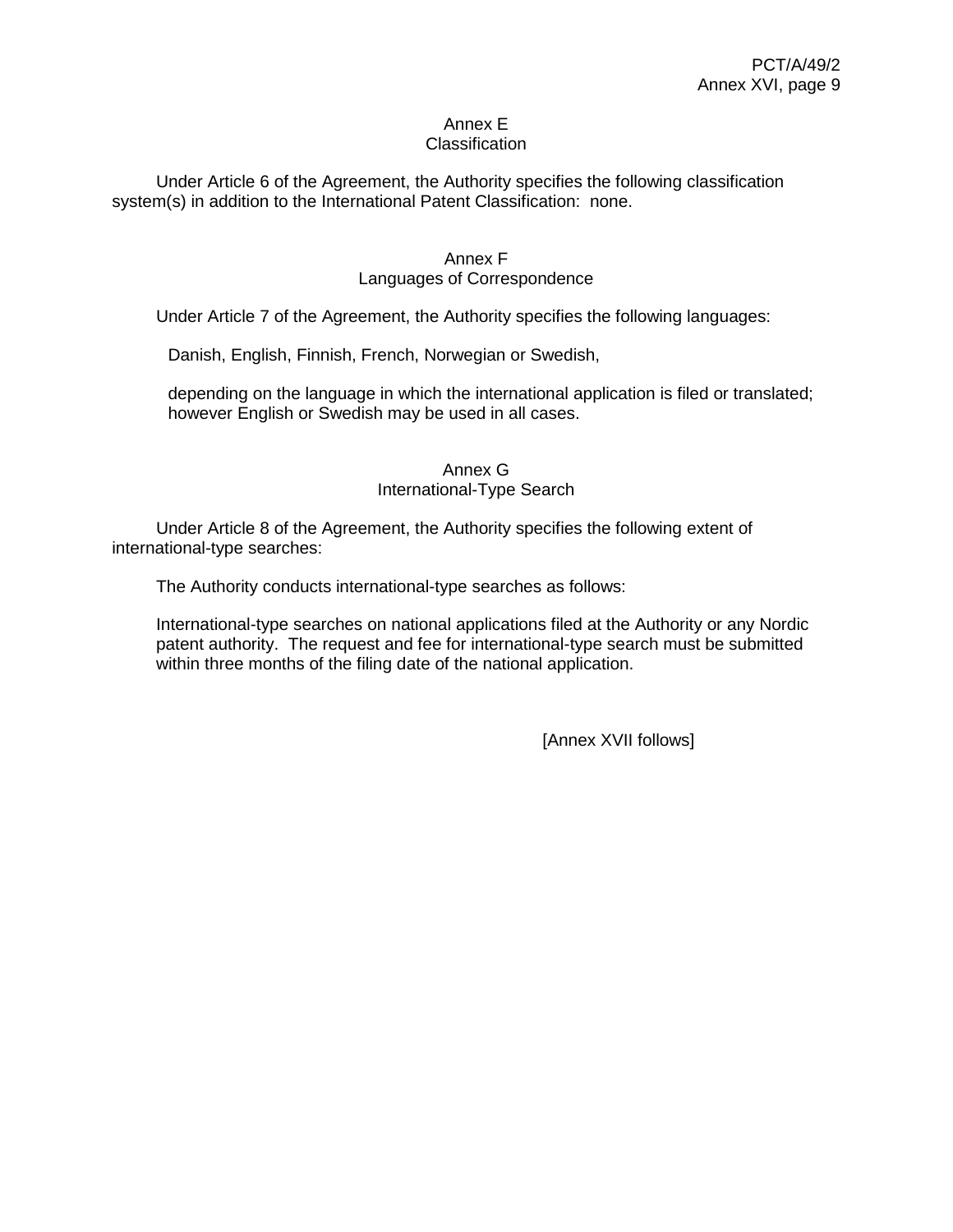## Annex E
## Classification

Under Article 6 of the Agreement, the Authority specifies the following classification system(s) in addition to the International Patent Classification: none.

## Annex F
## Languages of Correspondence

Under Article 7 of the Agreement, the Authority specifies the following languages:

Danish, English, Finnish, French, Norwegian or Swedish,

depending on the language in which the international application is filed or translated; however English or Swedish may be used in all cases.

## Annex G
## International-Type Search

Under Article 8 of the Agreement, the Authority specifies the following extent of international-type searches:

The Authority conducts international-type searches as follows:

International-type searches on national applications filed at the Authority or any Nordic patent authority. The request and fee for international-type search must be submitted within three months of the filing date of the national application.

[Annex XVII follows]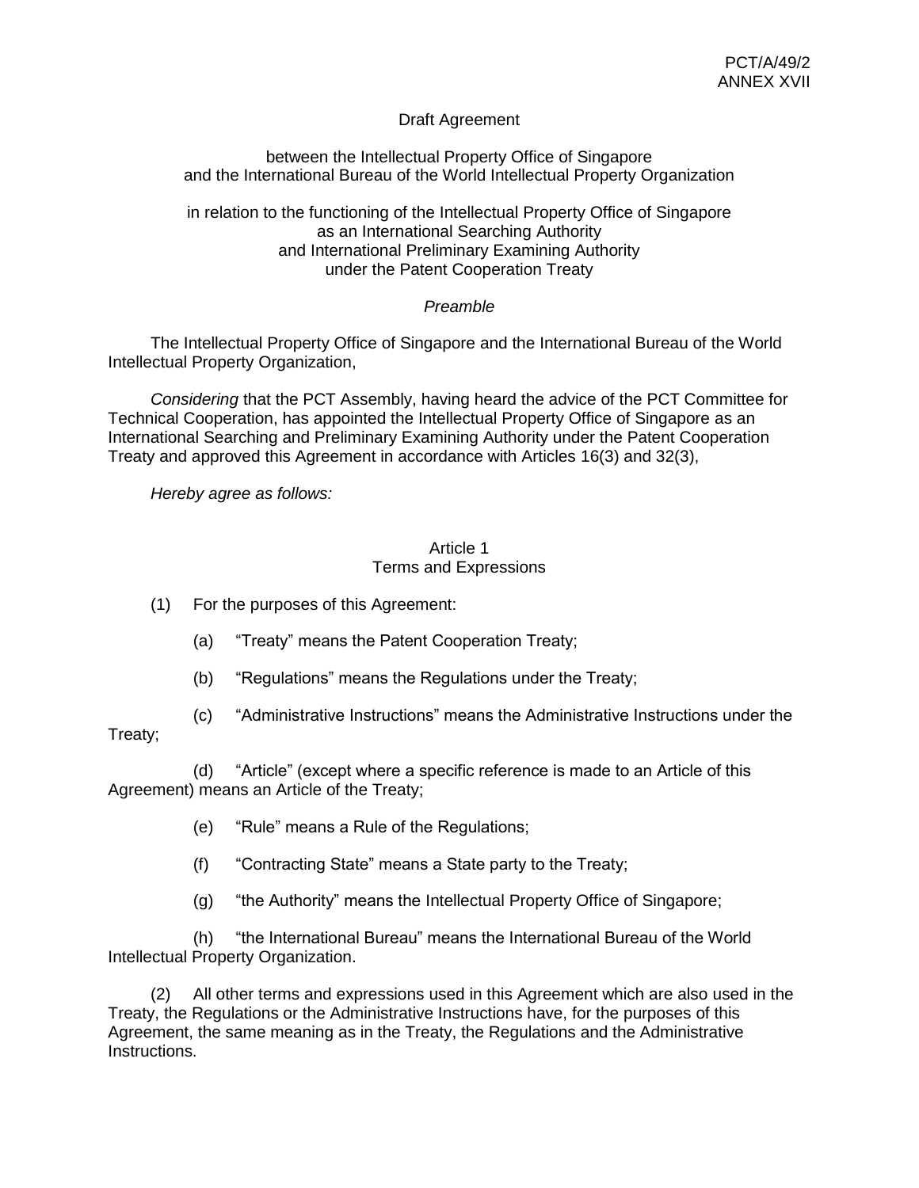Draft Agreement

between the Intellectual Property Office of Singapore
and the International Bureau of the World Intellectual Property Organization

in relation to the functioning of the Intellectual Property Office of Singapore
as an International Searching Authority
and International Preliminary Examining Authority
under the Patent Cooperation Treaty

*Preamble*

The Intellectual Property Office of Singapore and the International Bureau of the World Intellectual Property Organization,

*Considering* that the PCT Assembly, having heard the advice of the PCT Committee for Technical Cooperation, has appointed the Intellectual Property Office of Singapore as an International Searching and Preliminary Examining Authority under the Patent Cooperation Treaty and approved this Agreement in accordance with Articles 16(3) and 32(3),

*Hereby agree as follows:*

## Article 1
## Terms and Expressions

(1) For the purposes of this Agreement:

(a) "Treaty" means the Patent Cooperation Treaty;

(b) "Regulations" means the Regulations under the Treaty;

(c) "Administrative Instructions" means the Administrative Instructions under the Treaty;

(d) "Article" (except where a specific reference is made to an Article of this Agreement) means an Article of the Treaty;

(e) "Rule" means a Rule of the Regulations;

(f) "Contracting State" means a State party to the Treaty;

(g) "the Authority" means the Intellectual Property Office of Singapore;

(h) "the International Bureau" means the International Bureau of the World Intellectual Property Organization.

(2) All other terms and expressions used in this Agreement which are also used in the Treaty, the Regulations or the Administrative Instructions have, for the purposes of this Agreement, the same meaning as in the Treaty, the Regulations and the Administrative Instructions.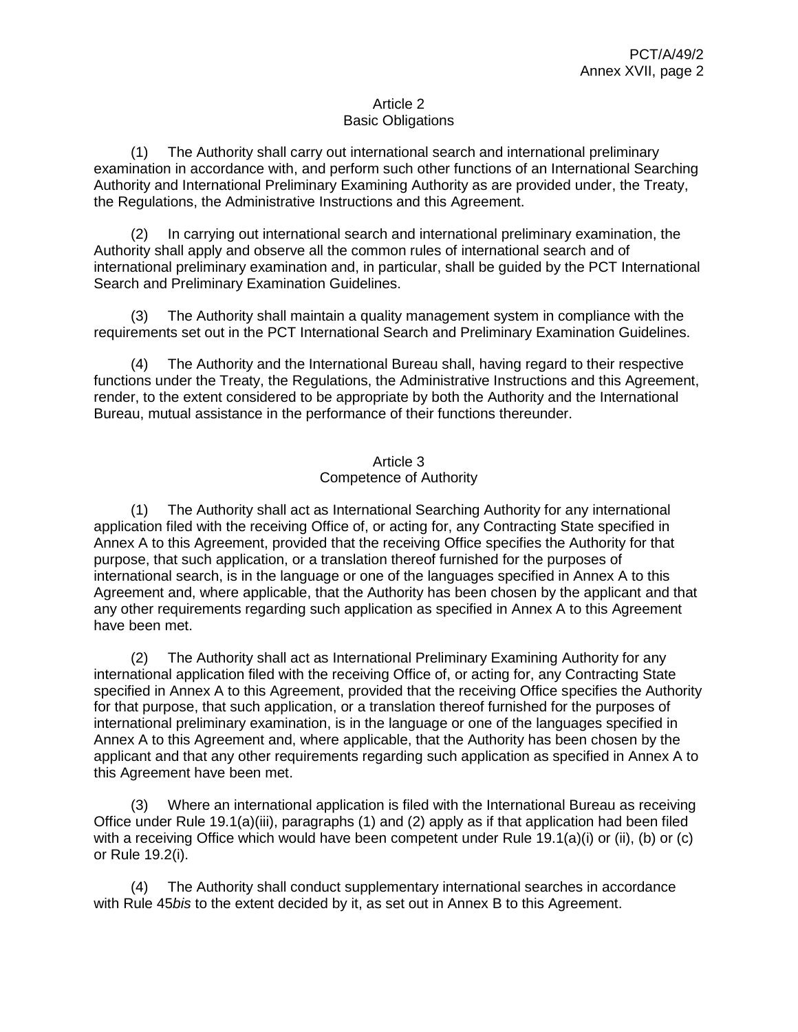## Article 2
### Basic Obligations

(1) The Authority shall carry out international search and international preliminary examination in accordance with, and perform such other functions of an International Searching Authority and International Preliminary Examining Authority as are provided under, the Treaty, the Regulations, the Administrative Instructions and this Agreement.

(2) In carrying out international search and international preliminary examination, the Authority shall apply and observe all the common rules of international search and of international preliminary examination and, in particular, shall be guided by the PCT International Search and Preliminary Examination Guidelines.

(3) The Authority shall maintain a quality management system in compliance with the requirements set out in the PCT International Search and Preliminary Examination Guidelines.

(4) The Authority and the International Bureau shall, having regard to their respective functions under the Treaty, the Regulations, the Administrative Instructions and this Agreement, render, to the extent considered to be appropriate by both the Authority and the International Bureau, mutual assistance in the performance of their functions thereunder.

## Article 3
### Competence of Authority

(1) The Authority shall act as International Searching Authority for any international application filed with the receiving Office of, or acting for, any Contracting State specified in Annex A to this Agreement, provided that the receiving Office specifies the Authority for that purpose, that such application, or a translation thereof furnished for the purposes of international search, is in the language or one of the languages specified in Annex A to this Agreement and, where applicable, that the Authority has been chosen by the applicant and that any other requirements regarding such application as specified in Annex A to this Agreement have been met.

(2) The Authority shall act as International Preliminary Examining Authority for any international application filed with the receiving Office of, or acting for, any Contracting State specified in Annex A to this Agreement, provided that the receiving Office specifies the Authority for that purpose, that such application, or a translation thereof furnished for the purposes of international preliminary examination, is in the language or one of the languages specified in Annex A to this Agreement and, where applicable, that the Authority has been chosen by the applicant and that any other requirements regarding such application as specified in Annex A to this Agreement have been met.

(3) Where an international application is filed with the International Bureau as receiving Office under Rule 19.1(a)(iii), paragraphs (1) and (2) apply as if that application had been filed with a receiving Office which would have been competent under Rule 19.1(a)(i) or (ii), (b) or (c) or Rule 19.2(i).

(4) The Authority shall conduct supplementary international searches in accordance with Rule 45*bis* to the extent decided by it, as set out in Annex B to this Agreement.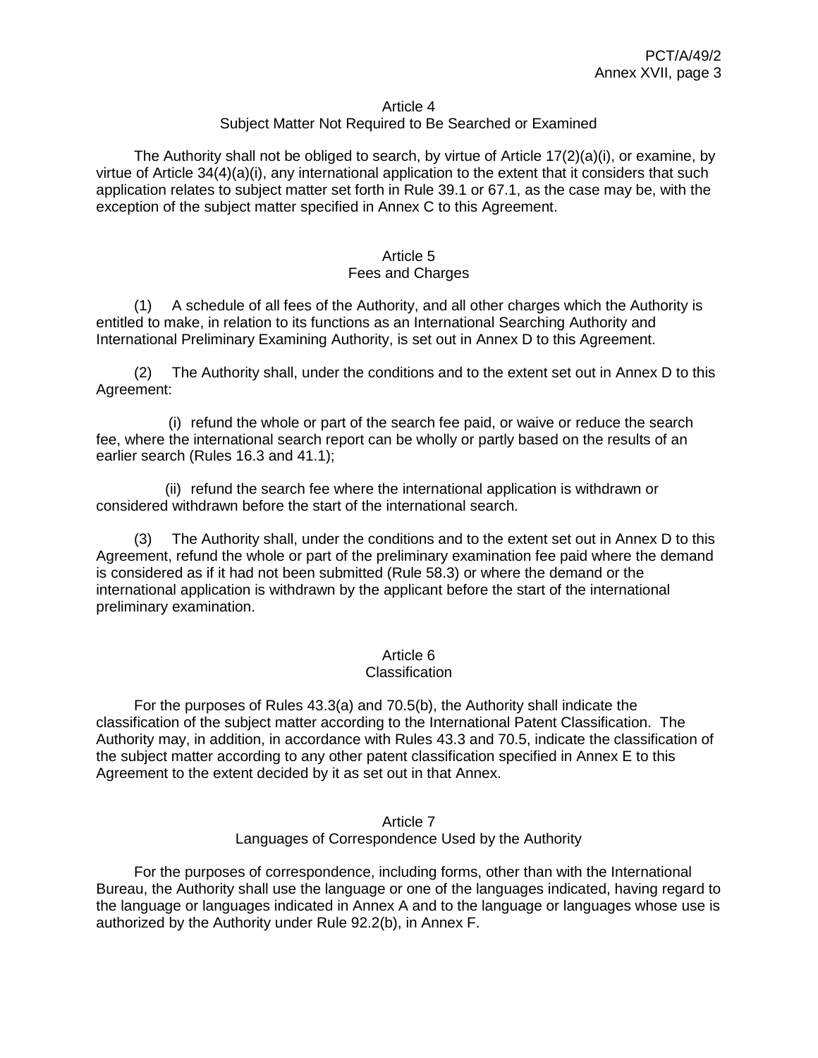Article 4
Subject Matter Not Required to Be Searched or Examined

The Authority shall not be obliged to search, by virtue of Article 17(2)(a)(i), or examine, by virtue of Article 34(4)(a)(i), any international application to the extent that it considers that such application relates to subject matter set forth in Rule 39.1 or 67.1, as the case may be, with the exception of the subject matter specified in Annex C to this Agreement.

Article 5
Fees and Charges

(1) A schedule of all fees of the Authority, and all other charges which the Authority is entitled to make, in relation to its functions as an International Searching Authority and International Preliminary Examining Authority, is set out in Annex D to this Agreement.

(2) The Authority shall, under the conditions and to the extent set out in Annex D to this Agreement:

(i) refund the whole or part of the search fee paid, or waive or reduce the search fee, where the international search report can be wholly or partly based on the results of an earlier search (Rules 16.3 and 41.1);

(ii) refund the search fee where the international application is withdrawn or considered withdrawn before the start of the international search.

(3) The Authority shall, under the conditions and to the extent set out in Annex D to this Agreement, refund the whole or part of the preliminary examination fee paid where the demand is considered as if it had not been submitted (Rule 58.3) or where the demand or the international application is withdrawn by the applicant before the start of the international preliminary examination.

Article 6
Classification

For the purposes of Rules 43.3(a) and 70.5(b), the Authority shall indicate the classification of the subject matter according to the International Patent Classification. The Authority may, in addition, in accordance with Rules 43.3 and 70.5, indicate the classification of the subject matter according to any other patent classification specified in Annex E to this Agreement to the extent decided by it as set out in that Annex.

Article 7
Languages of Correspondence Used by the Authority

For the purposes of correspondence, including forms, other than with the International Bureau, the Authority shall use the language or one of the languages indicated, having regard to the language or languages indicated in Annex A and to the language or languages whose use is authorized by the Authority under Rule 92.2(b), in Annex F.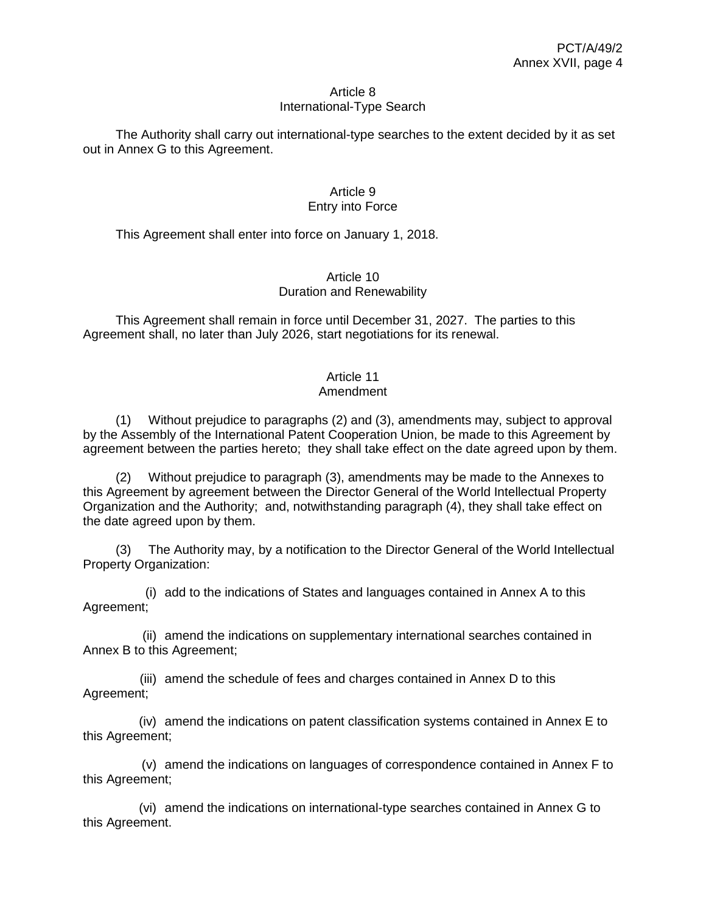### Article 8
### International-Type Search

The Authority shall carry out international-type searches to the extent decided by it as set out in Annex G to this Agreement.

### Article 9
### Entry into Force

This Agreement shall enter into force on January 1, 2018.

### Article 10
### Duration and Renewability

This Agreement shall remain in force until December 31, 2027. The parties to this Agreement shall, no later than July 2026, start negotiations for its renewal.

### Article 11
### Amendment

(1) Without prejudice to paragraphs (2) and (3), amendments may, subject to approval by the Assembly of the International Patent Cooperation Union, be made to this Agreement by agreement between the parties hereto; they shall take effect on the date agreed upon by them.

(2) Without prejudice to paragraph (3), amendments may be made to the Annexes to this Agreement by agreement between the Director General of the World Intellectual Property Organization and the Authority; and, notwithstanding paragraph (4), they shall take effect on the date agreed upon by them.

(3) The Authority may, by a notification to the Director General of the World Intellectual Property Organization:

(i) add to the indications of States and languages contained in Annex A to this Agreement;

(ii) amend the indications on supplementary international searches contained in Annex B to this Agreement;

(iii) amend the schedule of fees and charges contained in Annex D to this Agreement;

(iv) amend the indications on patent classification systems contained in Annex E to this Agreement;

(v) amend the indications on languages of correspondence contained in Annex F to this Agreement;

(vi) amend the indications on international-type searches contained in Annex G to this Agreement.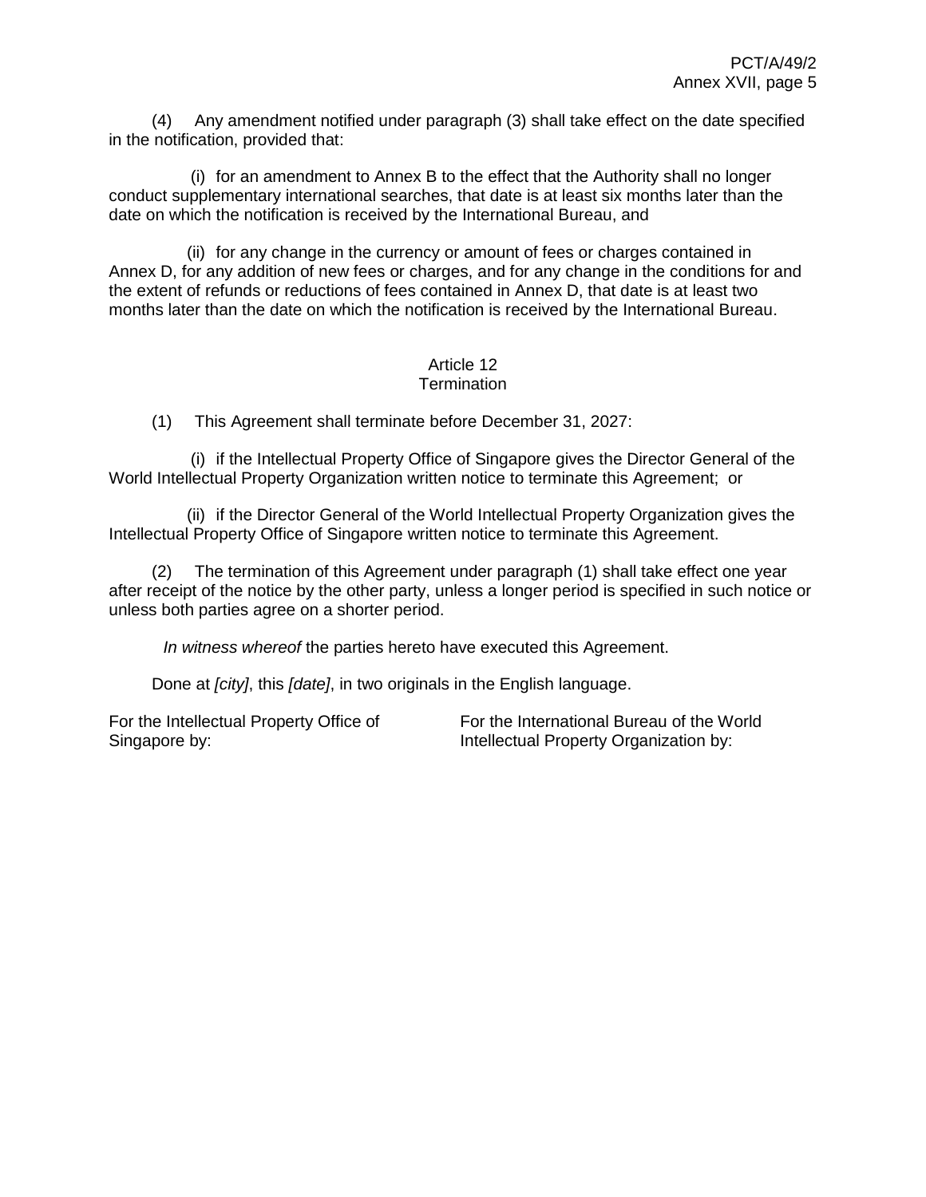(4) Any amendment notified under paragraph (3) shall take effect on the date specified in the notification, provided that:

(i) for an amendment to Annex B to the effect that the Authority shall no longer conduct supplementary international searches, that date is at least six months later than the date on which the notification is received by the International Bureau, and

(ii) for any change in the currency or amount of fees or charges contained in Annex D, for any addition of new fees or charges, and for any change in the conditions for and the extent of refunds or reductions of fees contained in Annex D, that date is at least two months later than the date on which the notification is received by the International Bureau.

## Article 12
## Termination

(1) This Agreement shall terminate before December 31, 2027:

(i) if the Intellectual Property Office of Singapore gives the Director General of the World Intellectual Property Organization written notice to terminate this Agreement; or

(ii) if the Director General of the World Intellectual Property Organization gives the Intellectual Property Office of Singapore written notice to terminate this Agreement.

(2) The termination of this Agreement under paragraph (1) shall take effect one year after receipt of the notice by the other party, unless a longer period is specified in such notice or unless both parties agree on a shorter period.

*In witness whereof* the parties hereto have executed this Agreement.

Done at *[city]*, this *[date]*, in two originals in the English language.

For the Intellectual Property Office of Singapore by:

For the International Bureau of the World Intellectual Property Organization by: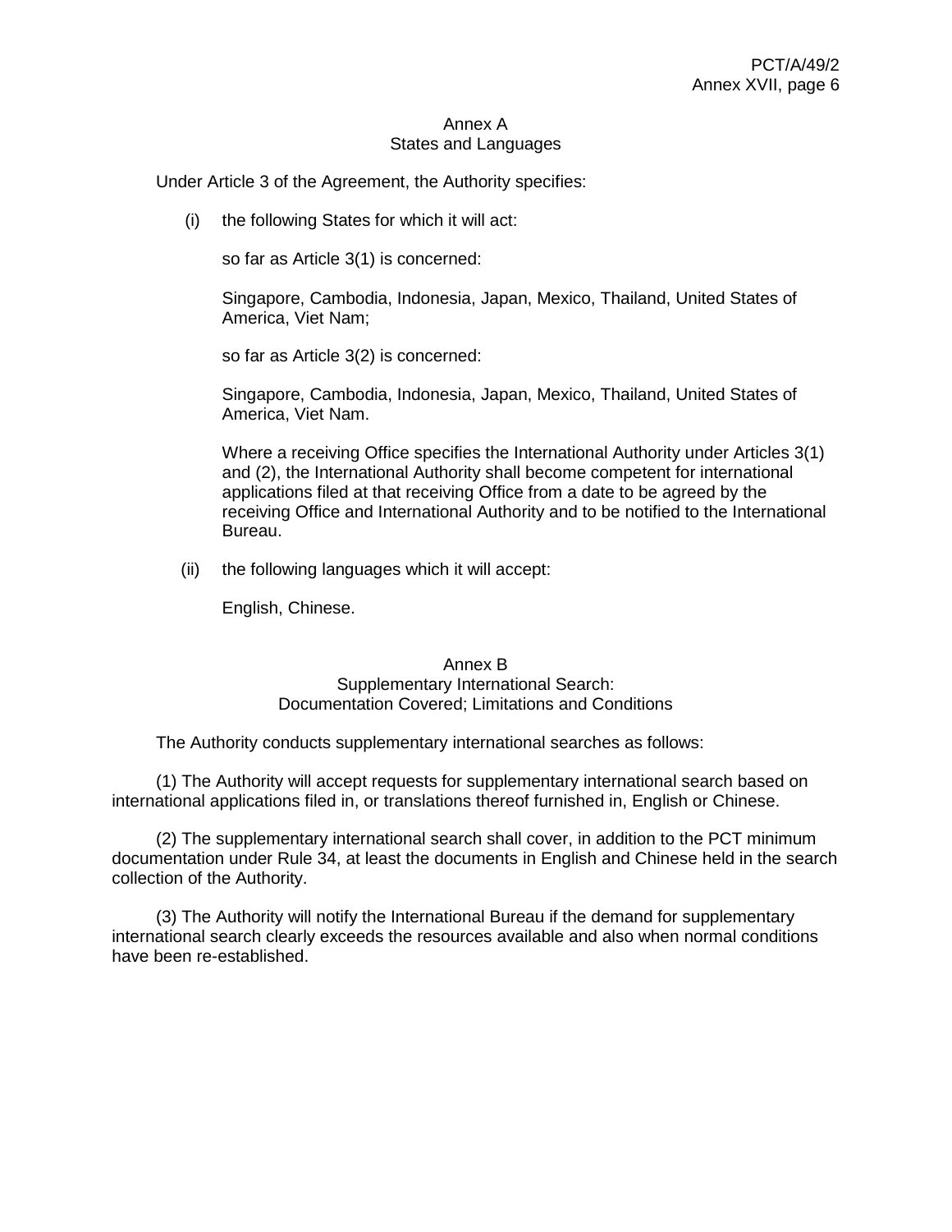## Annex A
## States and Languages

Under Article 3 of the Agreement, the Authority specifies:

(i) the following States for which it will act:

so far as Article 3(1) is concerned:

Singapore, Cambodia, Indonesia, Japan, Mexico, Thailand, United States of America, Viet Nam;

so far as Article 3(2) is concerned:

Singapore, Cambodia, Indonesia, Japan, Mexico, Thailand, United States of America, Viet Nam.

Where a receiving Office specifies the International Authority under Articles 3(1) and (2), the International Authority shall become competent for international applications filed at that receiving Office from a date to be agreed by the receiving Office and International Authority and to be notified to the International Bureau.

(ii) the following languages which it will accept:

English, Chinese.

## Annex B
## Supplementary International Search: Documentation Covered; Limitations and Conditions

The Authority conducts supplementary international searches as follows:

(1) The Authority will accept requests for supplementary international search based on international applications filed in, or translations thereof furnished in, English or Chinese.

(2) The supplementary international search shall cover, in addition to the PCT minimum documentation under Rule 34, at least the documents in English and Chinese held in the search collection of the Authority.

(3) The Authority will notify the International Bureau if the demand for supplementary international search clearly exceeds the resources available and also when normal conditions have been re-established.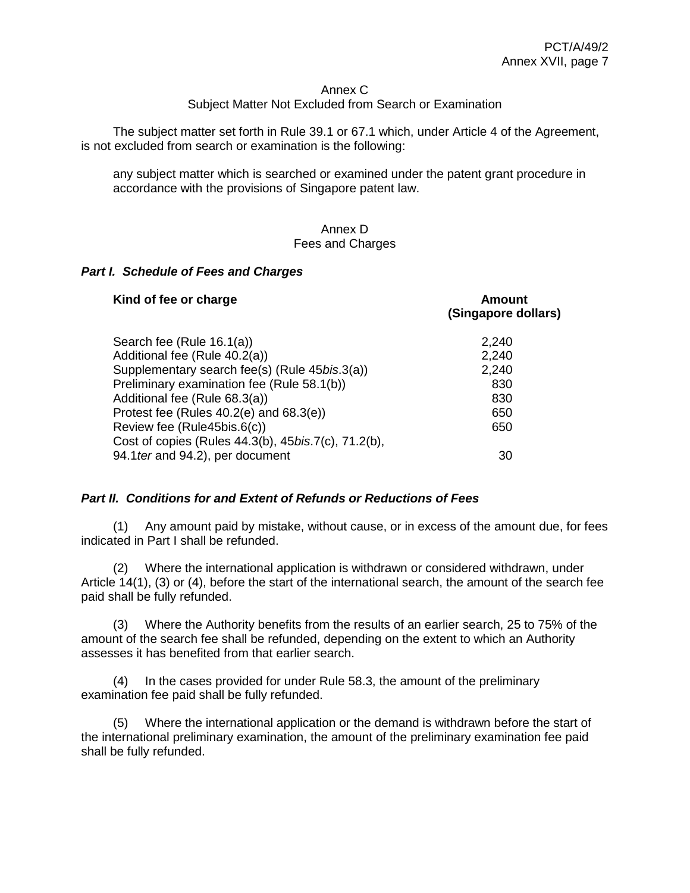## Annex C
### Subject Matter Not Excluded from Search or Examination

The subject matter set forth in Rule 39.1 or 67.1 which, under Article 4 of the Agreement, is not excluded from search or examination is the following:

> any subject matter which is searched or examined under the patent grant procedure in accordance with the provisions of Singapore patent law.

## Annex D
### Fees and Charges

***Part I. Schedule of Fees and Charges***

| Kind of fee or charge | Amount (Singapore dollars) |
|---|---|
| Search fee (Rule 16.1(a)) | 2,240 |
| Additional fee (Rule 40.2(a)) | 2,240 |
| Supplementary search fee(s) (Rule 45*bis*.3(a)) | 2,240 |
| Preliminary examination fee (Rule 58.1(b)) | 830 |
| Additional fee (Rule 68.3(a)) | 830 |
| Protest fee (Rules 40.2(e) and 68.3(e)) | 650 |
| Review fee (Rule45bis.6(c)) | 650 |
| Cost of copies (Rules 44.3(b), 45*bis*.7(c), 71.2(b), 94.1*ter* and 94.2), per document | 30 |

***Part II. Conditions for and Extent of Refunds or Reductions of Fees***

(1) Any amount paid by mistake, without cause, or in excess of the amount due, for fees indicated in Part I shall be refunded.

(2) Where the international application is withdrawn or considered withdrawn, under Article 14(1), (3) or (4), before the start of the international search, the amount of the search fee paid shall be fully refunded.

(3) Where the Authority benefits from the results of an earlier search, 25 to 75% of the amount of the search fee shall be refunded, depending on the extent to which an Authority assesses it has benefited from that earlier search.

(4) In the cases provided for under Rule 58.3, the amount of the preliminary examination fee paid shall be fully refunded.

(5) Where the international application or the demand is withdrawn before the start of the international preliminary examination, the amount of the preliminary examination fee paid shall be fully refunded.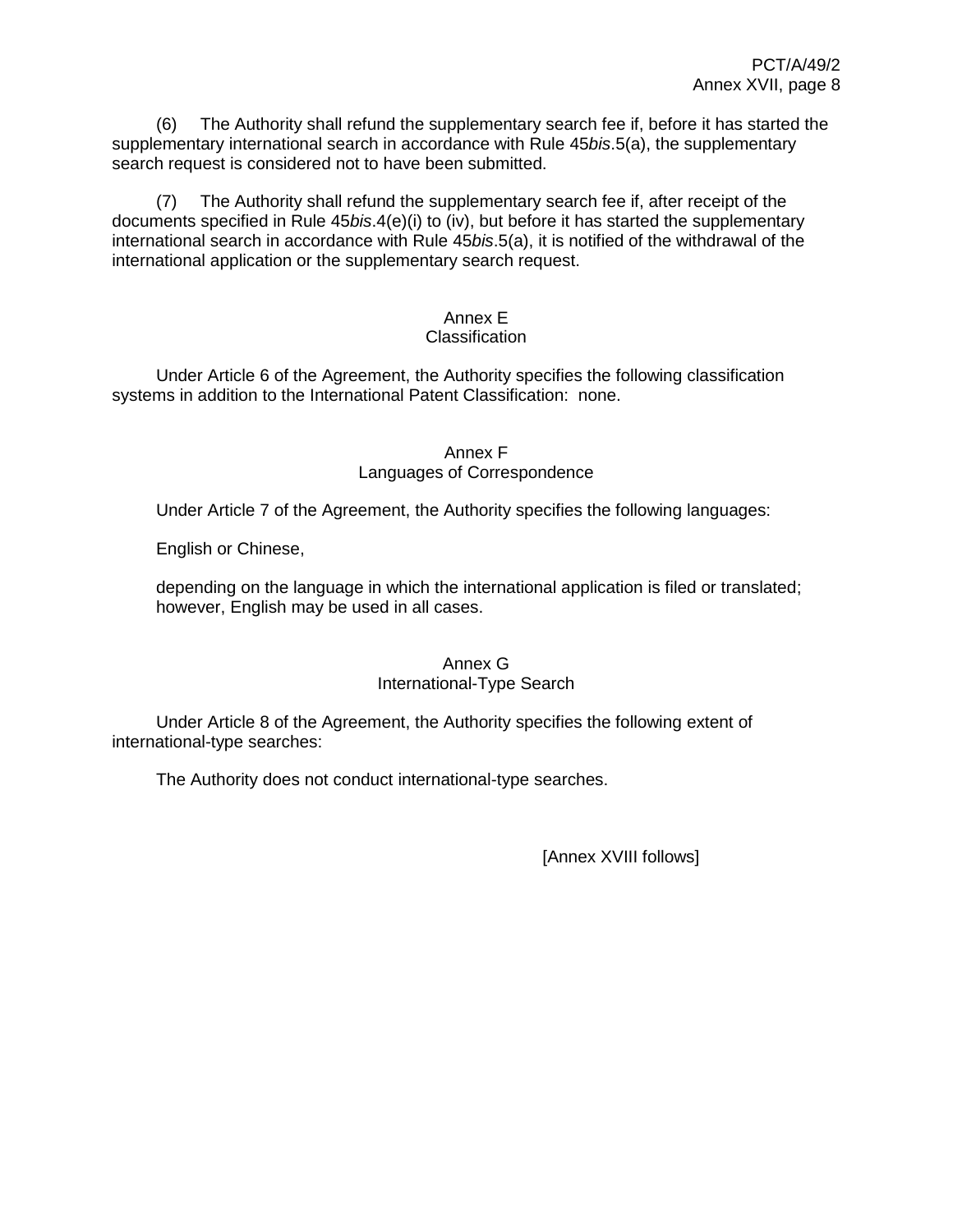(6) The Authority shall refund the supplementary search fee if, before it has started the supplementary international search in accordance with Rule 45*bis*.5(a), the supplementary search request is considered not to have been submitted.

(7) The Authority shall refund the supplementary search fee if, after receipt of the documents specified in Rule 45*bis*.4(e)(i) to (iv), but before it has started the supplementary international search in accordance with Rule 45*bis*.5(a), it is notified of the withdrawal of the international application or the supplementary search request.

## Annex E
## Classification

Under Article 6 of the Agreement, the Authority specifies the following classification systems in addition to the International Patent Classification: none.

## Annex F
## Languages of Correspondence

Under Article 7 of the Agreement, the Authority specifies the following languages:

English or Chinese,

depending on the language in which the international application is filed or translated; however, English may be used in all cases.

## Annex G
## International-Type Search

Under Article 8 of the Agreement, the Authority specifies the following extent of international-type searches:

The Authority does not conduct international-type searches.

[Annex XVIII follows]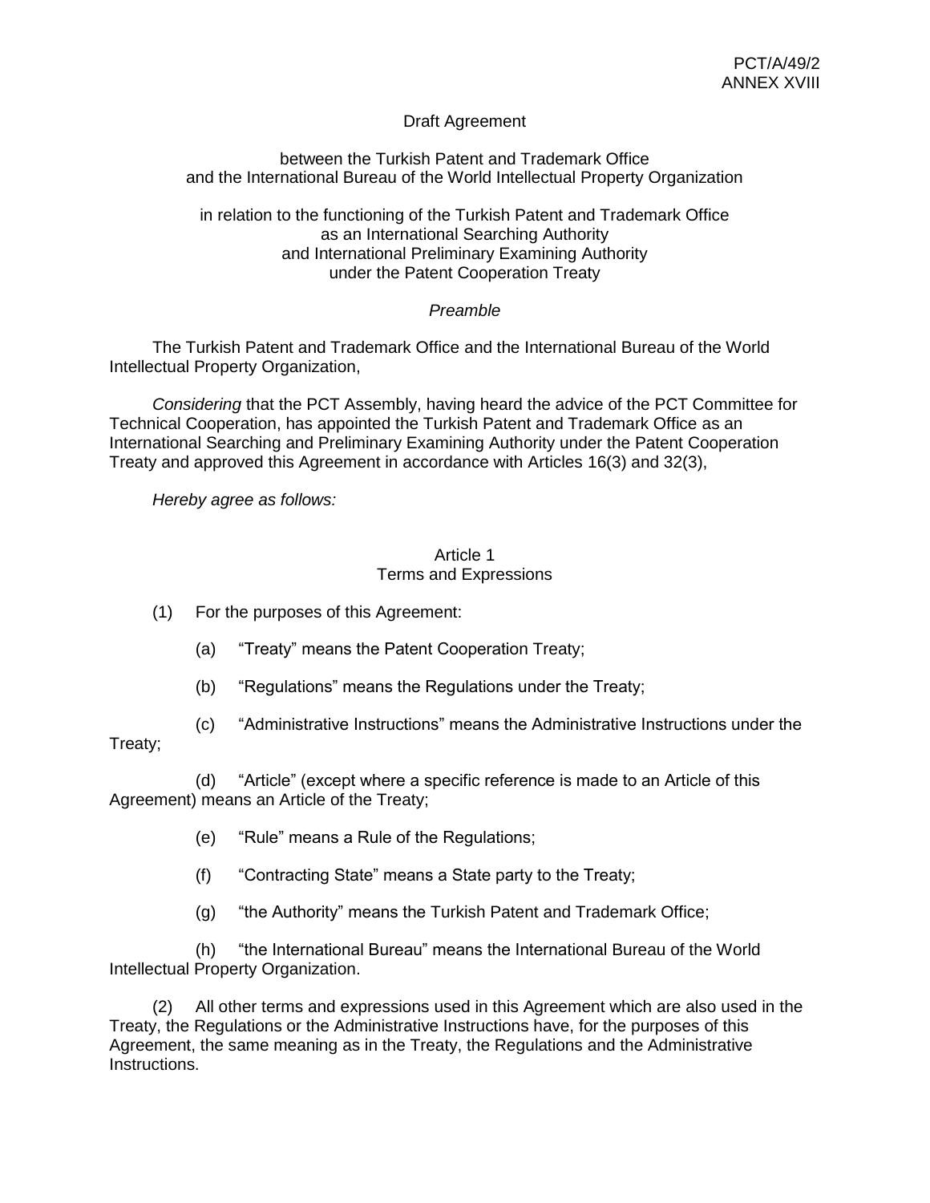PCT/A/49/2
ANNEX XVIII

# Draft Agreement

between the Turkish Patent and Trademark Office
and the International Bureau of the World Intellectual Property Organization

in relation to the functioning of the Turkish Patent and Trademark Office
as an International Searching Authority
and International Preliminary Examining Authority
under the Patent Cooperation Treaty

## *Preamble*

The Turkish Patent and Trademark Office and the International Bureau of the World Intellectual Property Organization,

*Considering* that the PCT Assembly, having heard the advice of the PCT Committee for Technical Cooperation, has appointed the Turkish Patent and Trademark Office as an International Searching and Preliminary Examining Authority under the Patent Cooperation Treaty and approved this Agreement in accordance with Articles 16(3) and 32(3),

*Hereby agree as follows:*

## Article 1
## Terms and Expressions

(1) For the purposes of this Agreement:

(a) “Treaty” means the Patent Cooperation Treaty;

(b) “Regulations” means the Regulations under the Treaty;

(c) “Administrative Instructions” means the Administrative Instructions under the Treaty;

(d) “Article” (except where a specific reference is made to an Article of this Agreement) means an Article of the Treaty;

(e) “Rule” means a Rule of the Regulations;

(f) “Contracting State” means a State party to the Treaty;

(g) “the Authority” means the Turkish Patent and Trademark Office;

(h) “the International Bureau” means the International Bureau of the World Intellectual Property Organization.

(2) All other terms and expressions used in this Agreement which are also used in the Treaty, the Regulations or the Administrative Instructions have, for the purposes of this Agreement, the same meaning as in the Treaty, the Regulations and the Administrative Instructions.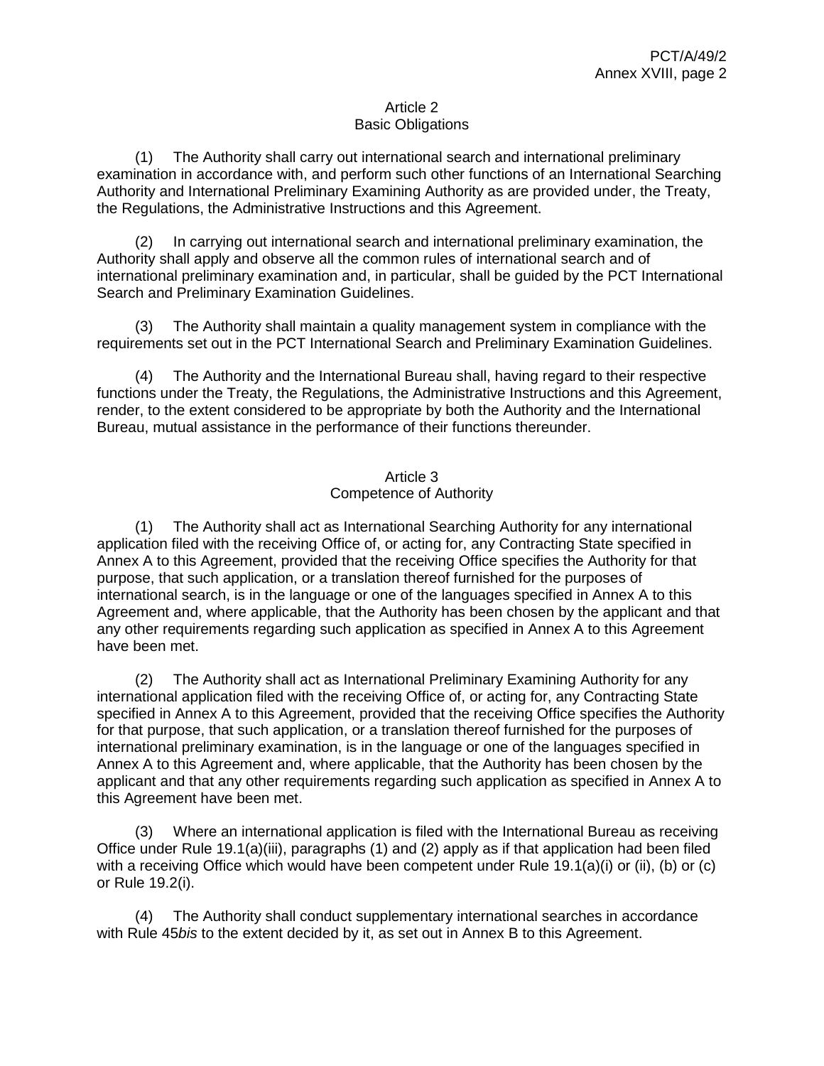### Article 2
### Basic Obligations

(1) The Authority shall carry out international search and international preliminary examination in accordance with, and perform such other functions of an International Searching Authority and International Preliminary Examining Authority as are provided under, the Treaty, the Regulations, the Administrative Instructions and this Agreement.

(2) In carrying out international search and international preliminary examination, the Authority shall apply and observe all the common rules of international search and of international preliminary examination and, in particular, shall be guided by the PCT International Search and Preliminary Examination Guidelines.

(3) The Authority shall maintain a quality management system in compliance with the requirements set out in the PCT International Search and Preliminary Examination Guidelines.

(4) The Authority and the International Bureau shall, having regard to their respective functions under the Treaty, the Regulations, the Administrative Instructions and this Agreement, render, to the extent considered to be appropriate by both the Authority and the International Bureau, mutual assistance in the performance of their functions thereunder.

### Article 3
### Competence of Authority

(1) The Authority shall act as International Searching Authority for any international application filed with the receiving Office of, or acting for, any Contracting State specified in Annex A to this Agreement, provided that the receiving Office specifies the Authority for that purpose, that such application, or a translation thereof furnished for the purposes of international search, is in the language or one of the languages specified in Annex A to this Agreement and, where applicable, that the Authority has been chosen by the applicant and that any other requirements regarding such application as specified in Annex A to this Agreement have been met.

(2) The Authority shall act as International Preliminary Examining Authority for any international application filed with the receiving Office of, or acting for, any Contracting State specified in Annex A to this Agreement, provided that the receiving Office specifies the Authority for that purpose, that such application, or a translation thereof furnished for the purposes of international preliminary examination, is in the language or one of the languages specified in Annex A to this Agreement and, where applicable, that the Authority has been chosen by the applicant and that any other requirements regarding such application as specified in Annex A to this Agreement have been met.

(3) Where an international application is filed with the International Bureau as receiving Office under Rule 19.1(a)(iii), paragraphs (1) and (2) apply as if that application had been filed with a receiving Office which would have been competent under Rule 19.1(a)(i) or (ii), (b) or (c) or Rule 19.2(i).

(4) The Authority shall conduct supplementary international searches in accordance with Rule 45*bis* to the extent decided by it, as set out in Annex B to this Agreement.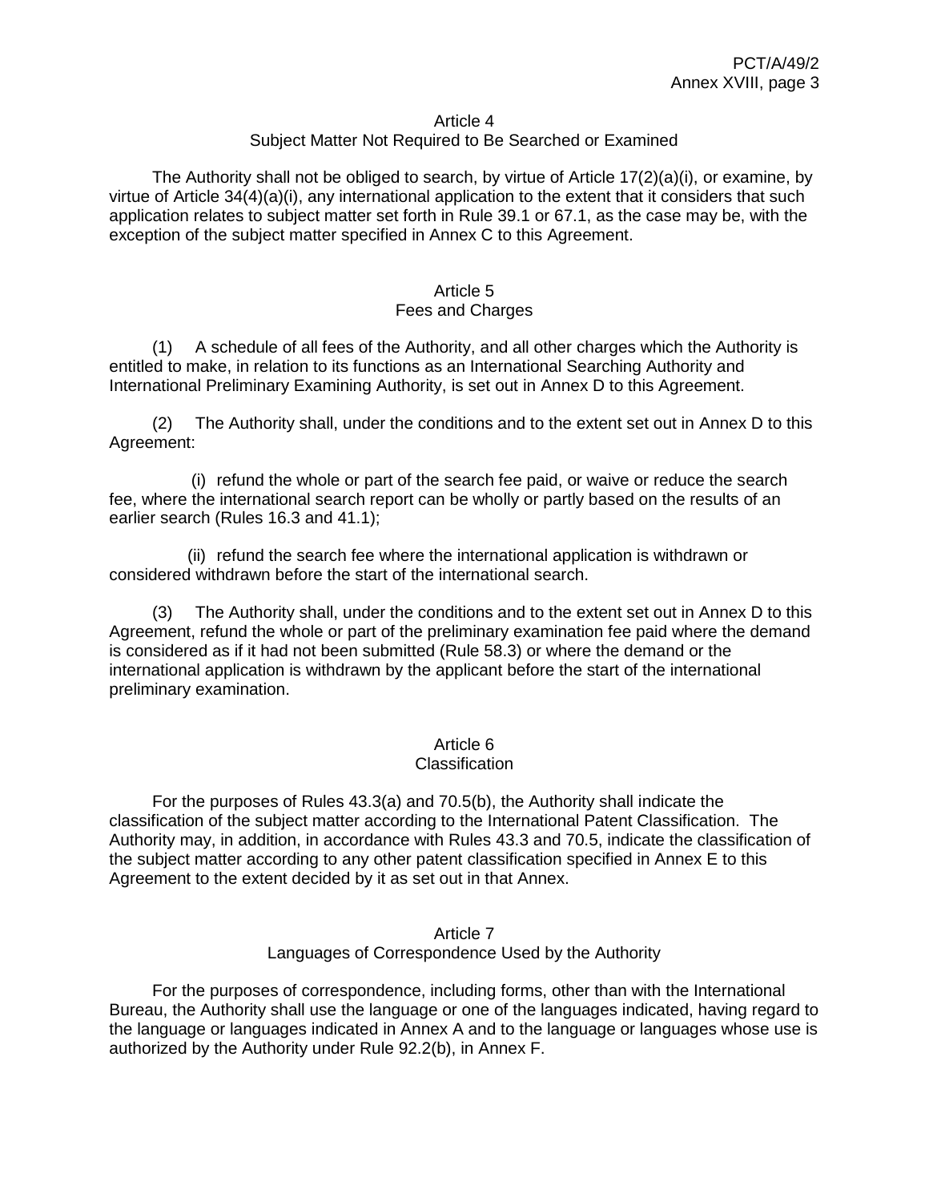### Article 4
### Subject Matter Not Required to Be Searched or Examined

The Authority shall not be obliged to search, by virtue of Article 17(2)(a)(i), or examine, by virtue of Article 34(4)(a)(i), any international application to the extent that it considers that such application relates to subject matter set forth in Rule 39.1 or 67.1, as the case may be, with the exception of the subject matter specified in Annex C to this Agreement.

### Article 5
### Fees and Charges

(1) A schedule of all fees of the Authority, and all other charges which the Authority is entitled to make, in relation to its functions as an International Searching Authority and International Preliminary Examining Authority, is set out in Annex D to this Agreement.

(2) The Authority shall, under the conditions and to the extent set out in Annex D to this Agreement:

(i) refund the whole or part of the search fee paid, or waive or reduce the search fee, where the international search report can be wholly or partly based on the results of an earlier search (Rules 16.3 and 41.1);

(ii) refund the search fee where the international application is withdrawn or considered withdrawn before the start of the international search.

(3) The Authority shall, under the conditions and to the extent set out in Annex D to this Agreement, refund the whole or part of the preliminary examination fee paid where the demand is considered as if it had not been submitted (Rule 58.3) or where the demand or the international application is withdrawn by the applicant before the start of the international preliminary examination.

### Article 6
### Classification

For the purposes of Rules 43.3(a) and 70.5(b), the Authority shall indicate the classification of the subject matter according to the International Patent Classification. The Authority may, in addition, in accordance with Rules 43.3 and 70.5, indicate the classification of the subject matter according to any other patent classification specified in Annex E to this Agreement to the extent decided by it as set out in that Annex.

### Article 7
### Languages of Correspondence Used by the Authority

For the purposes of correspondence, including forms, other than with the International Bureau, the Authority shall use the language or one of the languages indicated, having regard to the language or languages indicated in Annex A and to the language or languages whose use is authorized by the Authority under Rule 92.2(b), in Annex F.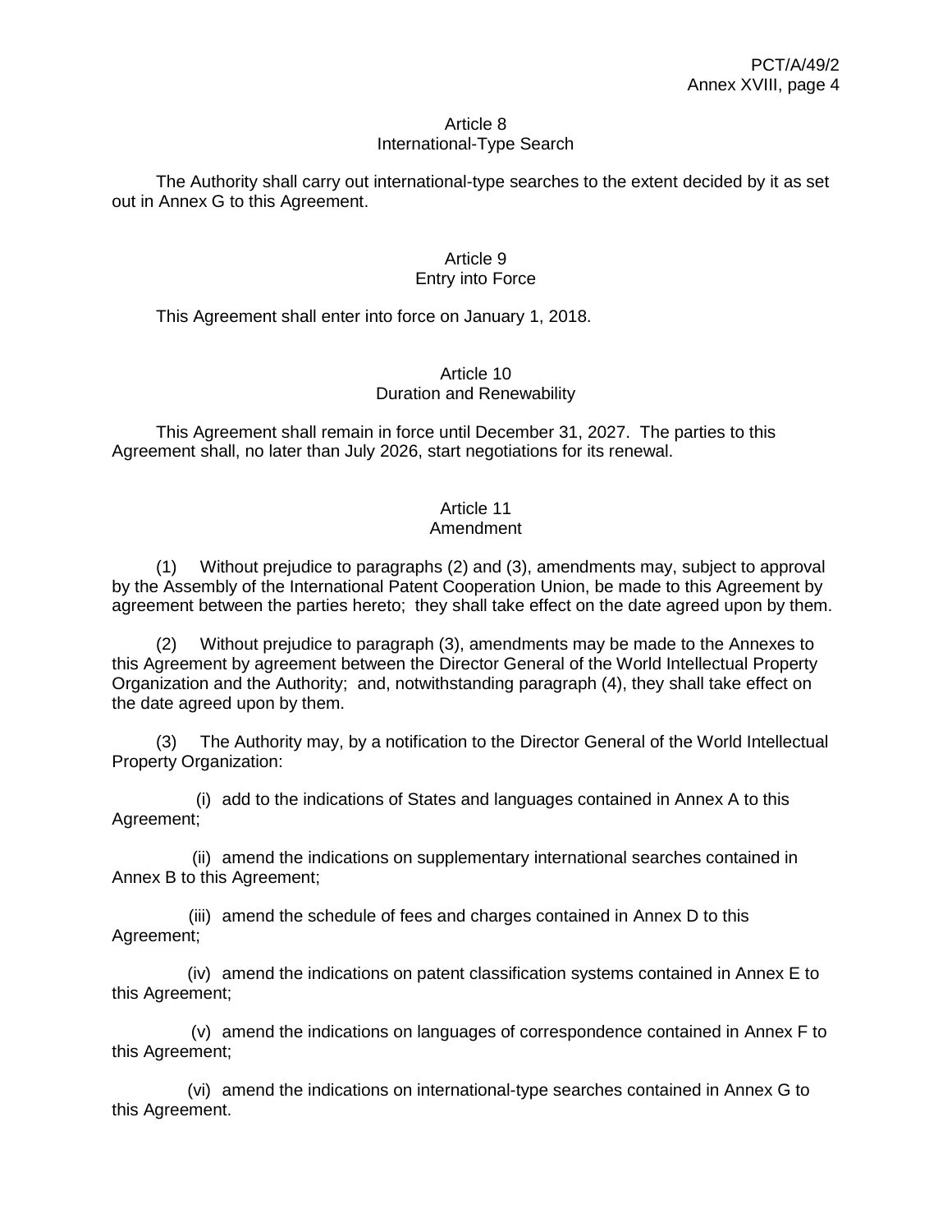## Article 8
## International-Type Search

The Authority shall carry out international-type searches to the extent decided by it as set out in Annex G to this Agreement.

## Article 9
## Entry into Force

This Agreement shall enter into force on January 1, 2018.

## Article 10
## Duration and Renewability

This Agreement shall remain in force until December 31, 2027. The parties to this Agreement shall, no later than July 2026, start negotiations for its renewal.

## Article 11
## Amendment

(1) Without prejudice to paragraphs (2) and (3), amendments may, subject to approval by the Assembly of the International Patent Cooperation Union, be made to this Agreement by agreement between the parties hereto; they shall take effect on the date agreed upon by them.

(2) Without prejudice to paragraph (3), amendments may be made to the Annexes to this Agreement by agreement between the Director General of the World Intellectual Property Organization and the Authority; and, notwithstanding paragraph (4), they shall take effect on the date agreed upon by them.

(3) The Authority may, by a notification to the Director General of the World Intellectual Property Organization:

(i) add to the indications of States and languages contained in Annex A to this Agreement;

(ii) amend the indications on supplementary international searches contained in Annex B to this Agreement;

(iii) amend the schedule of fees and charges contained in Annex D to this Agreement;

(iv) amend the indications on patent classification systems contained in Annex E to this Agreement;

(v) amend the indications on languages of correspondence contained in Annex F to this Agreement;

(vi) amend the indications on international-type searches contained in Annex G to this Agreement.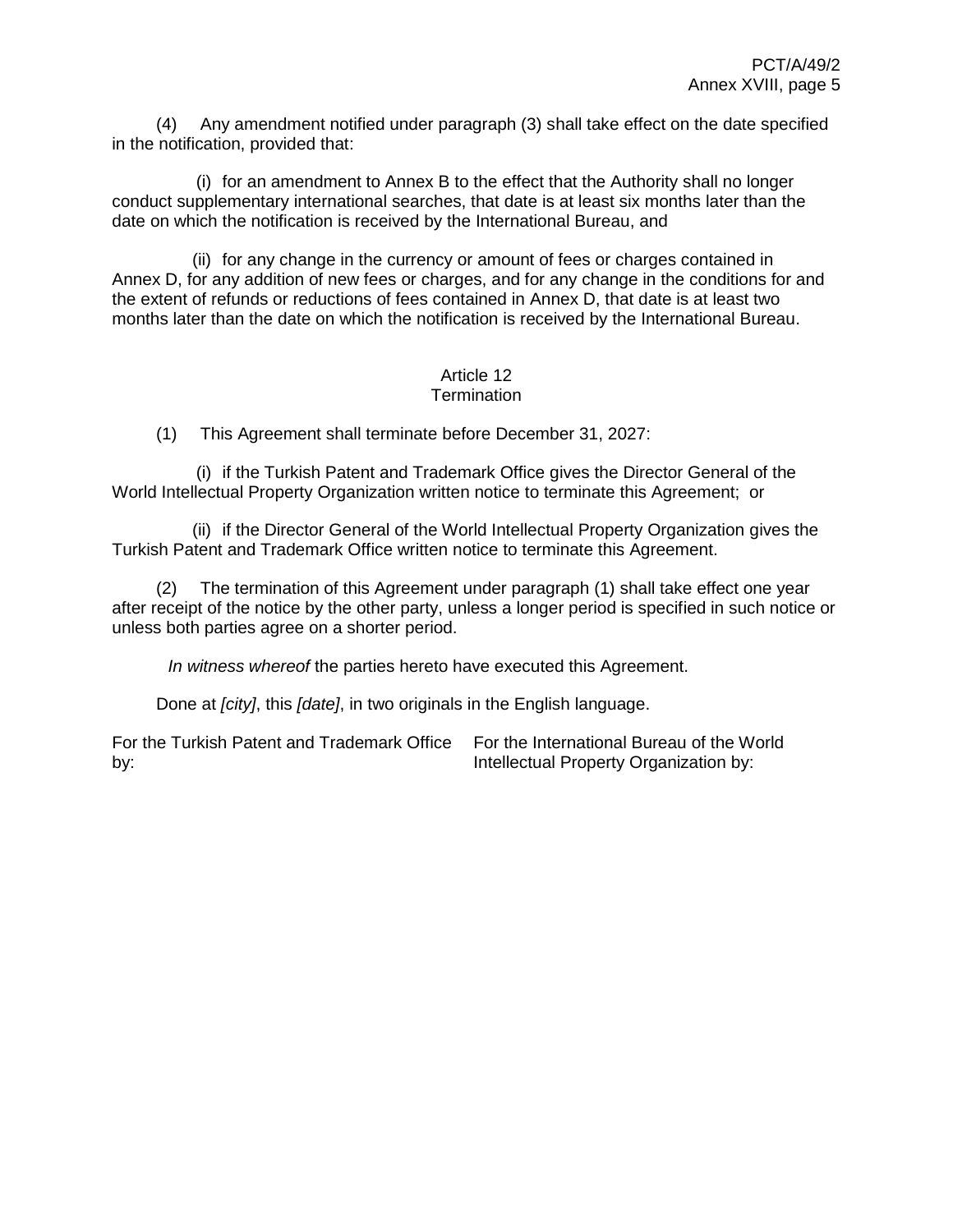(4) Any amendment notified under paragraph (3) shall take effect on the date specified in the notification, provided that:

(i) for an amendment to Annex B to the effect that the Authority shall no longer conduct supplementary international searches, that date is at least six months later than the date on which the notification is received by the International Bureau, and

(ii) for any change in the currency or amount of fees or charges contained in Annex D, for any addition of new fees or charges, and for any change in the conditions for and the extent of refunds or reductions of fees contained in Annex D, that date is at least two months later than the date on which the notification is received by the International Bureau.

## Article 12
## Termination

(1) This Agreement shall terminate before December 31, 2027:

(i) if the Turkish Patent and Trademark Office gives the Director General of the World Intellectual Property Organization written notice to terminate this Agreement; or

(ii) if the Director General of the World Intellectual Property Organization gives the Turkish Patent and Trademark Office written notice to terminate this Agreement.

(2) The termination of this Agreement under paragraph (1) shall take effect one year after receipt of the notice by the other party, unless a longer period is specified in such notice or unless both parties agree on a shorter period.

*In witness whereof* the parties hereto have executed this Agreement.

Done at *[city]*, this *[date]*, in two originals in the English language.

For the Turkish Patent and Trademark Office by:

For the International Bureau of the World Intellectual Property Organization by: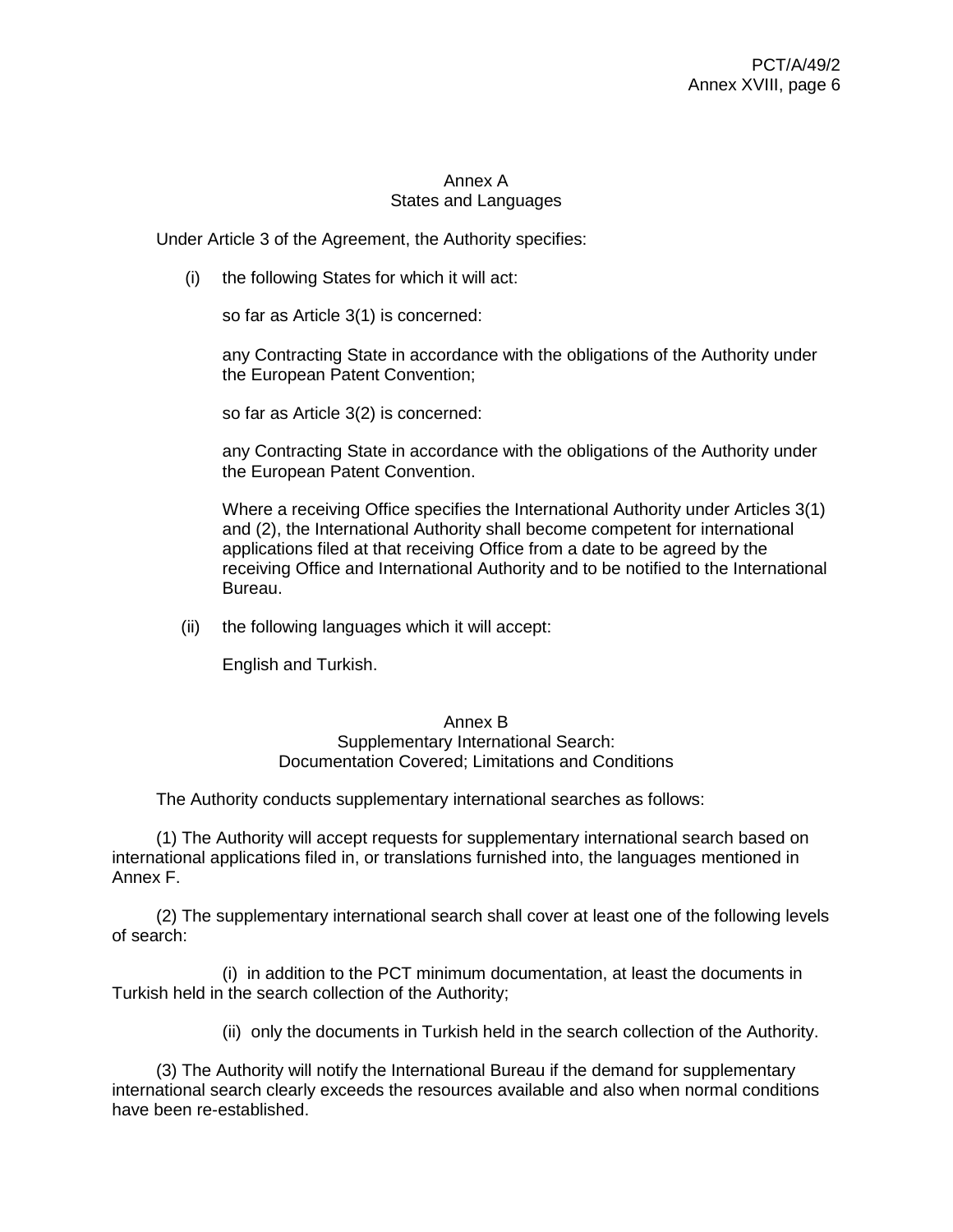## Annex A
## States and Languages

Under Article 3 of the Agreement, the Authority specifies:

(i) the following States for which it will act:

so far as Article 3(1) is concerned:

any Contracting State in accordance with the obligations of the Authority under the European Patent Convention;

so far as Article 3(2) is concerned:

any Contracting State in accordance with the obligations of the Authority under the European Patent Convention.

Where a receiving Office specifies the International Authority under Articles 3(1) and (2), the International Authority shall become competent for international applications filed at that receiving Office from a date to be agreed by the receiving Office and International Authority and to be notified to the International Bureau.

(ii) the following languages which it will accept:

English and Turkish.

## Annex B
## Supplementary International Search: Documentation Covered; Limitations and Conditions

The Authority conducts supplementary international searches as follows:

(1) The Authority will accept requests for supplementary international search based on international applications filed in, or translations furnished into, the languages mentioned in Annex F.

(2) The supplementary international search shall cover at least one of the following levels of search:

(i) in addition to the PCT minimum documentation, at least the documents in Turkish held in the search collection of the Authority;

(ii) only the documents in Turkish held in the search collection of the Authority.

(3) The Authority will notify the International Bureau if the demand for supplementary international search clearly exceeds the resources available and also when normal conditions have been re-established.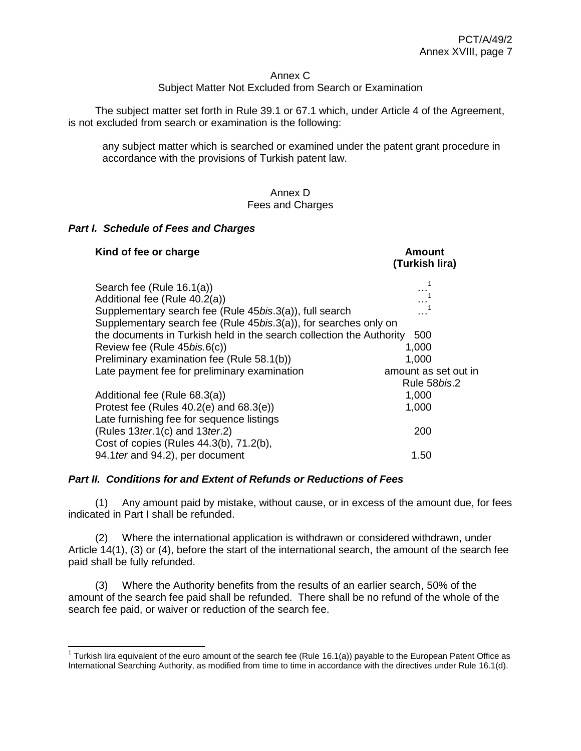Annex C

Subject Matter Not Excluded from Search or Examination

The subject matter set forth in Rule 39.1 or 67.1 which, under Article 4 of the Agreement, is not excluded from search or examination is the following:

any subject matter which is searched or examined under the patent grant procedure in accordance with the provisions of Turkish patent law.

Annex D

Fees and Charges

***Part I. Schedule of Fees and Charges***

| **Kind of fee or charge** | **Amount (Turkish lira)** |
|---|---|
| Search fee (Rule 16.1(a)) | …[1] |
| Additional fee (Rule 40.2(a)) | …[1] |
| Supplementary search fee (Rule 45*bis*.3(a)), full search | …[1] |
| Supplementary search fee (Rule 45*bis*.3(a)), for searches only on the documents in Turkish held in the search collection the Authority | 500 |
| Review fee (Rule 45*bis*.6(c)) | 1,000 |
| Preliminary examination fee (Rule 58.1(b)) | 1,000 |
| Late payment fee for preliminary examination | amount as set out in Rule 58*bis*.2 |
| Additional fee (Rule 68.3(a)) | 1,000 |
| Protest fee (Rules 40.2(e) and 68.3(e)) | 1,000 |
| Late furnishing fee for sequence listings (Rules 13*ter*.1(c) and 13*ter*.2) | 200 |
| Cost of copies (Rules 44.3(b), 71.2(b), 94.1*ter* and 94.2), per document | 1.50 |

***Part II. Conditions for and Extent of Refunds or Reductions of Fees***

(1) Any amount paid by mistake, without cause, or in excess of the amount due, for fees indicated in Part I shall be refunded.

(2) Where the international application is withdrawn or considered withdrawn, under Article 14(1), (3) or (4), before the start of the international search, the amount of the search fee paid shall be fully refunded.

(3) Where the Authority benefits from the results of an earlier search, 50% of the amount of the search fee paid shall be refunded. There shall be no refund of the whole of the search fee paid, or waiver or reduction of the search fee.

[1] Turkish lira equivalent of the euro amount of the search fee (Rule 16.1(a)) payable to the European Patent Office as International Searching Authority, as modified from time to time in accordance with the directives under Rule 16.1(d).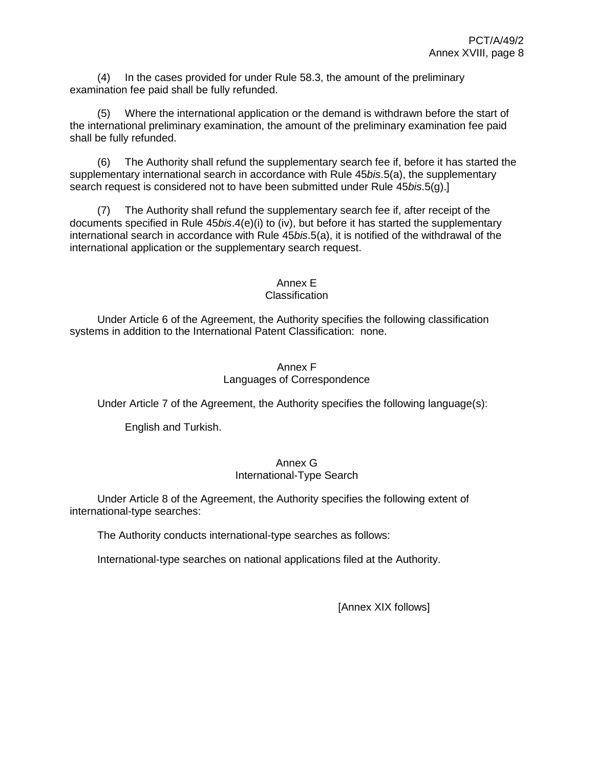(4) In the cases provided for under Rule 58.3, the amount of the preliminary examination fee paid shall be fully refunded.

(5) Where the international application or the demand is withdrawn before the start of the international preliminary examination, the amount of the preliminary examination fee paid shall be fully refunded.

(6) The Authority shall refund the supplementary search fee if, before it has started the supplementary international search in accordance with Rule 45*bis*.5(a), the supplementary search request is considered not to have been submitted under Rule 45*bis*.5(g).]

(7) The Authority shall refund the supplementary search fee if, after receipt of the documents specified in Rule 45*bis*.4(e)(i) to (iv), but before it has started the supplementary international search in accordance with Rule 45*bis*.5(a), it is notified of the withdrawal of the international application or the supplementary search request.

## Annex E
## Classification

Under Article 6 of the Agreement, the Authority specifies the following classification systems in addition to the International Patent Classification: none.

## Annex F
## Languages of Correspondence

Under Article 7 of the Agreement, the Authority specifies the following language(s):

English and Turkish.

## Annex G
## International-Type Search

Under Article 8 of the Agreement, the Authority specifies the following extent of international-type searches:

The Authority conducts international-type searches as follows:

International-type searches on national applications filed at the Authority.

[Annex XIX follows]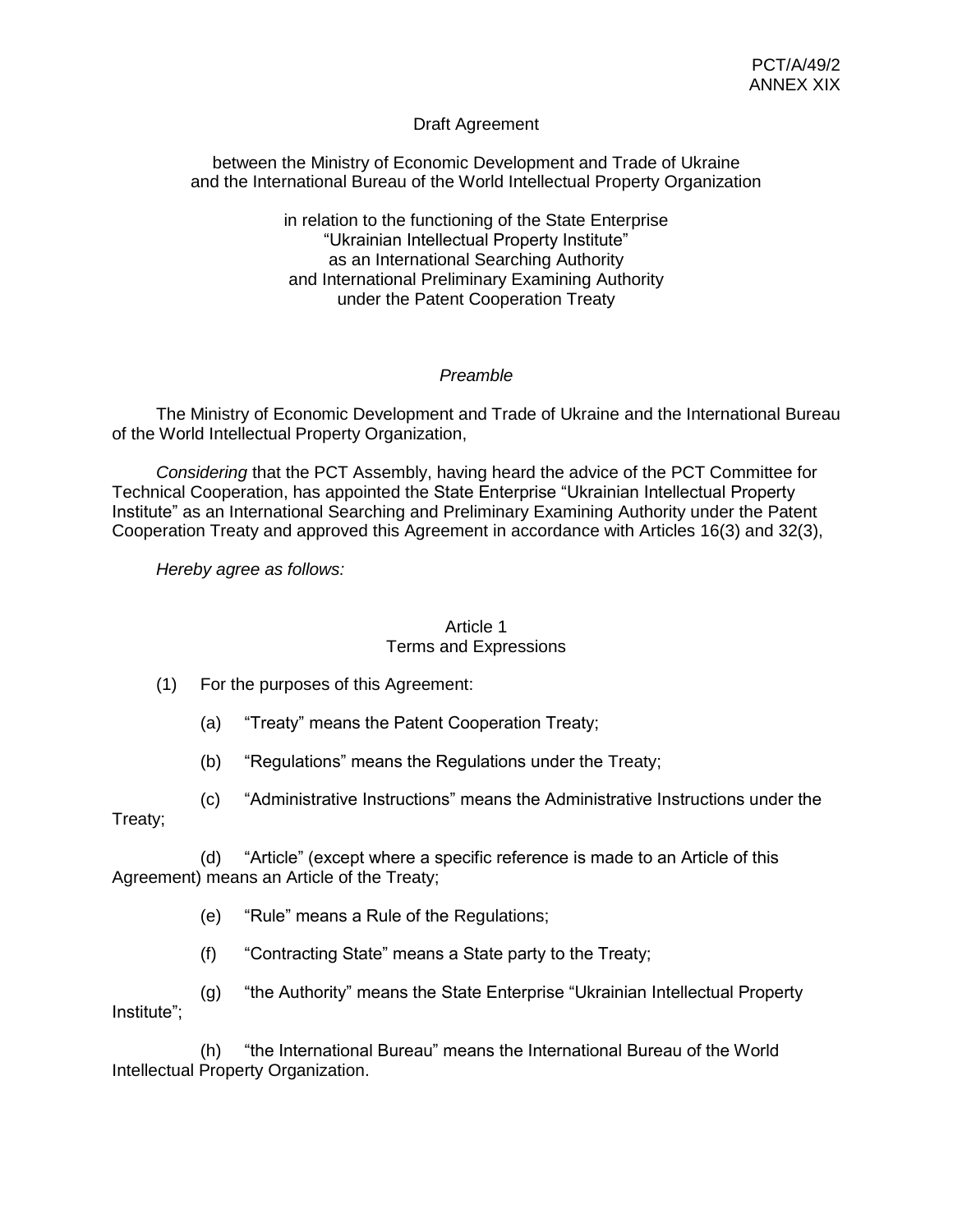Draft Agreement

between the Ministry of Economic Development and Trade of Ukraine
and the International Bureau of the World Intellectual Property Organization

in relation to the functioning of the State Enterprise
“Ukrainian Intellectual Property Institute”
as an International Searching Authority
and International Preliminary Examining Authority
under the Patent Cooperation Treaty

*Preamble*

The Ministry of Economic Development and Trade of Ukraine and the International Bureau of the World Intellectual Property Organization,

*Considering* that the PCT Assembly, having heard the advice of the PCT Committee for Technical Cooperation, has appointed the State Enterprise “Ukrainian Intellectual Property Institute” as an International Searching and Preliminary Examining Authority under the Patent Cooperation Treaty and approved this Agreement in accordance with Articles 16(3) and 32(3),

*Hereby agree as follows:*

Article 1
Terms and Expressions

(1) For the purposes of this Agreement:

(a) “Treaty” means the Patent Cooperation Treaty;

(b) “Regulations” means the Regulations under the Treaty;

(c) “Administrative Instructions” means the Administrative Instructions under the Treaty;

(d) “Article” (except where a specific reference is made to an Article of this Agreement) means an Article of the Treaty;

(e) “Rule” means a Rule of the Regulations;

(f) “Contracting State” means a State party to the Treaty;

(g) “the Authority” means the State Enterprise “Ukrainian Intellectual Property Institute”;

(h) “the International Bureau” means the International Bureau of the World Intellectual Property Organization.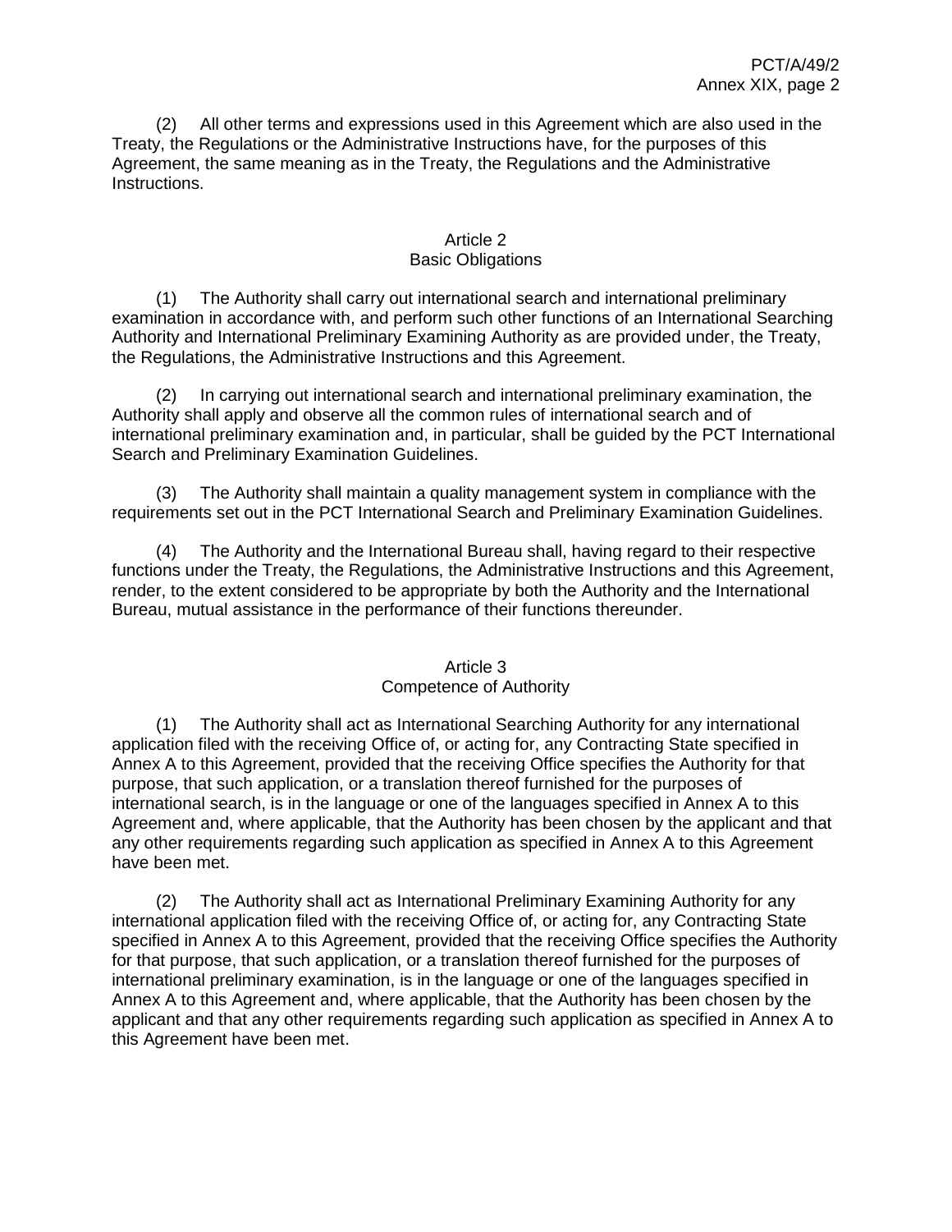(2) All other terms and expressions used in this Agreement which are also used in the Treaty, the Regulations or the Administrative Instructions have, for the purposes of this Agreement, the same meaning as in the Treaty, the Regulations and the Administrative Instructions.

### Article 2
### Basic Obligations

(1) The Authority shall carry out international search and international preliminary examination in accordance with, and perform such other functions of an International Searching Authority and International Preliminary Examining Authority as are provided under, the Treaty, the Regulations, the Administrative Instructions and this Agreement.

(2) In carrying out international search and international preliminary examination, the Authority shall apply and observe all the common rules of international search and of international preliminary examination and, in particular, shall be guided by the PCT International Search and Preliminary Examination Guidelines.

(3) The Authority shall maintain a quality management system in compliance with the requirements set out in the PCT International Search and Preliminary Examination Guidelines.

(4) The Authority and the International Bureau shall, having regard to their respective functions under the Treaty, the Regulations, the Administrative Instructions and this Agreement, render, to the extent considered to be appropriate by both the Authority and the International Bureau, mutual assistance in the performance of their functions thereunder.

### Article 3
### Competence of Authority

(1) The Authority shall act as International Searching Authority for any international application filed with the receiving Office of, or acting for, any Contracting State specified in Annex A to this Agreement, provided that the receiving Office specifies the Authority for that purpose, that such application, or a translation thereof furnished for the purposes of international search, is in the language or one of the languages specified in Annex A to this Agreement and, where applicable, that the Authority has been chosen by the applicant and that any other requirements regarding such application as specified in Annex A to this Agreement have been met.

(2) The Authority shall act as International Preliminary Examining Authority for any international application filed with the receiving Office of, or acting for, any Contracting State specified in Annex A to this Agreement, provided that the receiving Office specifies the Authority for that purpose, that such application, or a translation thereof furnished for the purposes of international preliminary examination, is in the language or one of the languages specified in Annex A to this Agreement and, where applicable, that the Authority has been chosen by the applicant and that any other requirements regarding such application as specified in Annex A to this Agreement have been met.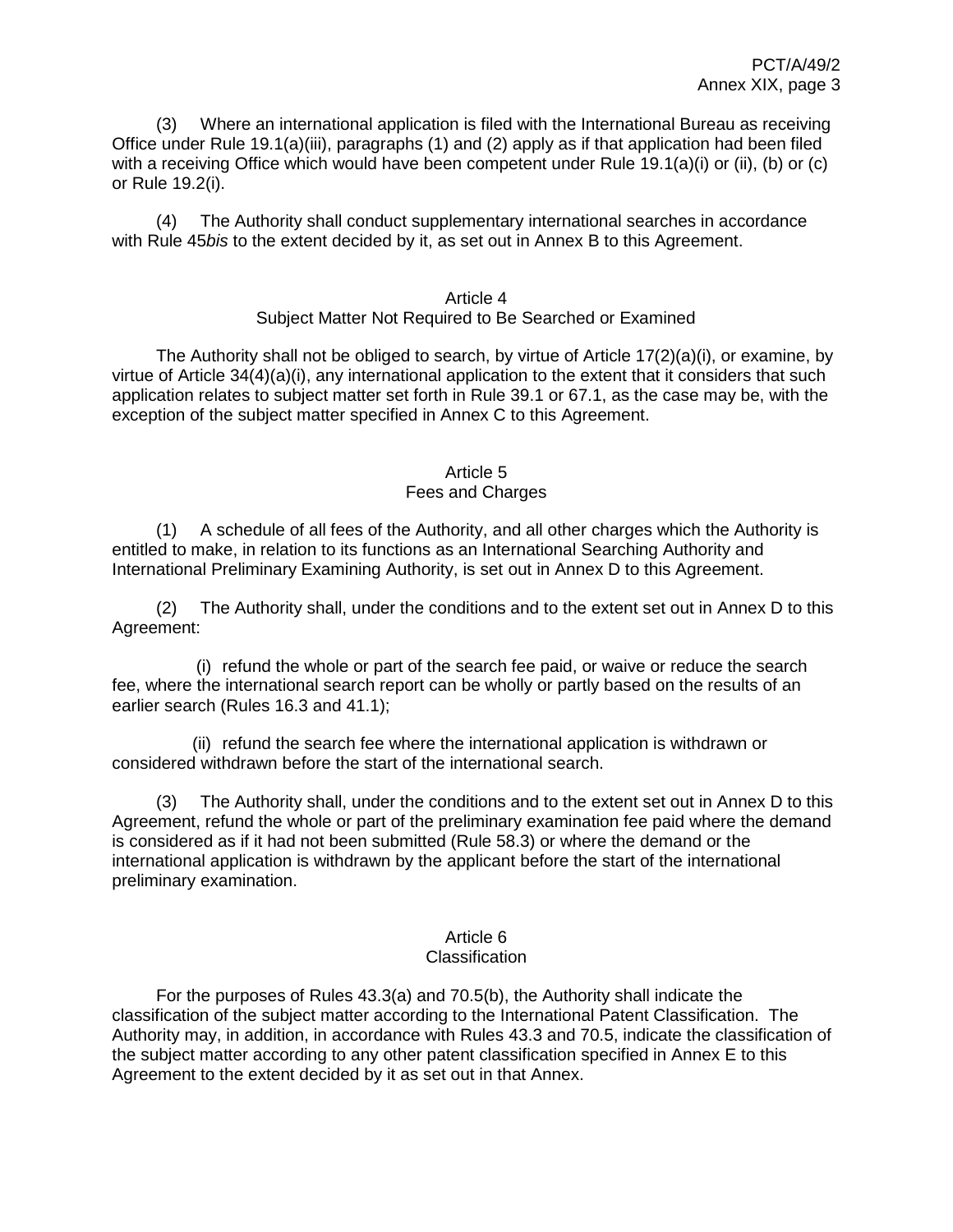(3) Where an international application is filed with the International Bureau as receiving Office under Rule 19.1(a)(iii), paragraphs (1) and (2) apply as if that application had been filed with a receiving Office which would have been competent under Rule 19.1(a)(i) or (ii), (b) or (c) or Rule 19.2(i).

(4) The Authority shall conduct supplementary international searches in accordance with Rule 45*bis* to the extent decided by it, as set out in Annex B to this Agreement.

### Article 4
### Subject Matter Not Required to Be Searched or Examined

The Authority shall not be obliged to search, by virtue of Article 17(2)(a)(i), or examine, by virtue of Article 34(4)(a)(i), any international application to the extent that it considers that such application relates to subject matter set forth in Rule 39.1 or 67.1, as the case may be, with the exception of the subject matter specified in Annex C to this Agreement.

### Article 5
### Fees and Charges

(1) A schedule of all fees of the Authority, and all other charges which the Authority is entitled to make, in relation to its functions as an International Searching Authority and International Preliminary Examining Authority, is set out in Annex D to this Agreement.

(2) The Authority shall, under the conditions and to the extent set out in Annex D to this Agreement:

(i) refund the whole or part of the search fee paid, or waive or reduce the search fee, where the international search report can be wholly or partly based on the results of an earlier search (Rules 16.3 and 41.1);

(ii) refund the search fee where the international application is withdrawn or considered withdrawn before the start of the international search.

(3) The Authority shall, under the conditions and to the extent set out in Annex D to this Agreement, refund the whole or part of the preliminary examination fee paid where the demand is considered as if it had not been submitted (Rule 58.3) or where the demand or the international application is withdrawn by the applicant before the start of the international preliminary examination.

### Article 6
### Classification

For the purposes of Rules 43.3(a) and 70.5(b), the Authority shall indicate the classification of the subject matter according to the International Patent Classification. The Authority may, in addition, in accordance with Rules 43.3 and 70.5, indicate the classification of the subject matter according to any other patent classification specified in Annex E to this Agreement to the extent decided by it as set out in that Annex.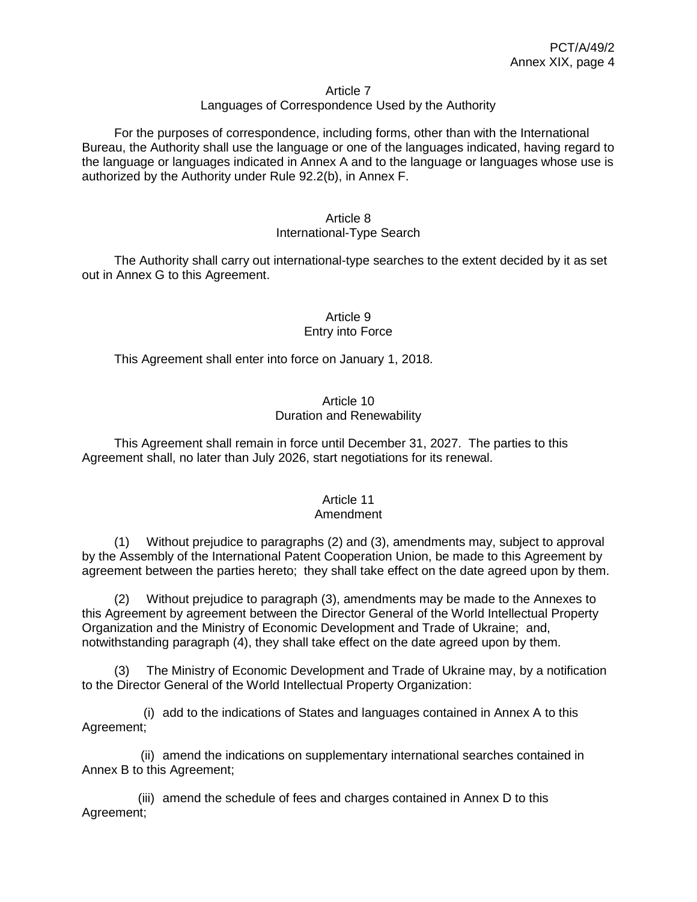### Article 7
### Languages of Correspondence Used by the Authority

For the purposes of correspondence, including forms, other than with the International Bureau, the Authority shall use the language or one of the languages indicated, having regard to the language or languages indicated in Annex A and to the language or languages whose use is authorized by the Authority under Rule 92.2(b), in Annex F.

### Article 8
### International-Type Search

The Authority shall carry out international-type searches to the extent decided by it as set out in Annex G to this Agreement.

### Article 9
### Entry into Force

This Agreement shall enter into force on January 1, 2018.

### Article 10
### Duration and Renewability

This Agreement shall remain in force until December 31, 2027. The parties to this Agreement shall, no later than July 2026, start negotiations for its renewal.

### Article 11
### Amendment

(1) Without prejudice to paragraphs (2) and (3), amendments may, subject to approval by the Assembly of the International Patent Cooperation Union, be made to this Agreement by agreement between the parties hereto; they shall take effect on the date agreed upon by them.

(2) Without prejudice to paragraph (3), amendments may be made to the Annexes to this Agreement by agreement between the Director General of the World Intellectual Property Organization and the Ministry of Economic Development and Trade of Ukraine; and, notwithstanding paragraph (4), they shall take effect on the date agreed upon by them.

(3) The Ministry of Economic Development and Trade of Ukraine may, by a notification to the Director General of the World Intellectual Property Organization:

(i) add to the indications of States and languages contained in Annex A to this Agreement;

(ii) amend the indications on supplementary international searches contained in Annex B to this Agreement;

(iii) amend the schedule of fees and charges contained in Annex D to this Agreement;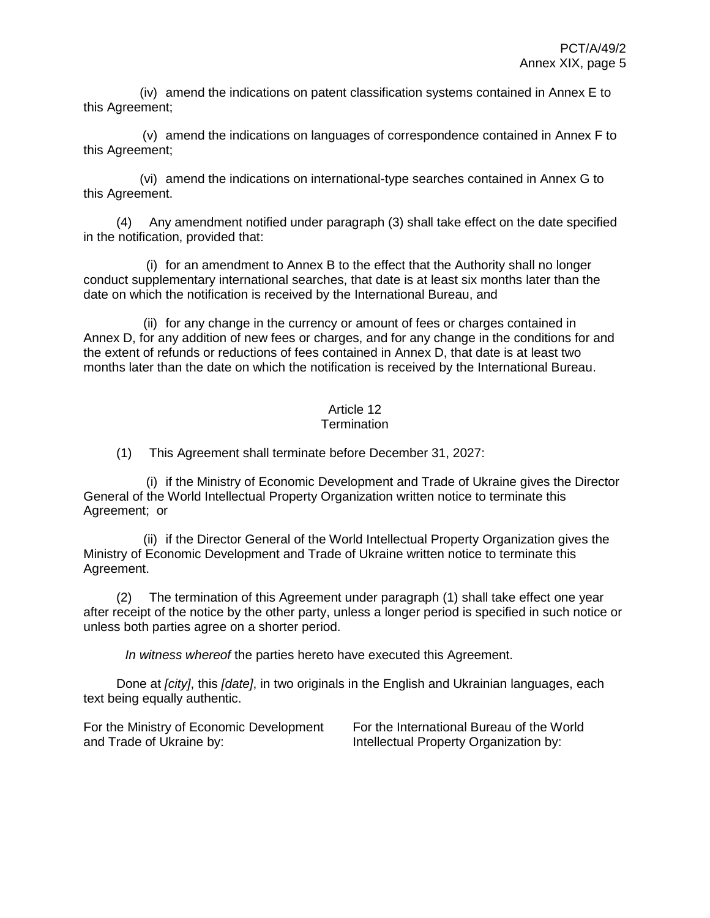(iv) amend the indications on patent classification systems contained in Annex E to this Agreement;

(v) amend the indications on languages of correspondence contained in Annex F to this Agreement;

(vi) amend the indications on international-type searches contained in Annex G to this Agreement.

(4) Any amendment notified under paragraph (3) shall take effect on the date specified in the notification, provided that:

(i) for an amendment to Annex B to the effect that the Authority shall no longer conduct supplementary international searches, that date is at least six months later than the date on which the notification is received by the International Bureau, and

(ii) for any change in the currency or amount of fees or charges contained in Annex D, for any addition of new fees or charges, and for any change in the conditions for and the extent of refunds or reductions of fees contained in Annex D, that date is at least two months later than the date on which the notification is received by the International Bureau.

Article 12
Termination

(1) This Agreement shall terminate before December 31, 2027:

(i) if the Ministry of Economic Development and Trade of Ukraine gives the Director General of the World Intellectual Property Organization written notice to terminate this Agreement; or

(ii) if the Director General of the World Intellectual Property Organization gives the Ministry of Economic Development and Trade of Ukraine written notice to terminate this Agreement.

(2) The termination of this Agreement under paragraph (1) shall take effect one year after receipt of the notice by the other party, unless a longer period is specified in such notice or unless both parties agree on a shorter period.

*In witness whereof* the parties hereto have executed this Agreement.

Done at *[city]*, this *[date]*, in two originals in the English and Ukrainian languages, each text being equally authentic.

For the Ministry of Economic Development and Trade of Ukraine by:

For the International Bureau of the World Intellectual Property Organization by: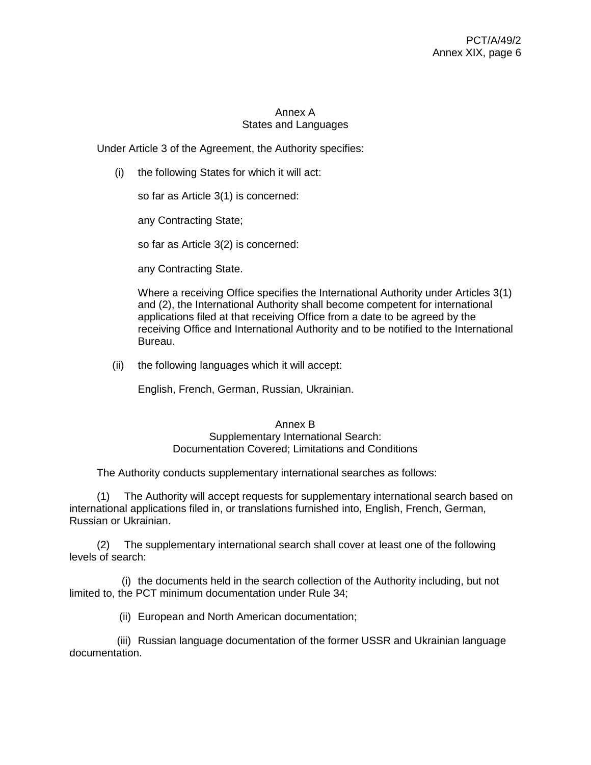## Annex A
## States and Languages

Under Article 3 of the Agreement, the Authority specifies:

(i) the following States for which it will act:

so far as Article 3(1) is concerned:

any Contracting State;

so far as Article 3(2) is concerned:

any Contracting State.

Where a receiving Office specifies the International Authority under Articles 3(1) and (2), the International Authority shall become competent for international applications filed at that receiving Office from a date to be agreed by the receiving Office and International Authority and to be notified to the International Bureau.

(ii) the following languages which it will accept:

English, French, German, Russian, Ukrainian.

## Annex B
## Supplementary International Search: Documentation Covered; Limitations and Conditions

The Authority conducts supplementary international searches as follows:

(1) The Authority will accept requests for supplementary international search based on international applications filed in, or translations furnished into, English, French, German, Russian or Ukrainian.

(2) The supplementary international search shall cover at least one of the following levels of search:

(i) the documents held in the search collection of the Authority including, but not limited to, the PCT minimum documentation under Rule 34;

(ii) European and North American documentation;

(iii) Russian language documentation of the former USSR and Ukrainian language documentation.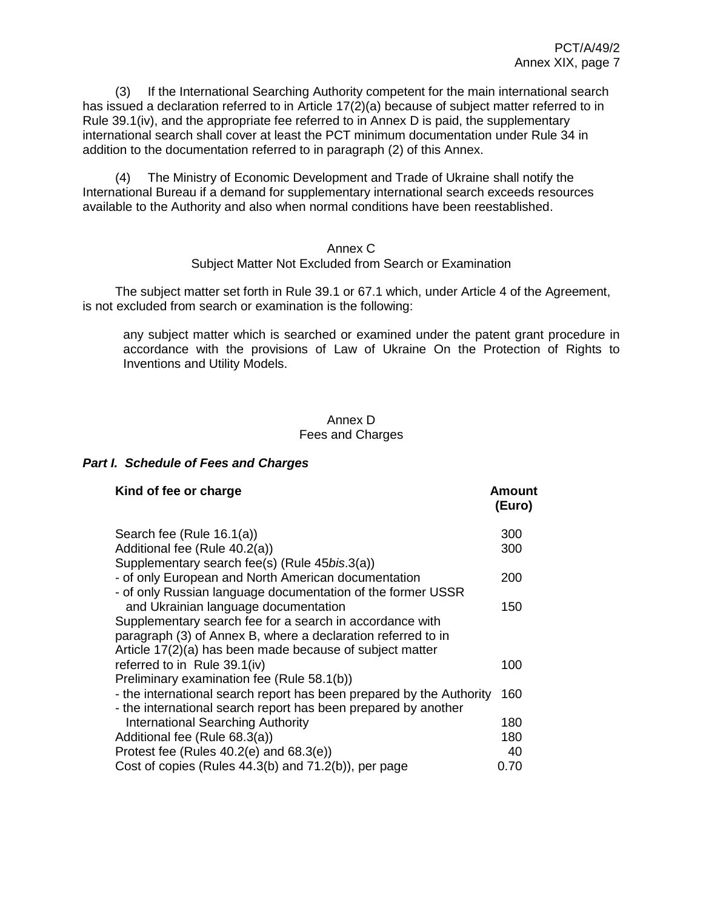(3) If the International Searching Authority competent for the main international search has issued a declaration referred to in Article 17(2)(a) because of subject matter referred to in Rule 39.1(iv), and the appropriate fee referred to in Annex D is paid, the supplementary international search shall cover at least the PCT minimum documentation under Rule 34 in addition to the documentation referred to in paragraph (2) of this Annex.

(4) The Ministry of Economic Development and Trade of Ukraine shall notify the International Bureau if a demand for supplementary international search exceeds resources available to the Authority and also when normal conditions have been reestablished.

## Annex C
### Subject Matter Not Excluded from Search or Examination

The subject matter set forth in Rule 39.1 or 67.1 which, under Article 4 of the Agreement, is not excluded from search or examination is the following:

> any subject matter which is searched or examined under the patent grant procedure in accordance with the provisions of Law of Ukraine On the Protection of Rights to Inventions and Utility Models.

## Annex D
### Fees and Charges

***Part I. Schedule of Fees and Charges***

| **Kind of fee or charge** | **Amount (Euro)** |
|---|---|
| Search fee (Rule 16.1(a)) | 300 |
| Additional fee (Rule 40.2(a)) | 300 |
| Supplementary search fee(s) (Rule 45*bis*.3(a)) | |
| - of only European and North American documentation | 200 |
| - of only Russian language documentation of the former USSR and Ukrainian language documentation | 150 |
| Supplementary search fee for a search in accordance with paragraph (3) of Annex B, where a declaration referred to in Article 17(2)(a) has been made because of subject matter referred to in Rule 39.1(iv) | 100 |
| Preliminary examination fee (Rule 58.1(b)) | |
| - the international search report has been prepared by the Authority | 160 |
| - the international search report has been prepared by another International Searching Authority | 180 |
| Additional fee (Rule 68.3(a)) | 180 |
| Protest fee (Rules 40.2(e) and 68.3(e)) | 40 |
| Cost of copies (Rules 44.3(b) and 71.2(b)), per page | 0.70 |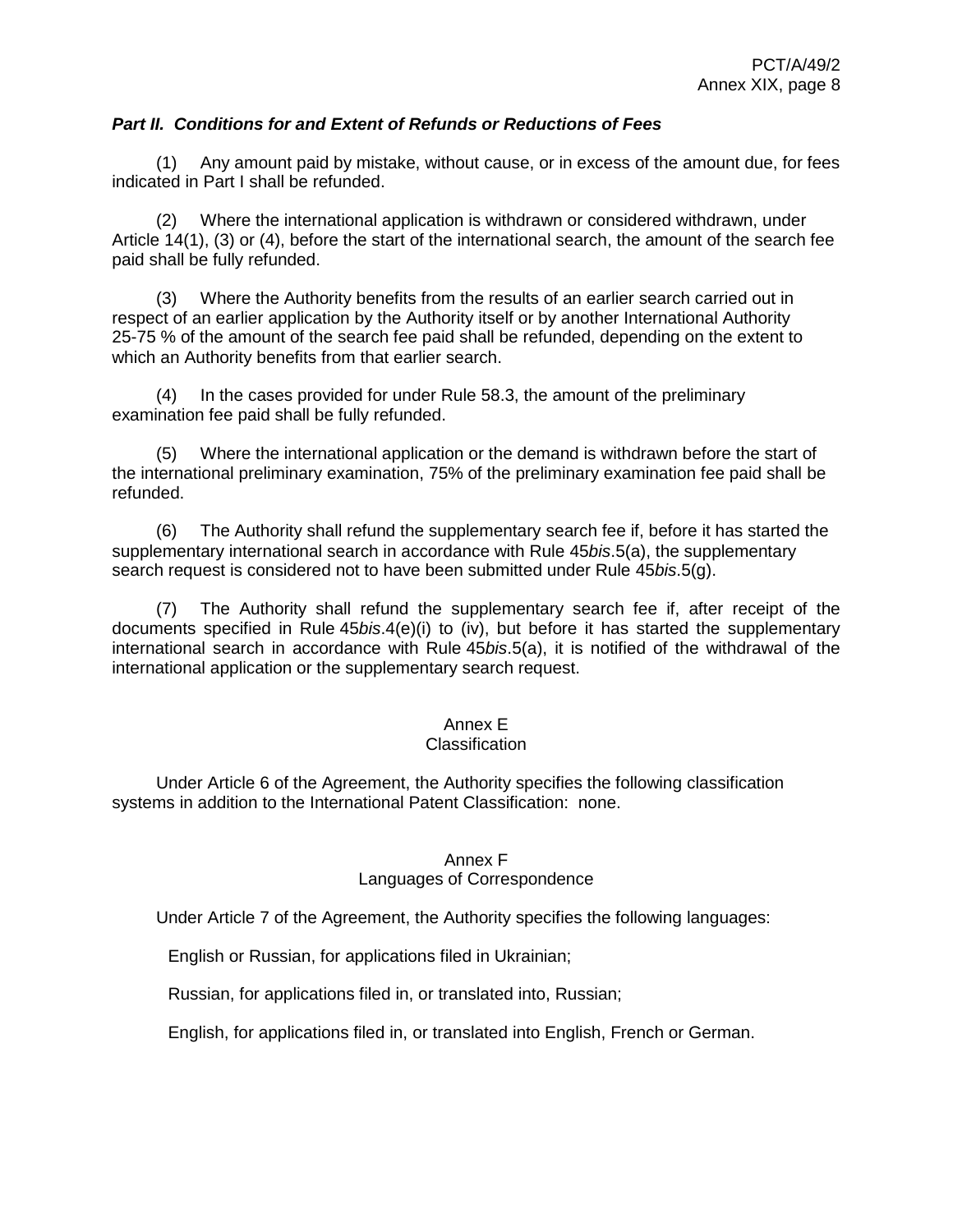***Part II. Conditions for and Extent of Refunds or Reductions of Fees***

(1) Any amount paid by mistake, without cause, or in excess of the amount due, for fees indicated in Part I shall be refunded.

(2) Where the international application is withdrawn or considered withdrawn, under Article 14(1), (3) or (4), before the start of the international search, the amount of the search fee paid shall be fully refunded.

(3) Where the Authority benefits from the results of an earlier search carried out in respect of an earlier application by the Authority itself or by another International Authority 25-75 % of the amount of the search fee paid shall be refunded, depending on the extent to which an Authority benefits from that earlier search.

(4) In the cases provided for under Rule 58.3, the amount of the preliminary examination fee paid shall be fully refunded.

(5) Where the international application or the demand is withdrawn before the start of the international preliminary examination, 75% of the preliminary examination fee paid shall be refunded.

(6) The Authority shall refund the supplementary search fee if, before it has started the supplementary international search in accordance with Rule 45*bis*.5(a), the supplementary search request is considered not to have been submitted under Rule 45*bis*.5(g).

(7) The Authority shall refund the supplementary search fee if, after receipt of the documents specified in Rule 45*bis*.4(e)(i) to (iv), but before it has started the supplementary international search in accordance with Rule 45*bis*.5(a), it is notified of the withdrawal of the international application or the supplementary search request.

Annex E
Classification

Under Article 6 of the Agreement, the Authority specifies the following classification systems in addition to the International Patent Classification: none.

Annex F
Languages of Correspondence

Under Article 7 of the Agreement, the Authority specifies the following languages:

English or Russian, for applications filed in Ukrainian;

Russian, for applications filed in, or translated into, Russian;

English, for applications filed in, or translated into English, French or German.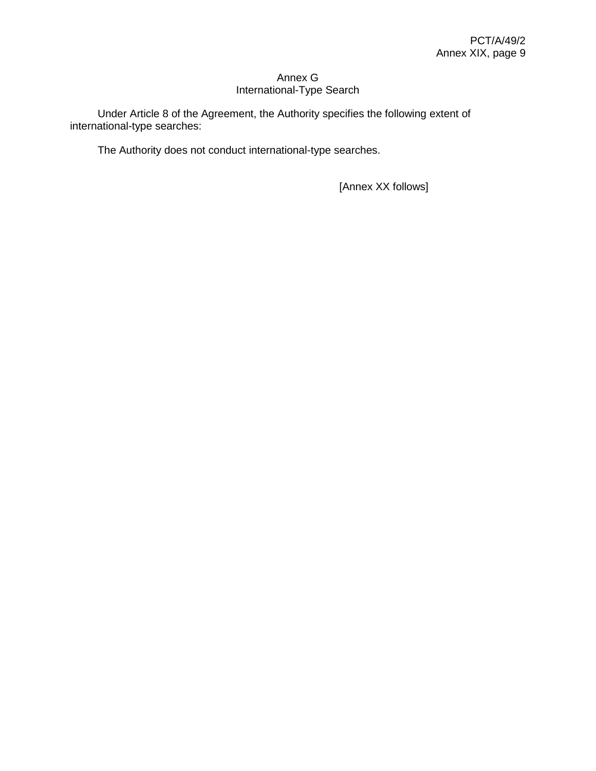# Annex G
## International-Type Search

Under Article 8 of the Agreement, the Authority specifies the following extent of international-type searches:

The Authority does not conduct international-type searches.

[Annex XX follows]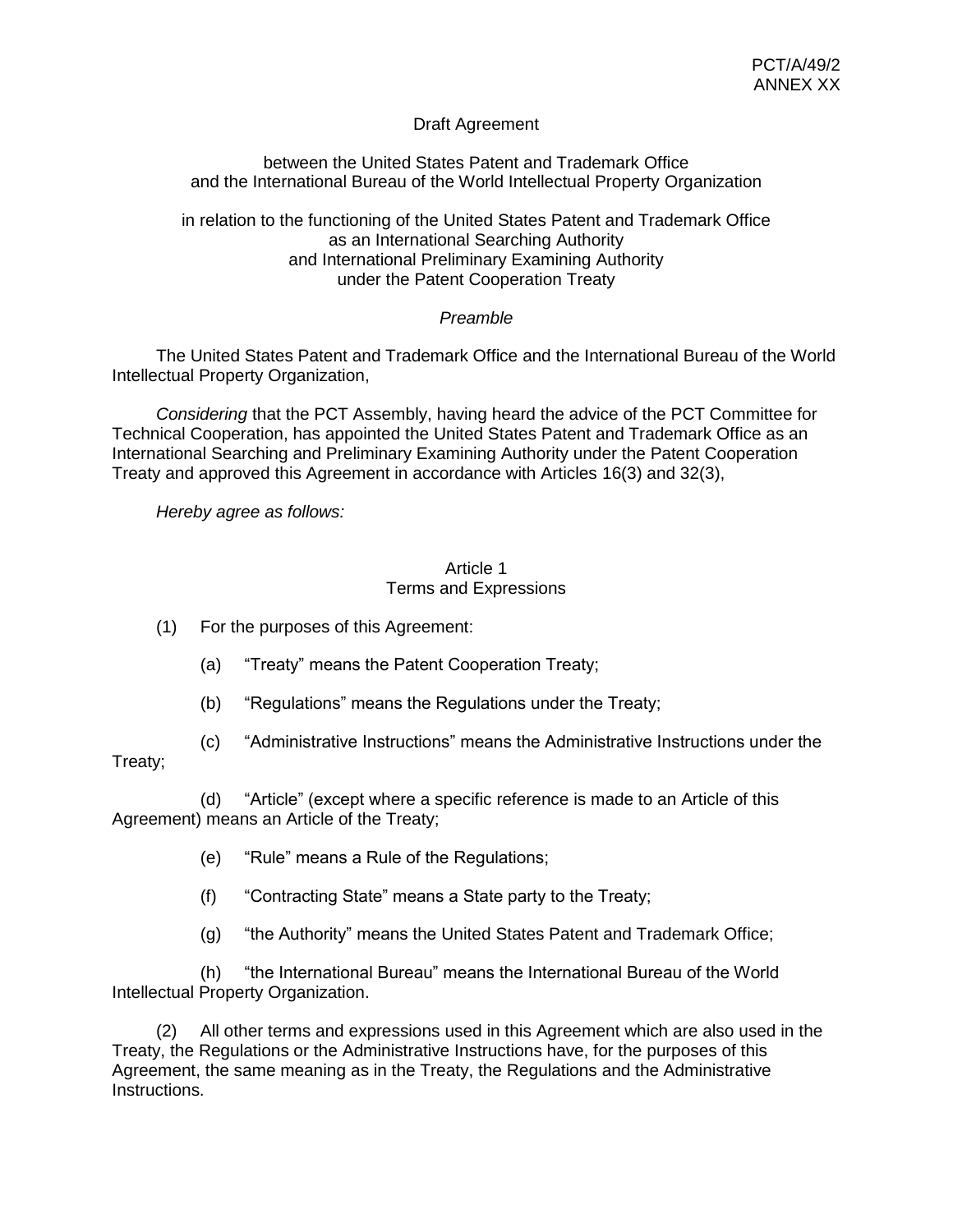Draft Agreement

between the United States Patent and Trademark Office and the International Bureau of the World Intellectual Property Organization

in relation to the functioning of the United States Patent and Trademark Office as an International Searching Authority and International Preliminary Examining Authority under the Patent Cooperation Treaty

*Preamble*

The United States Patent and Trademark Office and the International Bureau of the World Intellectual Property Organization,

*Considering* that the PCT Assembly, having heard the advice of the PCT Committee for Technical Cooperation, has appointed the United States Patent and Trademark Office as an International Searching and Preliminary Examining Authority under the Patent Cooperation Treaty and approved this Agreement in accordance with Articles 16(3) and 32(3),

*Hereby agree as follows:*

### Article 1
### Terms and Expressions

(1) For the purposes of this Agreement:

(a) "Treaty" means the Patent Cooperation Treaty;

(b) "Regulations" means the Regulations under the Treaty;

(c) "Administrative Instructions" means the Administrative Instructions under the Treaty;

(d) "Article" (except where a specific reference is made to an Article of this Agreement) means an Article of the Treaty;

(e) "Rule" means a Rule of the Regulations;

(f) "Contracting State" means a State party to the Treaty;

(g) "the Authority" means the United States Patent and Trademark Office;

(h) "the International Bureau" means the International Bureau of the World Intellectual Property Organization.

(2) All other terms and expressions used in this Agreement which are also used in the Treaty, the Regulations or the Administrative Instructions have, for the purposes of this Agreement, the same meaning as in the Treaty, the Regulations and the Administrative Instructions.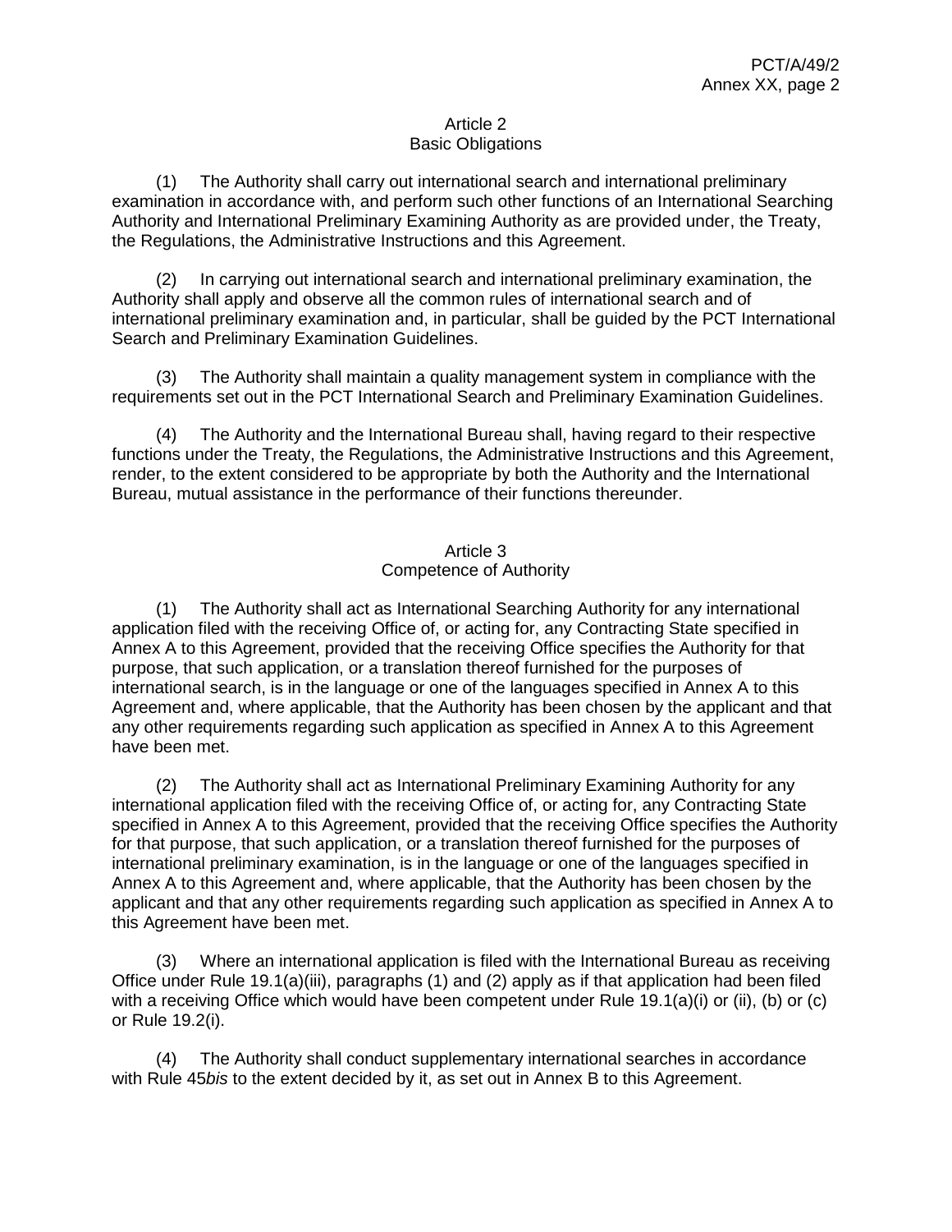## Article 2
## Basic Obligations

(1) The Authority shall carry out international search and international preliminary examination in accordance with, and perform such other functions of an International Searching Authority and International Preliminary Examining Authority as are provided under, the Treaty, the Regulations, the Administrative Instructions and this Agreement.

(2) In carrying out international search and international preliminary examination, the Authority shall apply and observe all the common rules of international search and of international preliminary examination and, in particular, shall be guided by the PCT International Search and Preliminary Examination Guidelines.

(3) The Authority shall maintain a quality management system in compliance with the requirements set out in the PCT International Search and Preliminary Examination Guidelines.

(4) The Authority and the International Bureau shall, having regard to their respective functions under the Treaty, the Regulations, the Administrative Instructions and this Agreement, render, to the extent considered to be appropriate by both the Authority and the International Bureau, mutual assistance in the performance of their functions thereunder.

## Article 3
## Competence of Authority

(1) The Authority shall act as International Searching Authority for any international application filed with the receiving Office of, or acting for, any Contracting State specified in Annex A to this Agreement, provided that the receiving Office specifies the Authority for that purpose, that such application, or a translation thereof furnished for the purposes of international search, is in the language or one of the languages specified in Annex A to this Agreement and, where applicable, that the Authority has been chosen by the applicant and that any other requirements regarding such application as specified in Annex A to this Agreement have been met.

(2) The Authority shall act as International Preliminary Examining Authority for any international application filed with the receiving Office of, or acting for, any Contracting State specified in Annex A to this Agreement, provided that the receiving Office specifies the Authority for that purpose, that such application, or a translation thereof furnished for the purposes of international preliminary examination, is in the language or one of the languages specified in Annex A to this Agreement and, where applicable, that the Authority has been chosen by the applicant and that any other requirements regarding such application as specified in Annex A to this Agreement have been met.

(3) Where an international application is filed with the International Bureau as receiving Office under Rule 19.1(a)(iii), paragraphs (1) and (2) apply as if that application had been filed with a receiving Office which would have been competent under Rule 19.1(a)(i) or (ii), (b) or (c) or Rule 19.2(i).

(4) The Authority shall conduct supplementary international searches in accordance with Rule 45*bis* to the extent decided by it, as set out in Annex B to this Agreement.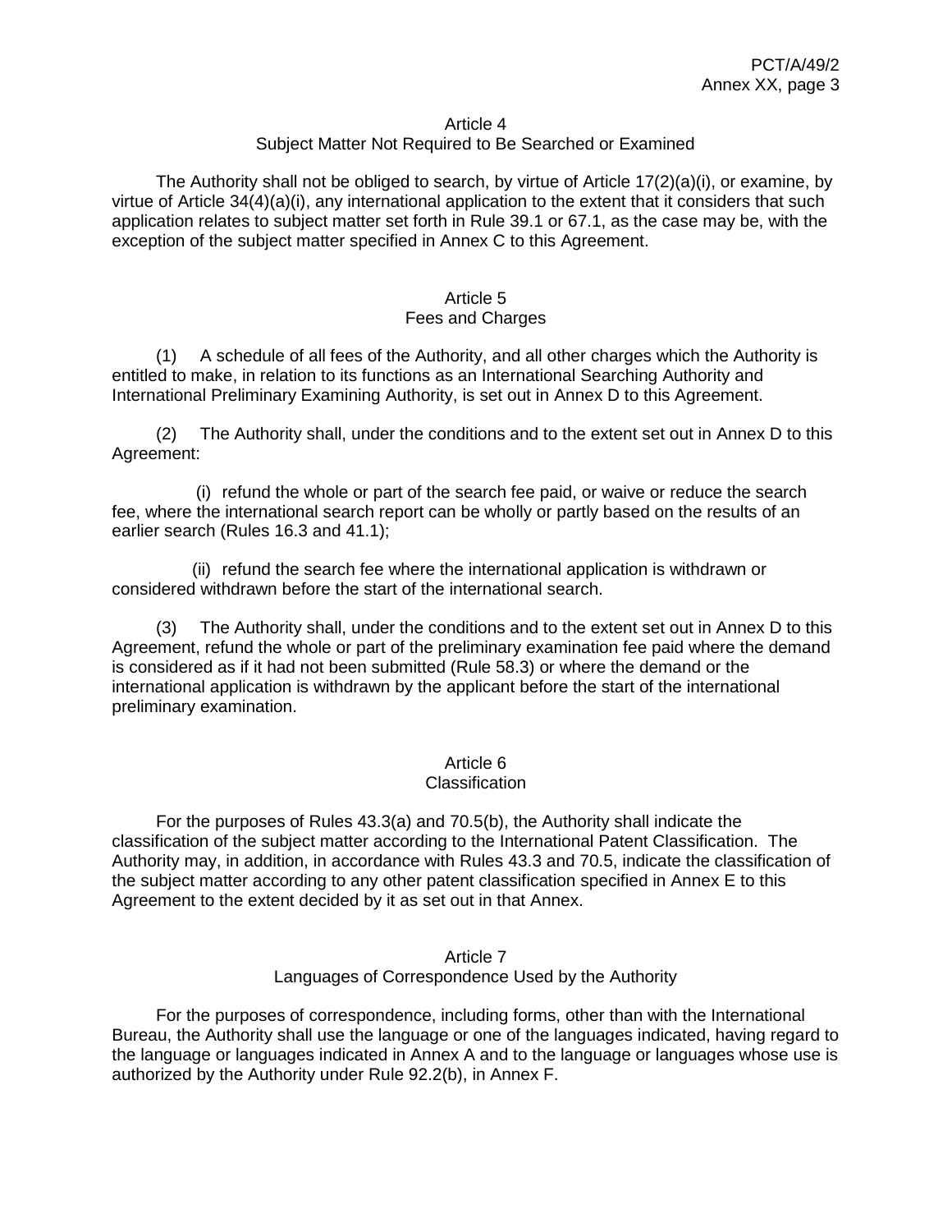## Article 4
### Subject Matter Not Required to Be Searched or Examined

The Authority shall not be obliged to search, by virtue of Article 17(2)(a)(i), or examine, by virtue of Article 34(4)(a)(i), any international application to the extent that it considers that such application relates to subject matter set forth in Rule 39.1 or 67.1, as the case may be, with the exception of the subject matter specified in Annex C to this Agreement.

## Article 5
### Fees and Charges

(1) A schedule of all fees of the Authority, and all other charges which the Authority is entitled to make, in relation to its functions as an International Searching Authority and International Preliminary Examining Authority, is set out in Annex D to this Agreement.

(2) The Authority shall, under the conditions and to the extent set out in Annex D to this Agreement:

(i) refund the whole or part of the search fee paid, or waive or reduce the search fee, where the international search report can be wholly or partly based on the results of an earlier search (Rules 16.3 and 41.1);

(ii) refund the search fee where the international application is withdrawn or considered withdrawn before the start of the international search.

(3) The Authority shall, under the conditions and to the extent set out in Annex D to this Agreement, refund the whole or part of the preliminary examination fee paid where the demand is considered as if it had not been submitted (Rule 58.3) or where the demand or the international application is withdrawn by the applicant before the start of the international preliminary examination.

## Article 6
### Classification

For the purposes of Rules 43.3(a) and 70.5(b), the Authority shall indicate the classification of the subject matter according to the International Patent Classification. The Authority may, in addition, in accordance with Rules 43.3 and 70.5, indicate the classification of the subject matter according to any other patent classification specified in Annex E to this Agreement to the extent decided by it as set out in that Annex.

## Article 7
### Languages of Correspondence Used by the Authority

For the purposes of correspondence, including forms, other than with the International Bureau, the Authority shall use the language or one of the languages indicated, having regard to the language or languages indicated in Annex A and to the language or languages whose use is authorized by the Authority under Rule 92.2(b), in Annex F.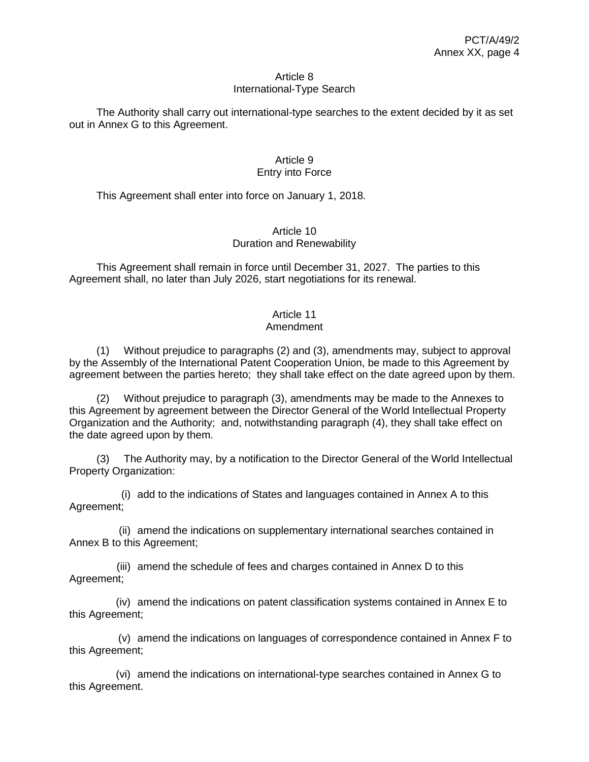### Article 8
### International-Type Search

The Authority shall carry out international-type searches to the extent decided by it as set out in Annex G to this Agreement.

### Article 9
### Entry into Force

This Agreement shall enter into force on January 1, 2018.

### Article 10
### Duration and Renewability

This Agreement shall remain in force until December 31, 2027. The parties to this Agreement shall, no later than July 2026, start negotiations for its renewal.

### Article 11
### Amendment

(1) Without prejudice to paragraphs (2) and (3), amendments may, subject to approval by the Assembly of the International Patent Cooperation Union, be made to this Agreement by agreement between the parties hereto; they shall take effect on the date agreed upon by them.

(2) Without prejudice to paragraph (3), amendments may be made to the Annexes to this Agreement by agreement between the Director General of the World Intellectual Property Organization and the Authority; and, notwithstanding paragraph (4), they shall take effect on the date agreed upon by them.

(3) The Authority may, by a notification to the Director General of the World Intellectual Property Organization:

(i) add to the indications of States and languages contained in Annex A to this Agreement;

(ii) amend the indications on supplementary international searches contained in Annex B to this Agreement;

(iii) amend the schedule of fees and charges contained in Annex D to this Agreement;

(iv) amend the indications on patent classification systems contained in Annex E to this Agreement;

(v) amend the indications on languages of correspondence contained in Annex F to this Agreement;

(vi) amend the indications on international-type searches contained in Annex G to this Agreement.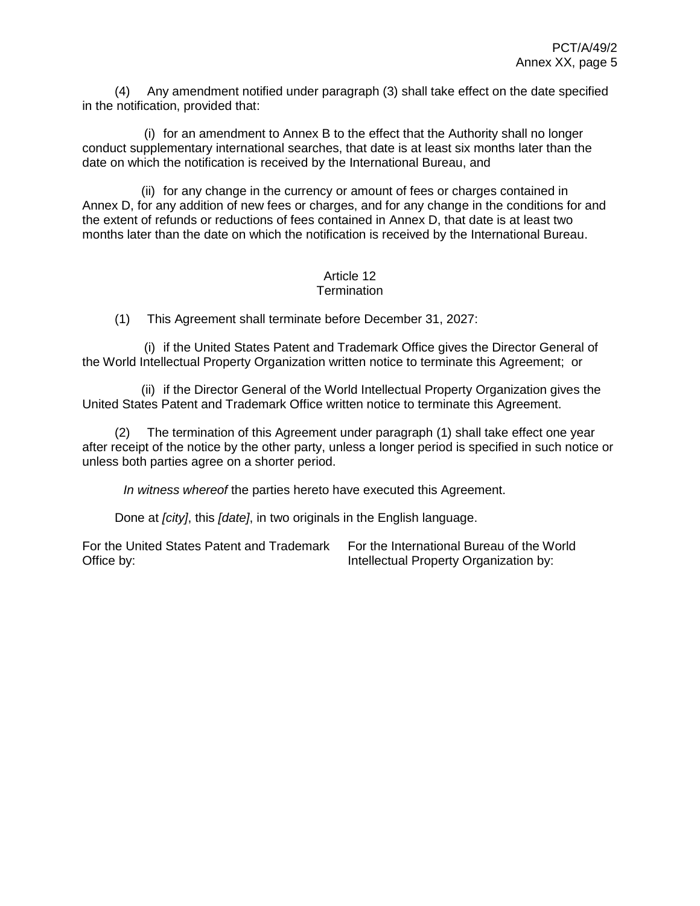(4) Any amendment notified under paragraph (3) shall take effect on the date specified in the notification, provided that:

(i) for an amendment to Annex B to the effect that the Authority shall no longer conduct supplementary international searches, that date is at least six months later than the date on which the notification is received by the International Bureau, and

(ii) for any change in the currency or amount of fees or charges contained in Annex D, for any addition of new fees or charges, and for any change in the conditions for and the extent of refunds or reductions of fees contained in Annex D, that date is at least two months later than the date on which the notification is received by the International Bureau.

## Article 12
## Termination

(1) This Agreement shall terminate before December 31, 2027:

(i) if the United States Patent and Trademark Office gives the Director General of the World Intellectual Property Organization written notice to terminate this Agreement; or

(ii) if the Director General of the World Intellectual Property Organization gives the United States Patent and Trademark Office written notice to terminate this Agreement.

(2) The termination of this Agreement under paragraph (1) shall take effect one year after receipt of the notice by the other party, unless a longer period is specified in such notice or unless both parties agree on a shorter period.

*In witness whereof* the parties hereto have executed this Agreement.

Done at *[city]*, this *[date]*, in two originals in the English language.

For the United States Patent and Trademark Office by:

For the International Bureau of the World Intellectual Property Organization by: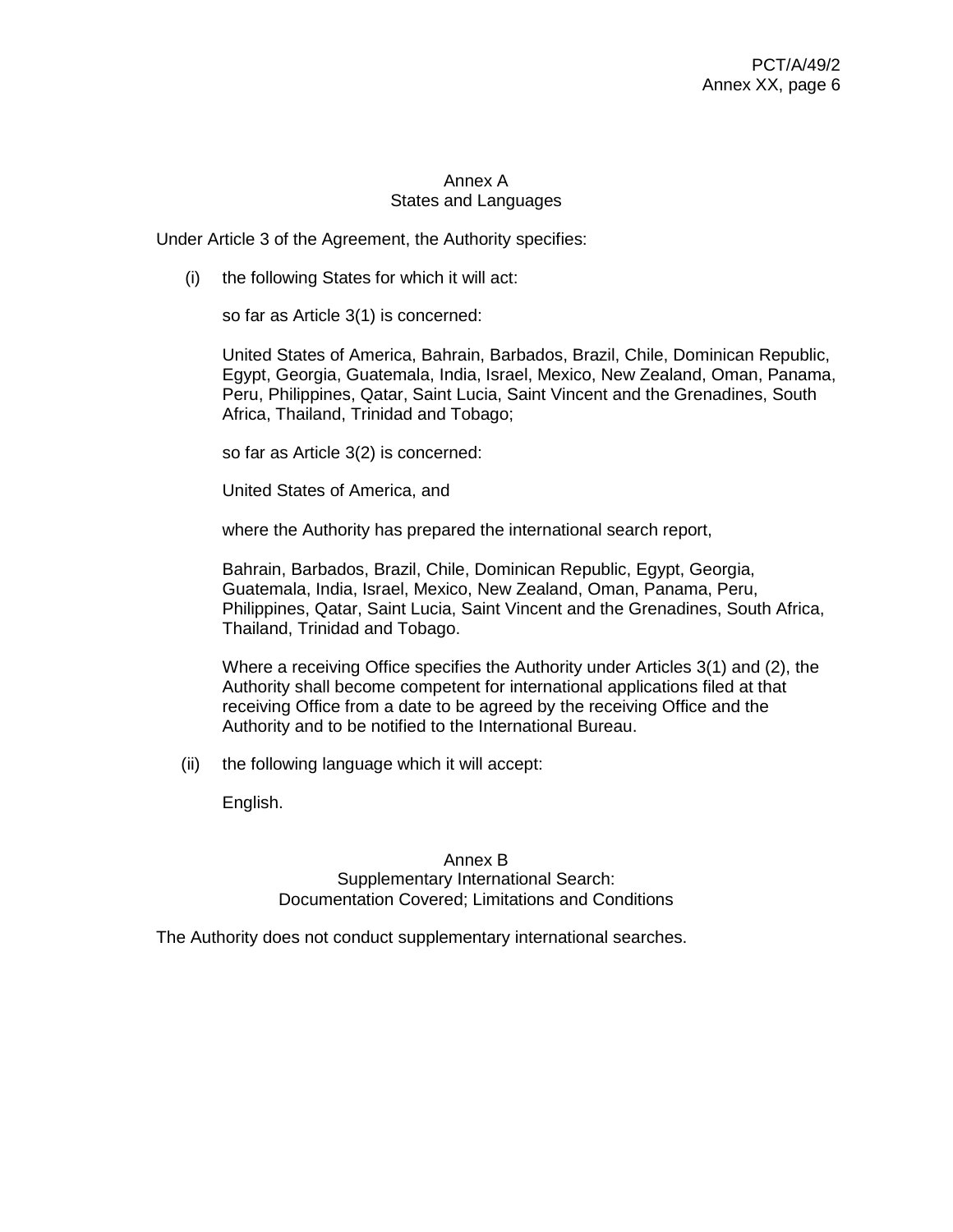## Annex A
## States and Languages

Under Article 3 of the Agreement, the Authority specifies:

(i) the following States for which it will act:

so far as Article 3(1) is concerned:

United States of America, Bahrain, Barbados, Brazil, Chile, Dominican Republic, Egypt, Georgia, Guatemala, India, Israel, Mexico, New Zealand, Oman, Panama, Peru, Philippines, Qatar, Saint Lucia, Saint Vincent and the Grenadines, South Africa, Thailand, Trinidad and Tobago;

so far as Article 3(2) is concerned:

United States of America, and

where the Authority has prepared the international search report,

Bahrain, Barbados, Brazil, Chile, Dominican Republic, Egypt, Georgia, Guatemala, India, Israel, Mexico, New Zealand, Oman, Panama, Peru, Philippines, Qatar, Saint Lucia, Saint Vincent and the Grenadines, South Africa, Thailand, Trinidad and Tobago.

Where a receiving Office specifies the Authority under Articles 3(1) and (2), the Authority shall become competent for international applications filed at that receiving Office from a date to be agreed by the receiving Office and the Authority and to be notified to the International Bureau.

(ii) the following language which it will accept:

English.

## Annex B
## Supplementary International Search: Documentation Covered; Limitations and Conditions

The Authority does not conduct supplementary international searches.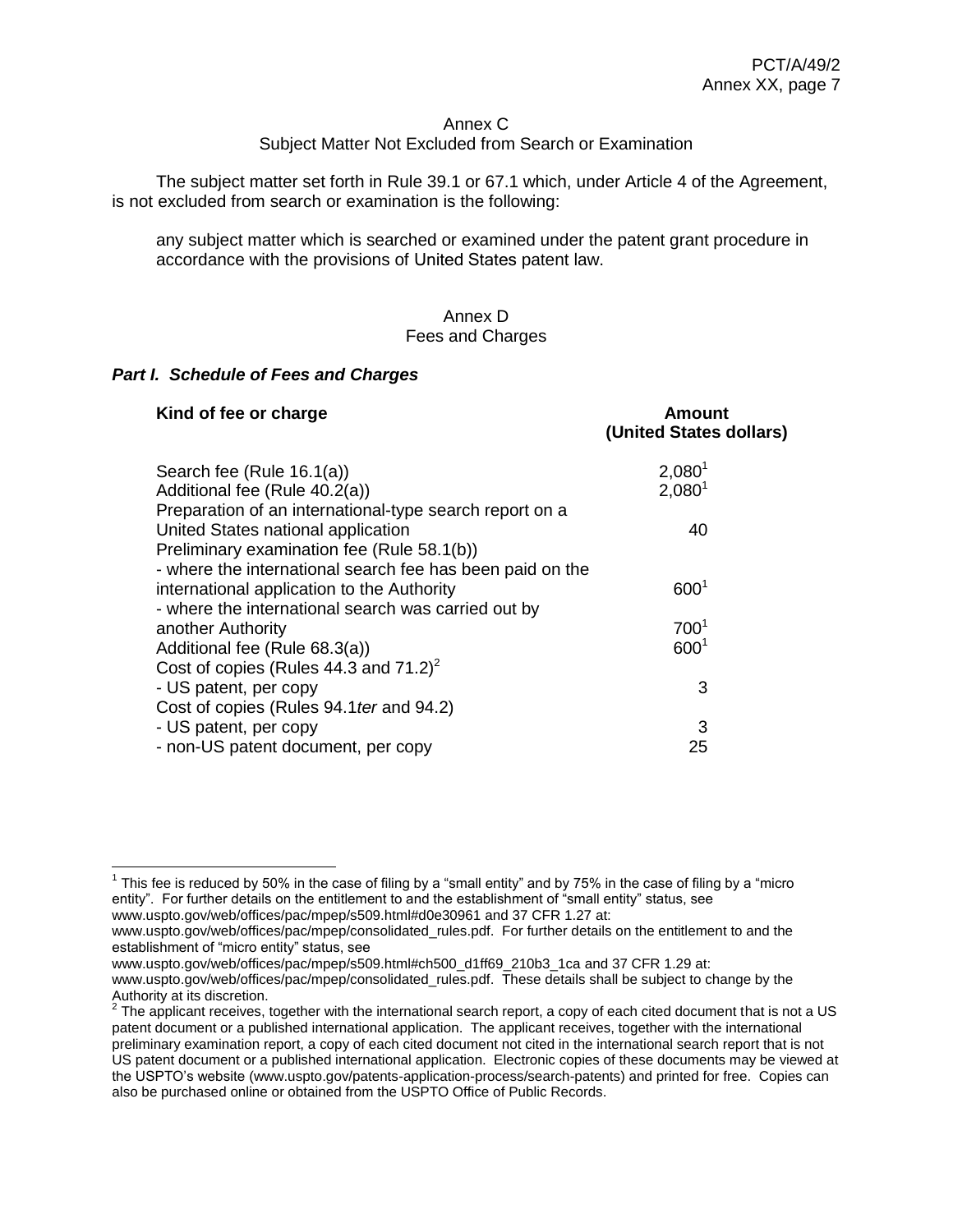## Annex C
### Subject Matter Not Excluded from Search or Examination

The subject matter set forth in Rule 39.1 or 67.1 which, under Article 4 of the Agreement, is not excluded from search or examination is the following:

any subject matter which is searched or examined under the patent grant procedure in accordance with the provisions of United States patent law.

## Annex D
### Fees and Charges

***Part I. Schedule of Fees and Charges***

| **Kind of fee or charge** | **Amount (United States dollars)** |
|---|---|
| Search fee (Rule 16.1(a)) | 2,080[1] |
| Additional fee (Rule 40.2(a)) | 2,080[1] |
| Preparation of an international-type search report on a United States national application | 40 |
| Preliminary examination fee (Rule 58.1(b)) | |
| - where the international search fee has been paid on the international application to the Authority | 600[1] |
| - where the international search was carried out by another Authority | 700[1] |
| Additional fee (Rule 68.3(a)) | 600[1] |
| Cost of copies (Rules 44.3 and 71.2)[2] | |
| - US patent, per copy | 3 |
| Cost of copies (Rules 94.1*ter* and 94.2) | |
| - US patent, per copy | 3 |
| - non-US patent document, per copy | 25 |

[1] This fee is reduced by 50% in the case of filing by a "small entity" and by 75% in the case of filing by a "micro entity". For further details on the entitlement to and the establishment of "small entity" status, see www.uspto.gov/web/offices/pac/mpep/s509.html#d0e30961 and 37 CFR 1.27 at: www.uspto.gov/web/offices/pac/mpep/consolidated_rules.pdf. For further details on the entitlement to and the establishment of "micro entity" status, see www.uspto.gov/web/offices/pac/mpep/s509.html#ch500_d1ff69_210b3_1ca and 37 CFR 1.29 at: www.uspto.gov/web/offices/pac/mpep/consolidated_rules.pdf. These details shall be subject to change by the Authority at its discretion.

[2] The applicant receives, together with the international search report, a copy of each cited document that is not a US patent document or a published international application. The applicant receives, together with the international preliminary examination report, a copy of each cited document not cited in the international search report that is not US patent document or a published international application. Electronic copies of these documents may be viewed at the USPTO's website (www.uspto.gov/patents-application-process/search-patents) and printed for free. Copies can also be purchased online or obtained from the USPTO Office of Public Records.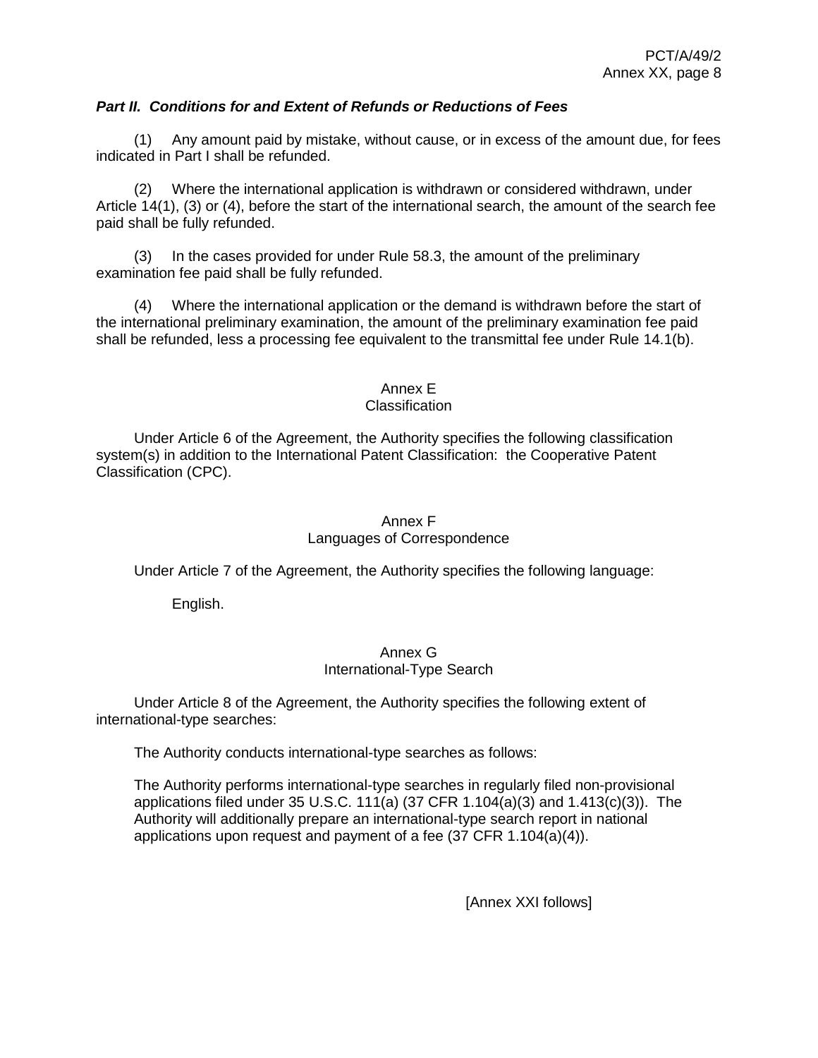### *Part II. Conditions for and Extent of Refunds or Reductions of Fees*

(1) Any amount paid by mistake, without cause, or in excess of the amount due, for fees indicated in Part I shall be refunded.

(2) Where the international application is withdrawn or considered withdrawn, under Article 14(1), (3) or (4), before the start of the international search, the amount of the search fee paid shall be fully refunded.

(3) In the cases provided for under Rule 58.3, the amount of the preliminary examination fee paid shall be fully refunded.

(4) Where the international application or the demand is withdrawn before the start of the international preliminary examination, the amount of the preliminary examination fee paid shall be refunded, less a processing fee equivalent to the transmittal fee under Rule 14.1(b).

## Annex E
## Classification

Under Article 6 of the Agreement, the Authority specifies the following classification system(s) in addition to the International Patent Classification: the Cooperative Patent Classification (CPC).

## Annex F
## Languages of Correspondence

Under Article 7 of the Agreement, the Authority specifies the following language:

English.

## Annex G
## International-Type Search

Under Article 8 of the Agreement, the Authority specifies the following extent of international-type searches:

The Authority conducts international-type searches as follows:

The Authority performs international-type searches in regularly filed non-provisional applications filed under 35 U.S.C. 111(a) (37 CFR 1.104(a)(3) and 1.413(c)(3)). The Authority will additionally prepare an international-type search report in national applications upon request and payment of a fee (37 CFR 1.104(a)(4)).

[Annex XXI follows]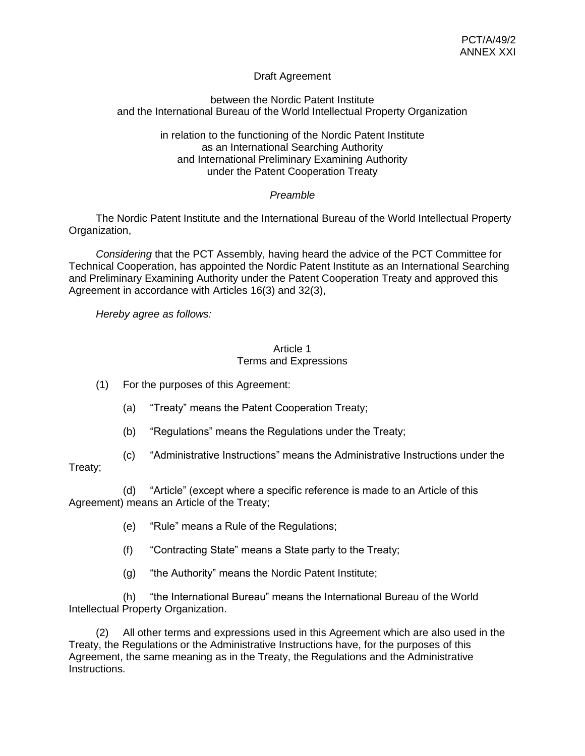Draft Agreement

between the Nordic Patent Institute
and the International Bureau of the World Intellectual Property Organization

in relation to the functioning of the Nordic Patent Institute
as an International Searching Authority
and International Preliminary Examining Authority
under the Patent Cooperation Treaty

*Preamble*

The Nordic Patent Institute and the International Bureau of the World Intellectual Property Organization,

*Considering* that the PCT Assembly, having heard the advice of the PCT Committee for Technical Cooperation, has appointed the Nordic Patent Institute as an International Searching and Preliminary Examining Authority under the Patent Cooperation Treaty and approved this Agreement in accordance with Articles 16(3) and 32(3),

*Hereby agree as follows:*

## Article 1
## Terms and Expressions

(1) For the purposes of this Agreement:

(a) "Treaty" means the Patent Cooperation Treaty;

(b) "Regulations" means the Regulations under the Treaty;

(c) "Administrative Instructions" means the Administrative Instructions under the Treaty;

(d) "Article" (except where a specific reference is made to an Article of this Agreement) means an Article of the Treaty;

(e) "Rule" means a Rule of the Regulations;

(f) "Contracting State" means a State party to the Treaty;

(g) "the Authority" means the Nordic Patent Institute;

(h) "the International Bureau" means the International Bureau of the World Intellectual Property Organization.

(2) All other terms and expressions used in this Agreement which are also used in the Treaty, the Regulations or the Administrative Instructions have, for the purposes of this Agreement, the same meaning as in the Treaty, the Regulations and the Administrative Instructions.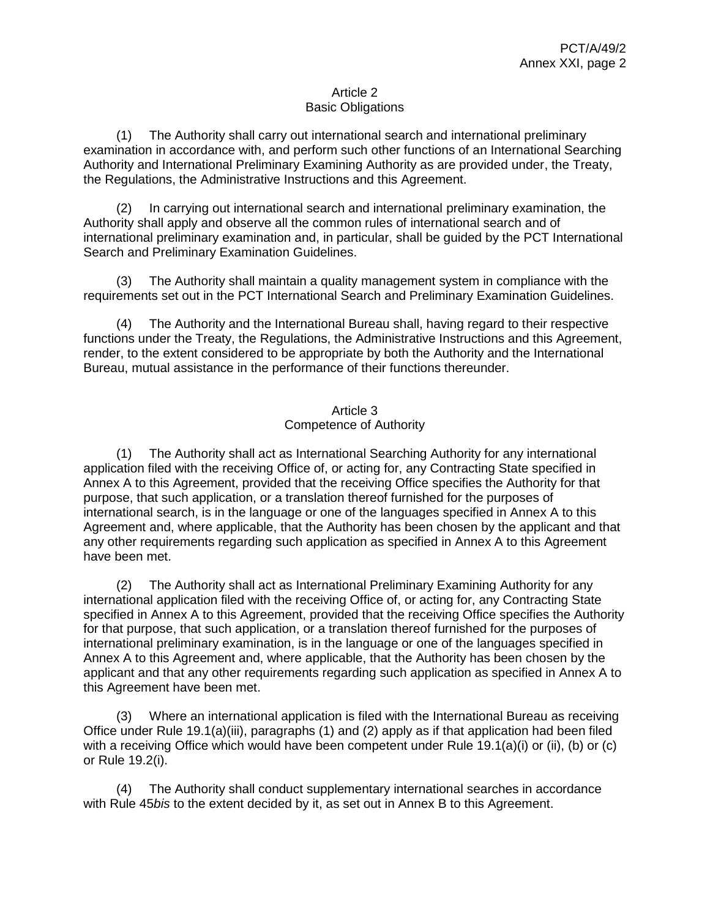### Article 2
### Basic Obligations

(1) The Authority shall carry out international search and international preliminary examination in accordance with, and perform such other functions of an International Searching Authority and International Preliminary Examining Authority as are provided under, the Treaty, the Regulations, the Administrative Instructions and this Agreement.

(2) In carrying out international search and international preliminary examination, the Authority shall apply and observe all the common rules of international search and of international preliminary examination and, in particular, shall be guided by the PCT International Search and Preliminary Examination Guidelines.

(3) The Authority shall maintain a quality management system in compliance with the requirements set out in the PCT International Search and Preliminary Examination Guidelines.

(4) The Authority and the International Bureau shall, having regard to their respective functions under the Treaty, the Regulations, the Administrative Instructions and this Agreement, render, to the extent considered to be appropriate by both the Authority and the International Bureau, mutual assistance in the performance of their functions thereunder.

### Article 3
### Competence of Authority

(1) The Authority shall act as International Searching Authority for any international application filed with the receiving Office of, or acting for, any Contracting State specified in Annex A to this Agreement, provided that the receiving Office specifies the Authority for that purpose, that such application, or a translation thereof furnished for the purposes of international search, is in the language or one of the languages specified in Annex A to this Agreement and, where applicable, that the Authority has been chosen by the applicant and that any other requirements regarding such application as specified in Annex A to this Agreement have been met.

(2) The Authority shall act as International Preliminary Examining Authority for any international application filed with the receiving Office of, or acting for, any Contracting State specified in Annex A to this Agreement, provided that the receiving Office specifies the Authority for that purpose, that such application, or a translation thereof furnished for the purposes of international preliminary examination, is in the language or one of the languages specified in Annex A to this Agreement and, where applicable, that the Authority has been chosen by the applicant and that any other requirements regarding such application as specified in Annex A to this Agreement have been met.

(3) Where an international application is filed with the International Bureau as receiving Office under Rule 19.1(a)(iii), paragraphs (1) and (2) apply as if that application had been filed with a receiving Office which would have been competent under Rule 19.1(a)(i) or (ii), (b) or (c) or Rule 19.2(i).

(4) The Authority shall conduct supplementary international searches in accordance with Rule 45*bis* to the extent decided by it, as set out in Annex B to this Agreement.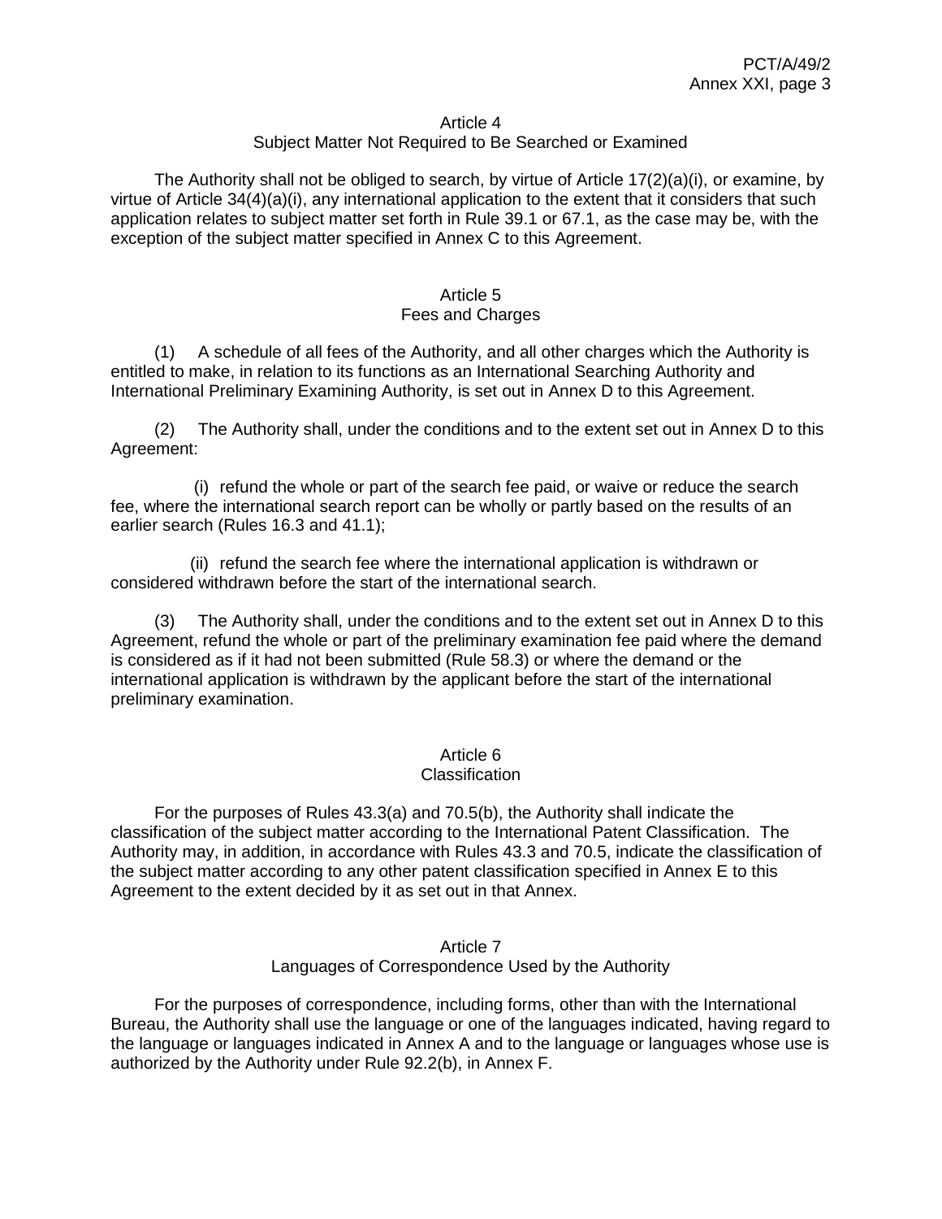## Article 4
### Subject Matter Not Required to Be Searched or Examined

The Authority shall not be obliged to search, by virtue of Article 17(2)(a)(i), or examine, by virtue of Article 34(4)(a)(i), any international application to the extent that it considers that such application relates to subject matter set forth in Rule 39.1 or 67.1, as the case may be, with the exception of the subject matter specified in Annex C to this Agreement.

## Article 5
### Fees and Charges

(1) A schedule of all fees of the Authority, and all other charges which the Authority is entitled to make, in relation to its functions as an International Searching Authority and International Preliminary Examining Authority, is set out in Annex D to this Agreement.

(2) The Authority shall, under the conditions and to the extent set out in Annex D to this Agreement:

(i) refund the whole or part of the search fee paid, or waive or reduce the search fee, where the international search report can be wholly or partly based on the results of an earlier search (Rules 16.3 and 41.1);

(ii) refund the search fee where the international application is withdrawn or considered withdrawn before the start of the international search.

(3) The Authority shall, under the conditions and to the extent set out in Annex D to this Agreement, refund the whole or part of the preliminary examination fee paid where the demand is considered as if it had not been submitted (Rule 58.3) or where the demand or the international application is withdrawn by the applicant before the start of the international preliminary examination.

## Article 6
### Classification

For the purposes of Rules 43.3(a) and 70.5(b), the Authority shall indicate the classification of the subject matter according to the International Patent Classification. The Authority may, in addition, in accordance with Rules 43.3 and 70.5, indicate the classification of the subject matter according to any other patent classification specified in Annex E to this Agreement to the extent decided by it as set out in that Annex.

## Article 7
### Languages of Correspondence Used by the Authority

For the purposes of correspondence, including forms, other than with the International Bureau, the Authority shall use the language or one of the languages indicated, having regard to the language or languages indicated in Annex A and to the language or languages whose use is authorized by the Authority under Rule 92.2(b), in Annex F.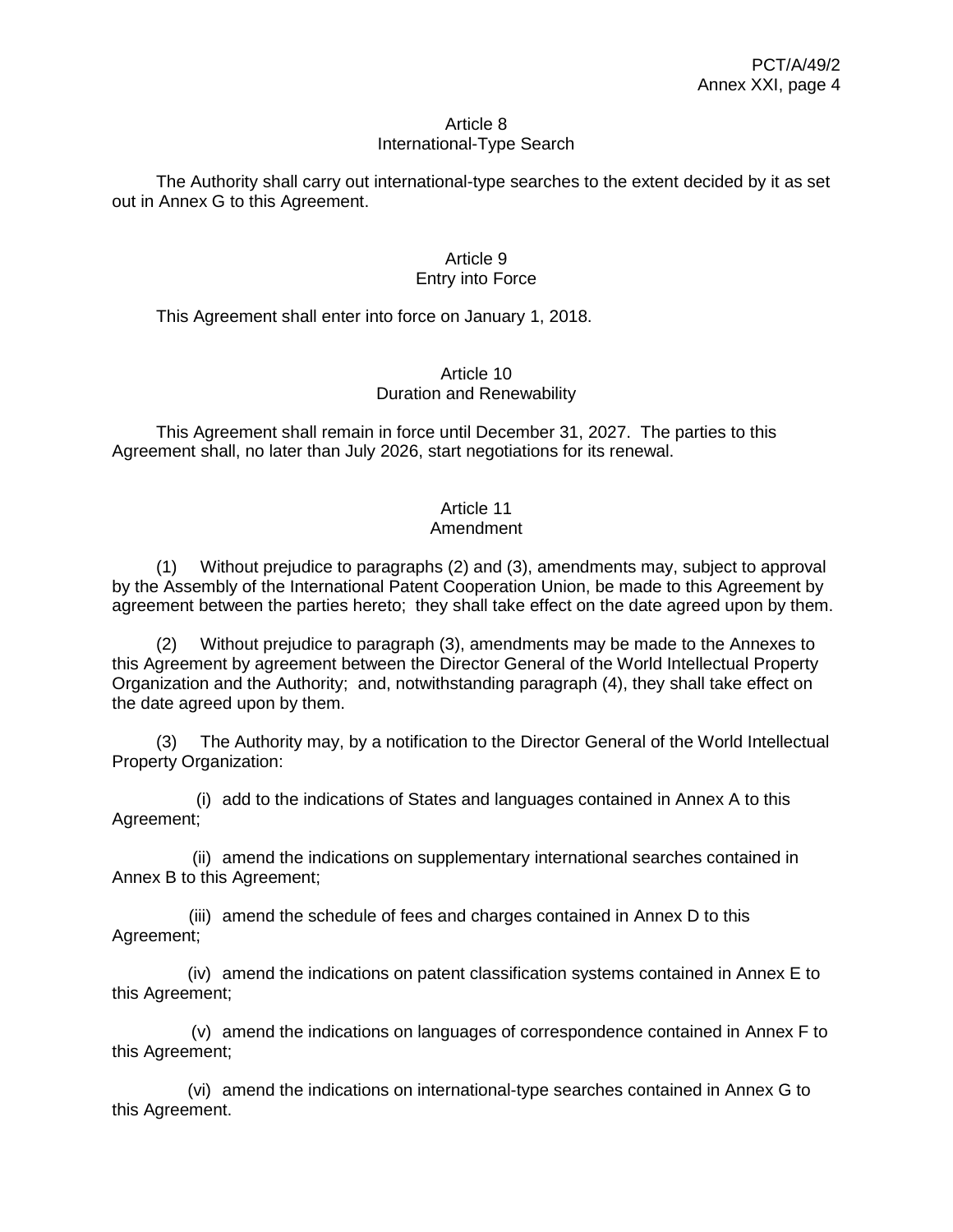### Article 8
### International-Type Search

The Authority shall carry out international-type searches to the extent decided by it as set out in Annex G to this Agreement.

### Article 9
### Entry into Force

This Agreement shall enter into force on January 1, 2018.

### Article 10
### Duration and Renewability

This Agreement shall remain in force until December 31, 2027. The parties to this Agreement shall, no later than July 2026, start negotiations for its renewal.

### Article 11
### Amendment

(1) Without prejudice to paragraphs (2) and (3), amendments may, subject to approval by the Assembly of the International Patent Cooperation Union, be made to this Agreement by agreement between the parties hereto; they shall take effect on the date agreed upon by them.

(2) Without prejudice to paragraph (3), amendments may be made to the Annexes to this Agreement by agreement between the Director General of the World Intellectual Property Organization and the Authority; and, notwithstanding paragraph (4), they shall take effect on the date agreed upon by them.

(3) The Authority may, by a notification to the Director General of the World Intellectual Property Organization:

(i) add to the indications of States and languages contained in Annex A to this Agreement;

(ii) amend the indications on supplementary international searches contained in Annex B to this Agreement;

(iii) amend the schedule of fees and charges contained in Annex D to this Agreement;

(iv) amend the indications on patent classification systems contained in Annex E to this Agreement;

(v) amend the indications on languages of correspondence contained in Annex F to this Agreement;

(vi) amend the indications on international-type searches contained in Annex G to this Agreement.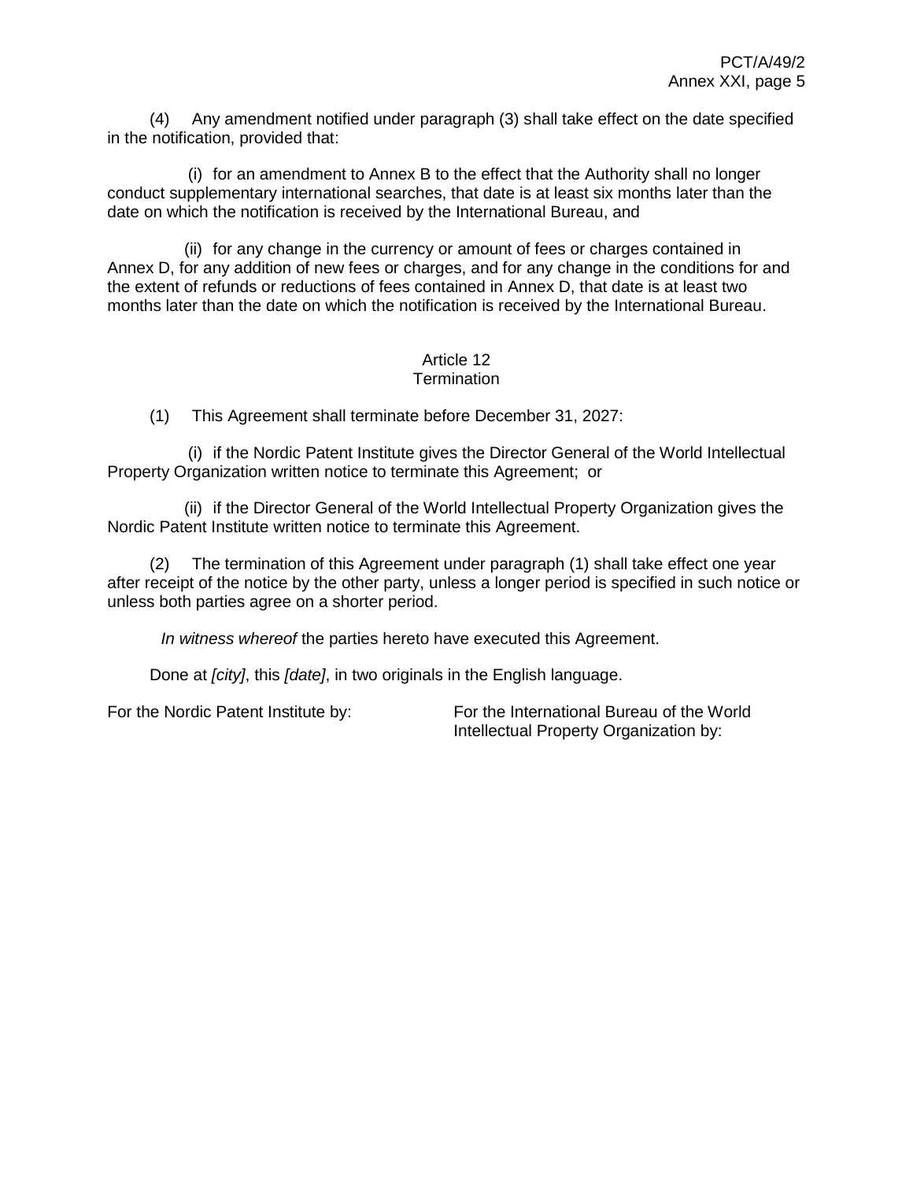(4) Any amendment notified under paragraph (3) shall take effect on the date specified in the notification, provided that:

(i) for an amendment to Annex B to the effect that the Authority shall no longer conduct supplementary international searches, that date is at least six months later than the date on which the notification is received by the International Bureau, and

(ii) for any change in the currency or amount of fees or charges contained in Annex D, for any addition of new fees or charges, and for any change in the conditions for and the extent of refunds or reductions of fees contained in Annex D, that date is at least two months later than the date on which the notification is received by the International Bureau.

## Article 12
## Termination

(1) This Agreement shall terminate before December 31, 2027:

(i) if the Nordic Patent Institute gives the Director General of the World Intellectual Property Organization written notice to terminate this Agreement; or

(ii) if the Director General of the World Intellectual Property Organization gives the Nordic Patent Institute written notice to terminate this Agreement.

(2) The termination of this Agreement under paragraph (1) shall take effect one year after receipt of the notice by the other party, unless a longer period is specified in such notice or unless both parties agree on a shorter period.

*In witness whereof* the parties hereto have executed this Agreement.

Done at *[city]*, this *[date]*, in two originals in the English language.

For the Nordic Patent Institute by:

For the International Bureau of the World Intellectual Property Organization by: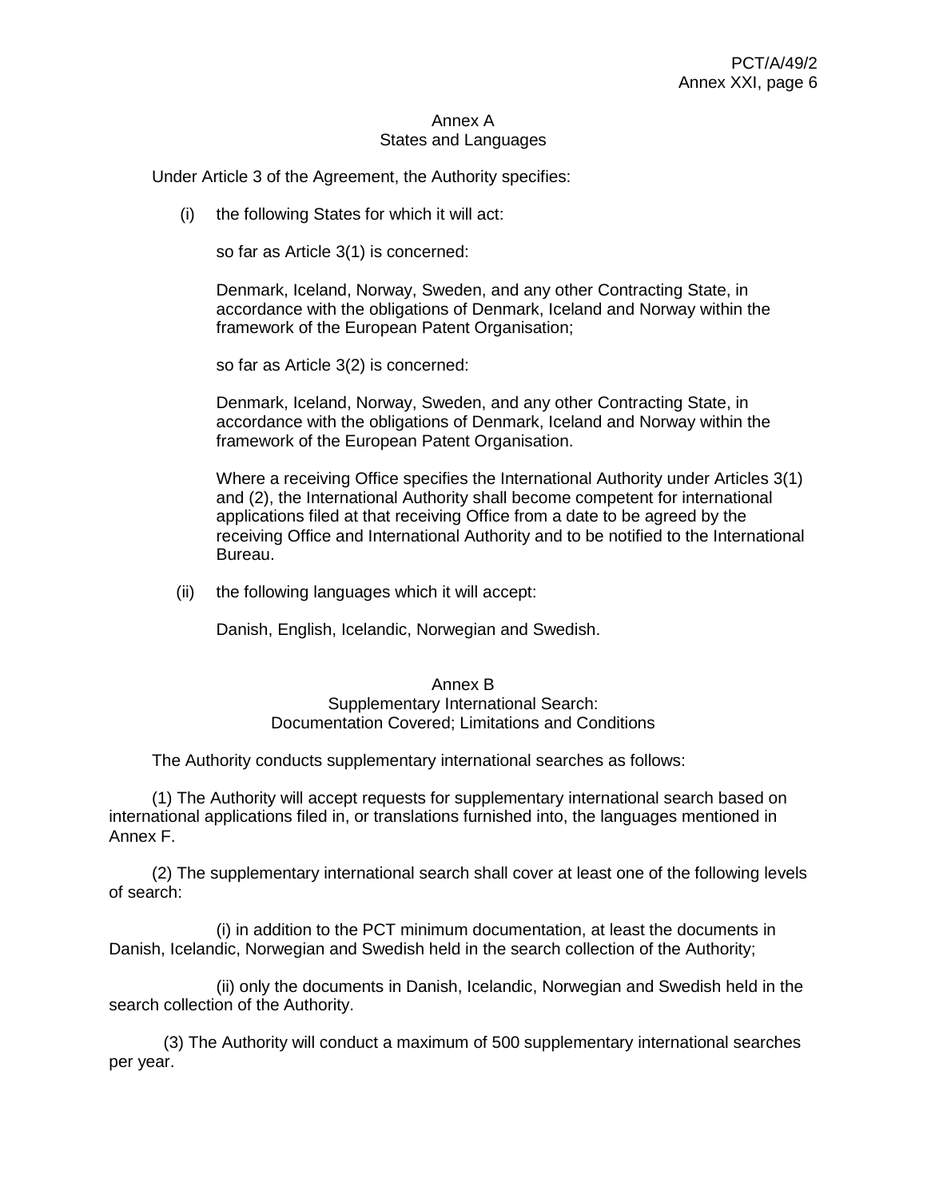## Annex A
## States and Languages

Under Article 3 of the Agreement, the Authority specifies:

(i) the following States for which it will act:

so far as Article 3(1) is concerned:

Denmark, Iceland, Norway, Sweden, and any other Contracting State, in accordance with the obligations of Denmark, Iceland and Norway within the framework of the European Patent Organisation;

so far as Article 3(2) is concerned:

Denmark, Iceland, Norway, Sweden, and any other Contracting State, in accordance with the obligations of Denmark, Iceland and Norway within the framework of the European Patent Organisation.

Where a receiving Office specifies the International Authority under Articles 3(1) and (2), the International Authority shall become competent for international applications filed at that receiving Office from a date to be agreed by the receiving Office and International Authority and to be notified to the International Bureau.

(ii) the following languages which it will accept:

Danish, English, Icelandic, Norwegian and Swedish.

## Annex B
## Supplementary International Search:
## Documentation Covered; Limitations and Conditions

The Authority conducts supplementary international searches as follows:

(1) The Authority will accept requests for supplementary international search based on international applications filed in, or translations furnished into, the languages mentioned in Annex F.

(2) The supplementary international search shall cover at least one of the following levels of search:

(i) in addition to the PCT minimum documentation, at least the documents in Danish, Icelandic, Norwegian and Swedish held in the search collection of the Authority;

(ii) only the documents in Danish, Icelandic, Norwegian and Swedish held in the search collection of the Authority.

(3) The Authority will conduct a maximum of 500 supplementary international searches per year.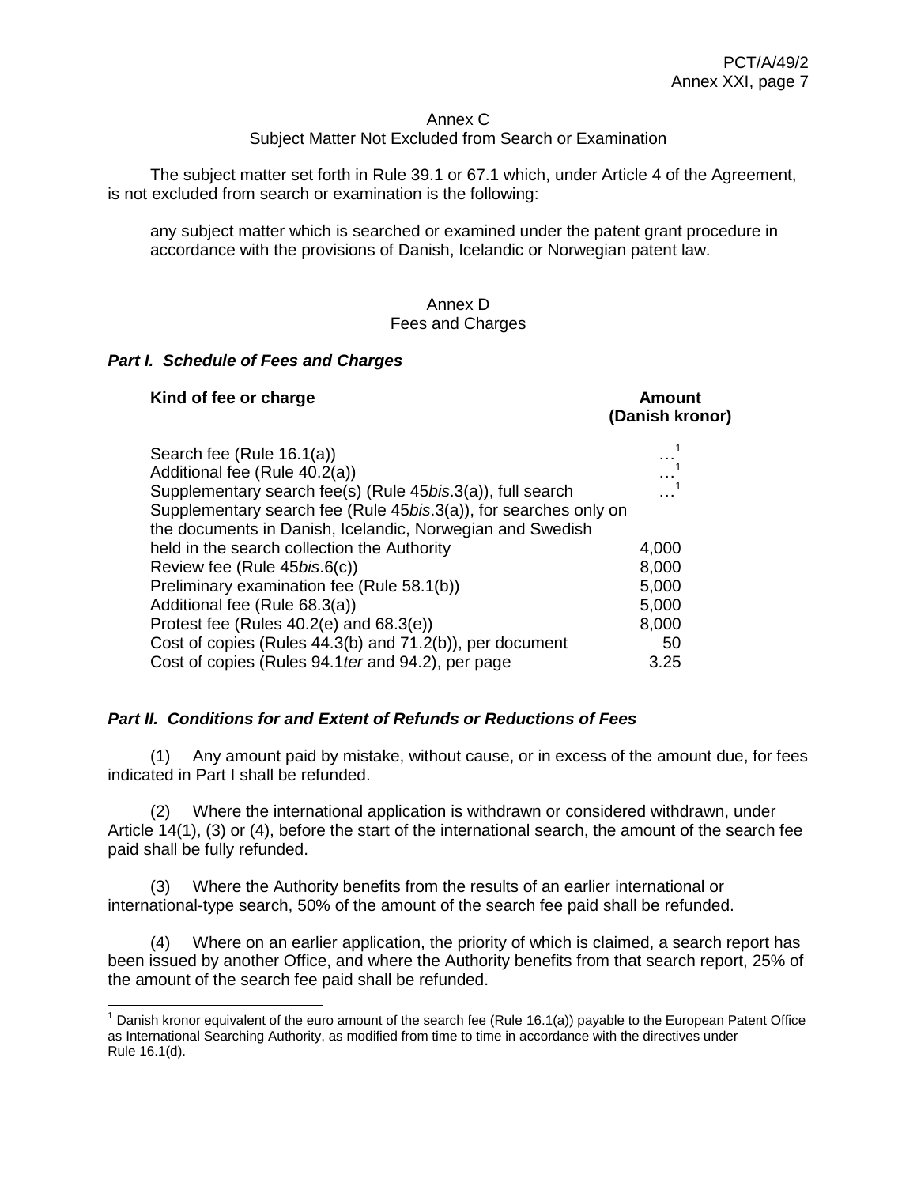Annex C
Subject Matter Not Excluded from Search or Examination

The subject matter set forth in Rule 39.1 or 67.1 which, under Article 4 of the Agreement, is not excluded from search or examination is the following:

any subject matter which is searched or examined under the patent grant procedure in accordance with the provisions of Danish, Icelandic or Norwegian patent law.

Annex D
Fees and Charges

***Part I. Schedule of Fees and Charges***

| Kind of fee or charge | Amount (Danish kronor) |
|---|---|
| Search fee (Rule 16.1(a)) | …[1] |
| Additional fee (Rule 40.2(a)) | …[1] |
| Supplementary search fee(s) (Rule 45*bis*.3(a)), full search | …[1] |
| Supplementary search fee (Rule 45*bis*.3(a)), for searches only on the documents in Danish, Icelandic, Norwegian and Swedish held in the search collection the Authority | 4,000 |
| Review fee (Rule 45*bis*.6(c)) | 8,000 |
| Preliminary examination fee (Rule 58.1(b)) | 5,000 |
| Additional fee (Rule 68.3(a)) | 5,000 |
| Protest fee (Rules 40.2(e) and 68.3(e)) | 8,000 |
| Cost of copies (Rules 44.3(b) and 71.2(b)), per document | 50 |
| Cost of copies (Rules 94.1*ter* and 94.2), per page | 3.25 |

***Part II. Conditions for and Extent of Refunds or Reductions of Fees***

(1) Any amount paid by mistake, without cause, or in excess of the amount due, for fees indicated in Part I shall be refunded.

(2) Where the international application is withdrawn or considered withdrawn, under Article 14(1), (3) or (4), before the start of the international search, the amount of the search fee paid shall be fully refunded.

(3) Where the Authority benefits from the results of an earlier international or international-type search, 50% of the amount of the search fee paid shall be refunded.

(4) Where on an earlier application, the priority of which is claimed, a search report has been issued by another Office, and where the Authority benefits from that search report, 25% of the amount of the search fee paid shall be refunded.

[1] Danish kronor equivalent of the euro amount of the search fee (Rule 16.1(a)) payable to the European Patent Office as International Searching Authority, as modified from time to time in accordance with the directives under Rule 16.1(d).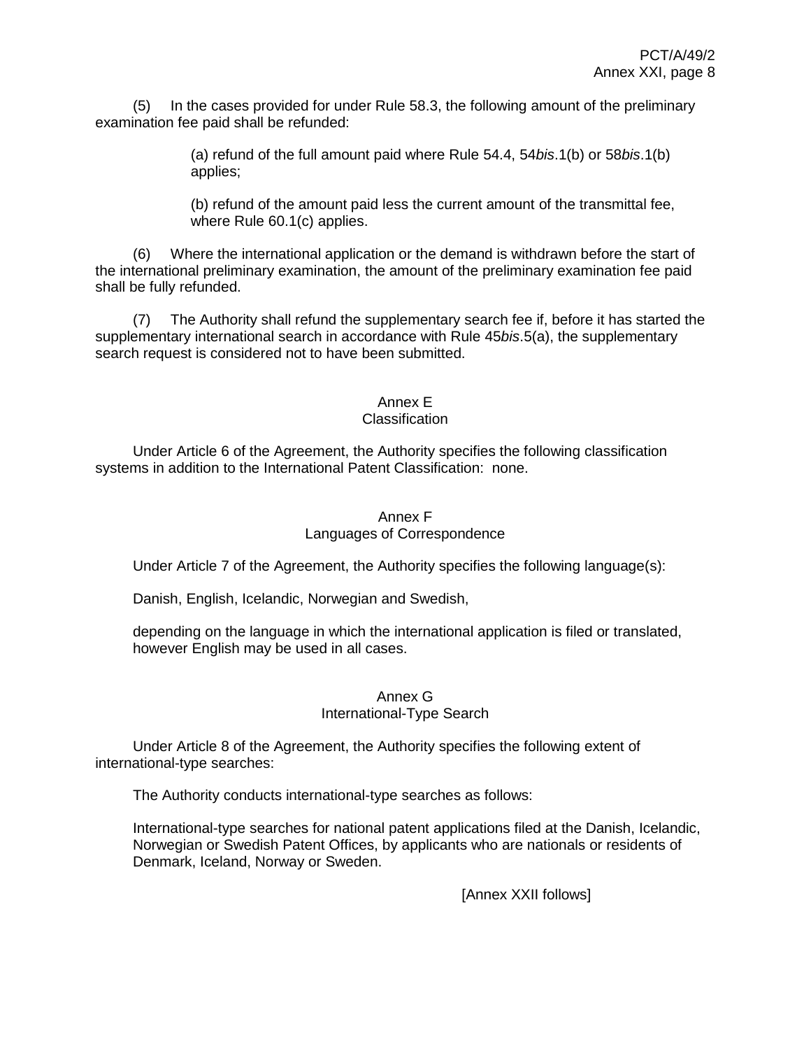(5) In the cases provided for under Rule 58.3, the following amount of the preliminary examination fee paid shall be refunded:

> (a) refund of the full amount paid where Rule 54.4, 54*bis*.1(b) or 58*bis*.1(b) applies;
>
> (b) refund of the amount paid less the current amount of the transmittal fee, where Rule 60.1(c) applies.

(6) Where the international application or the demand is withdrawn before the start of the international preliminary examination, the amount of the preliminary examination fee paid shall be fully refunded.

(7) The Authority shall refund the supplementary search fee if, before it has started the supplementary international search in accordance with Rule 45*bis*.5(a), the supplementary search request is considered not to have been submitted.

## Annex E
## Classification

Under Article 6 of the Agreement, the Authority specifies the following classification systems in addition to the International Patent Classification: none.

## Annex F
## Languages of Correspondence

Under Article 7 of the Agreement, the Authority specifies the following language(s):

Danish, English, Icelandic, Norwegian and Swedish,

depending on the language in which the international application is filed or translated, however English may be used in all cases.

## Annex G
## International-Type Search

Under Article 8 of the Agreement, the Authority specifies the following extent of international-type searches:

The Authority conducts international-type searches as follows:

International-type searches for national patent applications filed at the Danish, Icelandic, Norwegian or Swedish Patent Offices, by applicants who are nationals or residents of Denmark, Iceland, Norway or Sweden.

[Annex XXII follows]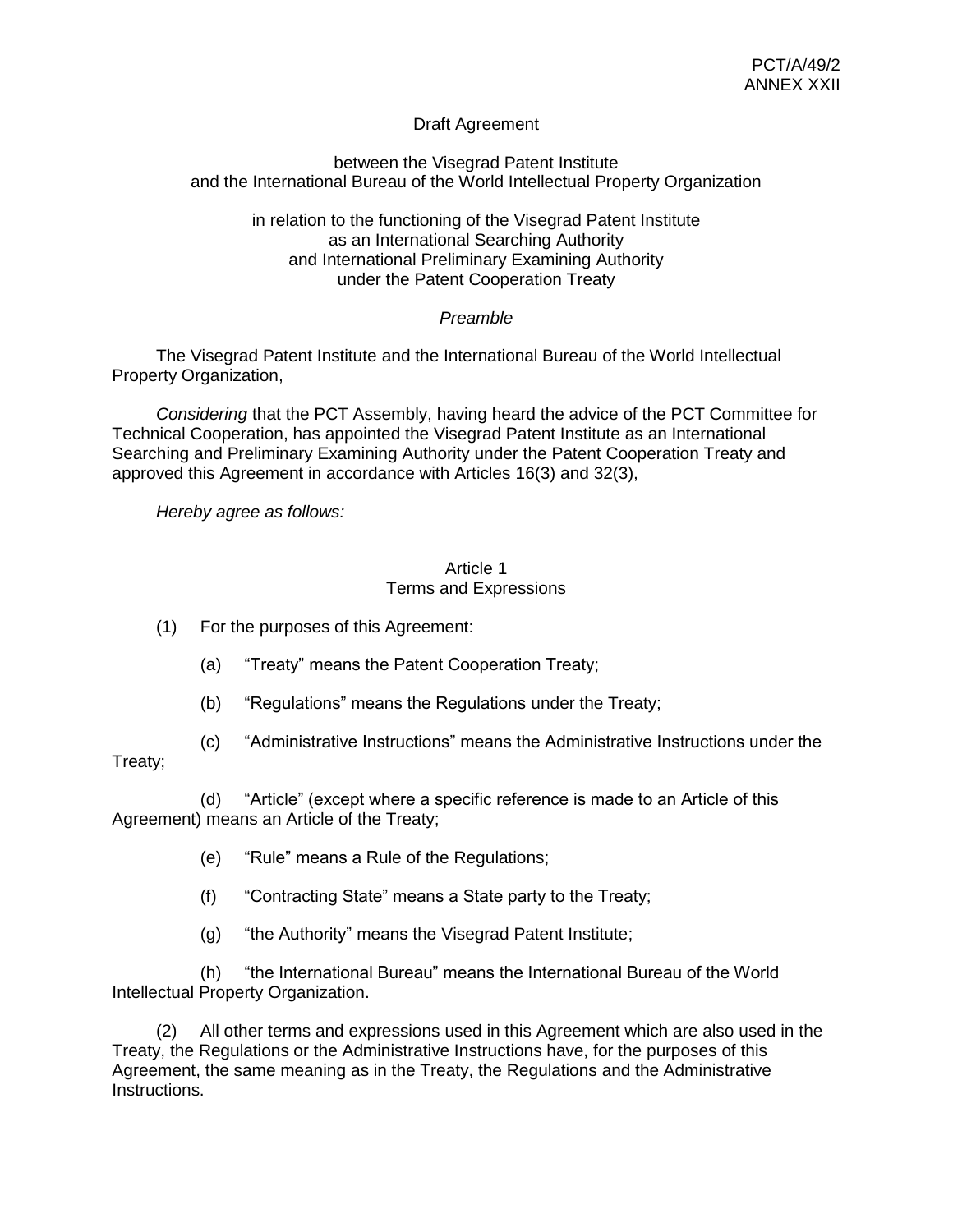Draft Agreement

between the Visegrad Patent Institute
and the International Bureau of the World Intellectual Property Organization

in relation to the functioning of the Visegrad Patent Institute
as an International Searching Authority
and International Preliminary Examining Authority
under the Patent Cooperation Treaty

*Preamble*

The Visegrad Patent Institute and the International Bureau of the World Intellectual Property Organization,

*Considering* that the PCT Assembly, having heard the advice of the PCT Committee for Technical Cooperation, has appointed the Visegrad Patent Institute as an International Searching and Preliminary Examining Authority under the Patent Cooperation Treaty and approved this Agreement in accordance with Articles 16(3) and 32(3),

*Hereby agree as follows:*

Article 1
Terms and Expressions

(1) For the purposes of this Agreement:

(a) "Treaty" means the Patent Cooperation Treaty;

(b) "Regulations" means the Regulations under the Treaty;

(c) "Administrative Instructions" means the Administrative Instructions under the Treaty;

(d) "Article" (except where a specific reference is made to an Article of this Agreement) means an Article of the Treaty;

(e) "Rule" means a Rule of the Regulations;

(f) "Contracting State" means a State party to the Treaty;

(g) "the Authority" means the Visegrad Patent Institute;

(h) "the International Bureau" means the International Bureau of the World Intellectual Property Organization.

(2) All other terms and expressions used in this Agreement which are also used in the Treaty, the Regulations or the Administrative Instructions have, for the purposes of this Agreement, the same meaning as in the Treaty, the Regulations and the Administrative Instructions.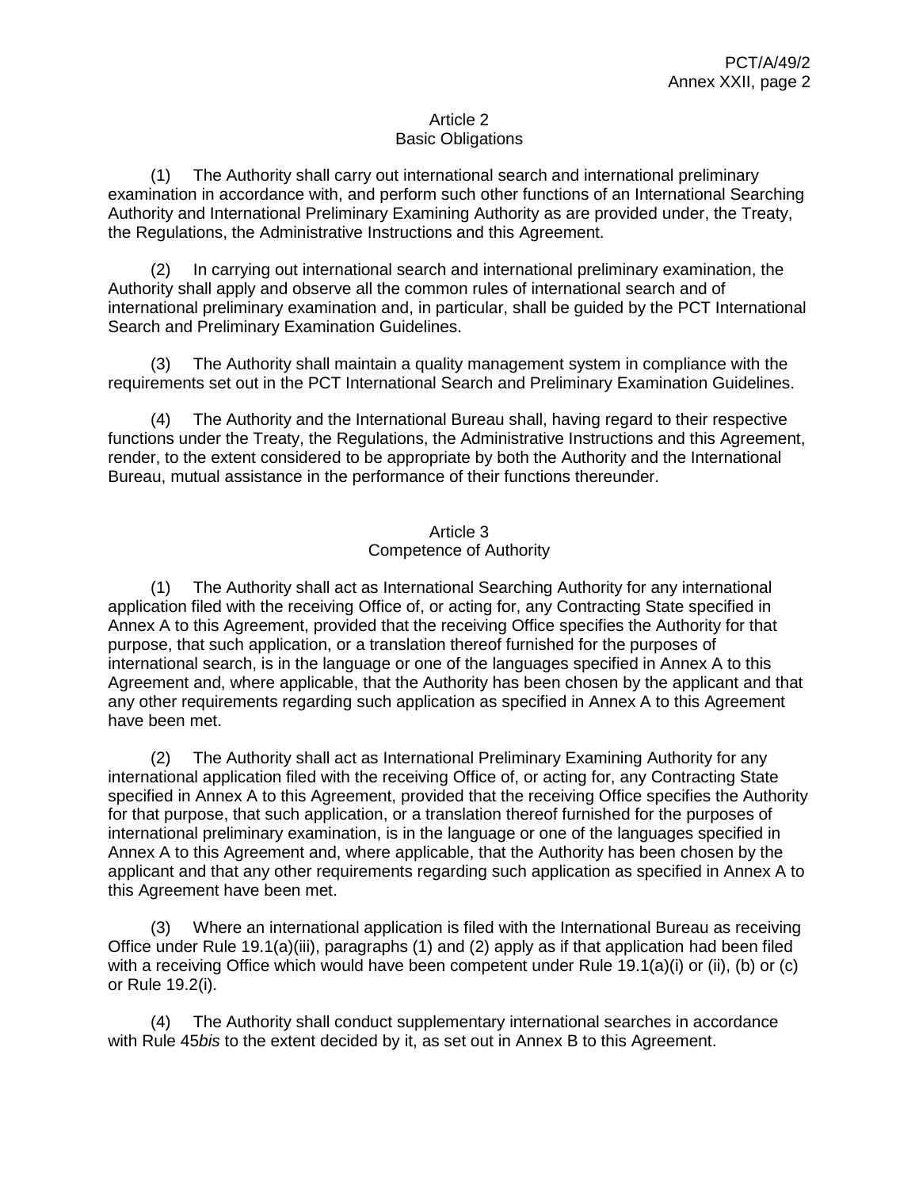## Article 2
## Basic Obligations

(1) The Authority shall carry out international search and international preliminary examination in accordance with, and perform such other functions of an International Searching Authority and International Preliminary Examining Authority as are provided under, the Treaty, the Regulations, the Administrative Instructions and this Agreement.

(2) In carrying out international search and international preliminary examination, the Authority shall apply and observe all the common rules of international search and of international preliminary examination and, in particular, shall be guided by the PCT International Search and Preliminary Examination Guidelines.

(3) The Authority shall maintain a quality management system in compliance with the requirements set out in the PCT International Search and Preliminary Examination Guidelines.

(4) The Authority and the International Bureau shall, having regard to their respective functions under the Treaty, the Regulations, the Administrative Instructions and this Agreement, render, to the extent considered to be appropriate by both the Authority and the International Bureau, mutual assistance in the performance of their functions thereunder.

## Article 3
## Competence of Authority

(1) The Authority shall act as International Searching Authority for any international application filed with the receiving Office of, or acting for, any Contracting State specified in Annex A to this Agreement, provided that the receiving Office specifies the Authority for that purpose, that such application, or a translation thereof furnished for the purposes of international search, is in the language or one of the languages specified in Annex A to this Agreement and, where applicable, that the Authority has been chosen by the applicant and that any other requirements regarding such application as specified in Annex A to this Agreement have been met.

(2) The Authority shall act as International Preliminary Examining Authority for any international application filed with the receiving Office of, or acting for, any Contracting State specified in Annex A to this Agreement, provided that the receiving Office specifies the Authority for that purpose, that such application, or a translation thereof furnished for the purposes of international preliminary examination, is in the language or one of the languages specified in Annex A to this Agreement and, where applicable, that the Authority has been chosen by the applicant and that any other requirements regarding such application as specified in Annex A to this Agreement have been met.

(3) Where an international application is filed with the International Bureau as receiving Office under Rule 19.1(a)(iii), paragraphs (1) and (2) apply as if that application had been filed with a receiving Office which would have been competent under Rule 19.1(a)(i) or (ii), (b) or (c) or Rule 19.2(i).

(4) The Authority shall conduct supplementary international searches in accordance with Rule 45*bis* to the extent decided by it, as set out in Annex B to this Agreement.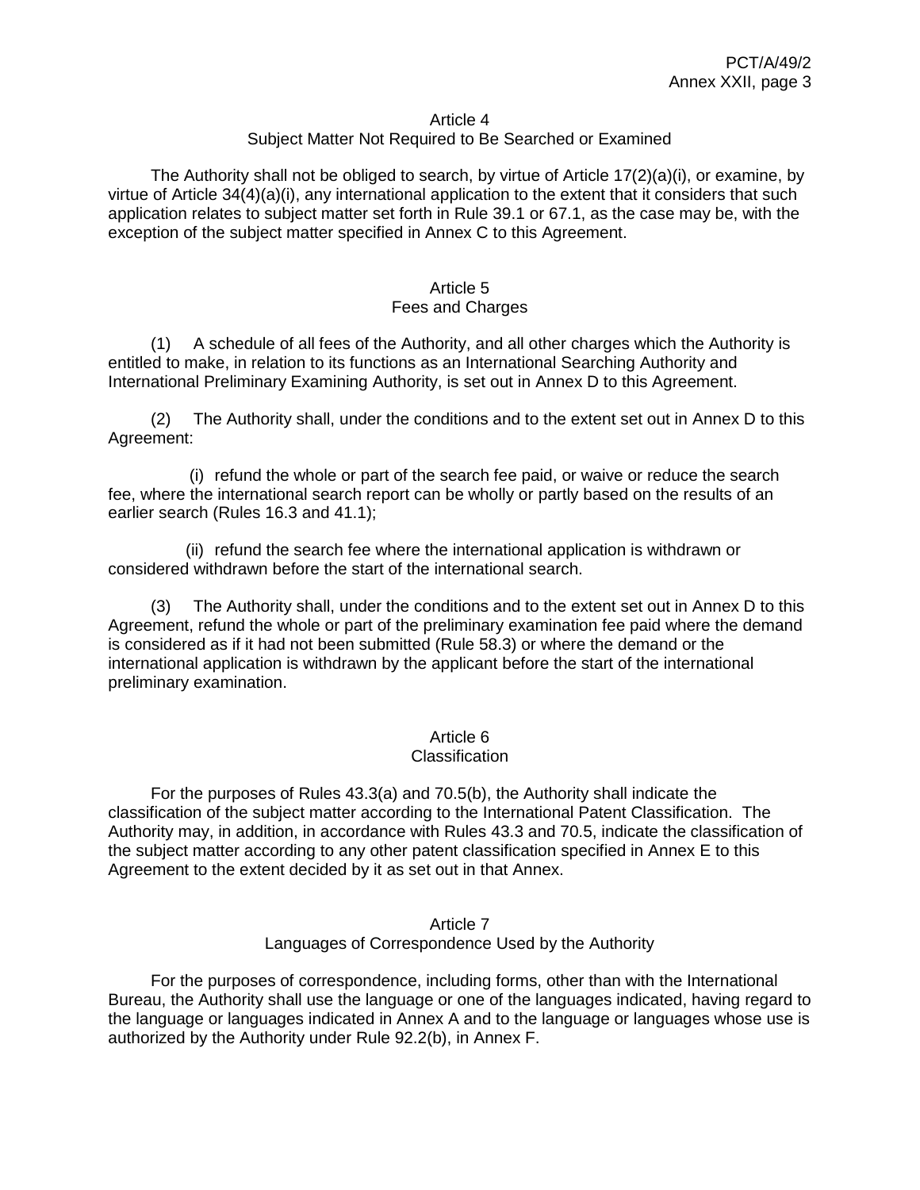### Article 4
### Subject Matter Not Required to Be Searched or Examined

The Authority shall not be obliged to search, by virtue of Article 17(2)(a)(i), or examine, by virtue of Article 34(4)(a)(i), any international application to the extent that it considers that such application relates to subject matter set forth in Rule 39.1 or 67.1, as the case may be, with the exception of the subject matter specified in Annex C to this Agreement.

### Article 5
### Fees and Charges

(1) A schedule of all fees of the Authority, and all other charges which the Authority is entitled to make, in relation to its functions as an International Searching Authority and International Preliminary Examining Authority, is set out in Annex D to this Agreement.

(2) The Authority shall, under the conditions and to the extent set out in Annex D to this Agreement:

(i) refund the whole or part of the search fee paid, or waive or reduce the search fee, where the international search report can be wholly or partly based on the results of an earlier search (Rules 16.3 and 41.1);

(ii) refund the search fee where the international application is withdrawn or considered withdrawn before the start of the international search.

(3) The Authority shall, under the conditions and to the extent set out in Annex D to this Agreement, refund the whole or part of the preliminary examination fee paid where the demand is considered as if it had not been submitted (Rule 58.3) or where the demand or the international application is withdrawn by the applicant before the start of the international preliminary examination.

### Article 6
### Classification

For the purposes of Rules 43.3(a) and 70.5(b), the Authority shall indicate the classification of the subject matter according to the International Patent Classification. The Authority may, in addition, in accordance with Rules 43.3 and 70.5, indicate the classification of the subject matter according to any other patent classification specified in Annex E to this Agreement to the extent decided by it as set out in that Annex.

### Article 7
### Languages of Correspondence Used by the Authority

For the purposes of correspondence, including forms, other than with the International Bureau, the Authority shall use the language or one of the languages indicated, having regard to the language or languages indicated in Annex A and to the language or languages whose use is authorized by the Authority under Rule 92.2(b), in Annex F.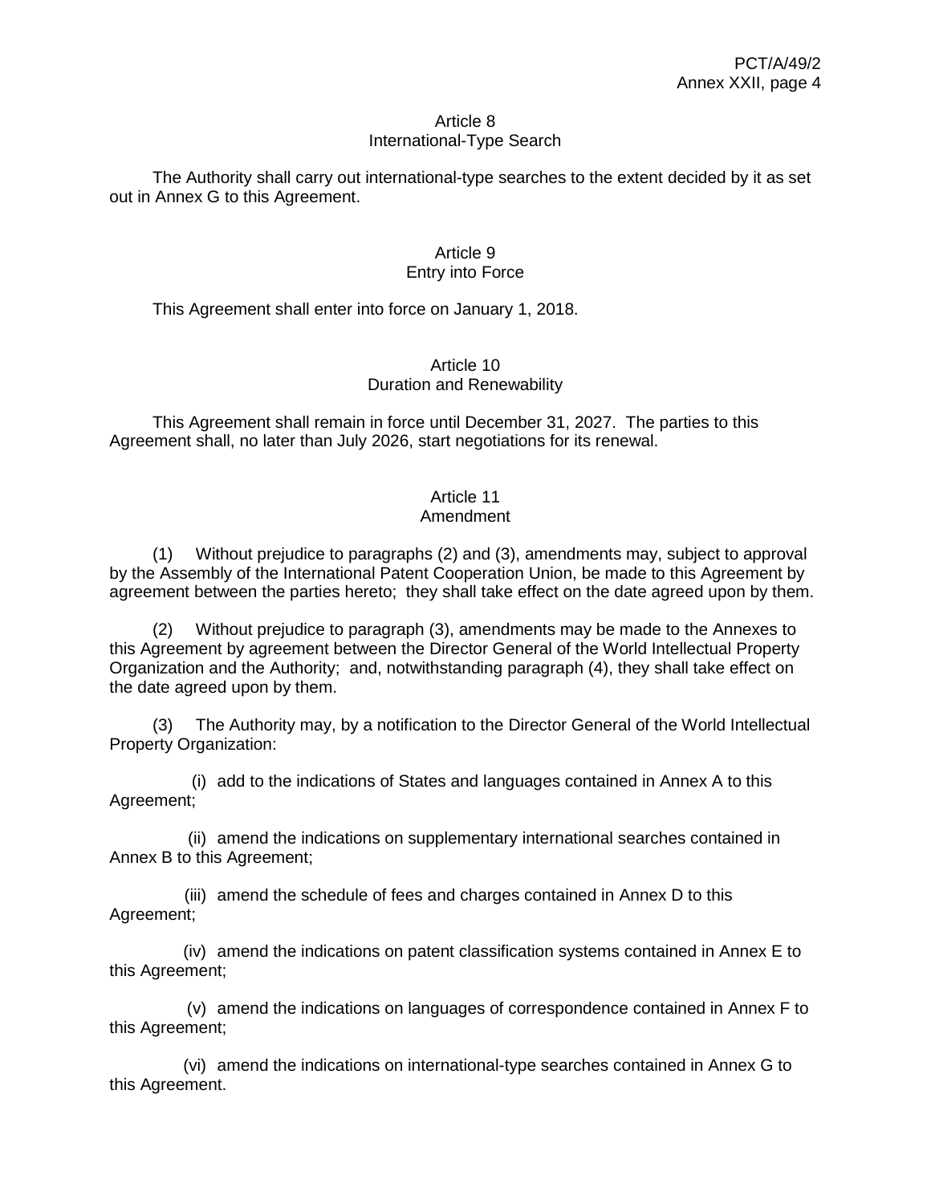## Article 8
### International-Type Search

The Authority shall carry out international-type searches to the extent decided by it as set out in Annex G to this Agreement.

## Article 9
### Entry into Force

This Agreement shall enter into force on January 1, 2018.

## Article 10
### Duration and Renewability

This Agreement shall remain in force until December 31, 2027. The parties to this Agreement shall, no later than July 2026, start negotiations for its renewal.

## Article 11
### Amendment

(1) Without prejudice to paragraphs (2) and (3), amendments may, subject to approval by the Assembly of the International Patent Cooperation Union, be made to this Agreement by agreement between the parties hereto; they shall take effect on the date agreed upon by them.

(2) Without prejudice to paragraph (3), amendments may be made to the Annexes to this Agreement by agreement between the Director General of the World Intellectual Property Organization and the Authority; and, notwithstanding paragraph (4), they shall take effect on the date agreed upon by them.

(3) The Authority may, by a notification to the Director General of the World Intellectual Property Organization:

(i) add to the indications of States and languages contained in Annex A to this Agreement;

(ii) amend the indications on supplementary international searches contained in Annex B to this Agreement;

(iii) amend the schedule of fees and charges contained in Annex D to this Agreement;

(iv) amend the indications on patent classification systems contained in Annex E to this Agreement;

(v) amend the indications on languages of correspondence contained in Annex F to this Agreement;

(vi) amend the indications on international-type searches contained in Annex G to this Agreement.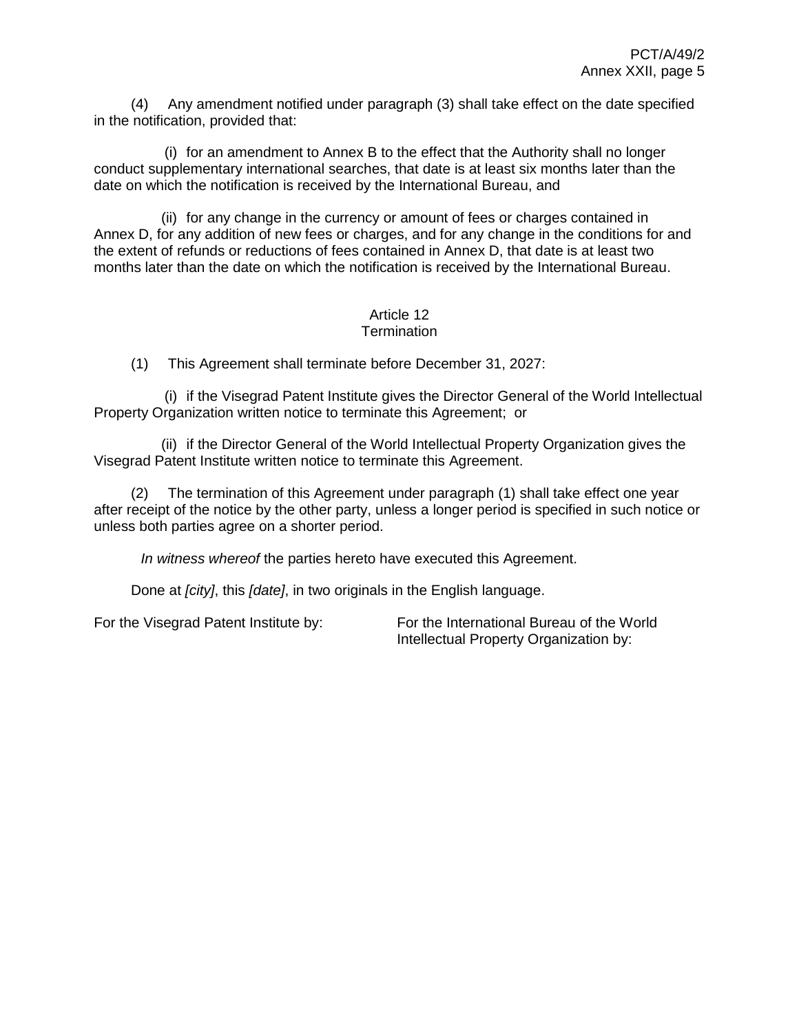(4) Any amendment notified under paragraph (3) shall take effect on the date specified in the notification, provided that:

(i) for an amendment to Annex B to the effect that the Authority shall no longer conduct supplementary international searches, that date is at least six months later than the date on which the notification is received by the International Bureau, and

(ii) for any change in the currency or amount of fees or charges contained in Annex D, for any addition of new fees or charges, and for any change in the conditions for and the extent of refunds or reductions of fees contained in Annex D, that date is at least two months later than the date on which the notification is received by the International Bureau.

Article 12
Termination

(1) This Agreement shall terminate before December 31, 2027:

(i) if the Visegrad Patent Institute gives the Director General of the World Intellectual Property Organization written notice to terminate this Agreement; or

(ii) if the Director General of the World Intellectual Property Organization gives the Visegrad Patent Institute written notice to terminate this Agreement.

(2) The termination of this Agreement under paragraph (1) shall take effect one year after receipt of the notice by the other party, unless a longer period is specified in such notice or unless both parties agree on a shorter period.

*In witness whereof* the parties hereto have executed this Agreement.

Done at *[city]*, this *[date]*, in two originals in the English language.

For the Visegrad Patent Institute by:

For the International Bureau of the World Intellectual Property Organization by: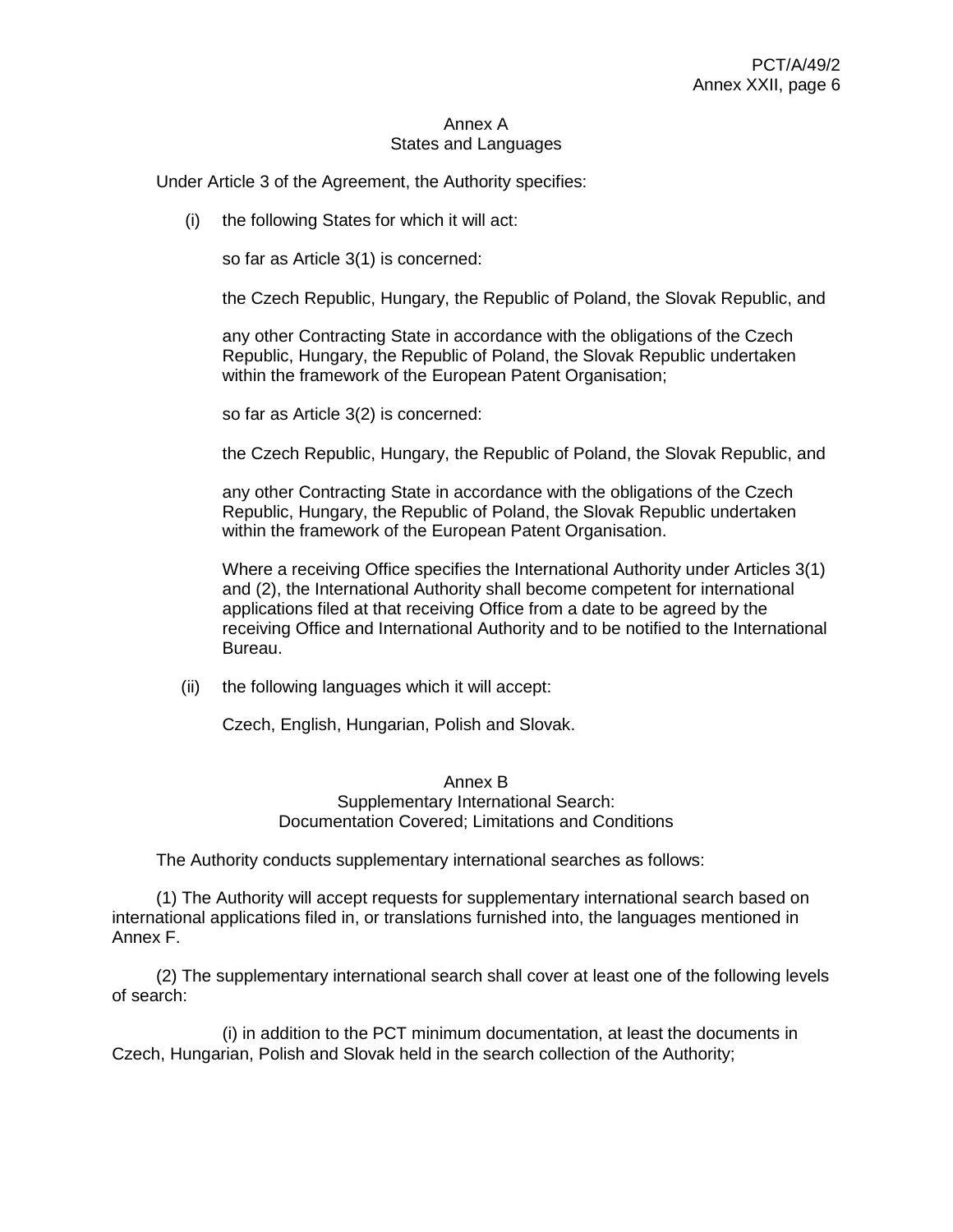## Annex A
## States and Languages

Under Article 3 of the Agreement, the Authority specifies:

(i) the following States for which it will act:

so far as Article 3(1) is concerned:

the Czech Republic, Hungary, the Republic of Poland, the Slovak Republic, and

any other Contracting State in accordance with the obligations of the Czech Republic, Hungary, the Republic of Poland, the Slovak Republic undertaken within the framework of the European Patent Organisation;

so far as Article 3(2) is concerned:

the Czech Republic, Hungary, the Republic of Poland, the Slovak Republic, and

any other Contracting State in accordance with the obligations of the Czech Republic, Hungary, the Republic of Poland, the Slovak Republic undertaken within the framework of the European Patent Organisation.

Where a receiving Office specifies the International Authority under Articles 3(1) and (2), the International Authority shall become competent for international applications filed at that receiving Office from a date to be agreed by the receiving Office and International Authority and to be notified to the International Bureau.

(ii) the following languages which it will accept:

Czech, English, Hungarian, Polish and Slovak.

## Annex B
## Supplementary International Search: Documentation Covered; Limitations and Conditions

The Authority conducts supplementary international searches as follows:

(1) The Authority will accept requests for supplementary international search based on international applications filed in, or translations furnished into, the languages mentioned in Annex F.

(2) The supplementary international search shall cover at least one of the following levels of search:

(i) in addition to the PCT minimum documentation, at least the documents in Czech, Hungarian, Polish and Slovak held in the search collection of the Authority;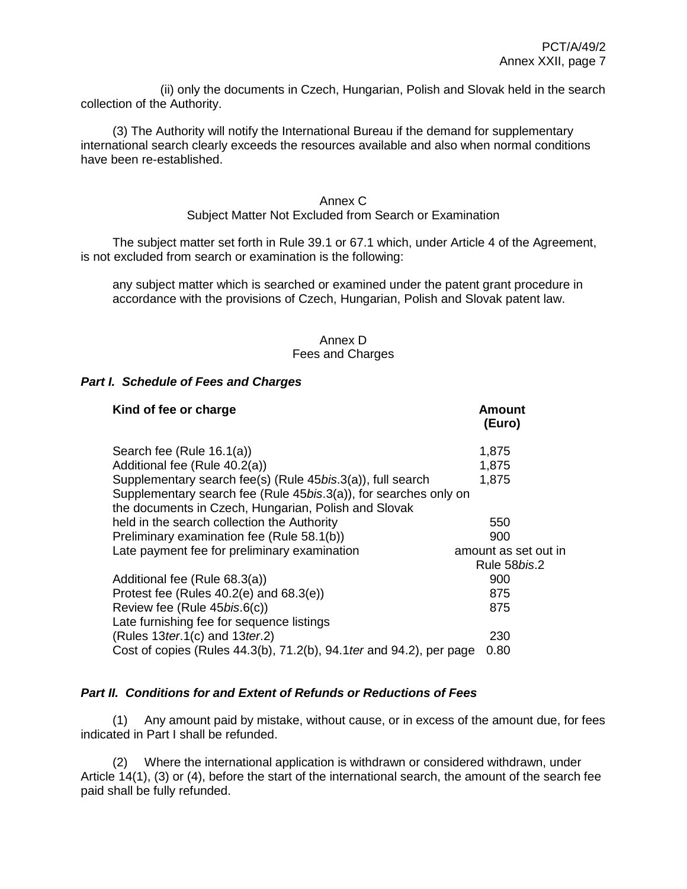(ii) only the documents in Czech, Hungarian, Polish and Slovak held in the search collection of the Authority.

(3) The Authority will notify the International Bureau if the demand for supplementary international search clearly exceeds the resources available and also when normal conditions have been re-established.

## Annex C
## Subject Matter Not Excluded from Search or Examination

The subject matter set forth in Rule 39.1 or 67.1 which, under Article 4 of the Agreement, is not excluded from search or examination is the following:

any subject matter which is searched or examined under the patent grant procedure in accordance with the provisions of Czech, Hungarian, Polish and Slovak patent law.

## Annex D
## Fees and Charges

### *Part I. Schedule of Fees and Charges*

| **Kind of fee or charge** | **Amount (Euro)** |
|---|---|
| Search fee (Rule 16.1(a)) | 1,875 |
| Additional fee (Rule 40.2(a)) | 1,875 |
| Supplementary search fee(s) (Rule 45*bis*.3(a)), full search | 1,875 |
| Supplementary search fee (Rule 45*bis*.3(a)), for searches only on the documents in Czech, Hungarian, Polish and Slovak held in the search collection the Authority | 550 |
| Preliminary examination fee (Rule 58.1(b)) | 900 |
| Late payment fee for preliminary examination | amount as set out in Rule 58*bis*.2 |
| Additional fee (Rule 68.3(a)) | 900 |
| Protest fee (Rules 40.2(e) and 68.3(e)) | 875 |
| Review fee (Rule 45*bis*.6(c)) | 875 |
| Late furnishing fee for sequence listings (Rules 13*ter*.1(c) and 13*ter*.2) | 230 |
| Cost of copies (Rules 44.3(b), 71.2(b), 94.1*ter* and 94.2), per page | 0.80 |

### *Part II. Conditions for and Extent of Refunds or Reductions of Fees*

(1) Any amount paid by mistake, without cause, or in excess of the amount due, for fees indicated in Part I shall be refunded.

(2) Where the international application is withdrawn or considered withdrawn, under Article 14(1), (3) or (4), before the start of the international search, the amount of the search fee paid shall be fully refunded.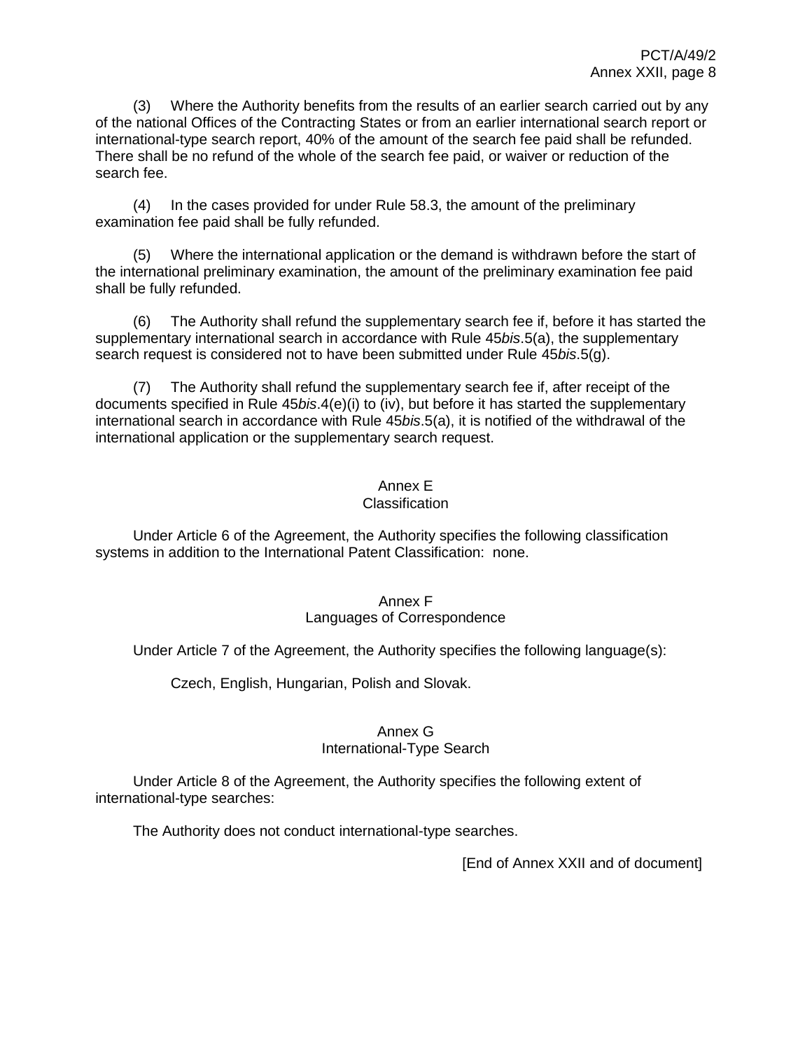(3) Where the Authority benefits from the results of an earlier search carried out by any of the national Offices of the Contracting States or from an earlier international search report or international-type search report, 40% of the amount of the search fee paid shall be refunded. There shall be no refund of the whole of the search fee paid, or waiver or reduction of the search fee.

(4) In the cases provided for under Rule 58.3, the amount of the preliminary examination fee paid shall be fully refunded.

(5) Where the international application or the demand is withdrawn before the start of the international preliminary examination, the amount of the preliminary examination fee paid shall be fully refunded.

(6) The Authority shall refund the supplementary search fee if, before it has started the supplementary international search in accordance with Rule 45*bis*.5(a), the supplementary search request is considered not to have been submitted under Rule 45*bis*.5(g).

(7) The Authority shall refund the supplementary search fee if, after receipt of the documents specified in Rule 45*bis*.4(e)(i) to (iv), but before it has started the supplementary international search in accordance with Rule 45*bis*.5(a), it is notified of the withdrawal of the international application or the supplementary search request.

## Annex E
## Classification

Under Article 6 of the Agreement, the Authority specifies the following classification systems in addition to the International Patent Classification: none.

## Annex F
## Languages of Correspondence

Under Article 7 of the Agreement, the Authority specifies the following language(s):

Czech, English, Hungarian, Polish and Slovak.

## Annex G
## International-Type Search

Under Article 8 of the Agreement, the Authority specifies the following extent of international-type searches:

The Authority does not conduct international-type searches.

[End of Annex XXII and of document]